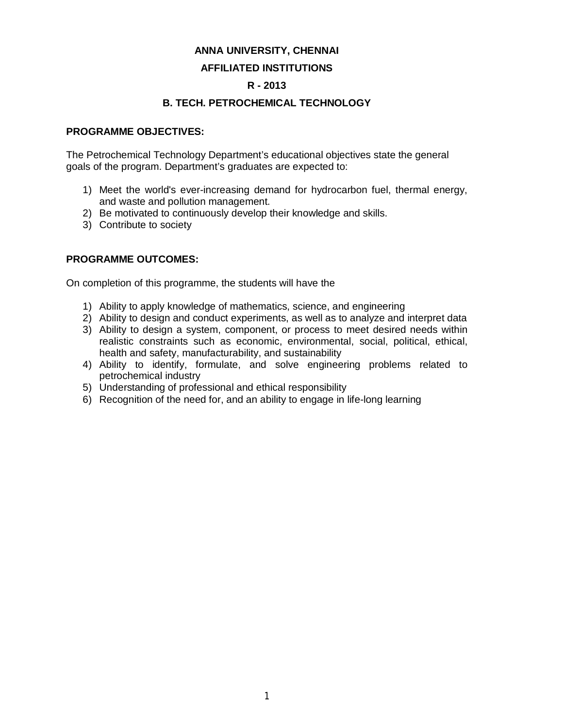# ANNA UNIVERSITY, CHENNAI

## AFFILIATED INSTITUTIONS

## R - 2013

## B. TECH. PETROCHEMICAL TECHNOLOGY

**PROGRAMME OBJECTIVES:**

The Petrochemical Technology Department's educational objectives state the general goals of the program. Department's graduates are expected to:

1) Meet the world's ever-increasing demand for hydrocarbon fuel, thermal energy, and waste and pollution management.
2) Be motivated to continuously develop their knowledge and skills.
3) Contribute to society

**PROGRAMME OUTCOMES:**

On completion of this programme, the students will have the

1) Ability to apply knowledge of mathematics, science, and engineering
2) Ability to design and conduct experiments, as well as to analyze and interpret data
3) Ability to design a system, component, or process to meet desired needs within realistic constraints such as economic, environmental, social, political, ethical, health and safety, manufacturability, and sustainability
4) Ability to identify, formulate, and solve engineering problems related to petrochemical industry
5) Understanding of professional and ethical responsibility
6) Recognition of the need for, and an ability to engage in life-long learning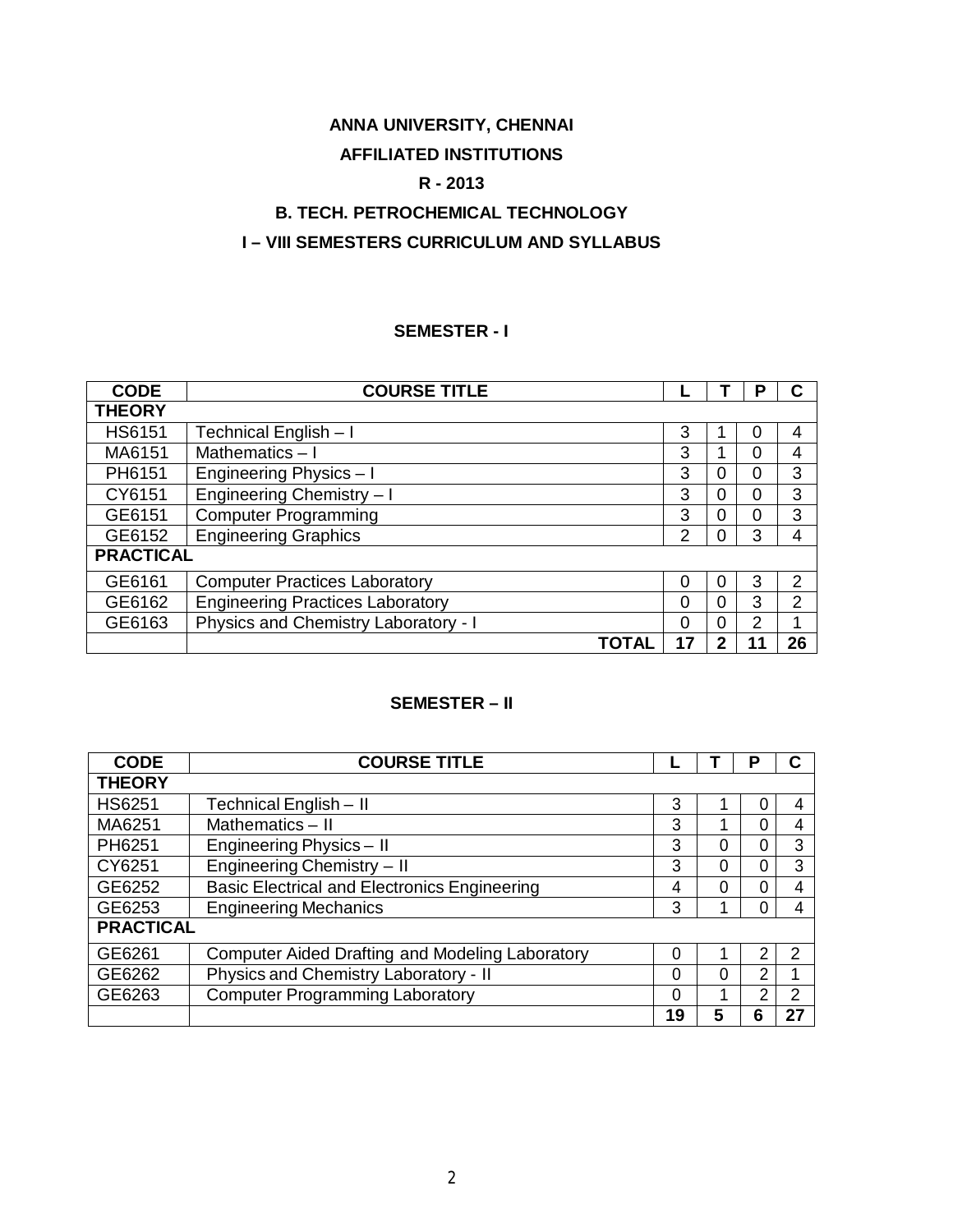**ANNA UNIVERSITY, CHENNAI**

**AFFILIATED INSTITUTIONS**

**R - 2013**

**B. TECH. PETROCHEMICAL TECHNOLOGY**

**I – VIII SEMESTERS CURRICULUM AND SYLLABUS**

**SEMESTER - I**

| CODE | COURSE TITLE | L | T | P | C |
|---|---|---|---|---|---|
| **THEORY** | | | | | |
| HS6151 | Technical English – I | 3 | 1 | 0 | 4 |
| MA6151 | Mathematics – I | 3 | 1 | 0 | 4 |
| PH6151 | Engineering Physics – I | 3 | 0 | 0 | 3 |
| CY6151 | Engineering Chemistry – I | 3 | 0 | 0 | 3 |
| GE6151 | Computer Programming | 3 | 0 | 0 | 3 |
| GE6152 | Engineering Graphics | 2 | 0 | 3 | 4 |
| **PRACTICAL** | | | | | |
| GE6161 | Computer Practices Laboratory | 0 | 0 | 3 | 2 |
| GE6162 | Engineering Practices Laboratory | 0 | 0 | 3 | 2 |
| GE6163 | Physics and Chemistry Laboratory - I | 0 | 0 | 2 | 1 |
| | **TOTAL** | **17** | **2** | **11** | **26** |

**SEMESTER – II**

| CODE | COURSE TITLE | L | T | P | C |
|---|---|---|---|---|---|
| **THEORY** | | | | | |
| HS6251 | Technical English – II | 3 | 1 | 0 | 4 |
| MA6251 | Mathematics – II | 3 | 1 | 0 | 4 |
| PH6251 | Engineering Physics – II | 3 | 0 | 0 | 3 |
| CY6251 | Engineering Chemistry – II | 3 | 0 | 0 | 3 |
| GE6252 | Basic Electrical and Electronics Engineering | 4 | 0 | 0 | 4 |
| GE6253 | Engineering Mechanics | 3 | 1 | 0 | 4 |
| **PRACTICAL** | | | | | |
| GE6261 | Computer Aided Drafting and Modeling Laboratory | 0 | 1 | 2 | 2 |
| GE6262 | Physics and Chemistry Laboratory - II | 0 | 0 | 2 | 1 |
| GE6263 | Computer Programming Laboratory | 0 | 1 | 2 | 2 |
| | | **19** | **5** | **6** | **27** |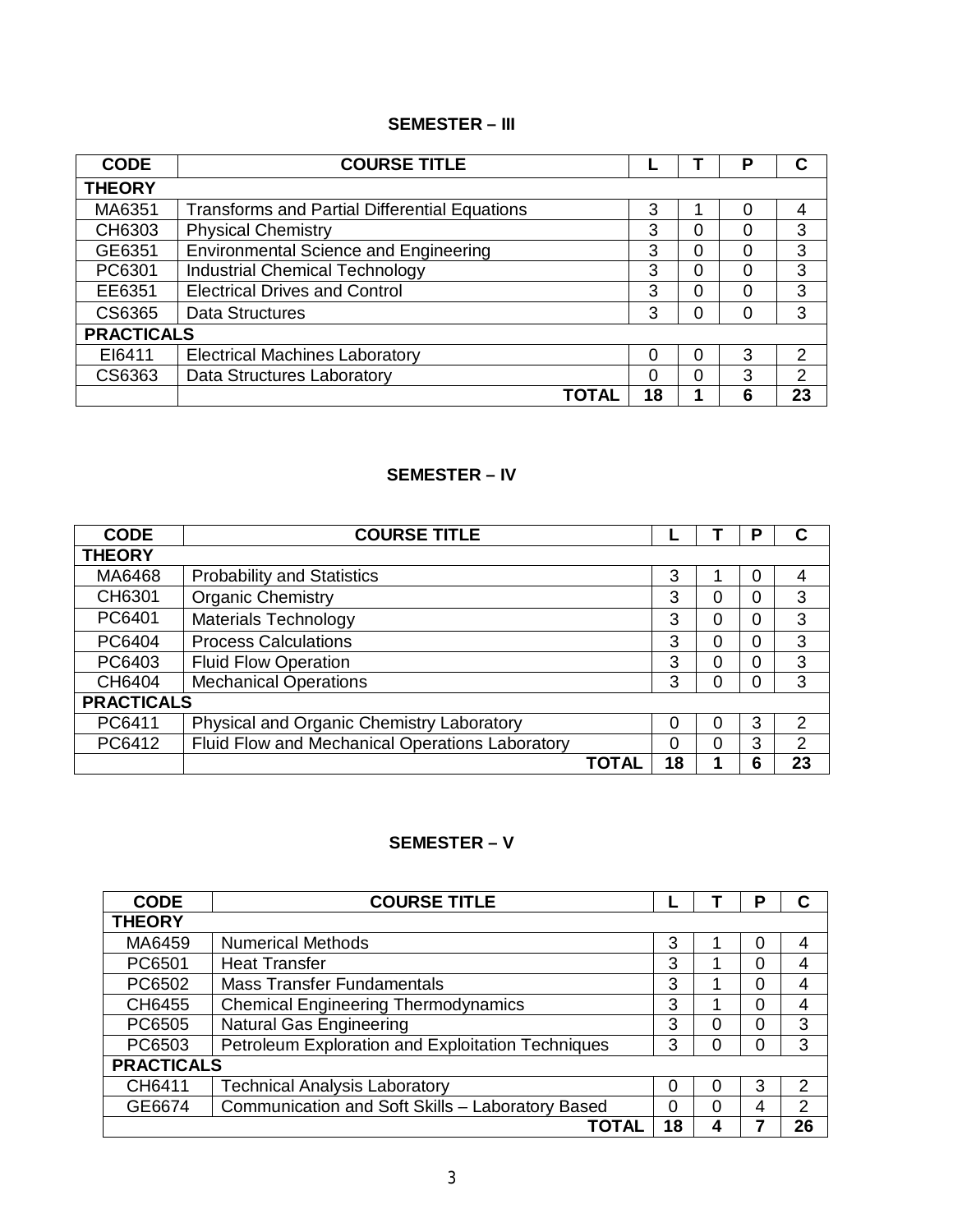## SEMESTER – III

| CODE | COURSE TITLE | L | T | P | C |
|---|---|---|---|---|---|
| **THEORY** | | | | | |
| MA6351 | Transforms and Partial Differential Equations | 3 | 1 | 0 | 4 |
| CH6303 | Physical Chemistry | 3 | 0 | 0 | 3 |
| GE6351 | Environmental Science and Engineering | 3 | 0 | 0 | 3 |
| PC6301 | Industrial Chemical Technology | 3 | 0 | 0 | 3 |
| EE6351 | Electrical Drives and Control | 3 | 0 | 0 | 3 |
| CS6365 | Data Structures | 3 | 0 | 0 | 3 |
| **PRACTICALS** | | | | | |
| EI6411 | Electrical Machines Laboratory | 0 | 0 | 3 | 2 |
| CS6363 | Data Structures Laboratory | 0 | 0 | 3 | 2 |
| | **TOTAL** | **18** | **1** | **6** | **23** |

## SEMESTER – IV

| CODE | COURSE TITLE | L | T | P | C |
|---|---|---|---|---|---|
| **THEORY** | | | | | |
| MA6468 | Probability and Statistics | 3 | 1 | 0 | 4 |
| CH6301 | Organic Chemistry | 3 | 0 | 0 | 3 |
| PC6401 | Materials Technology | 3 | 0 | 0 | 3 |
| PC6404 | Process Calculations | 3 | 0 | 0 | 3 |
| PC6403 | Fluid Flow Operation | 3 | 0 | 0 | 3 |
| CH6404 | Mechanical Operations | 3 | 0 | 0 | 3 |
| **PRACTICALS** | | | | | |
| PC6411 | Physical and Organic Chemistry Laboratory | 0 | 0 | 3 | 2 |
| PC6412 | Fluid Flow and Mechanical Operations Laboratory | 0 | 0 | 3 | 2 |
| | **TOTAL** | **18** | **1** | **6** | **23** |

## SEMESTER – V

| CODE | COURSE TITLE | L | T | P | C |
|---|---|---|---|---|---|
| **THEORY** | | | | | |
| MA6459 | Numerical Methods | 3 | 1 | 0 | 4 |
| PC6501 | Heat Transfer | 3 | 1 | 0 | 4 |
| PC6502 | Mass Transfer Fundamentals | 3 | 1 | 0 | 4 |
| CH6455 | Chemical Engineering Thermodynamics | 3 | 1 | 0 | 4 |
| PC6505 | Natural Gas Engineering | 3 | 0 | 0 | 3 |
| PC6503 | Petroleum Exploration and Exploitation Techniques | 3 | 0 | 0 | 3 |
| **PRACTICALS** | | | | | |
| CH6411 | Technical Analysis Laboratory | 0 | 0 | 3 | 2 |
| GE6674 | Communication and Soft Skills – Laboratory Based | 0 | 0 | 4 | 2 |
| | **TOTAL** | **18** | **4** | **7** | **26** |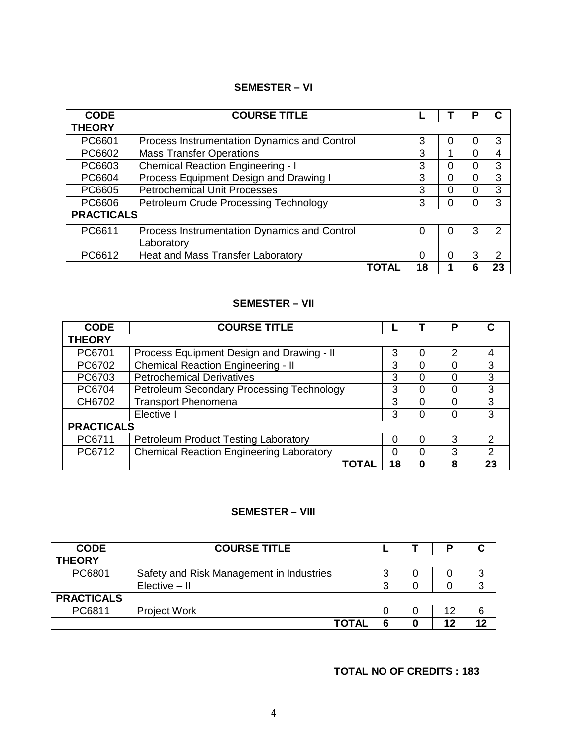## SEMESTER – VI

| CODE | COURSE TITLE | L | T | P | C |
|---|---|---|---|---|---|
| **THEORY** | | | | | |
| PC6601 | Process Instrumentation Dynamics and Control | 3 | 0 | 0 | 3 |
| PC6602 | Mass Transfer Operations | 3 | 1 | 0 | 4 |
| PC6603 | Chemical Reaction Engineering - I | 3 | 0 | 0 | 3 |
| PC6604 | Process Equipment Design and Drawing I | 3 | 0 | 0 | 3 |
| PC6605 | Petrochemical Unit Processes | 3 | 0 | 0 | 3 |
| PC6606 | Petroleum Crude Processing Technology | 3 | 0 | 0 | 3 |
| **PRACTICALS** | | | | | |
| PC6611 | Process Instrumentation Dynamics and Control Laboratory | 0 | 0 | 3 | 2 |
| PC6612 | Heat and Mass Transfer Laboratory | 0 | 0 | 3 | 2 |
| | **TOTAL** | **18** | **1** | **6** | **23** |

## SEMESTER – VII

| CODE | COURSE TITLE | L | T | P | C |
|---|---|---|---|---|---|
| **THEORY** | | | | | |
| PC6701 | Process Equipment Design and Drawing - II | 3 | 0 | 2 | 4 |
| PC6702 | Chemical Reaction Engineering - II | 3 | 0 | 0 | 3 |
| PC6703 | Petrochemical Derivatives | 3 | 0 | 0 | 3 |
| PC6704 | Petroleum Secondary Processing Technology | 3 | 0 | 0 | 3 |
| CH6702 | Transport Phenomena | 3 | 0 | 0 | 3 |
| | Elective I | 3 | 0 | 0 | 3 |
| **PRACTICALS** | | | | | |
| PC6711 | Petroleum Product Testing Laboratory | 0 | 0 | 3 | 2 |
| PC6712 | Chemical Reaction Engineering Laboratory | 0 | 0 | 3 | 2 |
| | **TOTAL** | **18** | **0** | **8** | **23** |

## SEMESTER – VIII

| CODE | COURSE TITLE | L | T | P | C |
|---|---|---|---|---|---|
| **THEORY** | | | | | |
| PC6801 | Safety and Risk Management in Industries | 3 | 0 | 0 | 3 |
| | Elective – II | 3 | 0 | 0 | 3 |
| **PRACTICALS** | | | | | |
| PC6811 | Project Work | 0 | 0 | 12 | 6 |
| | **TOTAL** | **6** | **0** | **12** | **12** |

**TOTAL NO OF CREDITS : 183**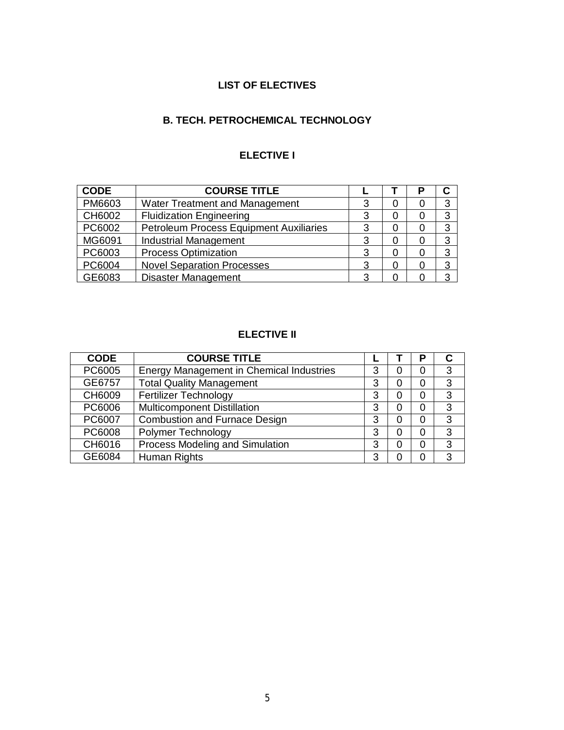# LIST OF ELECTIVES

## B. TECH. PETROCHEMICAL TECHNOLOGY

### ELECTIVE I

| CODE | COURSE TITLE | L | T | P | C |
|---|---|---|---|---|---|
| PM6603 | Water Treatment and Management | 3 | 0 | 0 | 3 |
| CH6002 | Fluidization Engineering | 3 | 0 | 0 | 3 |
| PC6002 | Petroleum Process Equipment Auxiliaries | 3 | 0 | 0 | 3 |
| MG6091 | Industrial Management | 3 | 0 | 0 | 3 |
| PC6003 | Process Optimization | 3 | 0 | 0 | 3 |
| PC6004 | Novel Separation Processes | 3 | 0 | 0 | 3 |
| GE6083 | Disaster Management | 3 | 0 | 0 | 3 |

### ELECTIVE II

| CODE | COURSE TITLE | L | T | P | C |
|---|---|---|---|---|---|
| PC6005 | Energy Management in Chemical Industries | 3 | 0 | 0 | 3 |
| GE6757 | Total Quality Management | 3 | 0 | 0 | 3 |
| CH6009 | Fertilizer Technology | 3 | 0 | 0 | 3 |
| PC6006 | Multicomponent Distillation | 3 | 0 | 0 | 3 |
| PC6007 | Combustion and Furnace Design | 3 | 0 | 0 | 3 |
| PC6008 | Polymer Technology | 3 | 0 | 0 | 3 |
| CH6016 | Process Modeling and Simulation | 3 | 0 | 0 | 3 |
| GE6084 | Human Rights | 3 | 0 | 0 | 3 |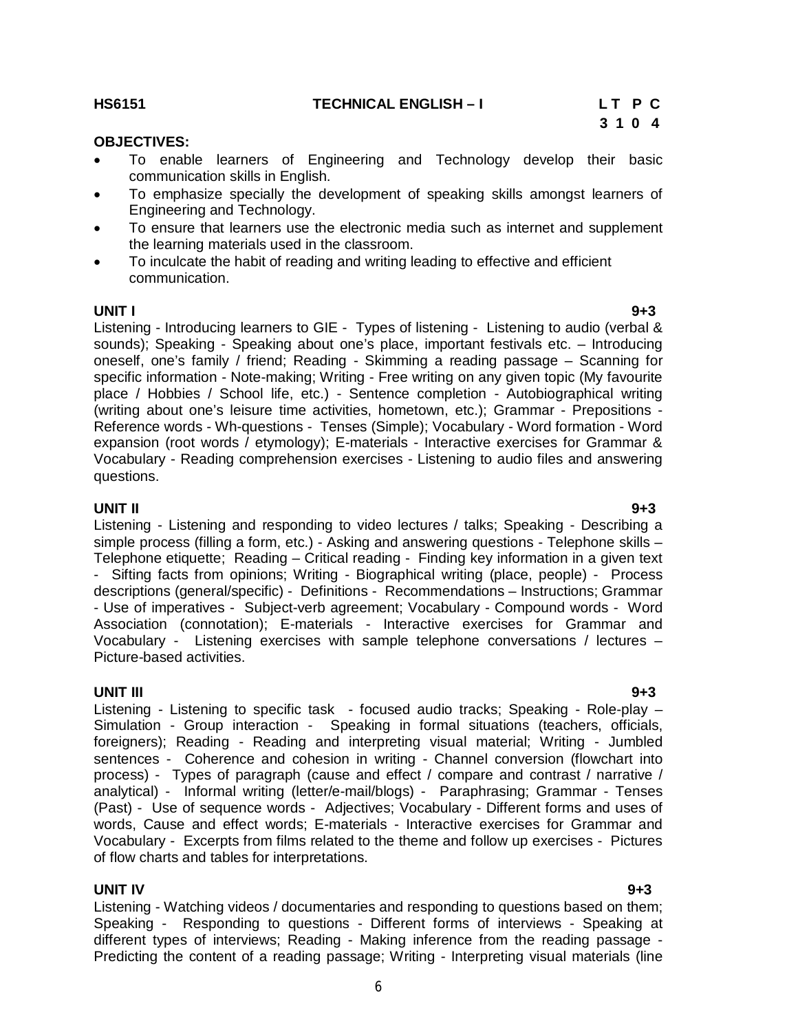**HS6151 TECHNICAL ENGLISH – I**

| L | T | P | C |
|---|---|---|---|
| 3 | 1 | 0 | 4 |

**OBJECTIVES:**

- To enable learners of Engineering and Technology develop their basic communication skills in English.
- To emphasize specially the development of speaking skills amongst learners of Engineering and Technology.
- To ensure that learners use the electronic media such as internet and supplement the learning materials used in the classroom.
- To inculcate the habit of reading and writing leading to effective and efficient communication.

**UNIT I 9+3**

Listening - Introducing learners to GIE - Types of listening - Listening to audio (verbal & sounds); Speaking - Speaking about one's place, important festivals etc. – Introducing oneself, one's family / friend; Reading - Skimming a reading passage – Scanning for specific information - Note-making; Writing - Free writing on any given topic (My favourite place / Hobbies / School life, etc.) - Sentence completion - Autobiographical writing (writing about one's leisure time activities, hometown, etc.); Grammar - Prepositions - Reference words - Wh-questions - Tenses (Simple); Vocabulary - Word formation - Word expansion (root words / etymology); E-materials - Interactive exercises for Grammar & Vocabulary - Reading comprehension exercises - Listening to audio files and answering questions.

**UNIT II 9+3**

Listening - Listening and responding to video lectures / talks; Speaking - Describing a simple process (filling a form, etc.) - Asking and answering questions - Telephone skills – Telephone etiquette; Reading – Critical reading - Finding key information in a given text - Sifting facts from opinions; Writing - Biographical writing (place, people) - Process descriptions (general/specific) - Definitions - Recommendations – Instructions; Grammar - Use of imperatives - Subject-verb agreement; Vocabulary - Compound words - Word Association (connotation); E-materials - Interactive exercises for Grammar and Vocabulary - Listening exercises with sample telephone conversations / lectures – Picture-based activities.

**UNIT III 9+3**

Listening - Listening to specific task - focused audio tracks; Speaking - Role-play – Simulation - Group interaction - Speaking in formal situations (teachers, officials, foreigners); Reading - Reading and interpreting visual material; Writing - Jumbled sentences - Coherence and cohesion in writing - Channel conversion (flowchart into process) - Types of paragraph (cause and effect / compare and contrast / narrative / analytical) - Informal writing (letter/e-mail/blogs) - Paraphrasing; Grammar - Tenses (Past) - Use of sequence words - Adjectives; Vocabulary - Different forms and uses of words, Cause and effect words; E-materials - Interactive exercises for Grammar and Vocabulary - Excerpts from films related to the theme and follow up exercises - Pictures of flow charts and tables for interpretations.

**UNIT IV 9+3**

Listening - Watching videos / documentaries and responding to questions based on them; Speaking - Responding to questions - Different forms of interviews - Speaking at different types of interviews; Reading - Making inference from the reading passage - Predicting the content of a reading passage; Writing - Interpreting visual materials (line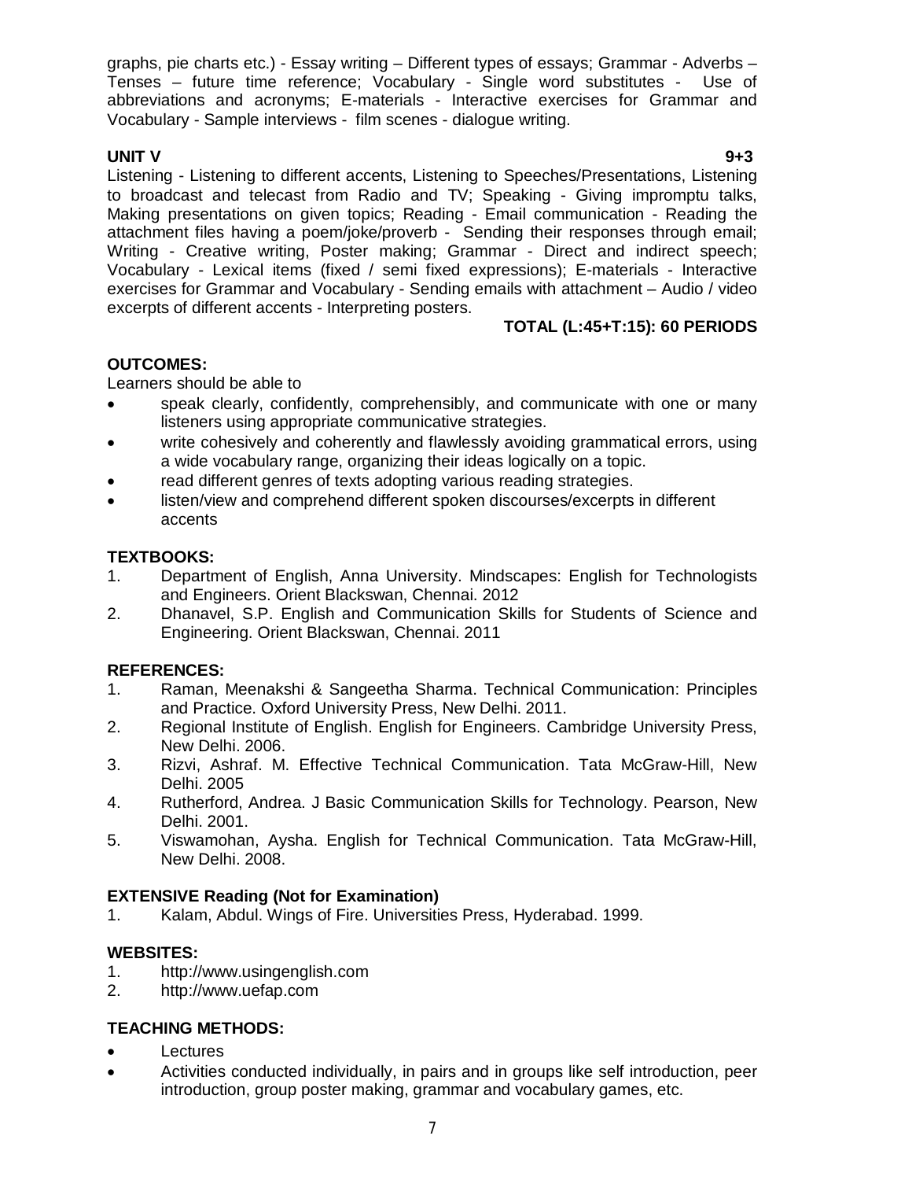graphs, pie charts etc.) - Essay writing – Different types of essays; Grammar - Adverbs – Tenses – future time reference; Vocabulary - Single word substitutes - Use of abbreviations and acronyms; E-materials - Interactive exercises for Grammar and Vocabulary - Sample interviews - film scenes - dialogue writing.

**UNIT V** **9+3**

Listening - Listening to different accents, Listening to Speeches/Presentations, Listening to broadcast and telecast from Radio and TV; Speaking - Giving impromptu talks, Making presentations on given topics; Reading - Email communication - Reading the attachment files having a poem/joke/proverb - Sending their responses through email; Writing - Creative writing, Poster making; Grammar - Direct and indirect speech; Vocabulary - Lexical items (fixed / semi fixed expressions); E-materials - Interactive exercises for Grammar and Vocabulary - Sending emails with attachment – Audio / video excerpts of different accents - Interpreting posters.

**TOTAL (L:45+T:15): 60 PERIODS**

**OUTCOMES:**

Learners should be able to

- speak clearly, confidently, comprehensibly, and communicate with one or many listeners using appropriate communicative strategies.
- write cohesively and coherently and flawlessly avoiding grammatical errors, using a wide vocabulary range, organizing their ideas logically on a topic.
- read different genres of texts adopting various reading strategies.
- listen/view and comprehend different spoken discourses/excerpts in different accents

**TEXTBOOKS:**

1. Department of English, Anna University. Mindscapes: English for Technologists and Engineers. Orient Blackswan, Chennai. 2012
2. Dhanavel, S.P. English and Communication Skills for Students of Science and Engineering. Orient Blackswan, Chennai. 2011

**REFERENCES:**

1. Raman, Meenakshi & Sangeetha Sharma. Technical Communication: Principles and Practice. Oxford University Press, New Delhi. 2011.
2. Regional Institute of English. English for Engineers. Cambridge University Press, New Delhi. 2006.
3. Rizvi, Ashraf. M. Effective Technical Communication. Tata McGraw-Hill, New Delhi. 2005
4. Rutherford, Andrea. J Basic Communication Skills for Technology. Pearson, New Delhi. 2001.
5. Viswamohan, Aysha. English for Technical Communication. Tata McGraw-Hill, New Delhi. 2008.

**EXTENSIVE Reading (Not for Examination)**

1. Kalam, Abdul. Wings of Fire. Universities Press, Hyderabad. 1999.

**WEBSITES:**

1. http://www.usingenglish.com
2. http://www.uefap.com

**TEACHING METHODS:**

- Lectures
- Activities conducted individually, in pairs and in groups like self introduction, peer introduction, group poster making, grammar and vocabulary games, etc.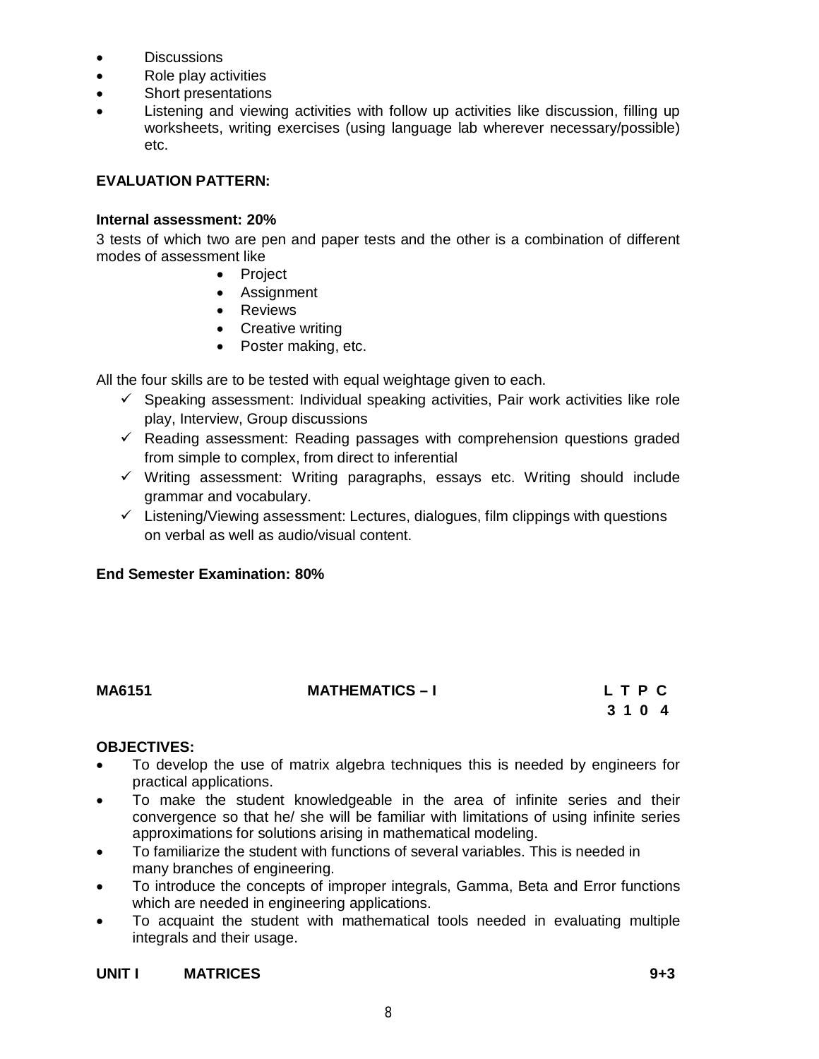- Discussions
- Role play activities
- Short presentations
- Listening and viewing activities with follow up activities like discussion, filling up worksheets, writing exercises (using language lab wherever necessary/possible) etc.

**EVALUATION PATTERN:**

**Internal assessment: 20%**

3 tests of which two are pen and paper tests and the other is a combination of different modes of assessment like

- Project
- Assignment
- Reviews
- Creative writing
- Poster making, etc.

All the four skills are to be tested with equal weightage given to each.

- ✓ Speaking assessment: Individual speaking activities, Pair work activities like role play, Interview, Group discussions
- ✓ Reading assessment: Reading passages with comprehension questions graded from simple to complex, from direct to inferential
- ✓ Writing assessment: Writing paragraphs, essays etc. Writing should include grammar and vocabulary.
- ✓ Listening/Viewing assessment: Lectures, dialogues, film clippings with questions on verbal as well as audio/visual content.

**End Semester Examination: 80%**

**MA6151 MATHEMATICS – I** **L T P C**
**3 1 0 4**

**OBJECTIVES:**

- To develop the use of matrix algebra techniques this is needed by engineers for practical applications.
- To make the student knowledgeable in the area of infinite series and their convergence so that he/ she will be familiar with limitations of using infinite series approximations for solutions arising in mathematical modeling.
- To familiarize the student with functions of several variables. This is needed in many branches of engineering.
- To introduce the concepts of improper integrals, Gamma, Beta and Error functions which are needed in engineering applications.
- To acquaint the student with mathematical tools needed in evaluating multiple integrals and their usage.

**UNIT I MATRICES** **9+3**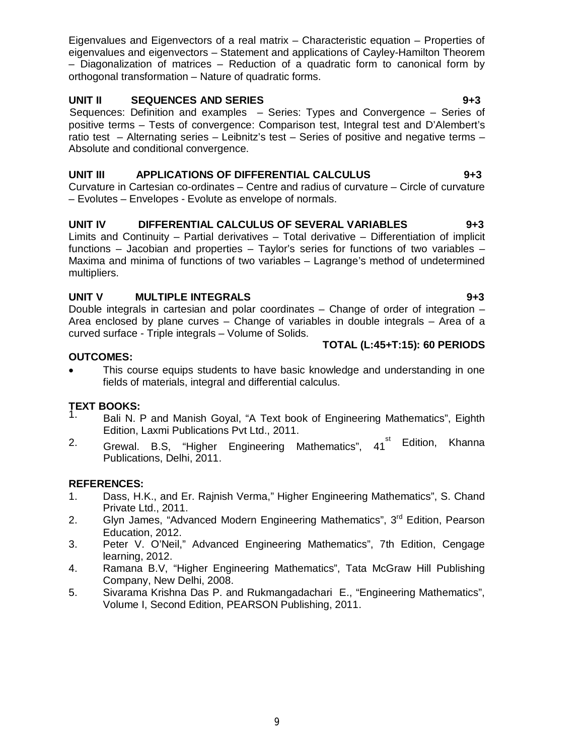Eigenvalues and Eigenvectors of a real matrix – Characteristic equation – Properties of eigenvalues and eigenvectors – Statement and applications of Cayley-Hamilton Theorem – Diagonalization of matrices – Reduction of a quadratic form to canonical form by orthogonal transformation – Nature of quadratic forms.

**UNIT II SEQUENCES AND SERIES 9+3**

Sequences: Definition and examples – Series: Types and Convergence – Series of positive terms – Tests of convergence: Comparison test, Integral test and D'Alembert's ratio test – Alternating series – Leibnitz's test – Series of positive and negative terms – Absolute and conditional convergence.

**UNIT III APPLICATIONS OF DIFFERENTIAL CALCULUS 9+3**

Curvature in Cartesian co-ordinates – Centre and radius of curvature – Circle of curvature – Evolutes – Envelopes - Evolute as envelope of normals.

**UNIT IV DIFFERENTIAL CALCULUS OF SEVERAL VARIABLES 9+3**

Limits and Continuity – Partial derivatives – Total derivative – Differentiation of implicit functions – Jacobian and properties – Taylor's series for functions of two variables – Maxima and minima of functions of two variables – Lagrange's method of undetermined multipliers.

**UNIT V MULTIPLE INTEGRALS 9+3**

Double integrals in cartesian and polar coordinates – Change of order of integration – Area enclosed by plane curves – Change of variables in double integrals – Area of a curved surface - Triple integrals – Volume of Solids.

**TOTAL (L:45+T:15): 60 PERIODS**

**OUTCOMES:**

- This course equips students to have basic knowledge and understanding in one fields of materials, integral and differential calculus.

**TEXT BOOKS:**

1. Bali N. P and Manish Goyal, "A Text book of Engineering Mathematics", Eighth Edition, Laxmi Publications Pvt Ltd., 2011.
2. Grewal. B.S, "Higher Engineering Mathematics", 41st Edition, Khanna Publications, Delhi, 2011.

**REFERENCES:**

1. Dass, H.K., and Er. Rajnish Verma," Higher Engineering Mathematics", S. Chand Private Ltd., 2011.
2. Glyn James, "Advanced Modern Engineering Mathematics", 3rd Edition, Pearson Education, 2012.
3. Peter V. O'Neil," Advanced Engineering Mathematics", 7th Edition, Cengage learning, 2012.
4. Ramana B.V, "Higher Engineering Mathematics", Tata McGraw Hill Publishing Company, New Delhi, 2008.
5. Sivarama Krishna Das P. and Rukmangadachari E., "Engineering Mathematics", Volume I, Second Edition, PEARSON Publishing, 2011.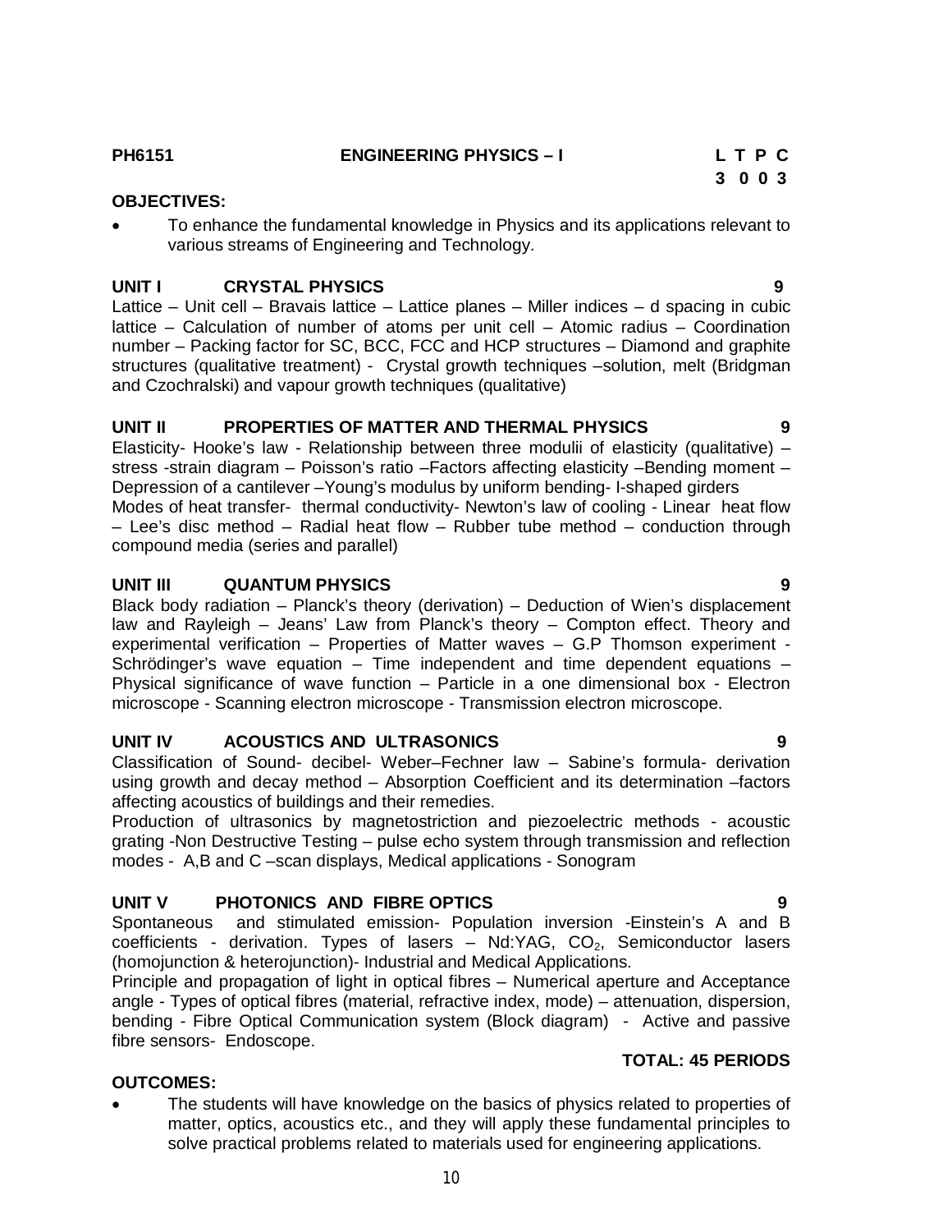**PH6151 ENGINEERING PHYSICS – I**

| L | T | P | C |
|---|---|---|---|
| 3 | 0 | 0 | 3 |

**OBJECTIVES:**

- To enhance the fundamental knowledge in Physics and its applications relevant to various streams of Engineering and Technology.

**UNIT I CRYSTAL PHYSICS 9**

Lattice – Unit cell – Bravais lattice – Lattice planes – Miller indices – d spacing in cubic lattice – Calculation of number of atoms per unit cell – Atomic radius – Coordination number – Packing factor for SC, BCC, FCC and HCP structures – Diamond and graphite structures (qualitative treatment) - Crystal growth techniques –solution, melt (Bridgman and Czochralski) and vapour growth techniques (qualitative)

**UNIT II PROPERTIES OF MATTER AND THERMAL PHYSICS 9**

Elasticity- Hooke's law - Relationship between three modulii of elasticity (qualitative) – stress -strain diagram – Poisson's ratio –Factors affecting elasticity –Bending moment – Depression of a cantilever –Young's modulus by uniform bending- I-shaped girders

Modes of heat transfer- thermal conductivity- Newton's law of cooling - Linear heat flow – Lee's disc method – Radial heat flow – Rubber tube method – conduction through compound media (series and parallel)

**UNIT III QUANTUM PHYSICS 9**

Black body radiation – Planck's theory (derivation) – Deduction of Wien's displacement law and Rayleigh – Jeans' Law from Planck's theory – Compton effect. Theory and experimental verification – Properties of Matter waves – G.P Thomson experiment - Schrödinger's wave equation – Time independent and time dependent equations – Physical significance of wave function – Particle in a one dimensional box - Electron microscope - Scanning electron microscope - Transmission electron microscope.

**UNIT IV ACOUSTICS AND ULTRASONICS 9**

Classification of Sound- decibel- Weber–Fechner law – Sabine's formula- derivation using growth and decay method – Absorption Coefficient and its determination –factors affecting acoustics of buildings and their remedies.

Production of ultrasonics by magnetostriction and piezoelectric methods - acoustic grating -Non Destructive Testing – pulse echo system through transmission and reflection modes - A,B and C –scan displays, Medical applications - Sonogram

**UNIT V PHOTONICS AND FIBRE OPTICS 9**

Spontaneous and stimulated emission- Population inversion -Einstein's A and B coefficients - derivation. Types of lasers – Nd:YAG, $CO_2$, Semiconductor lasers (homojunction & heterojunction)- Industrial and Medical Applications.

Principle and propagation of light in optical fibres – Numerical aperture and Acceptance angle - Types of optical fibres (material, refractive index, mode) – attenuation, dispersion, bending - Fibre Optical Communication system (Block diagram) - Active and passive fibre sensors- Endoscope.

**TOTAL: 45 PERIODS**

**OUTCOMES:**

- The students will have knowledge on the basics of physics related to properties of matter, optics, acoustics etc., and they will apply these fundamental principles to solve practical problems related to materials used for engineering applications.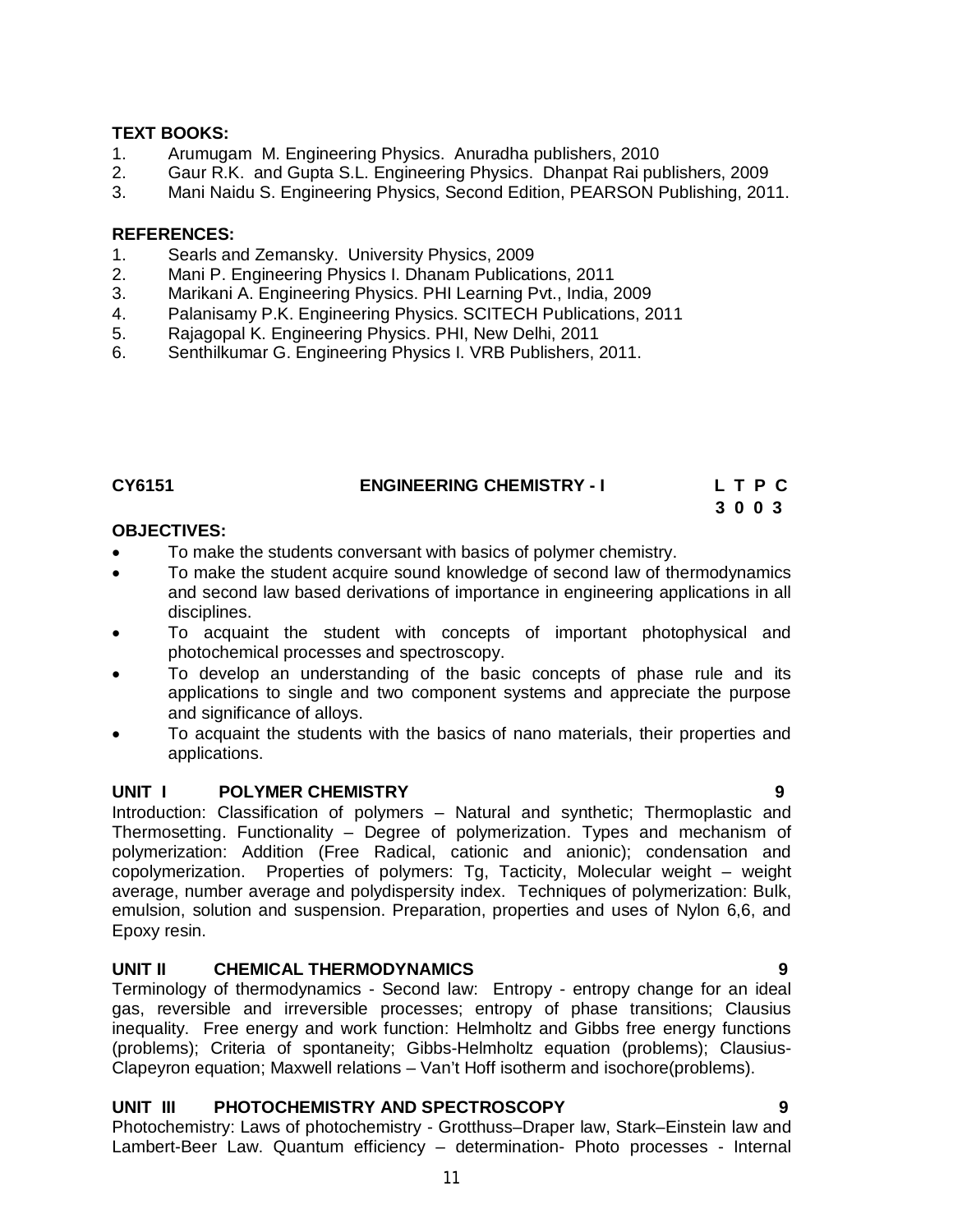**TEXT BOOKS:**

1. Arumugam M. Engineering Physics. Anuradha publishers, 2010
2. Gaur R.K. and Gupta S.L. Engineering Physics. Dhanpat Rai publishers, 2009
3. Mani Naidu S. Engineering Physics, Second Edition, PEARSON Publishing, 2011.

**REFERENCES:**

1. Searls and Zemansky. University Physics, 2009
2. Mani P. Engineering Physics I. Dhanam Publications, 2011
3. Marikani A. Engineering Physics. PHI Learning Pvt., India, 2009
4. Palanisamy P.K. Engineering Physics. SCITECH Publications, 2011
5. Rajagopal K. Engineering Physics. PHI, New Delhi, 2011
6. Senthilkumar G. Engineering Physics I. VRB Publishers, 2011.

| **CY6151** | **ENGINEERING CHEMISTRY - I** | **L T P C** |
|---|---|---|
| | | **3 0 0 3** |

**OBJECTIVES:**

- To make the students conversant with basics of polymer chemistry.
- To make the student acquire sound knowledge of second law of thermodynamics and second law based derivations of importance in engineering applications in all disciplines.
- To acquaint the student with concepts of important photophysical and photochemical processes and spectroscopy.
- To develop an understanding of the basic concepts of phase rule and its applications to single and two component systems and appreciate the purpose and significance of alloys.
- To acquaint the students with the basics of nano materials, their properties and applications.

**UNIT I POLYMER CHEMISTRY 9**

Introduction: Classification of polymers – Natural and synthetic; Thermoplastic and Thermosetting. Functionality – Degree of polymerization. Types and mechanism of polymerization: Addition (Free Radical, cationic and anionic); condensation and copolymerization. Properties of polymers: Tg, Tacticity, Molecular weight – weight average, number average and polydispersity index. Techniques of polymerization: Bulk, emulsion, solution and suspension. Preparation, properties and uses of Nylon 6,6, and Epoxy resin.

**UNIT II CHEMICAL THERMODYNAMICS 9**

Terminology of thermodynamics - Second law: Entropy - entropy change for an ideal gas, reversible and irreversible processes; entropy of phase transitions; Clausius inequality. Free energy and work function: Helmholtz and Gibbs free energy functions (problems); Criteria of spontaneity; Gibbs-Helmholtz equation (problems); Clausius-Clapeyron equation; Maxwell relations – Van't Hoff isotherm and isochore(problems).

**UNIT III PHOTOCHEMISTRY AND SPECTROSCOPY 9**

Photochemistry: Laws of photochemistry - Grotthuss–Draper law, Stark–Einstein law and Lambert-Beer Law. Quantum efficiency – determination- Photo processes - Internal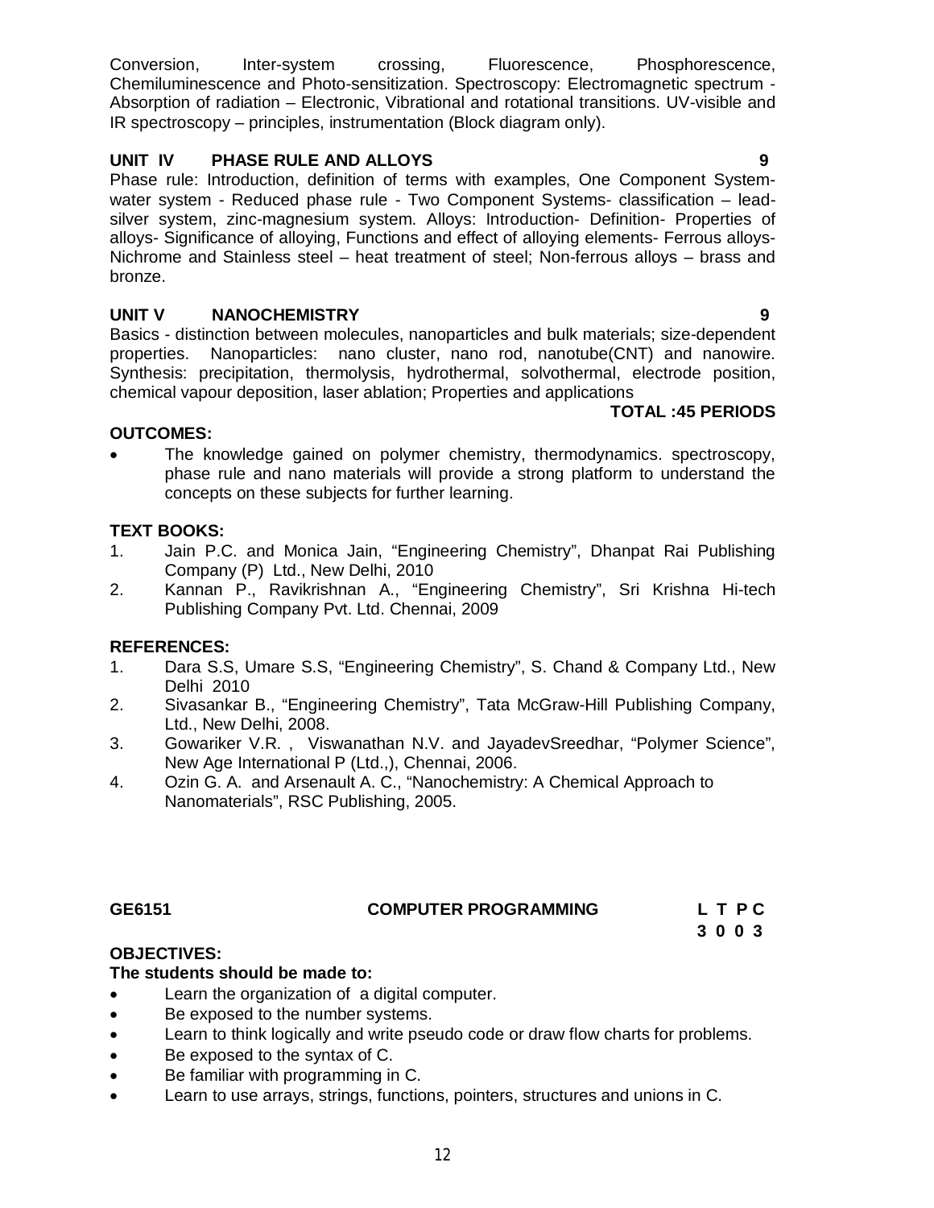Conversion, Inter-system crossing, Fluorescence, Phosphorescence, Chemiluminescence and Photo-sensitization. Spectroscopy: Electromagnetic spectrum - Absorption of radiation – Electronic, Vibrational and rotational transitions. UV-visible and IR spectroscopy – principles, instrumentation (Block diagram only).

**UNIT IV PHASE RULE AND ALLOYS 9**

Phase rule: Introduction, definition of terms with examples, One Component System-water system - Reduced phase rule - Two Component Systems- classification – lead-silver system, zinc-magnesium system. Alloys: Introduction- Definition- Properties of alloys- Significance of alloying, Functions and effect of alloying elements- Ferrous alloys- Nichrome and Stainless steel – heat treatment of steel; Non-ferrous alloys – brass and bronze.

**UNIT V NANOCHEMISTRY 9**

Basics - distinction between molecules, nanoparticles and bulk materials; size-dependent properties. Nanoparticles: nano cluster, nano rod, nanotube(CNT) and nanowire. Synthesis: precipitation, thermolysis, hydrothermal, solvothermal, electrode position, chemical vapour deposition, laser ablation; Properties and applications

**TOTAL :45 PERIODS**

**OUTCOMES:**

- The knowledge gained on polymer chemistry, thermodynamics. spectroscopy, phase rule and nano materials will provide a strong platform to understand the concepts on these subjects for further learning.

**TEXT BOOKS:**

1. Jain P.C. and Monica Jain, "Engineering Chemistry", Dhanpat Rai Publishing Company (P) Ltd., New Delhi, 2010
2. Kannan P., Ravikrishnan A., "Engineering Chemistry", Sri Krishna Hi-tech Publishing Company Pvt. Ltd. Chennai, 2009

**REFERENCES:**

1. Dara S.S, Umare S.S, "Engineering Chemistry", S. Chand & Company Ltd., New Delhi 2010
2. Sivasankar B., "Engineering Chemistry", Tata McGraw-Hill Publishing Company, Ltd., New Delhi, 2008.
3. Gowariker V.R. , Viswanathan N.V. and JayadevSreedhar, "Polymer Science", New Age International P (Ltd.,), Chennai, 2006.
4. Ozin G. A. and Arsenault A. C., "Nanochemistry: A Chemical Approach to Nanomaterials", RSC Publishing, 2005.

**GE6151 COMPUTER PROGRAMMING L T P C**
**3 0 0 3**

**OBJECTIVES:**

**The students should be made to:**

- Learn the organization of a digital computer.
- Be exposed to the number systems.
- Learn to think logically and write pseudo code or draw flow charts for problems.
- Be exposed to the syntax of C.
- Be familiar with programming in C.
- Learn to use arrays, strings, functions, pointers, structures and unions in C.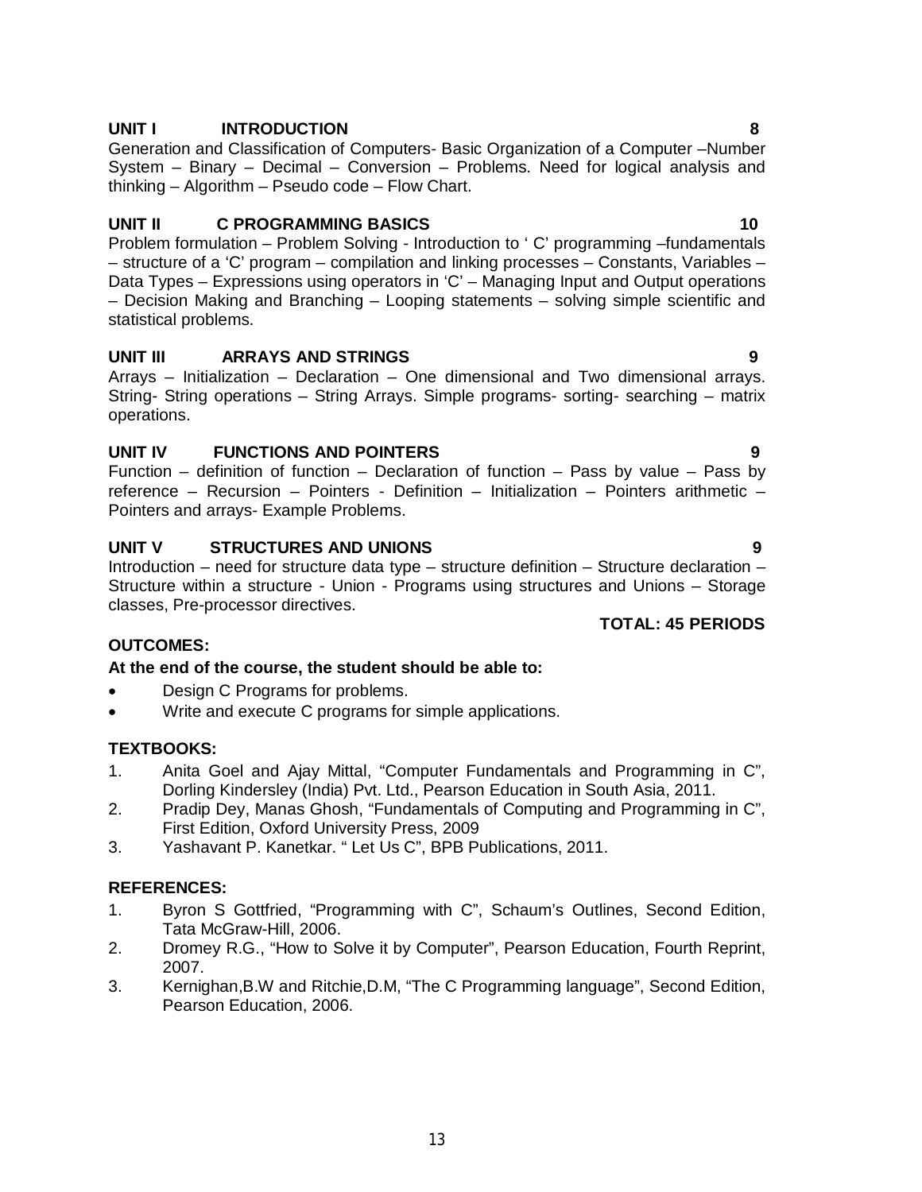**UNIT I INTRODUCTION 8**

Generation and Classification of Computers- Basic Organization of a Computer –Number System – Binary – Decimal – Conversion – Problems. Need for logical analysis and thinking – Algorithm – Pseudo code – Flow Chart.

**UNIT II C PROGRAMMING BASICS 10**

Problem formulation – Problem Solving - Introduction to ' C' programming –fundamentals – structure of a 'C' program – compilation and linking processes – Constants, Variables – Data Types – Expressions using operators in 'C' – Managing Input and Output operations – Decision Making and Branching – Looping statements – solving simple scientific and statistical problems.

**UNIT III ARRAYS AND STRINGS 9**

Arrays – Initialization – Declaration – One dimensional and Two dimensional arrays. String- String operations – String Arrays. Simple programs- sorting- searching – matrix operations.

**UNIT IV FUNCTIONS AND POINTERS 9**

Function – definition of function – Declaration of function – Pass by value – Pass by reference – Recursion – Pointers - Definition – Initialization – Pointers arithmetic – Pointers and arrays- Example Problems.

**UNIT V STRUCTURES AND UNIONS 9**

Introduction – need for structure data type – structure definition – Structure declaration – Structure within a structure - Union - Programs using structures and Unions – Storage classes, Pre-processor directives.

**TOTAL: 45 PERIODS**

**OUTCOMES:**

**At the end of the course, the student should be able to:**

- Design C Programs for problems.
- Write and execute C programs for simple applications.

**TEXTBOOKS:**

1. Anita Goel and Ajay Mittal, "Computer Fundamentals and Programming in C", Dorling Kindersley (India) Pvt. Ltd., Pearson Education in South Asia, 2011.
2. Pradip Dey, Manas Ghosh, "Fundamentals of Computing and Programming in C", First Edition, Oxford University Press, 2009
3. Yashavant P. Kanetkar. " Let Us C", BPB Publications, 2011.

**REFERENCES:**

1. Byron S Gottfried, "Programming with C", Schaum's Outlines, Second Edition, Tata McGraw-Hill, 2006.
2. Dromey R.G., "How to Solve it by Computer", Pearson Education, Fourth Reprint, 2007.
3. Kernighan,B.W and Ritchie,D.M, "The C Programming language", Second Edition, Pearson Education, 2006.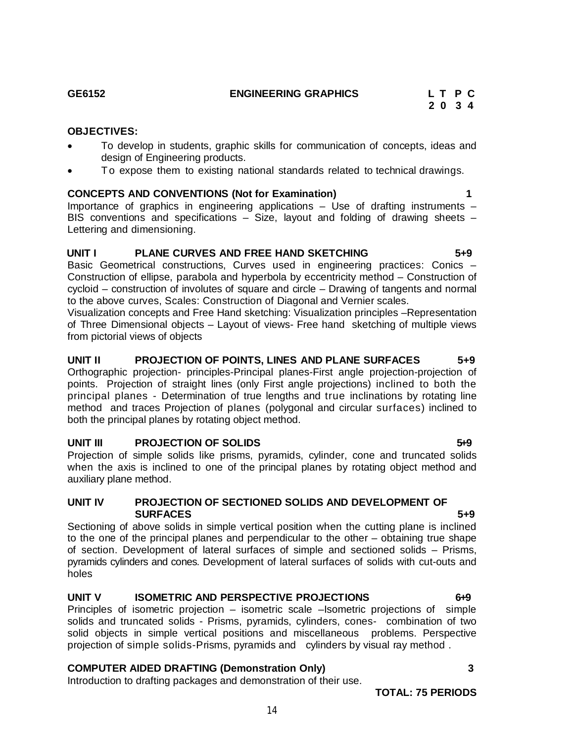**GE6152 ENGINEERING GRAPHICS**

| L | T | P | C |
|---|---|---|---|
| 2 | 0 | 3 | 4 |

**OBJECTIVES:**

- To develop in students, graphic skills for communication of concepts, ideas and design of Engineering products.
- To expose them to existing national standards related to technical drawings.

**CONCEPTS AND CONVENTIONS (Not for Examination) 1**

Importance of graphics in engineering applications – Use of drafting instruments – BIS conventions and specifications – Size, layout and folding of drawing sheets – Lettering and dimensioning.

**UNIT I PLANE CURVES AND FREE HAND SKETCHING 5+9**

Basic Geometrical constructions, Curves used in engineering practices: Conics – Construction of ellipse, parabola and hyperbola by eccentricity method – Construction of cycloid – construction of involutes of square and circle – Drawing of tangents and normal to the above curves, Scales: Construction of Diagonal and Vernier scales.

Visualization concepts and Free Hand sketching: Visualization principles –Representation of Three Dimensional objects – Layout of views- Free hand sketching of multiple views from pictorial views of objects

**UNIT II PROJECTION OF POINTS, LINES AND PLANE SURFACES 5+9**

Orthographic projection- principles-Principal planes-First angle projection-projection of points. Projection of straight lines (only First angle projections) inclined to both the principal planes - Determination of true lengths and true inclinations by rotating line method and traces Projection of planes (polygonal and circular surfaces) inclined to both the principal planes by rotating object method.

**UNIT III PROJECTION OF SOLIDS 5+9**

Projection of simple solids like prisms, pyramids, cylinder, cone and truncated solids when the axis is inclined to one of the principal planes by rotating object method and auxiliary plane method.

**UNIT IV PROJECTION OF SECTIONED SOLIDS AND DEVELOPMENT OF SURFACES 5+9**

Sectioning of above solids in simple vertical position when the cutting plane is inclined to the one of the principal planes and perpendicular to the other – obtaining true shape of section. Development of lateral surfaces of simple and sectioned solids – Prisms, pyramids cylinders and cones. Development of lateral surfaces of solids with cut-outs and holes

**UNIT V ISOMETRIC AND PERSPECTIVE PROJECTIONS 6+9**

Principles of isometric projection – isometric scale –Isometric projections of simple solids and truncated solids - Prisms, pyramids, cylinders, cones- combination of two solid objects in simple vertical positions and miscellaneous problems. Perspective projection of simple solids-Prisms, pyramids and cylinders by visual ray method .

**COMPUTER AIDED DRAFTING (Demonstration Only) 3**

Introduction to drafting packages and demonstration of their use.

**TOTAL: 75 PERIODS**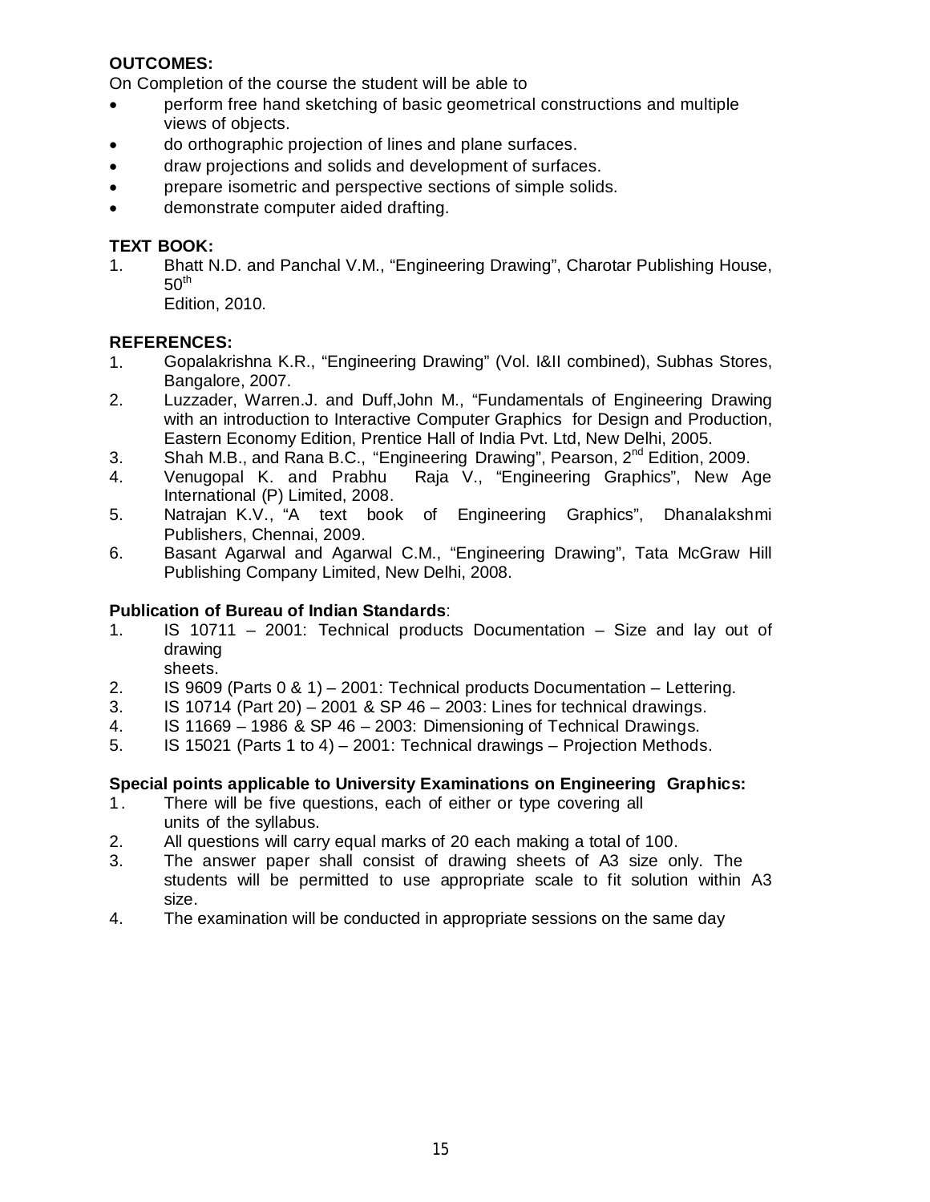**OUTCOMES:**

On Completion of the course the student will be able to

- perform free hand sketching of basic geometrical constructions and multiple views of objects.
- do orthographic projection of lines and plane surfaces.
- draw projections and solids and development of surfaces.
- prepare isometric and perspective sections of simple solids.
- demonstrate computer aided drafting.

**TEXT BOOK:**

1. Bhatt N.D. and Panchal V.M., "Engineering Drawing", Charotar Publishing House, 50th Edition, 2010.

**REFERENCES:**

1. Gopalakrishna K.R., "Engineering Drawing" (Vol. I&II combined), Subhas Stores, Bangalore, 2007.
2. Luzzader, Warren.J. and Duff,John M., "Fundamentals of Engineering Drawing with an introduction to Interactive Computer Graphics for Design and Production, Eastern Economy Edition, Prentice Hall of India Pvt. Ltd, New Delhi, 2005.
3. Shah M.B., and Rana B.C., "Engineering Drawing", Pearson, 2nd Edition, 2009.
4. Venugopal K. and Prabhu Raja V., "Engineering Graphics", New Age International (P) Limited, 2008.
5. Natrajan K.V., "A text book of Engineering Graphics", Dhanalakshmi Publishers, Chennai, 2009.
6. Basant Agarwal and Agarwal C.M., "Engineering Drawing", Tata McGraw Hill Publishing Company Limited, New Delhi, 2008.

**Publication of Bureau of Indian Standards**:

1. IS 10711 – 2001: Technical products Documentation – Size and lay out of drawing sheets.
2. IS 9609 (Parts 0 & 1) – 2001: Technical products Documentation – Lettering.
3. IS 10714 (Part 20) – 2001 & SP 46 – 2003: Lines for technical drawings.
4. IS 11669 – 1986 & SP 46 – 2003: Dimensioning of Technical Drawings.
5. IS 15021 (Parts 1 to 4) – 2001: Technical drawings – Projection Methods.

**Special points applicable to University Examinations on Engineering Graphics:**

1. There will be five questions, each of either or type covering all units of the syllabus.
2. All questions will carry equal marks of 20 each making a total of 100.
3. The answer paper shall consist of drawing sheets of A3 size only. The students will be permitted to use appropriate scale to fit solution within A3 size.
4. The examination will be conducted in appropriate sessions on the same day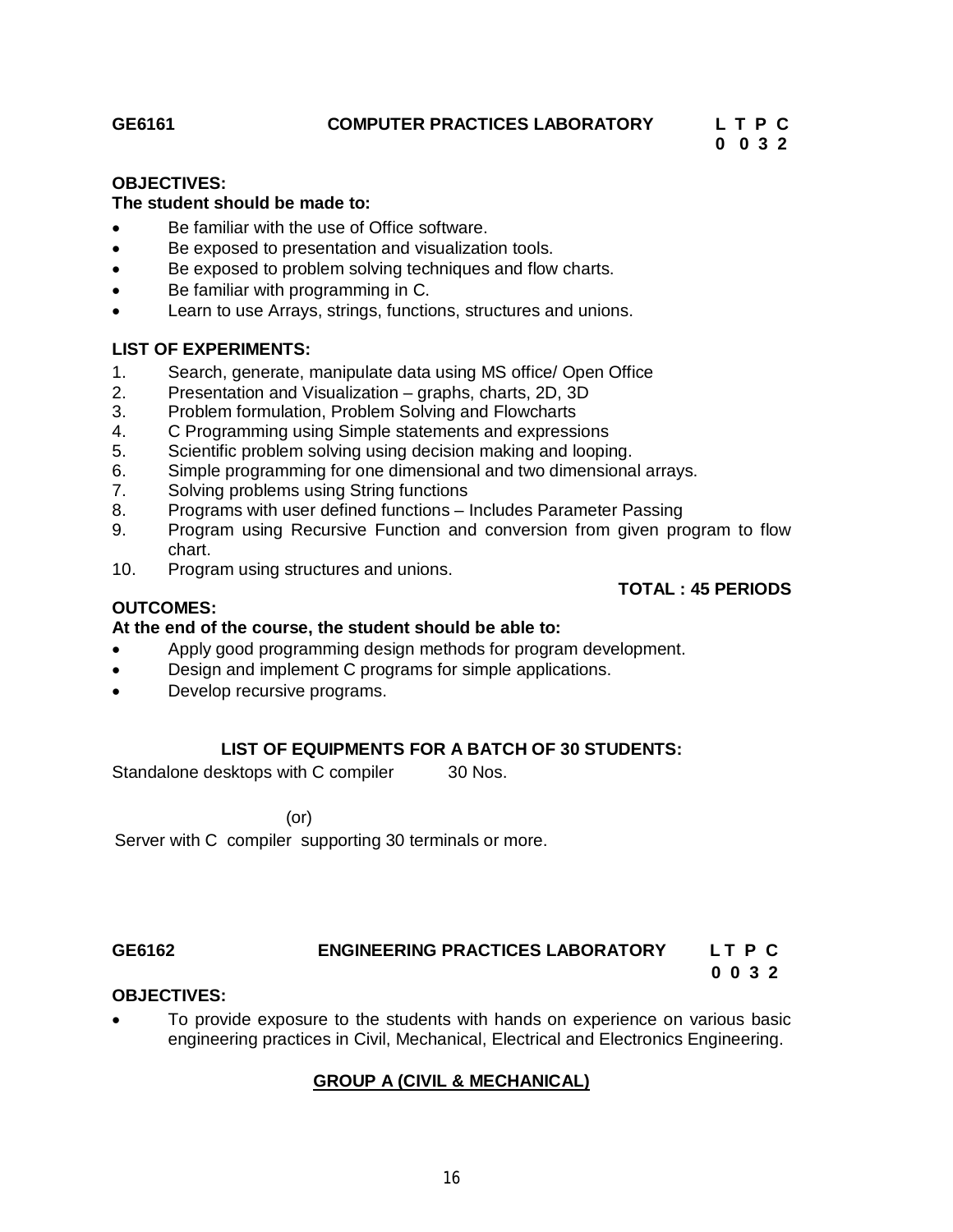## GE6161 COMPUTER PRACTICES LABORATORY

| L | T | P | C |
|---|---|---|---|
| 0 | 0 | 3 | 2 |

**OBJECTIVES:**

**The student should be made to:**

- Be familiar with the use of Office software.
- Be exposed to presentation and visualization tools.
- Be exposed to problem solving techniques and flow charts.
- Be familiar with programming in C.
- Learn to use Arrays, strings, functions, structures and unions.

**LIST OF EXPERIMENTS:**

1. Search, generate, manipulate data using MS office/ Open Office
2. Presentation and Visualization – graphs, charts, 2D, 3D
3. Problem formulation, Problem Solving and Flowcharts
4. C Programming using Simple statements and expressions
5. Scientific problem solving using decision making and looping.
6. Simple programming for one dimensional and two dimensional arrays.
7. Solving problems using String functions
8. Programs with user defined functions – Includes Parameter Passing
9. Program using Recursive Function and conversion from given program to flow chart.
10. Program using structures and unions.

**TOTAL : 45 PERIODS**

**OUTCOMES:**

**At the end of the course, the student should be able to:**

- Apply good programming design methods for program development.
- Design and implement C programs for simple applications.
- Develop recursive programs.

**LIST OF EQUIPMENTS FOR A BATCH OF 30 STUDENTS:**

Standalone desktops with C compiler 30 Nos.

(or)

Server with C compiler supporting 30 terminals or more.

## GE6162 ENGINEERING PRACTICES LABORATORY

| L | T | P | C |
|---|---|---|---|
| 0 | 0 | 3 | 2 |

**OBJECTIVES:**

- To provide exposure to the students with hands on experience on various basic engineering practices in Civil, Mechanical, Electrical and Electronics Engineering.

**GROUP A (CIVIL & MECHANICAL)**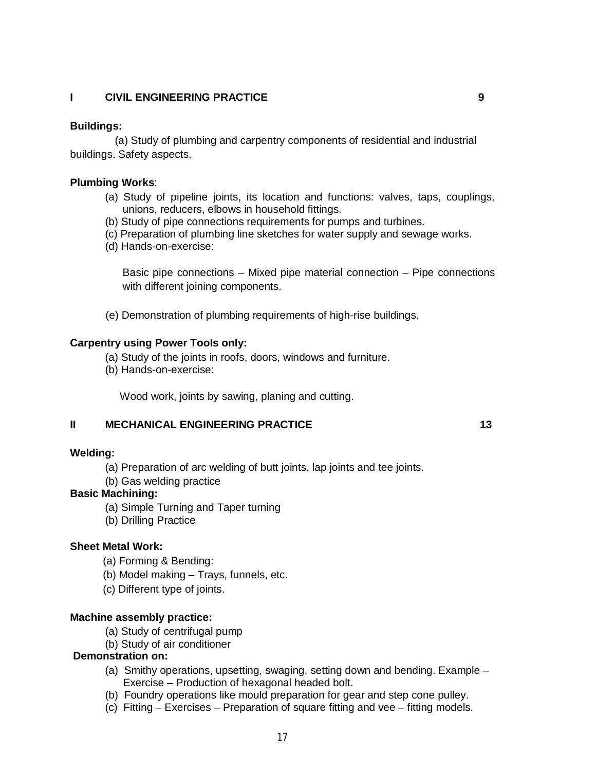## I CIVIL ENGINEERING PRACTICE 9

**Buildings:**

(a) Study of plumbing and carpentry components of residential and industrial buildings. Safety aspects.

**Plumbing Works**:

(a) Study of pipeline joints, its location and functions: valves, taps, couplings, unions, reducers, elbows in household fittings.
(b) Study of pipe connections requirements for pumps and turbines.
(c) Preparation of plumbing line sketches for water supply and sewage works.
(d) Hands-on-exercise:

Basic pipe connections – Mixed pipe material connection – Pipe connections with different joining components.

(e) Demonstration of plumbing requirements of high-rise buildings.

**Carpentry using Power Tools only:**

(a) Study of the joints in roofs, doors, windows and furniture.
(b) Hands-on-exercise:

Wood work, joints by sawing, planing and cutting.

## II MECHANICAL ENGINEERING PRACTICE 13

**Welding:**

(a) Preparation of arc welding of butt joints, lap joints and tee joints.
(b) Gas welding practice

**Basic Machining:**

(a) Simple Turning and Taper turning
(b) Drilling Practice

**Sheet Metal Work:**

(a) Forming & Bending:
(b) Model making – Trays, funnels, etc.
(c) Different type of joints.

**Machine assembly practice:**

(a) Study of centrifugal pump
(b) Study of air conditioner

**Demonstration on:**

(a) Smithy operations, upsetting, swaging, setting down and bending. Example – Exercise – Production of hexagonal headed bolt.
(b) Foundry operations like mould preparation for gear and step cone pulley.
(c) Fitting – Exercises – Preparation of square fitting and vee – fitting models.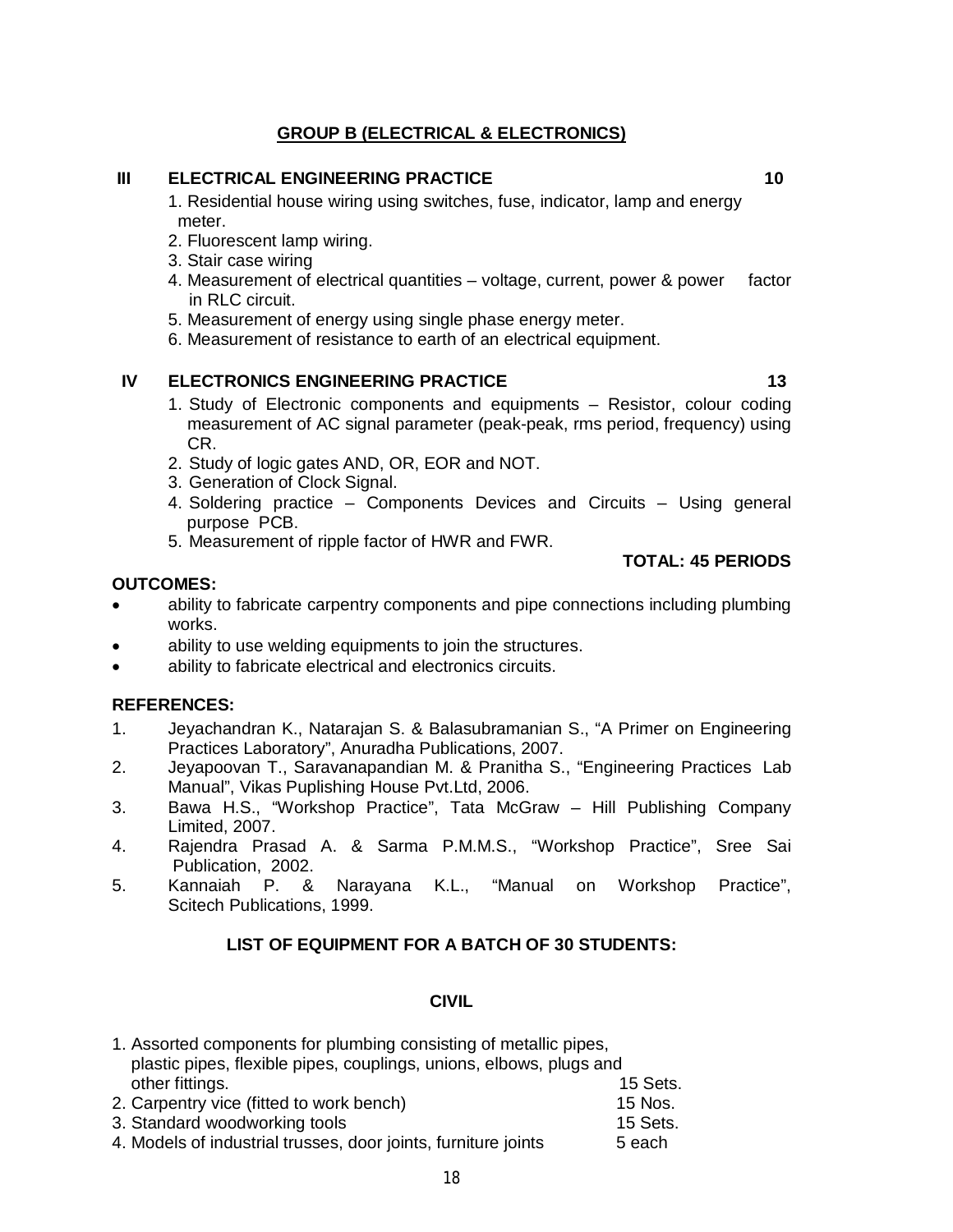## GROUP B (ELECTRICAL & ELECTRONICS)

### III ELECTRICAL ENGINEERING PRACTICE 10

1. Residential house wiring using switches, fuse, indicator, lamp and energy meter.
2. Fluorescent lamp wiring.
3. Stair case wiring
4. Measurement of electrical quantities – voltage, current, power & power factor in RLC circuit.
5. Measurement of energy using single phase energy meter.
6. Measurement of resistance to earth of an electrical equipment.

### IV ELECTRONICS ENGINEERING PRACTICE 13

1. Study of Electronic components and equipments – Resistor, colour coding measurement of AC signal parameter (peak-peak, rms period, frequency) using CR.
2. Study of logic gates AND, OR, EOR and NOT.
3. Generation of Clock Signal.
4. Soldering practice – Components Devices and Circuits – Using general purpose PCB.
5. Measurement of ripple factor of HWR and FWR.

**TOTAL: 45 PERIODS**

**OUTCOMES:**

- ability to fabricate carpentry components and pipe connections including plumbing works.
- ability to use welding equipments to join the structures.
- ability to fabricate electrical and electronics circuits.

**REFERENCES:**

1. Jeyachandran K., Natarajan S. & Balasubramanian S., "A Primer on Engineering Practices Laboratory", Anuradha Publications, 2007.
2. Jeyapoovan T., Saravanapandian M. & Pranitha S., "Engineering Practices Lab Manual", Vikas Puplishing House Pvt.Ltd, 2006.
3. Bawa H.S., "Workshop Practice", Tata McGraw – Hill Publishing Company Limited, 2007.
4. Rajendra Prasad A. & Sarma P.M.M.S., "Workshop Practice", Sree Sai Publication, 2002.
5. Kannaiah P. & Narayana K.L., "Manual on Workshop Practice", Scitech Publications, 1999.

**LIST OF EQUIPMENT FOR A BATCH OF 30 STUDENTS:**

**CIVIL**

1. Assorted components for plumbing consisting of metallic pipes, plastic pipes, flexible pipes, couplings, unions, elbows, plugs and other fittings. 15 Sets.
2. Carpentry vice (fitted to work bench) 15 Nos.
3. Standard woodworking tools 15 Sets.
4. Models of industrial trusses, door joints, furniture joints 5 each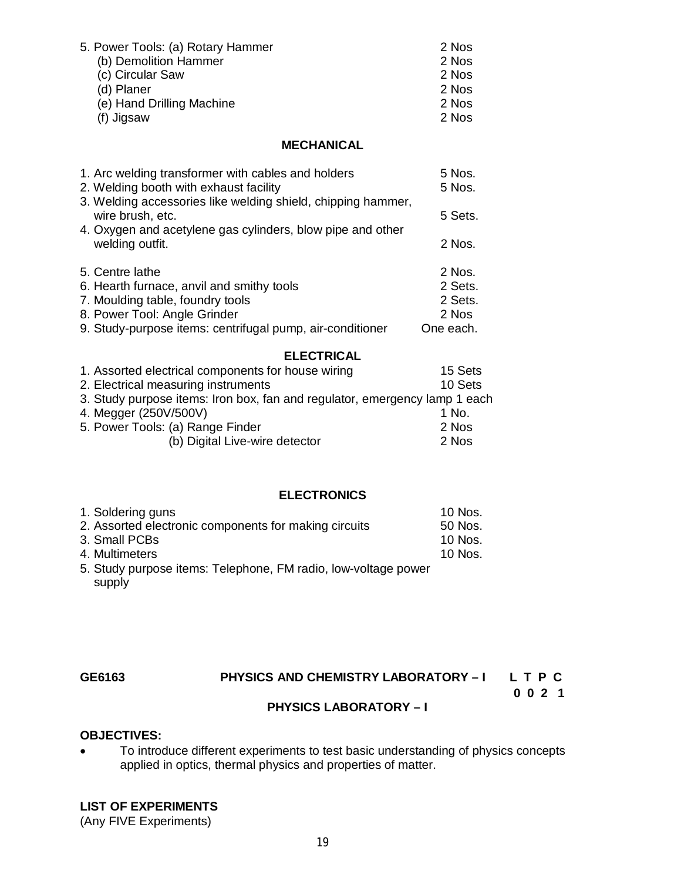5. Power Tools: (a) Rotary Hammer 2 Nos
   (b) Demolition Hammer 2 Nos
   (c) Circular Saw 2 Nos
   (d) Planer 2 Nos
   (e) Hand Drilling Machine 2 Nos
   (f) Jigsaw 2 Nos

**MECHANICAL**

1. Arc welding transformer with cables and holders 5 Nos.
2. Welding booth with exhaust facility 5 Nos.
3. Welding accessories like welding shield, chipping hammer, wire brush, etc. 5 Sets.
4. Oxygen and acetylene gas cylinders, blow pipe and other welding outfit. 2 Nos.
5. Centre lathe 2 Nos.
6. Hearth furnace, anvil and smithy tools 2 Sets.
7. Moulding table, foundry tools 2 Sets.
8. Power Tool: Angle Grinder 2 Nos
9. Study-purpose items: centrifugal pump, air-conditioner One each.

**ELECTRICAL**

1. Assorted electrical components for house wiring 15 Sets
2. Electrical measuring instruments 10 Sets
3. Study purpose items: Iron box, fan and regulator, emergency lamp 1 each
4. Megger (250V/500V) 1 No.
5. Power Tools: (a) Range Finder 2 Nos
   (b) Digital Live-wire detector 2 Nos

**ELECTRONICS**

1. Soldering guns 10 Nos.
2. Assorted electronic components for making circuits 50 Nos.
3. Small PCBs 10 Nos.
4. Multimeters 10 Nos.
5. Study purpose items: Telephone, FM radio, low-voltage power supply

**GE6163 PHYSICS AND CHEMISTRY LABORATORY – I** **L T P C**
**0 0 2 1**

**PHYSICS LABORATORY – I**

**OBJECTIVES:**

- To introduce different experiments to test basic understanding of physics concepts applied in optics, thermal physics and properties of matter.

**LIST OF EXPERIMENTS**
(Any FIVE Experiments)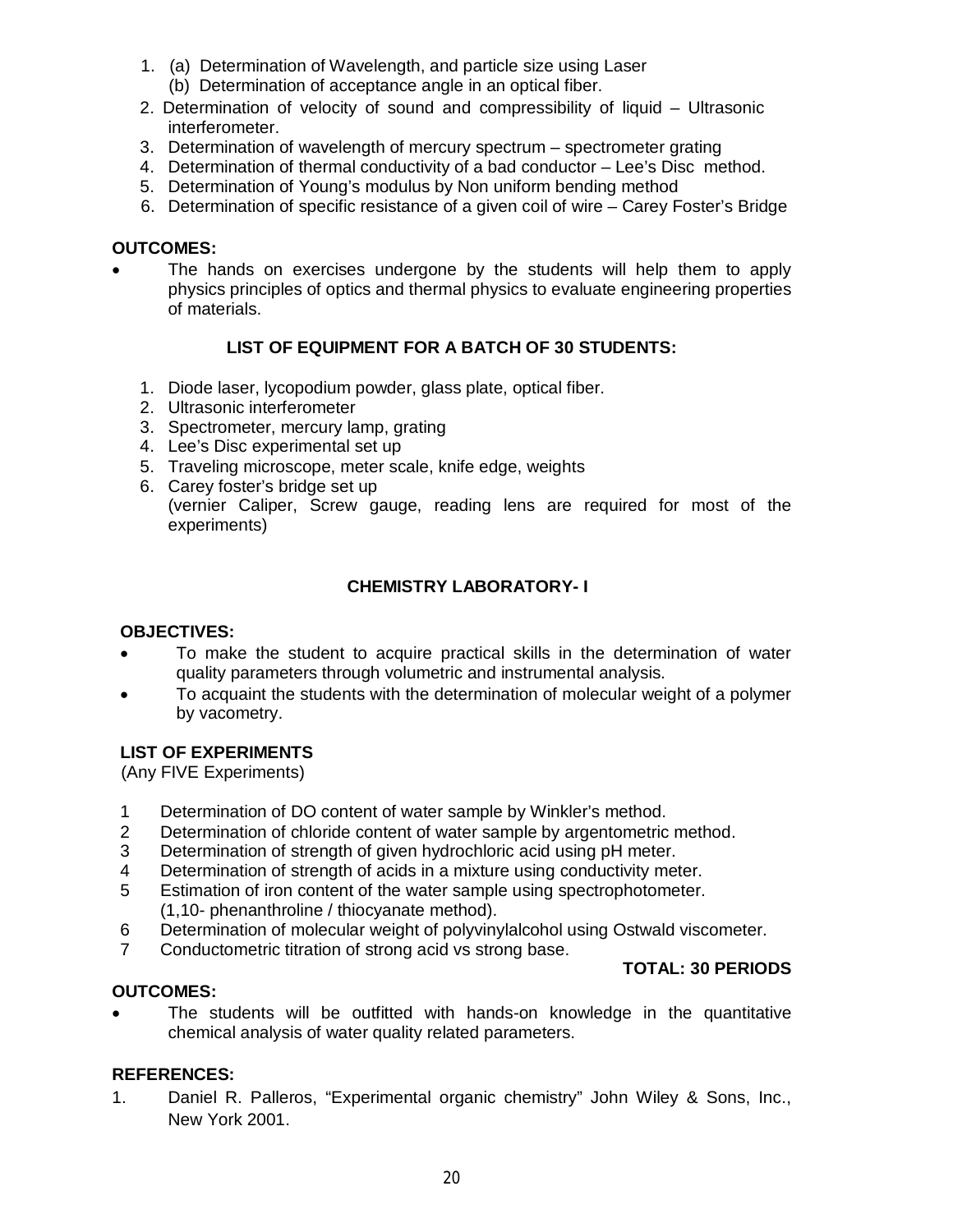1. (a) Determination of Wavelength, and particle size using Laser
   (b) Determination of acceptance angle in an optical fiber.
2. Determination of velocity of sound and compressibility of liquid – Ultrasonic interferometer.
3. Determination of wavelength of mercury spectrum – spectrometer grating
4. Determination of thermal conductivity of a bad conductor – Lee's Disc method.
5. Determination of Young's modulus by Non uniform bending method
6. Determination of specific resistance of a given coil of wire – Carey Foster's Bridge

**OUTCOMES:**

- The hands on exercises undergone by the students will help them to apply physics principles of optics and thermal physics to evaluate engineering properties of materials.

**LIST OF EQUIPMENT FOR A BATCH OF 30 STUDENTS:**

1. Diode laser, lycopodium powder, glass plate, optical fiber.
2. Ultrasonic interferometer
3. Spectrometer, mercury lamp, grating
4. Lee's Disc experimental set up
5. Traveling microscope, meter scale, knife edge, weights
6. Carey foster's bridge set up
   (vernier Caliper, Screw gauge, reading lens are required for most of the experiments)

## CHEMISTRY LABORATORY- I

**OBJECTIVES:**

- To make the student to acquire practical skills in the determination of water quality parameters through volumetric and instrumental analysis.
- To acquaint the students with the determination of molecular weight of a polymer by vacometry.

**LIST OF EXPERIMENTS**
(Any FIVE Experiments)

1. Determination of DO content of water sample by Winkler's method.
2. Determination of chloride content of water sample by argentometric method.
3. Determination of strength of given hydrochloric acid using pH meter.
4. Determination of strength of acids in a mixture using conductivity meter.
5. Estimation of iron content of the water sample using spectrophotometer. (1,10- phenanthroline / thiocyanate method).
6. Determination of molecular weight of polyvinylalcohol using Ostwald viscometer.
7. Conductometric titration of strong acid vs strong base.

**TOTAL: 30 PERIODS**

**OUTCOMES:**

- The students will be outfitted with hands-on knowledge in the quantitative chemical analysis of water quality related parameters.

**REFERENCES:**

1. Daniel R. Palleros, "Experimental organic chemistry" John Wiley & Sons, Inc., New York 2001.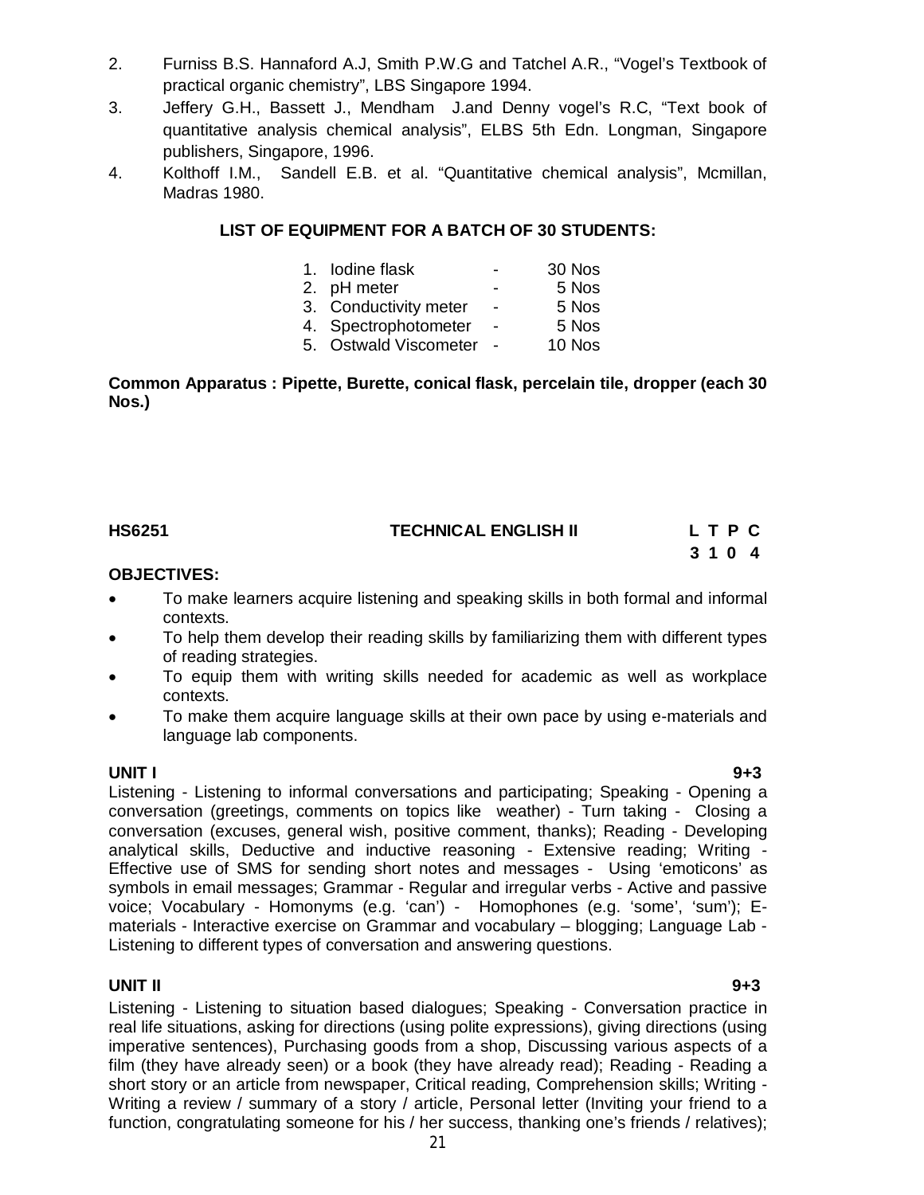2. Furniss B.S. Hannaford A.J, Smith P.W.G and Tatchel A.R., "Vogel's Textbook of practical organic chemistry", LBS Singapore 1994.
3. Jeffery G.H., Bassett J., Mendham J.and Denny vogel's R.C, "Text book of quantitative analysis chemical analysis", ELBS 5th Edn. Longman, Singapore publishers, Singapore, 1996.
4. Kolthoff I.M., Sandell E.B. et al. "Quantitative chemical analysis", Mcmillan, Madras 1980.

**LIST OF EQUIPMENT FOR A BATCH OF 30 STUDENTS:**

| | | | |
|---|---|---|---|
| 1. | Iodine flask | - | 30 Nos |
| 2. | pH meter | - | 5 Nos |
| 3. | Conductivity meter | - | 5 Nos |
| 4. | Spectrophotometer | - | 5 Nos |
| 5. | Ostwald Viscometer | - | 10 Nos |

**Common Apparatus : Pipette, Burette, conical flask, percelain tile, dropper (each 30 Nos.)**

## HS6251 TECHNICAL ENGLISH II

**L T P C**
**3 1 0 4**

**OBJECTIVES:**

- To make learners acquire listening and speaking skills in both formal and informal contexts.
- To help them develop their reading skills by familiarizing them with different types of reading strategies.
- To equip them with writing skills needed for academic as well as workplace contexts.
- To make them acquire language skills at their own pace by using e-materials and language lab components.

**UNIT I 9+3**

Listening - Listening to informal conversations and participating; Speaking - Opening a conversation (greetings, comments on topics like weather) - Turn taking - Closing a conversation (excuses, general wish, positive comment, thanks); Reading - Developing analytical skills, Deductive and inductive reasoning - Extensive reading; Writing - Effective use of SMS for sending short notes and messages - Using 'emoticons' as symbols in email messages; Grammar - Regular and irregular verbs - Active and passive voice; Vocabulary - Homonyms (e.g. 'can') - Homophones (e.g. 'some', 'sum'); E-materials - Interactive exercise on Grammar and vocabulary – blogging; Language Lab - Listening to different types of conversation and answering questions.

**UNIT II 9+3**

Listening - Listening to situation based dialogues; Speaking - Conversation practice in real life situations, asking for directions (using polite expressions), giving directions (using imperative sentences), Purchasing goods from a shop, Discussing various aspects of a film (they have already seen) or a book (they have already read); Reading - Reading a short story or an article from newspaper, Critical reading, Comprehension skills; Writing - Writing a review / summary of a story / article, Personal letter (Inviting your friend to a function, congratulating someone for his / her success, thanking one's friends / relatives);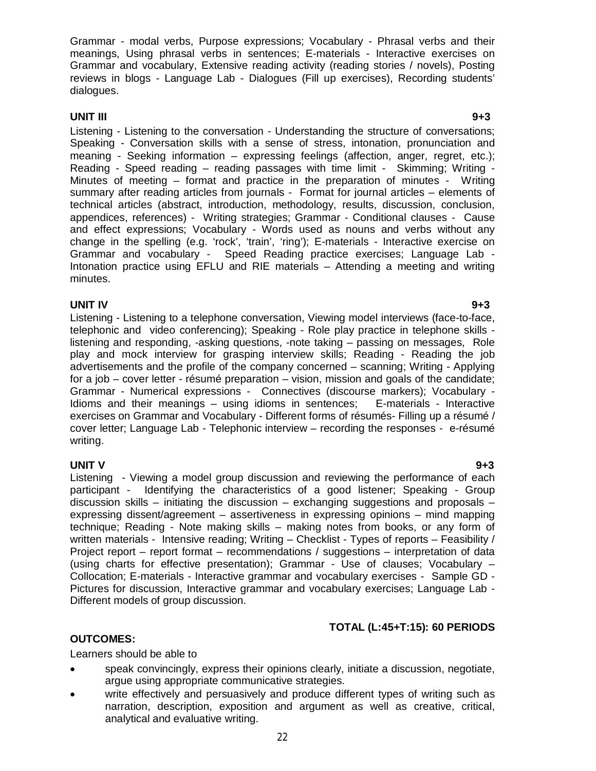Grammar - modal verbs, Purpose expressions; Vocabulary - Phrasal verbs and their meanings, Using phrasal verbs in sentences; E-materials - Interactive exercises on Grammar and vocabulary, Extensive reading activity (reading stories / novels), Posting reviews in blogs - Language Lab - Dialogues (Fill up exercises), Recording students' dialogues.

**UNIT III 9+3**

Listening - Listening to the conversation - Understanding the structure of conversations; Speaking - Conversation skills with a sense of stress, intonation, pronunciation and meaning - Seeking information – expressing feelings (affection, anger, regret, etc.); Reading - Speed reading – reading passages with time limit - Skimming; Writing - Minutes of meeting – format and practice in the preparation of minutes - Writing summary after reading articles from journals - Format for journal articles – elements of technical articles (abstract, introduction, methodology, results, discussion, conclusion, appendices, references) - Writing strategies; Grammar - Conditional clauses - Cause and effect expressions; Vocabulary - Words used as nouns and verbs without any change in the spelling (e.g. 'rock', 'train', 'ring'); E-materials - Interactive exercise on Grammar and vocabulary - Speed Reading practice exercises; Language Lab - Intonation practice using EFLU and RIE materials – Attending a meeting and writing minutes.

**UNIT IV 9+3**

Listening - Listening to a telephone conversation, Viewing model interviews (face-to-face, telephonic and video conferencing); Speaking - Role play practice in telephone skills - listening and responding, -asking questions, -note taking – passing on messages, Role play and mock interview for grasping interview skills; Reading - Reading the job advertisements and the profile of the company concerned – scanning; Writing - Applying for a job – cover letter - résumé preparation – vision, mission and goals of the candidate; Grammar - Numerical expressions - Connectives (discourse markers); Vocabulary - Idioms and their meanings – using idioms in sentences; E-materials - Interactive exercises on Grammar and Vocabulary - Different forms of résumés- Filling up a résumé / cover letter; Language Lab - Telephonic interview – recording the responses - e-résumé writing.

**UNIT V 9+3**

Listening - Viewing a model group discussion and reviewing the performance of each participant - Identifying the characteristics of a good listener; Speaking - Group discussion skills – initiating the discussion – exchanging suggestions and proposals – expressing dissent/agreement – assertiveness in expressing opinions – mind mapping technique; Reading - Note making skills – making notes from books, or any form of written materials - Intensive reading; Writing – Checklist - Types of reports – Feasibility / Project report – report format – recommendations / suggestions – interpretation of data (using charts for effective presentation); Grammar - Use of clauses; Vocabulary – Collocation; E-materials - Interactive grammar and vocabulary exercises - Sample GD - Pictures for discussion, Interactive grammar and vocabulary exercises; Language Lab - Different models of group discussion.

**TOTAL (L:45+T:15): 60 PERIODS**

**OUTCOMES:**

Learners should be able to

- speak convincingly, express their opinions clearly, initiate a discussion, negotiate, argue using appropriate communicative strategies.
- write effectively and persuasively and produce different types of writing such as narration, description, exposition and argument as well as creative, critical, analytical and evaluative writing.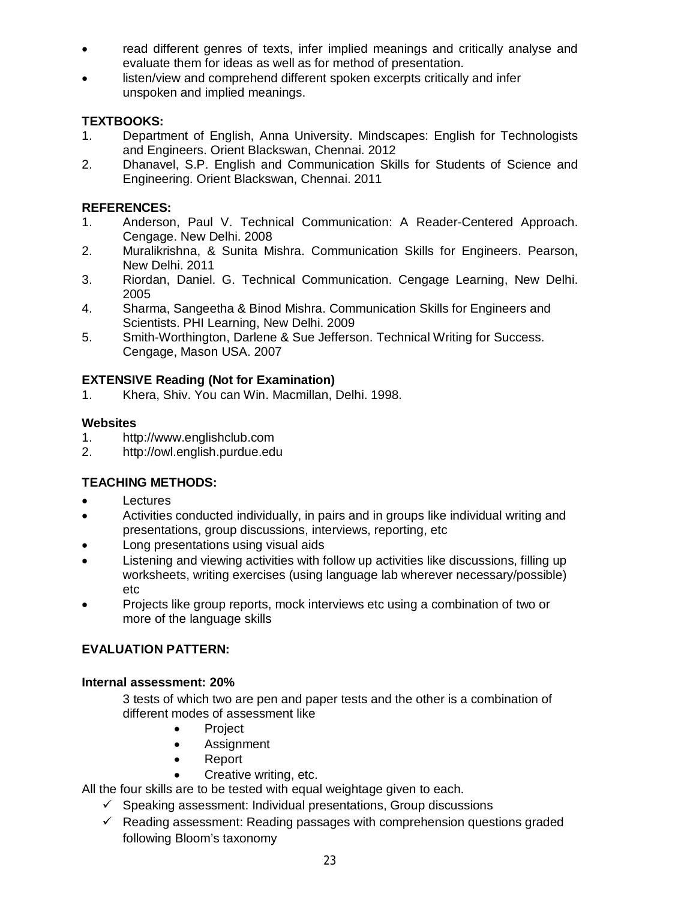- read different genres of texts, infer implied meanings and critically analyse and evaluate them for ideas as well as for method of presentation.
- listen/view and comprehend different spoken excerpts critically and infer unspoken and implied meanings.

**TEXTBOOKS:**

1. Department of English, Anna University. Mindscapes: English for Technologists and Engineers. Orient Blackswan, Chennai. 2012
2. Dhanavel, S.P. English and Communication Skills for Students of Science and Engineering. Orient Blackswan, Chennai. 2011

**REFERENCES:**

1. Anderson, Paul V. Technical Communication: A Reader-Centered Approach. Cengage. New Delhi. 2008
2. Muralikrishna, & Sunita Mishra. Communication Skills for Engineers. Pearson, New Delhi. 2011
3. Riordan, Daniel. G. Technical Communication. Cengage Learning, New Delhi. 2005
4. Sharma, Sangeetha & Binod Mishra. Communication Skills for Engineers and Scientists. PHI Learning, New Delhi. 2009
5. Smith-Worthington, Darlene & Sue Jefferson. Technical Writing for Success. Cengage, Mason USA. 2007

**EXTENSIVE Reading (Not for Examination)**

1. Khera, Shiv. You can Win. Macmillan, Delhi. 1998.

**Websites**

1. http://www.englishclub.com
2. http://owl.english.purdue.edu

**TEACHING METHODS:**

- Lectures
- Activities conducted individually, in pairs and in groups like individual writing and presentations, group discussions, interviews, reporting, etc
- Long presentations using visual aids
- Listening and viewing activities with follow up activities like discussions, filling up worksheets, writing exercises (using language lab wherever necessary/possible) etc
- Projects like group reports, mock interviews etc using a combination of two or more of the language skills

**EVALUATION PATTERN:**

**Internal assessment: 20%**

3 tests of which two are pen and paper tests and the other is a combination of different modes of assessment like

- Project
- Assignment
- Report
- Creative writing, etc.

All the four skills are to be tested with equal weightage given to each.

- ✓ Speaking assessment: Individual presentations, Group discussions
- ✓ Reading assessment: Reading passages with comprehension questions graded following Bloom's taxonomy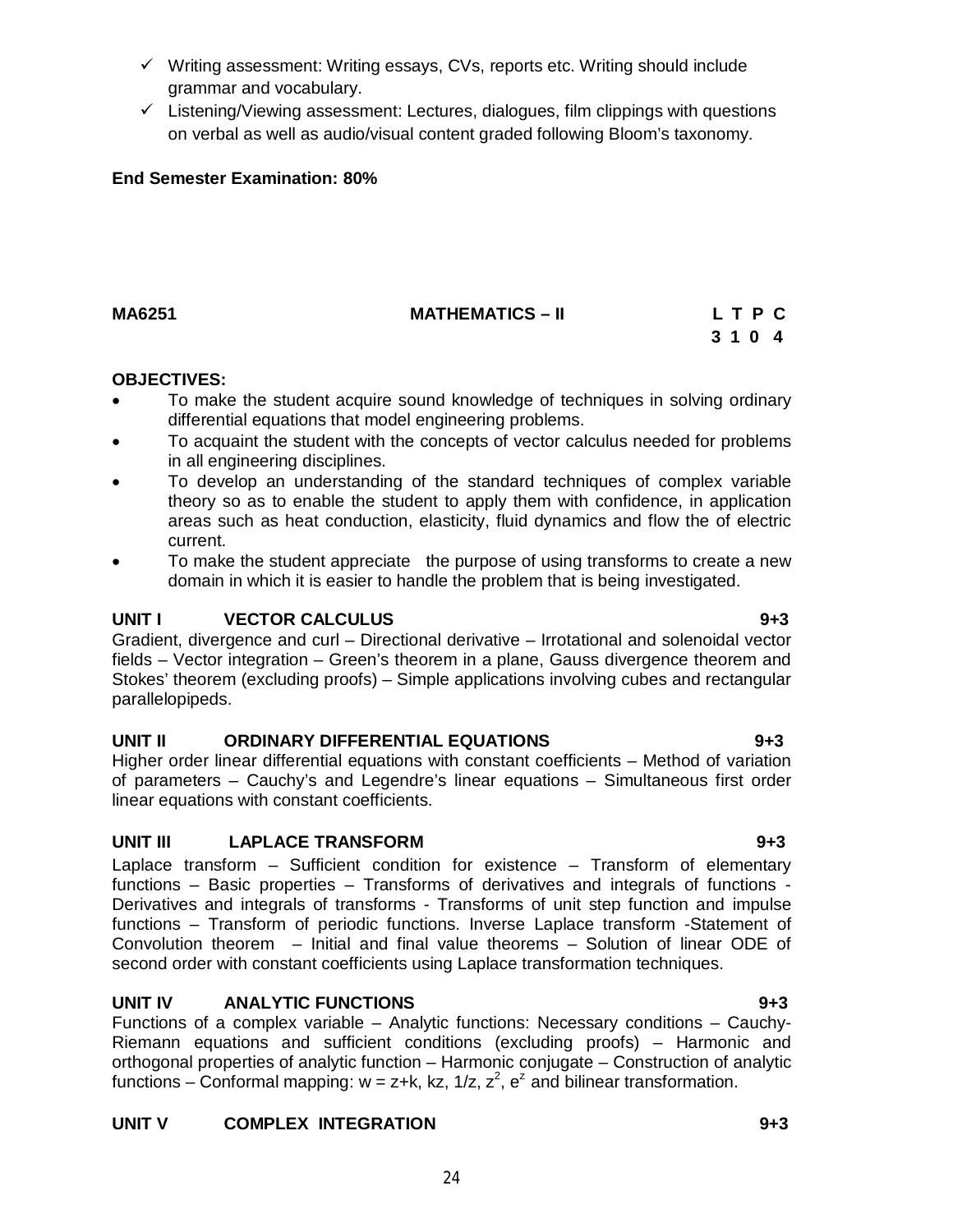- ✓ Writing assessment: Writing essays, CVs, reports etc. Writing should include grammar and vocabulary.
- ✓ Listening/Viewing assessment: Lectures, dialogues, film clippings with questions on verbal as well as audio/visual content graded following Bloom's taxonomy.

**End Semester Examination: 80%**

| **MA6251** | **MATHEMATICS – II** | **L T P C** |
|---|---|---|
| | | **3 1 0 4** |

**OBJECTIVES:**

- To make the student acquire sound knowledge of techniques in solving ordinary differential equations that model engineering problems.
- To acquaint the student with the concepts of vector calculus needed for problems in all engineering disciplines.
- To develop an understanding of the standard techniques of complex variable theory so as to enable the student to apply them with confidence, in application areas such as heat conduction, elasticity, fluid dynamics and flow the of electric current.
- To make the student appreciate the purpose of using transforms to create a new domain in which it is easier to handle the problem that is being investigated.

**UNIT I VECTOR CALCULUS 9+3**

Gradient, divergence and curl – Directional derivative – Irrotational and solenoidal vector fields – Vector integration – Green's theorem in a plane, Gauss divergence theorem and Stokes' theorem (excluding proofs) – Simple applications involving cubes and rectangular parallelopipeds.

**UNIT II ORDINARY DIFFERENTIAL EQUATIONS 9+3**

Higher order linear differential equations with constant coefficients – Method of variation of parameters – Cauchy's and Legendre's linear equations – Simultaneous first order linear equations with constant coefficients.

**UNIT III LAPLACE TRANSFORM 9+3**

Laplace transform – Sufficient condition for existence – Transform of elementary functions – Basic properties – Transforms of derivatives and integrals of functions - Derivatives and integrals of transforms - Transforms of unit step function and impulse functions – Transform of periodic functions. Inverse Laplace transform -Statement of Convolution theorem – Initial and final value theorems – Solution of linear ODE of second order with constant coefficients using Laplace transformation techniques.

**UNIT IV ANALYTIC FUNCTIONS 9+3**

Functions of a complex variable – Analytic functions: Necessary conditions – Cauchy-Riemann equations and sufficient conditions (excluding proofs) – Harmonic and orthogonal properties of analytic function – Harmonic conjugate – Construction of analytic functions – Conformal mapping: $w = z+k$, $kz$, $1/z$, $z^2$, $e^z$ and bilinear transformation.

**UNIT V COMPLEX INTEGRATION 9+3**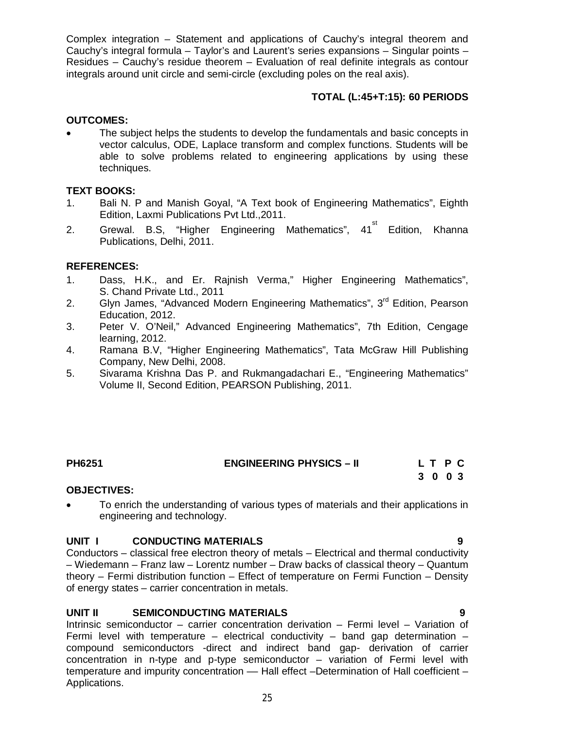Complex integration – Statement and applications of Cauchy's integral theorem and Cauchy's integral formula – Taylor's and Laurent's series expansions – Singular points – Residues – Cauchy's residue theorem – Evaluation of real definite integrals as contour integrals around unit circle and semi-circle (excluding poles on the real axis).

**TOTAL (L:45+T:15): 60 PERIODS**

**OUTCOMES:**

- The subject helps the students to develop the fundamentals and basic concepts in vector calculus, ODE, Laplace transform and complex functions. Students will be able to solve problems related to engineering applications by using these techniques.

**TEXT BOOKS:**

1. Bali N. P and Manish Goyal, "A Text book of Engineering Mathematics", Eighth Edition, Laxmi Publications Pvt Ltd.,2011.
2. Grewal. B.S, "Higher Engineering Mathematics", 41st Edition, Khanna Publications, Delhi, 2011.

**REFERENCES:**

1. Dass, H.K., and Er. Rajnish Verma," Higher Engineering Mathematics", S. Chand Private Ltd., 2011
2. Glyn James, "Advanced Modern Engineering Mathematics", 3rd Edition, Pearson Education, 2012.
3. Peter V. O'Neil," Advanced Engineering Mathematics", 7th Edition, Cengage learning, 2012.
4. Ramana B.V, "Higher Engineering Mathematics", Tata McGraw Hill Publishing Company, New Delhi, 2008.
5. Sivarama Krishna Das P. and Rukmangadachari E., "Engineering Mathematics" Volume II, Second Edition, PEARSON Publishing, 2011.

## PH6251 ENGINEERING PHYSICS – II

| L | T | P | C |
|---|---|---|---|
| 3 | 0 | 0 | 3 |

**OBJECTIVES:**

- To enrich the understanding of various types of materials and their applications in engineering and technology.

### UNIT I CONDUCTING MATERIALS 9

Conductors – classical free electron theory of metals – Electrical and thermal conductivity – Wiedemann – Franz law – Lorentz number – Draw backs of classical theory – Quantum theory – Fermi distribution function – Effect of temperature on Fermi Function – Density of energy states – carrier concentration in metals.

### UNIT II SEMICONDUCTING MATERIALS 9

Intrinsic semiconductor – carrier concentration derivation – Fermi level – Variation of Fermi level with temperature – electrical conductivity – band gap determination – compound semiconductors -direct and indirect band gap- derivation of carrier concentration in n-type and p-type semiconductor – variation of Fermi level with temperature and impurity concentration –– Hall effect –Determination of Hall coefficient – Applications.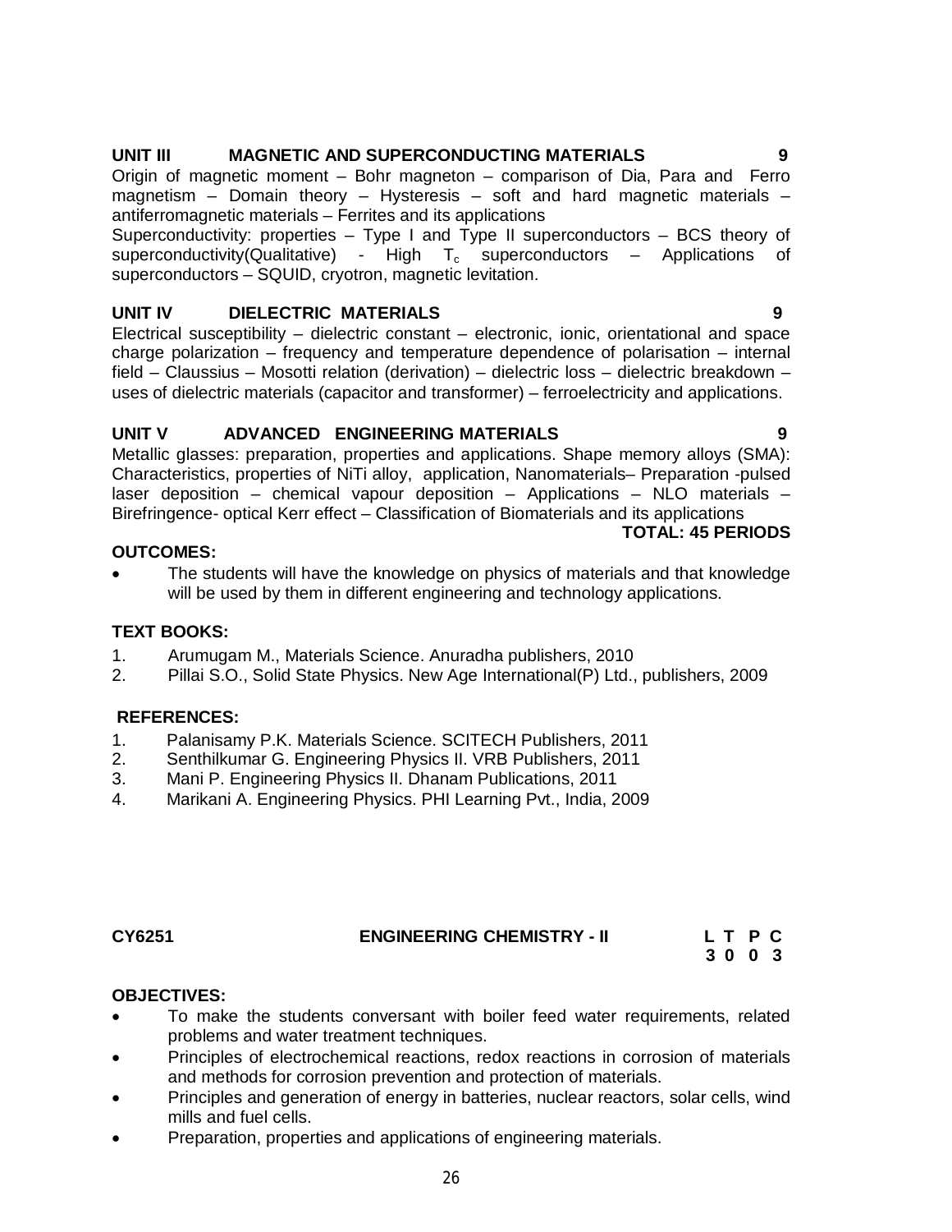**UNIT III MAGNETIC AND SUPERCONDUCTING MATERIALS 9**

Origin of magnetic moment – Bohr magneton – comparison of Dia, Para and Ferro magnetism – Domain theory – Hysteresis – soft and hard magnetic materials – antiferromagnetic materials – Ferrites and its applications

Superconductivity: properties – Type I and Type II superconductors – BCS theory of superconductivity(Qualitative) - High $T_c$ superconductors – Applications of superconductors – SQUID, cryotron, magnetic levitation.

**UNIT IV DIELECTRIC MATERIALS 9**

Electrical susceptibility – dielectric constant – electronic, ionic, orientational and space charge polarization – frequency and temperature dependence of polarisation – internal field – Claussius – Mosotti relation (derivation) – dielectric loss – dielectric breakdown – uses of dielectric materials (capacitor and transformer) – ferroelectricity and applications.

**UNIT V ADVANCED ENGINEERING MATERIALS 9**

Metallic glasses: preparation, properties and applications. Shape memory alloys (SMA): Characteristics, properties of NiTi alloy, application, Nanomaterials– Preparation -pulsed laser deposition – chemical vapour deposition – Applications – NLO materials – Birefringence- optical Kerr effect – Classification of Biomaterials and its applications

**TOTAL: 45 PERIODS**

**OUTCOMES:**

- The students will have the knowledge on physics of materials and that knowledge will be used by them in different engineering and technology applications.

**TEXT BOOKS:**

1. Arumugam M., Materials Science. Anuradha publishers, 2010
2. Pillai S.O., Solid State Physics. New Age International(P) Ltd., publishers, 2009

**REFERENCES:**

1. Palanisamy P.K. Materials Science. SCITECH Publishers, 2011
2. Senthilkumar G. Engineering Physics II. VRB Publishers, 2011
3. Mani P. Engineering Physics II. Dhanam Publications, 2011
4. Marikani A. Engineering Physics. PHI Learning Pvt., India, 2009

**CY6251 ENGINEERING CHEMISTRY - II**

| L | T | P | C |
|---|---|---|---|
| 3 | 0 | 0 | 3 |

**OBJECTIVES:**

- To make the students conversant with boiler feed water requirements, related problems and water treatment techniques.
- Principles of electrochemical reactions, redox reactions in corrosion of materials and methods for corrosion prevention and protection of materials.
- Principles and generation of energy in batteries, nuclear reactors, solar cells, wind mills and fuel cells.
- Preparation, properties and applications of engineering materials.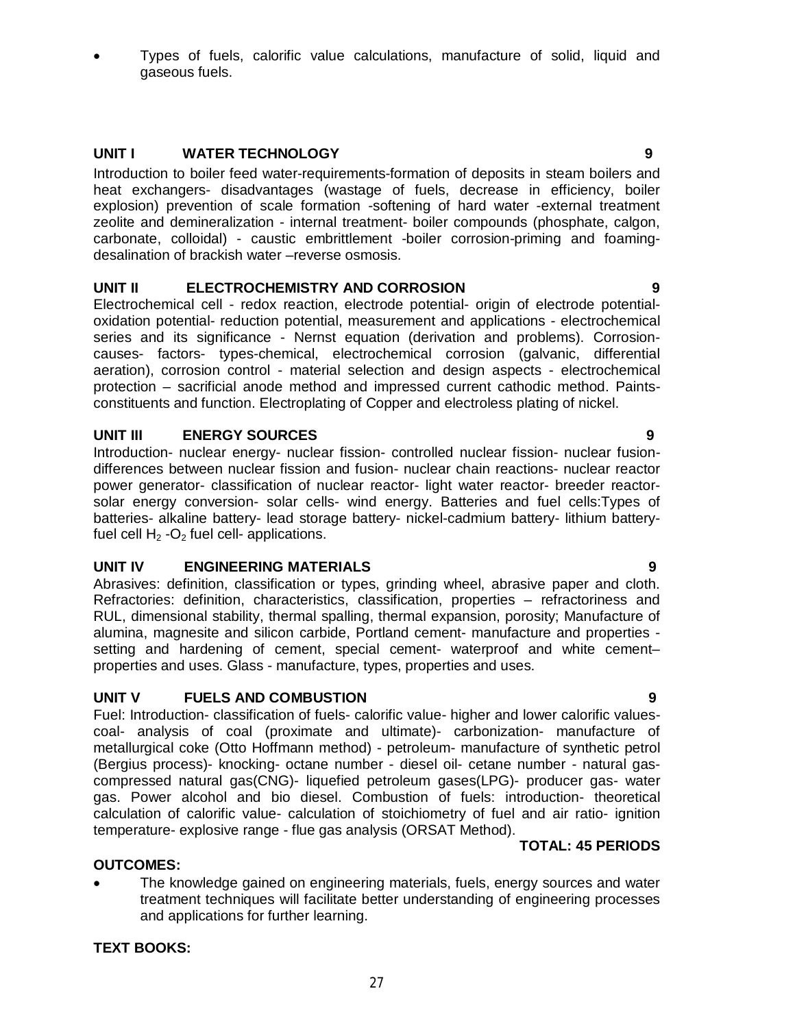- Types of fuels, calorific value calculations, manufacture of solid, liquid and gaseous fuels.

### UNIT I WATER TECHNOLOGY 9

Introduction to boiler feed water-requirements-formation of deposits in steam boilers and heat exchangers- disadvantages (wastage of fuels, decrease in efficiency, boiler explosion) prevention of scale formation -softening of hard water -external treatment zeolite and demineralization - internal treatment- boiler compounds (phosphate, calgon, carbonate, colloidal) - caustic embrittlement -boiler corrosion-priming and foaming-desalination of brackish water –reverse osmosis.

### UNIT II ELECTROCHEMISTRY AND CORROSION 9

Electrochemical cell - redox reaction, electrode potential- origin of electrode potential-oxidation potential- reduction potential, measurement and applications - electrochemical series and its significance - Nernst equation (derivation and problems). Corrosion-causes- factors- types-chemical, electrochemical corrosion (galvanic, differential aeration), corrosion control - material selection and design aspects - electrochemical protection – sacrificial anode method and impressed current cathodic method. Paints-constituents and function. Electroplating of Copper and electroless plating of nickel.

### UNIT III ENERGY SOURCES 9

Introduction- nuclear energy- nuclear fission- controlled nuclear fission- nuclear fusion-differences between nuclear fission and fusion- nuclear chain reactions- nuclear reactor power generator- classification of nuclear reactor- light water reactor- breeder reactor-solar energy conversion- solar cells- wind energy. Batteries and fuel cells:Types of batteries- alkaline battery- lead storage battery- nickel-cadmium battery- lithium battery-fuel cell $H_2$ -$O_2$ fuel cell- applications.

### UNIT IV ENGINEERING MATERIALS 9

Abrasives: definition, classification or types, grinding wheel, abrasive paper and cloth. Refractories: definition, characteristics, classification, properties – refractoriness and RUL, dimensional stability, thermal spalling, thermal expansion, porosity; Manufacture of alumina, magnesite and silicon carbide, Portland cement- manufacture and properties - setting and hardening of cement, special cement- waterproof and white cement–properties and uses. Glass - manufacture, types, properties and uses.

### UNIT V FUELS AND COMBUSTION 9

Fuel: Introduction- classification of fuels- calorific value- higher and lower calorific values-coal- analysis of coal (proximate and ultimate)- carbonization- manufacture of metallurgical coke (Otto Hoffmann method) - petroleum- manufacture of synthetic petrol (Bergius process)- knocking- octane number - diesel oil- cetane number - natural gas-compressed natural gas(CNG)- liquefied petroleum gases(LPG)- producer gas- water gas. Power alcohol and bio diesel. Combustion of fuels: introduction- theoretical calculation of calorific value- calculation of stoichiometry of fuel and air ratio- ignition temperature- explosive range - flue gas analysis (ORSAT Method).

**TOTAL: 45 PERIODS**

**OUTCOMES:**

- The knowledge gained on engineering materials, fuels, energy sources and water treatment techniques will facilitate better understanding of engineering processes and applications for further learning.

**TEXT BOOKS:**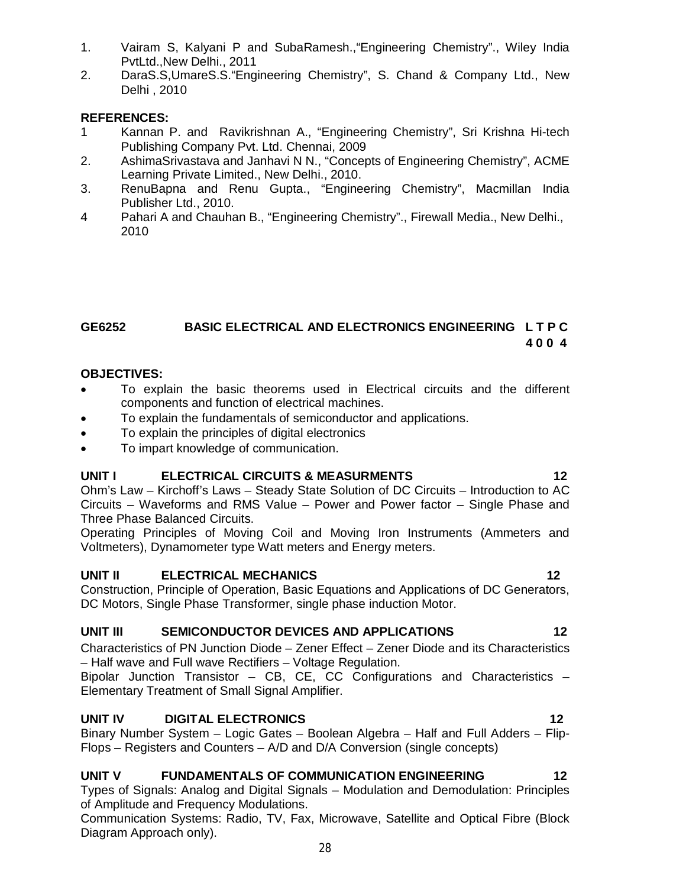1. Vairam S, Kalyani P and SubaRamesh.,"Engineering Chemistry"., Wiley India PvtLtd.,New Delhi., 2011
2. DaraS.S,UmareS.S."Engineering Chemistry", S. Chand & Company Ltd., New Delhi , 2010

**REFERENCES:**

1 Kannan P. and Ravikrishnan A., "Engineering Chemistry", Sri Krishna Hi-tech Publishing Company Pvt. Ltd. Chennai, 2009
2. AshimaSrivastava and Janhavi N N., "Concepts of Engineering Chemistry", ACME Learning Private Limited., New Delhi., 2010.
3. RenuBapna and Renu Gupta., "Engineering Chemistry", Macmillan India Publisher Ltd., 2010.
4 Pahari A and Chauhan B., "Engineering Chemistry"., Firewall Media., New Delhi., 2010

## GE6252 BASIC ELECTRICAL AND ELECTRONICS ENGINEERING L T P C
**4 0 0 4**

**OBJECTIVES:**

- To explain the basic theorems used in Electrical circuits and the different components and function of electrical machines.
- To explain the fundamentals of semiconductor and applications.
- To explain the principles of digital electronics
- To impart knowledge of communication.

**UNIT I ELECTRICAL CIRCUITS & MEASURMENTS 12**

Ohm's Law – Kirchoff's Laws – Steady State Solution of DC Circuits – Introduction to AC Circuits – Waveforms and RMS Value – Power and Power factor – Single Phase and Three Phase Balanced Circuits.

Operating Principles of Moving Coil and Moving Iron Instruments (Ammeters and Voltmeters), Dynamometer type Watt meters and Energy meters.

**UNIT II ELECTRICAL MECHANICS 12**

Construction, Principle of Operation, Basic Equations and Applications of DC Generators, DC Motors, Single Phase Transformer, single phase induction Motor.

**UNIT III SEMICONDUCTOR DEVICES AND APPLICATIONS 12**

Characteristics of PN Junction Diode – Zener Effect – Zener Diode and its Characteristics – Half wave and Full wave Rectifiers – Voltage Regulation.

Bipolar Junction Transistor – CB, CE, CC Configurations and Characteristics – Elementary Treatment of Small Signal Amplifier.

**UNIT IV DIGITAL ELECTRONICS 12**

Binary Number System – Logic Gates – Boolean Algebra – Half and Full Adders – Flip-Flops – Registers and Counters – A/D and D/A Conversion (single concepts)

**UNIT V FUNDAMENTALS OF COMMUNICATION ENGINEERING 12**

Types of Signals: Analog and Digital Signals – Modulation and Demodulation: Principles of Amplitude and Frequency Modulations.

Communication Systems: Radio, TV, Fax, Microwave, Satellite and Optical Fibre (Block Diagram Approach only).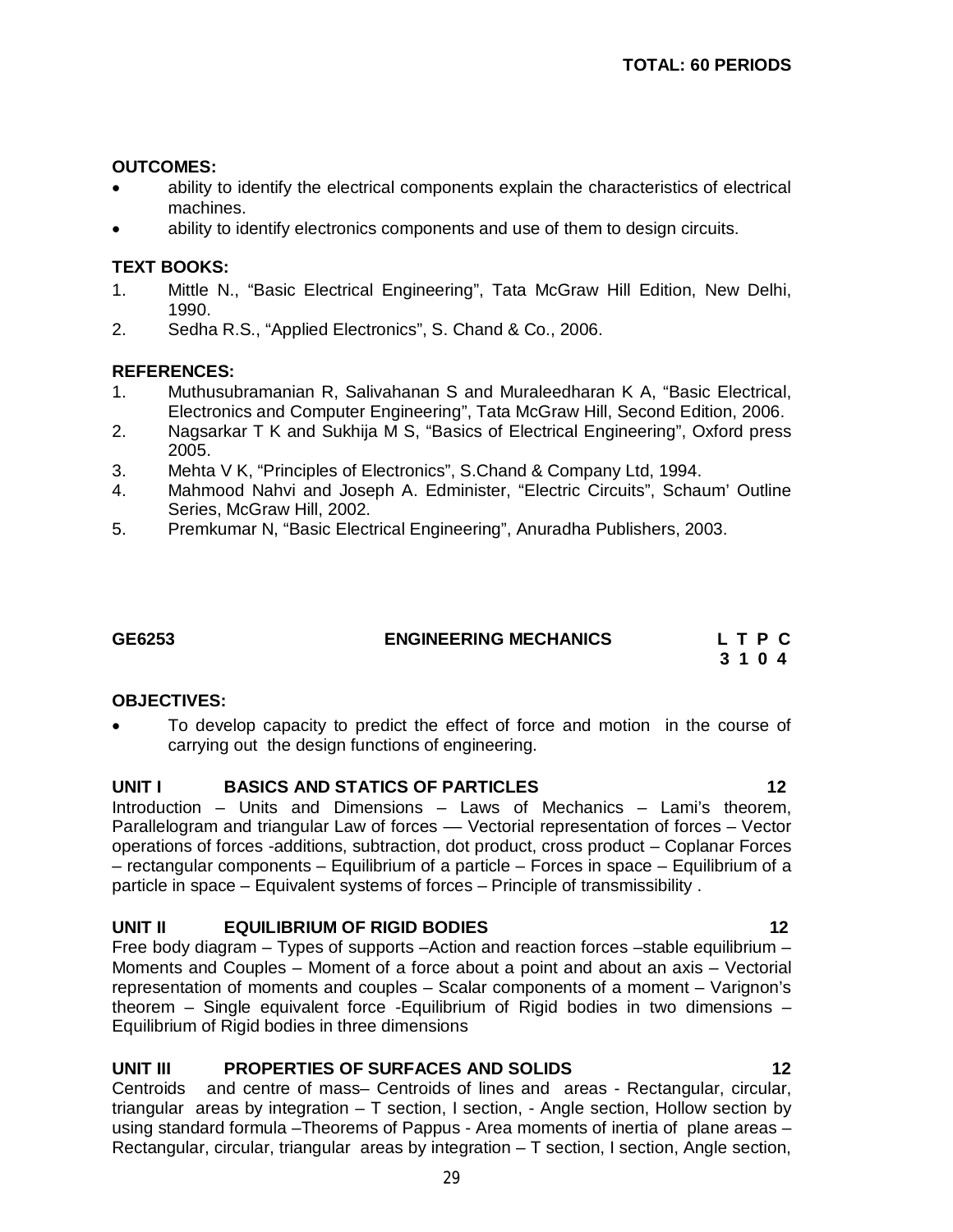**TOTAL: 60 PERIODS**

**OUTCOMES:**

- ability to identify the electrical components explain the characteristics of electrical machines.
- ability to identify electronics components and use of them to design circuits.

**TEXT BOOKS:**

1. Mittle N., "Basic Electrical Engineering", Tata McGraw Hill Edition, New Delhi, 1990.
2. Sedha R.S., "Applied Electronics", S. Chand & Co., 2006.

**REFERENCES:**

1. Muthusubramanian R, Salivahanan S and Muraleedharan K A, "Basic Electrical, Electronics and Computer Engineering", Tata McGraw Hill, Second Edition, 2006.
2. Nagsarkar T K and Sukhija M S, "Basics of Electrical Engineering", Oxford press 2005.
3. Mehta V K, "Principles of Electronics", S.Chand & Company Ltd, 1994.
4. Mahmood Nahvi and Joseph A. Edminister, "Electric Circuits", Schaum' Outline Series, McGraw Hill, 2002.
5. Premkumar N, "Basic Electrical Engineering", Anuradha Publishers, 2003.

## GE6253 ENGINEERING MECHANICS

| L | T | P | C |
|---|---|---|---|
| 3 | 1 | 0 | 4 |

**OBJECTIVES:**

- To develop capacity to predict the effect of force and motion in the course of carrying out the design functions of engineering.

### UNIT I BASICS AND STATICS OF PARTICLES 12

Introduction – Units and Dimensions – Laws of Mechanics – Lami's theorem, Parallelogram and triangular Law of forces –– Vectorial representation of forces – Vector operations of forces -additions, subtraction, dot product, cross product – Coplanar Forces – rectangular components – Equilibrium of a particle – Forces in space – Equilibrium of a particle in space – Equivalent systems of forces – Principle of transmissibility .

### UNIT II EQUILIBRIUM OF RIGID BODIES 12

Free body diagram – Types of supports –Action and reaction forces –stable equilibrium – Moments and Couples – Moment of a force about a point and about an axis – Vectorial representation of moments and couples – Scalar components of a moment – Varignon's theorem – Single equivalent force -Equilibrium of Rigid bodies in two dimensions – Equilibrium of Rigid bodies in three dimensions

### UNIT III PROPERTIES OF SURFACES AND SOLIDS 12

Centroids and centre of mass– Centroids of lines and areas - Rectangular, circular, triangular areas by integration – T section, I section, - Angle section, Hollow section by using standard formula –Theorems of Pappus - Area moments of inertia of plane areas – Rectangular, circular, triangular areas by integration – T section, I section, Angle section,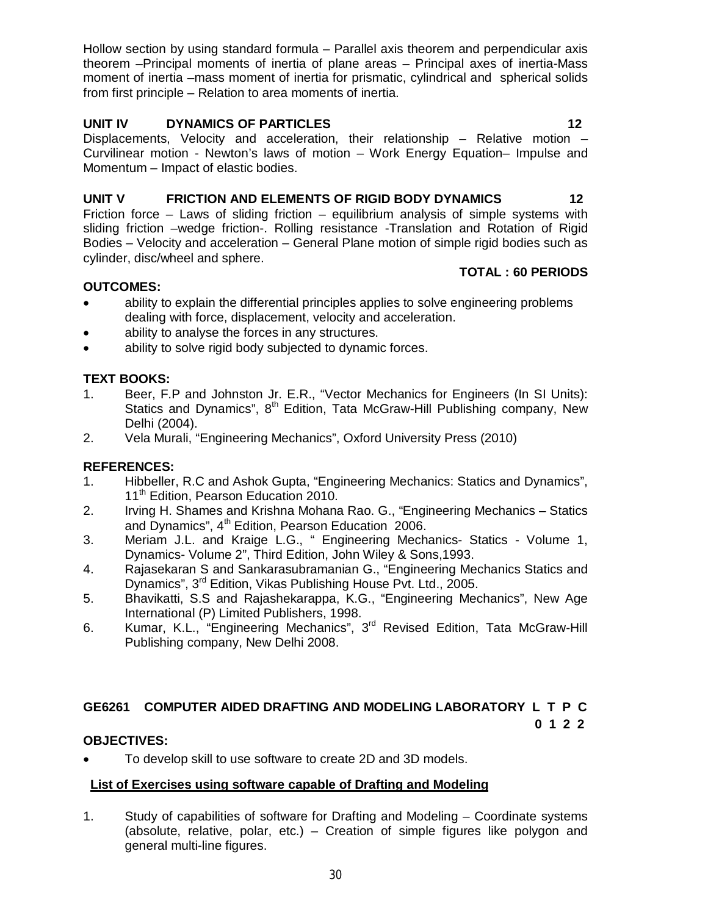Hollow section by using standard formula – Parallel axis theorem and perpendicular axis theorem –Principal moments of inertia of plane areas – Principal axes of inertia-Mass moment of inertia –mass moment of inertia for prismatic, cylindrical and spherical solids from first principle – Relation to area moments of inertia.

**UNIT IV DYNAMICS OF PARTICLES 12**

Displacements, Velocity and acceleration, their relationship – Relative motion – Curvilinear motion - Newton's laws of motion – Work Energy Equation– Impulse and Momentum – Impact of elastic bodies.

**UNIT V FRICTION AND ELEMENTS OF RIGID BODY DYNAMICS 12**

Friction force – Laws of sliding friction – equilibrium analysis of simple systems with sliding friction –wedge friction-. Rolling resistance -Translation and Rotation of Rigid Bodies – Velocity and acceleration – General Plane motion of simple rigid bodies such as cylinder, disc/wheel and sphere.

**TOTAL : 60 PERIODS**

**OUTCOMES:**

- ability to explain the differential principles applies to solve engineering problems dealing with force, displacement, velocity and acceleration.
- ability to analyse the forces in any structures.
- ability to solve rigid body subjected to dynamic forces.

**TEXT BOOKS:**

1. Beer, F.P and Johnston Jr. E.R., "Vector Mechanics for Engineers (In SI Units): Statics and Dynamics", 8th Edition, Tata McGraw-Hill Publishing company, New Delhi (2004).
2. Vela Murali, "Engineering Mechanics", Oxford University Press (2010)

**REFERENCES:**

1. Hibbeller, R.C and Ashok Gupta, "Engineering Mechanics: Statics and Dynamics", 11th Edition, Pearson Education 2010.
2. Irving H. Shames and Krishna Mohana Rao. G., "Engineering Mechanics – Statics and Dynamics", 4th Edition, Pearson Education 2006.
3. Meriam J.L. and Kraige L.G., " Engineering Mechanics- Statics - Volume 1, Dynamics- Volume 2", Third Edition, John Wiley & Sons,1993.
4. Rajasekaran S and Sankarasubramanian G., "Engineering Mechanics Statics and Dynamics", 3rd Edition, Vikas Publishing House Pvt. Ltd., 2005.
5. Bhavikatti, S.S and Rajashekarappa, K.G., "Engineering Mechanics", New Age International (P) Limited Publishers, 1998.
6. Kumar, K.L., "Engineering Mechanics", 3rd Revised Edition, Tata McGraw-Hill Publishing company, New Delhi 2008.

**GE6261 COMPUTER AIDED DRAFTING AND MODELING LABORATORY L T P C**
**0 1 2 2**

**OBJECTIVES:**

- To develop skill to use software to create 2D and 3D models.

**List of Exercises using software capable of Drafting and Modeling**

1. Study of capabilities of software for Drafting and Modeling – Coordinate systems (absolute, relative, polar, etc.) – Creation of simple figures like polygon and general multi-line figures.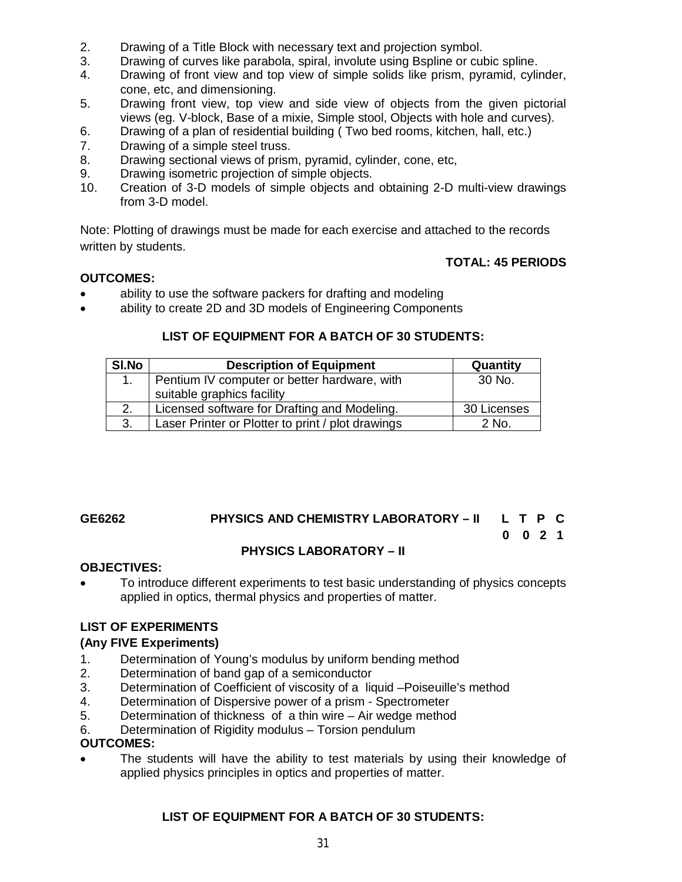2. Drawing of a Title Block with necessary text and projection symbol.
3. Drawing of curves like parabola, spiral, involute using Bspline or cubic spline.
4. Drawing of front view and top view of simple solids like prism, pyramid, cylinder, cone, etc, and dimensioning.
5. Drawing front view, top view and side view of objects from the given pictorial views (eg. V-block, Base of a mixie, Simple stool, Objects with hole and curves).
6. Drawing of a plan of residential building ( Two bed rooms, kitchen, hall, etc.)
7. Drawing of a simple steel truss.
8. Drawing sectional views of prism, pyramid, cylinder, cone, etc,
9. Drawing isometric projection of simple objects.
10. Creation of 3-D models of simple objects and obtaining 2-D multi-view drawings from 3-D model.

Note: Plotting of drawings must be made for each exercise and attached to the records written by students.

**TOTAL: 45 PERIODS**

**OUTCOMES:**

- ability to use the software packers for drafting and modeling
- ability to create 2D and 3D models of Engineering Components

**LIST OF EQUIPMENT FOR A BATCH OF 30 STUDENTS:**

| Sl.No | Description of Equipment | Quantity |
|---|---|---|
| 1. | Pentium IV computer or better hardware, with suitable graphics facility | 30 No. |
| 2. | Licensed software for Drafting and Modeling. | 30 Licenses |
| 3. | Laser Printer or Plotter to print / plot drawings | 2 No. |

## GE6262 PHYSICS AND CHEMISTRY LABORATORY – II

| L | T | P | C |
|---|---|---|---|
| 0 | 0 | 2 | 1 |

### PHYSICS LABORATORY – II

**OBJECTIVES:**

- To introduce different experiments to test basic understanding of physics concepts applied in optics, thermal physics and properties of matter.

**LIST OF EXPERIMENTS**

**(Any FIVE Experiments)**

1. Determination of Young's modulus by uniform bending method
2. Determination of band gap of a semiconductor
3. Determination of Coefficient of viscosity of a liquid –Poiseuille's method
4. Determination of Dispersive power of a prism - Spectrometer
5. Determination of thickness of a thin wire – Air wedge method
6. Determination of Rigidity modulus – Torsion pendulum

**OUTCOMES:**

- The students will have the ability to test materials by using their knowledge of applied physics principles in optics and properties of matter.

**LIST OF EQUIPMENT FOR A BATCH OF 30 STUDENTS:**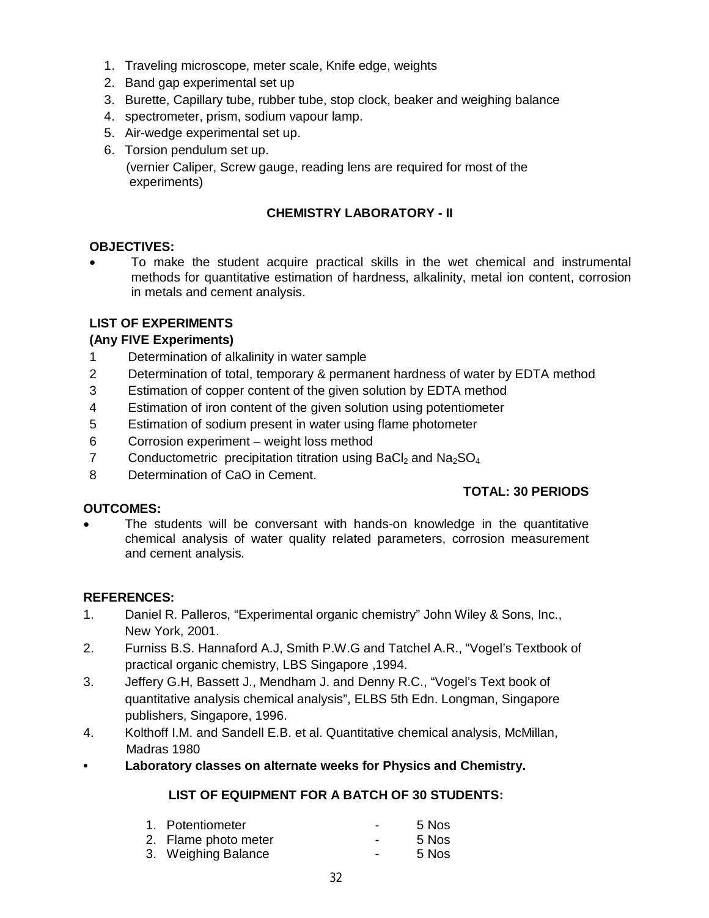1. Traveling microscope, meter scale, Knife edge, weights
2. Band gap experimental set up
3. Burette, Capillary tube, rubber tube, stop clock, beaker and weighing balance
4. spectrometer, prism, sodium vapour lamp.
5. Air-wedge experimental set up.
6. Torsion pendulum set up.

   (vernier Caliper, Screw gauge, reading lens are required for most of the experiments)

## CHEMISTRY LABORATORY - II

**OBJECTIVES:**

- To make the student acquire practical skills in the wet chemical and instrumental methods for quantitative estimation of hardness, alkalinity, metal ion content, corrosion in metals and cement analysis.

**LIST OF EXPERIMENTS**
**(Any FIVE Experiments)**

1 Determination of alkalinity in water sample
2 Determination of total, temporary & permanent hardness of water by EDTA method
3 Estimation of copper content of the given solution by EDTA method
4 Estimation of iron content of the given solution using potentiometer
5 Estimation of sodium present in water using flame photometer
6 Corrosion experiment – weight loss method
7 Conductometric precipitation titration using $BaCl_2$ and $Na_2SO_4$
8 Determination of CaO in Cement.

**TOTAL: 30 PERIODS**

**OUTCOMES:**

- The students will be conversant with hands-on knowledge in the quantitative chemical analysis of water quality related parameters, corrosion measurement and cement analysis.

**REFERENCES:**

1. Daniel R. Palleros, “Experimental organic chemistry” John Wiley & Sons, Inc., New York, 2001.
2. Furniss B.S. Hannaford A.J, Smith P.W.G and Tatchel A.R., “Vogel’s Textbook of practical organic chemistry, LBS Singapore ,1994.
3. Jeffery G.H, Bassett J., Mendham J. and Denny R.C., “Vogel’s Text book of quantitative analysis chemical analysis”, ELBS 5th Edn. Longman, Singapore publishers, Singapore, 1996.
4. Kolthoff I.M. and Sandell E.B. et al. Quantitative chemical analysis, McMillan, Madras 1980

- **Laboratory classes on alternate weeks for Physics and Chemistry.**

**LIST OF EQUIPMENT FOR A BATCH OF 30 STUDENTS:**

1. Potentiometer - 5 Nos
2. Flame photo meter - 5 Nos
3. Weighing Balance - 5 Nos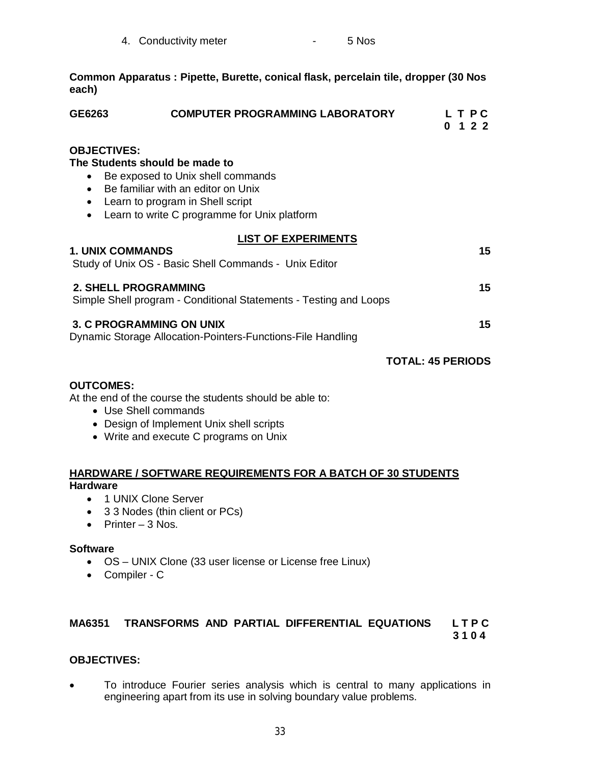4. Conductivity meter - 5 Nos

**Common Apparatus : Pipette, Burette, conical flask, percelain tile, dropper (30 Nos each)**

## GE6263 COMPUTER PROGRAMMING LABORATORY

| L | T | P | C |
|---|---|---|---|
| 0 | 1 | 2 | 2 |

**OBJECTIVES:**

**The Students should be made to**

- Be exposed to Unix shell commands
- Be familiar with an editor on Unix
- Learn to program in Shell script
- Learn to write C programme for Unix platform

**LIST OF EXPERIMENTS**

**1. UNIX COMMANDS** **15**

Study of Unix OS - Basic Shell Commands - Unix Editor

**2. SHELL PROGRAMMING** **15**

Simple Shell program - Conditional Statements - Testing and Loops

**3. C PROGRAMMING ON UNIX** **15**

Dynamic Storage Allocation-Pointers-Functions-File Handling

**TOTAL: 45 PERIODS**

**OUTCOMES:**

At the end of the course the students should be able to:

- Use Shell commands
- Design of Implement Unix shell scripts
- Write and execute C programs on Unix

**HARDWARE / SOFTWARE REQUIREMENTS FOR A BATCH OF 30 STUDENTS**

**Hardware**

- 1 UNIX Clone Server
- 3 3 Nodes (thin client or PCs)
- Printer – 3 Nos.

**Software**

- OS – UNIX Clone (33 user license or License free Linux)
- Compiler - C

## MA6351 TRANSFORMS AND PARTIAL DIFFERENTIAL EQUATIONS

| L | T | P | C |
|---|---|---|---|
| 3 | 1 | 0 | 4 |

**OBJECTIVES:**

- To introduce Fourier series analysis which is central to many applications in engineering apart from its use in solving boundary value problems.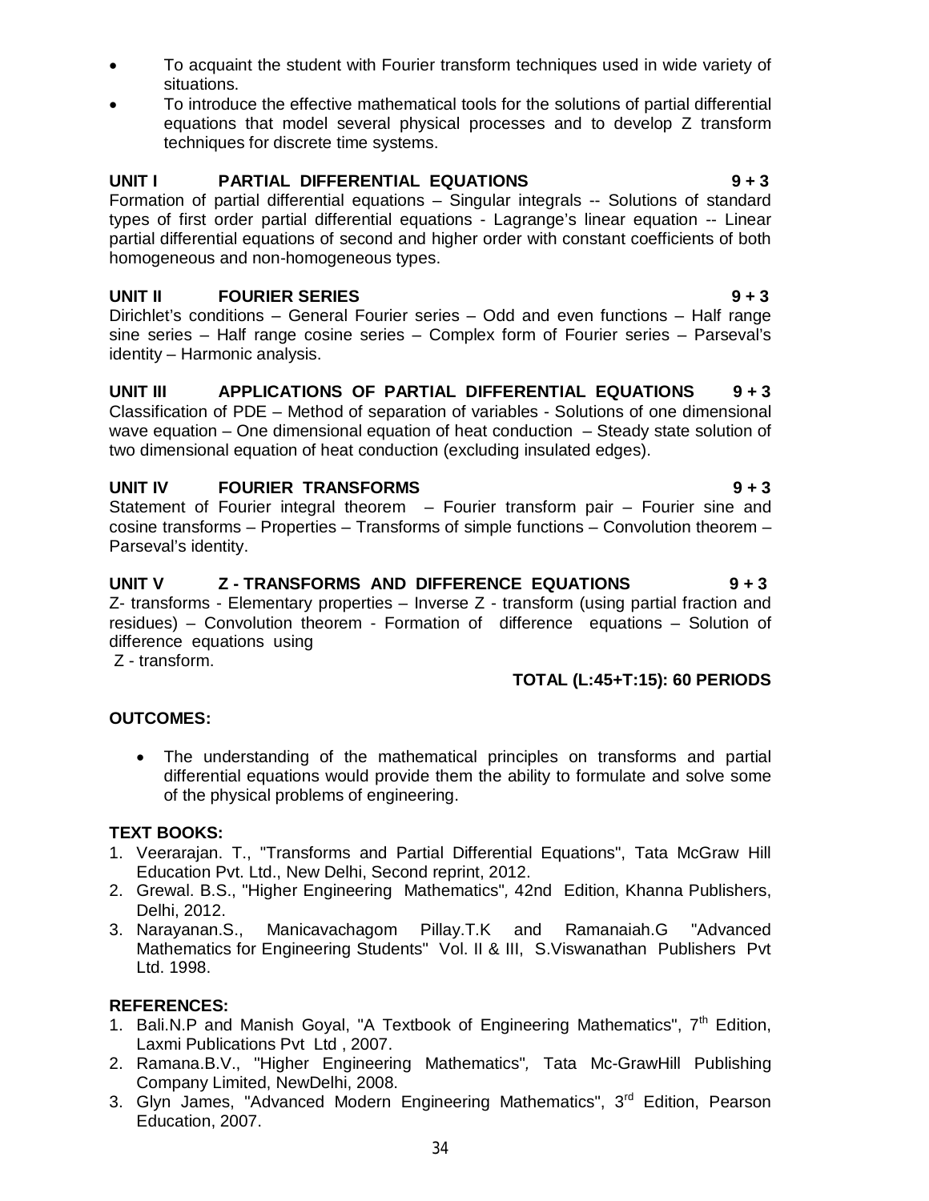- To acquaint the student with Fourier transform techniques used in wide variety of situations.
- To introduce the effective mathematical tools for the solutions of partial differential equations that model several physical processes and to develop Z transform techniques for discrete time systems.

**UNIT I PARTIAL DIFFERENTIAL EQUATIONS 9 + 3**

Formation of partial differential equations – Singular integrals -- Solutions of standard types of first order partial differential equations - Lagrange's linear equation -- Linear partial differential equations of second and higher order with constant coefficients of both homogeneous and non-homogeneous types.

**UNIT II FOURIER SERIES 9 + 3**

Dirichlet's conditions – General Fourier series – Odd and even functions – Half range sine series – Half range cosine series – Complex form of Fourier series – Parseval's identity – Harmonic analysis.

**UNIT III APPLICATIONS OF PARTIAL DIFFERENTIAL EQUATIONS 9 + 3**

Classification of PDE – Method of separation of variables - Solutions of one dimensional wave equation – One dimensional equation of heat conduction – Steady state solution of two dimensional equation of heat conduction (excluding insulated edges).

**UNIT IV FOURIER TRANSFORMS 9 + 3**

Statement of Fourier integral theorem – Fourier transform pair – Fourier sine and cosine transforms – Properties – Transforms of simple functions – Convolution theorem – Parseval's identity.

**UNIT V Z - TRANSFORMS AND DIFFERENCE EQUATIONS 9 + 3**

Z- transforms - Elementary properties – Inverse Z - transform (using partial fraction and residues) – Convolution theorem - Formation of difference equations – Solution of difference equations using
Z - transform.

**TOTAL (L:45+T:15): 60 PERIODS**

**OUTCOMES:**

- The understanding of the mathematical principles on transforms and partial differential equations would provide them the ability to formulate and solve some of the physical problems of engineering.

**TEXT BOOKS:**

1. Veerarajan. T., "Transforms and Partial Differential Equations", Tata McGraw Hill Education Pvt. Ltd., New Delhi, Second reprint, 2012.
2. Grewal. B.S., "Higher Engineering Mathematics", 42nd Edition, Khanna Publishers, Delhi, 2012.
3. Narayanan.S., Manicavachagom Pillay.T.K and Ramanaiah.G "Advanced Mathematics for Engineering Students" Vol. II & III, S.Viswanathan Publishers Pvt Ltd. 1998.

**REFERENCES:**

1. Bali.N.P and Manish Goyal, "A Textbook of Engineering Mathematics", 7th Edition, Laxmi Publications Pvt Ltd , 2007.
2. Ramana.B.V., "Higher Engineering Mathematics", Tata Mc-GrawHill Publishing Company Limited, NewDelhi, 2008.
3. Glyn James, "Advanced Modern Engineering Mathematics", 3rd Edition, Pearson Education, 2007.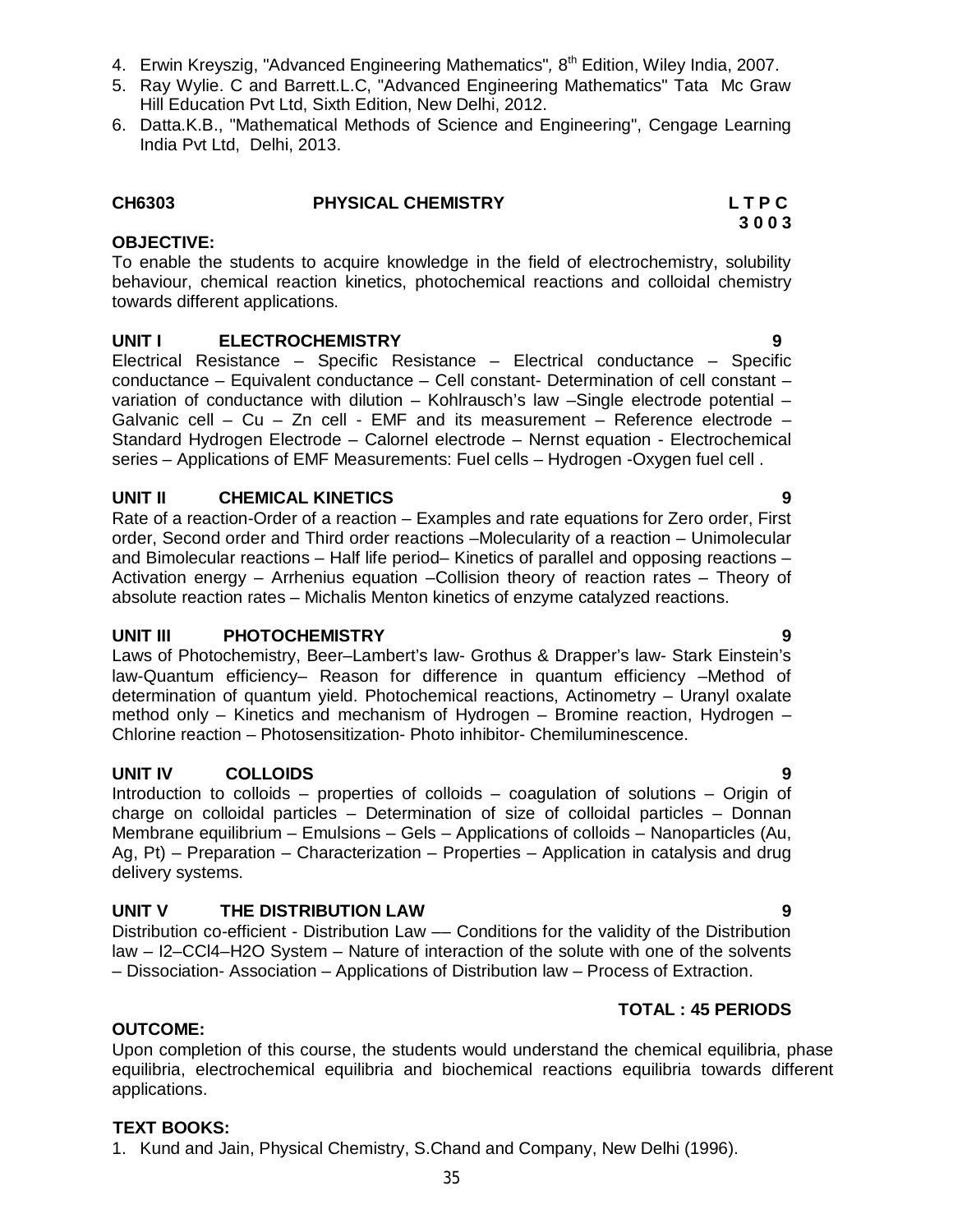4. Erwin Kreyszig, "Advanced Engineering Mathematics", 8th Edition, Wiley India, 2007.
5. Ray Wylie. C and Barrett.L.C, "Advanced Engineering Mathematics" Tata Mc Graw Hill Education Pvt Ltd, Sixth Edition, New Delhi, 2012.
6. Datta.K.B., "Mathematical Methods of Science and Engineering", Cengage Learning India Pvt Ltd, Delhi, 2013.

## CH6303 PHYSICAL CHEMISTRY

**L T P C**
**3 0 0 3**

**OBJECTIVE:**

To enable the students to acquire knowledge in the field of electrochemistry, solubility behaviour, chemical reaction kinetics, photochemical reactions and colloidal chemistry towards different applications.

### UNIT I ELECTROCHEMISTRY 9

Electrical Resistance – Specific Resistance – Electrical conductance – Specific conductance – Equivalent conductance – Cell constant- Determination of cell constant – variation of conductance with dilution – Kohlrausch's law –Single electrode potential – Galvanic cell – Cu – Zn cell - EMF and its measurement – Reference electrode – Standard Hydrogen Electrode – Calornel electrode – Nernst equation - Electrochemical series – Applications of EMF Measurements: Fuel cells – Hydrogen -Oxygen fuel cell .

### UNIT II CHEMICAL KINETICS 9

Rate of a reaction-Order of a reaction – Examples and rate equations for Zero order, First order, Second order and Third order reactions –Molecularity of a reaction – Unimolecular and Bimolecular reactions – Half life period– Kinetics of parallel and opposing reactions – Activation energy – Arrhenius equation –Collision theory of reaction rates – Theory of absolute reaction rates – Michalis Menton kinetics of enzyme catalyzed reactions.

### UNIT III PHOTOCHEMISTRY 9

Laws of Photochemistry, Beer–Lambert's law- Grothus & Drapper's law- Stark Einstein's law-Quantum efficiency– Reason for difference in quantum efficiency –Method of determination of quantum yield. Photochemical reactions, Actinometry – Uranyl oxalate method only – Kinetics and mechanism of Hydrogen – Bromine reaction, Hydrogen – Chlorine reaction – Photosensitization- Photo inhibitor- Chemiluminescence.

### UNIT IV COLLOIDS 9

Introduction to colloids – properties of colloids – coagulation of solutions – Origin of charge on colloidal particles – Determination of size of colloidal particles – Donnan Membrane equilibrium – Emulsions – Gels – Applications of colloids – Nanoparticles (Au, Ag, Pt) – Preparation – Characterization – Properties – Application in catalysis and drug delivery systems.

### UNIT V THE DISTRIBUTION LAW 9

Distribution co-efficient - Distribution Law –– Conditions for the validity of the Distribution law – $I_2$–$CCl_4$–$H_2O$ System – Nature of interaction of the solute with one of the solvents – Dissociation- Association – Applications of Distribution law – Process of Extraction.

**TOTAL : 45 PERIODS**

**OUTCOME:**

Upon completion of this course, the students would understand the chemical equilibria, phase equilibria, electrochemical equilibria and biochemical reactions equilibria towards different applications.

**TEXT BOOKS:**

1. Kund and Jain, Physical Chemistry, S.Chand and Company, New Delhi (1996).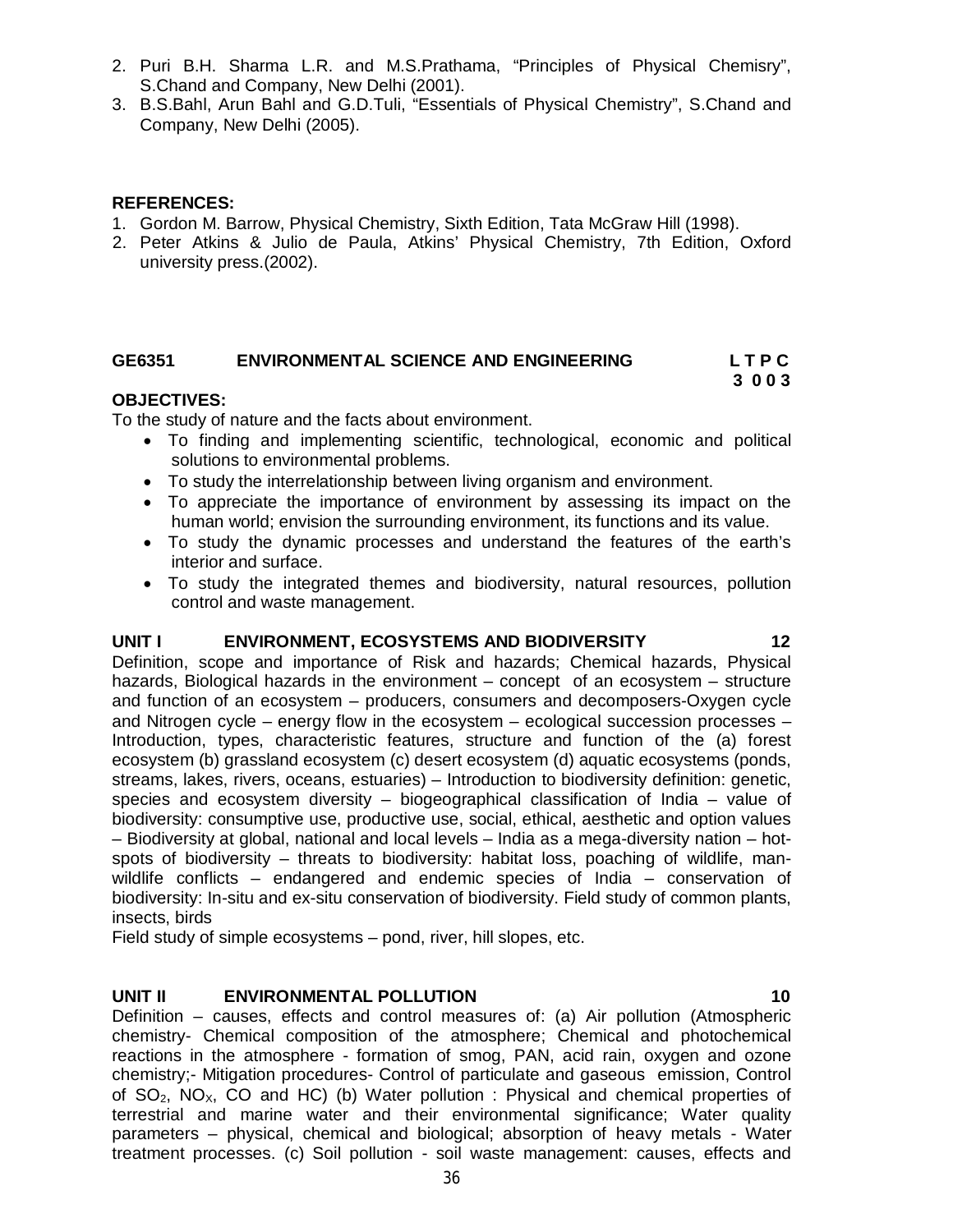2. Puri B.H. Sharma L.R. and M.S.Prathama, “Principles of Physical Chemisry”, S.Chand and Company, New Delhi (2001).
3. B.S.Bahl, Arun Bahl and G.D.Tuli, “Essentials of Physical Chemistry”, S.Chand and Company, New Delhi (2005).

**REFERENCES:**

1. Gordon M. Barrow, Physical Chemistry, Sixth Edition, Tata McGraw Hill (1998).
2. Peter Atkins & Julio de Paula, Atkins’ Physical Chemistry, 7th Edition, Oxford university press.(2002).

## GE6351 ENVIRONMENTAL SCIENCE AND ENGINEERING

**L T P C**
**3 0 0 3**

**OBJECTIVES:**

To the study of nature and the facts about environment.

- To finding and implementing scientific, technological, economic and political solutions to environmental problems.
- To study the interrelationship between living organism and environment.
- To appreciate the importance of environment by assessing its impact on the human world; envision the surrounding environment, its functions and its value.
- To study the dynamic processes and understand the features of the earth’s interior and surface.
- To study the integrated themes and biodiversity, natural resources, pollution control and waste management.

### UNIT I ENVIRONMENT, ECOSYSTEMS AND BIODIVERSITY 12

Definition, scope and importance of Risk and hazards; Chemical hazards, Physical hazards, Biological hazards in the environment – concept of an ecosystem – structure and function of an ecosystem – producers, consumers and decomposers-Oxygen cycle and Nitrogen cycle – energy flow in the ecosystem – ecological succession processes – Introduction, types, characteristic features, structure and function of the (a) forest ecosystem (b) grassland ecosystem (c) desert ecosystem (d) aquatic ecosystems (ponds, streams, lakes, rivers, oceans, estuaries) – Introduction to biodiversity definition: genetic, species and ecosystem diversity – biogeographical classification of India – value of biodiversity: consumptive use, productive use, social, ethical, aesthetic and option values – Biodiversity at global, national and local levels – India as a mega-diversity nation – hot-spots of biodiversity – threats to biodiversity: habitat loss, poaching of wildlife, man-wildlife conflicts – endangered and endemic species of India – conservation of biodiversity: In-situ and ex-situ conservation of biodiversity. Field study of common plants, insects, birds

Field study of simple ecosystems – pond, river, hill slopes, etc.

### UNIT II ENVIRONMENTAL POLLUTION 10

Definition – causes, effects and control measures of: (a) Air pollution (Atmospheric chemistry- Chemical composition of the atmosphere; Chemical and photochemical reactions in the atmosphere - formation of smog, PAN, acid rain, oxygen and ozone chemistry;- Mitigation procedures- Control of particulate and gaseous emission, Control of $SO_2$, $NO_X$, CO and HC) (b) Water pollution : Physical and chemical properties of terrestrial and marine water and their environmental significance; Water quality parameters – physical, chemical and biological; absorption of heavy metals - Water treatment processes. (c) Soil pollution - soil waste management: causes, effects and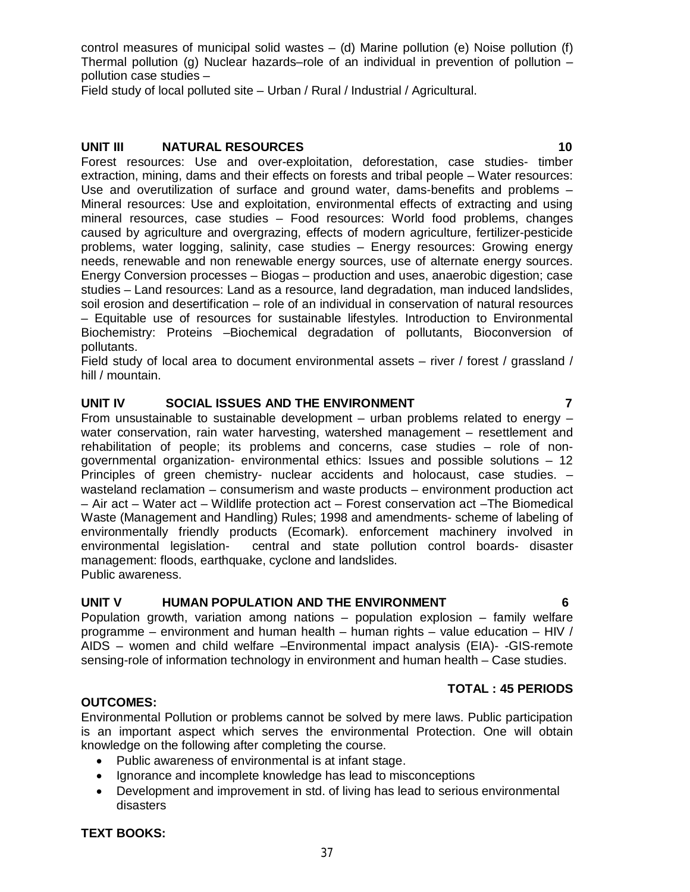control measures of municipal solid wastes – (d) Marine pollution (e) Noise pollution (f) Thermal pollution (g) Nuclear hazards–role of an individual in prevention of pollution – pollution case studies –
Field study of local polluted site – Urban / Rural / Industrial / Agricultural.

**UNIT III NATURAL RESOURCES 10**

Forest resources: Use and over-exploitation, deforestation, case studies- timber extraction, mining, dams and their effects on forests and tribal people – Water resources: Use and overutilization of surface and ground water, dams-benefits and problems – Mineral resources: Use and exploitation, environmental effects of extracting and using mineral resources, case studies – Food resources: World food problems, changes caused by agriculture and overgrazing, effects of modern agriculture, fertilizer-pesticide problems, water logging, salinity, case studies – Energy resources: Growing energy needs, renewable and non renewable energy sources, use of alternate energy sources. Energy Conversion processes – Biogas – production and uses, anaerobic digestion; case studies – Land resources: Land as a resource, land degradation, man induced landslides, soil erosion and desertification – role of an individual in conservation of natural resources – Equitable use of resources for sustainable lifestyles. Introduction to Environmental Biochemistry: Proteins –Biochemical degradation of pollutants, Bioconversion of pollutants.
Field study of local area to document environmental assets – river / forest / grassland / hill / mountain.

**UNIT IV SOCIAL ISSUES AND THE ENVIRONMENT 7**

From unsustainable to sustainable development – urban problems related to energy – water conservation, rain water harvesting, watershed management – resettlement and rehabilitation of people; its problems and concerns, case studies – role of non-governmental organization- environmental ethics: Issues and possible solutions – 12 Principles of green chemistry- nuclear accidents and holocaust, case studies. – wasteland reclamation – consumerism and waste products – environment production act – Air act – Water act – Wildlife protection act – Forest conservation act –The Biomedical Waste (Management and Handling) Rules; 1998 and amendments- scheme of labeling of environmentally friendly products (Ecomark). enforcement machinery involved in environmental legislation- central and state pollution control boards- disaster management: floods, earthquake, cyclone and landslides.
Public awareness.

**UNIT V HUMAN POPULATION AND THE ENVIRONMENT 6**

Population growth, variation among nations – population explosion – family welfare programme – environment and human health – human rights – value education – HIV / AIDS – women and child welfare –Environmental impact analysis (EIA)- -GIS-remote sensing-role of information technology in environment and human health – Case studies.

**TOTAL : 45 PERIODS**

**OUTCOMES:**

Environmental Pollution or problems cannot be solved by mere laws. Public participation is an important aspect which serves the environmental Protection. One will obtain knowledge on the following after completing the course.

- Public awareness of environmental is at infant stage.
- Ignorance and incomplete knowledge has lead to misconceptions
- Development and improvement in std. of living has lead to serious environmental disasters

**TEXT BOOKS:**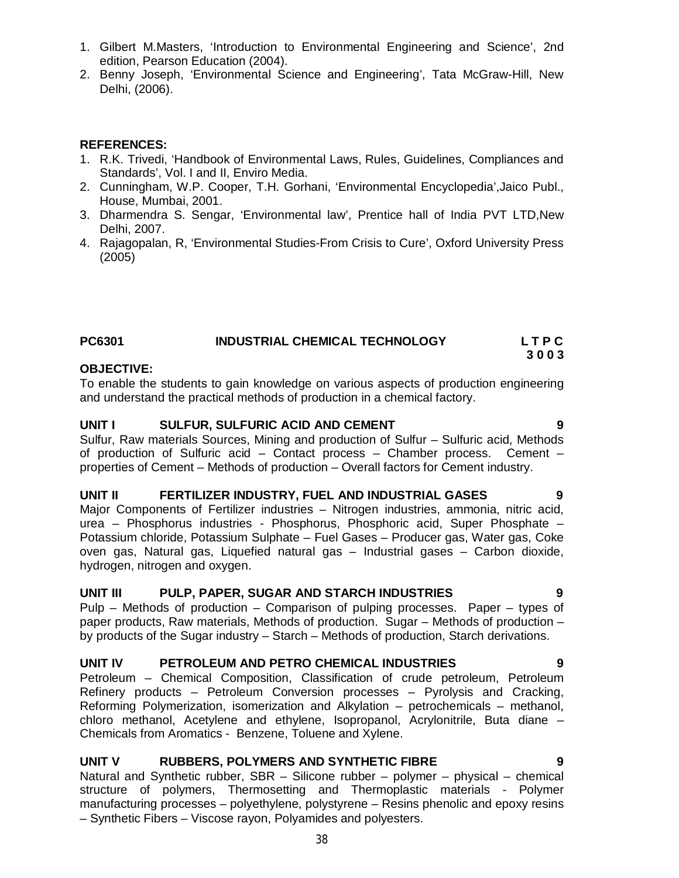1. Gilbert M.Masters, 'Introduction to Environmental Engineering and Science', 2nd edition, Pearson Education (2004).
2. Benny Joseph, 'Environmental Science and Engineering', Tata McGraw-Hill, New Delhi, (2006).

**REFERENCES:**

1. R.K. Trivedi, 'Handbook of Environmental Laws, Rules, Guidelines, Compliances and Standards', Vol. I and II, Enviro Media.
2. Cunningham, W.P. Cooper, T.H. Gorhani, 'Environmental Encyclopedia',Jaico Publ., House, Mumbai, 2001.
3. Dharmendra S. Sengar, 'Environmental law', Prentice hall of India PVT LTD,New Delhi, 2007.
4. Rajagopalan, R, 'Environmental Studies-From Crisis to Cure', Oxford University Press (2005)

## PC6301 INDUSTRIAL CHEMICAL TECHNOLOGY

**L T P C**
**3 0 0 3**

**OBJECTIVE:**

To enable the students to gain knowledge on various aspects of production engineering and understand the practical methods of production in a chemical factory.

### UNIT I SULFUR, SULFURIC ACID AND CEMENT — 9

Sulfur, Raw materials Sources, Mining and production of Sulfur – Sulfuric acid, Methods of production of Sulfuric acid – Contact process – Chamber process. Cement – properties of Cement – Methods of production – Overall factors for Cement industry.

### UNIT II FERTILIZER INDUSTRY, FUEL AND INDUSTRIAL GASES — 9

Major Components of Fertilizer industries – Nitrogen industries, ammonia, nitric acid, urea – Phosphorus industries - Phosphorus, Phosphoric acid, Super Phosphate – Potassium chloride, Potassium Sulphate – Fuel Gases – Producer gas, Water gas, Coke oven gas, Natural gas, Liquefied natural gas – Industrial gases – Carbon dioxide, hydrogen, nitrogen and oxygen.

### UNIT III PULP, PAPER, SUGAR AND STARCH INDUSTRIES — 9

Pulp – Methods of production – Comparison of pulping processes. Paper – types of paper products, Raw materials, Methods of production. Sugar – Methods of production – by products of the Sugar industry – Starch – Methods of production, Starch derivations.

### UNIT IV PETROLEUM AND PETRO CHEMICAL INDUSTRIES — 9

Petroleum – Chemical Composition, Classification of crude petroleum, Petroleum Refinery products – Petroleum Conversion processes – Pyrolysis and Cracking, Reforming Polymerization, isomerization and Alkylation – petrochemicals – methanol, chloro methanol, Acetylene and ethylene, Isopropanol, Acrylonitrile, Buta diane – Chemicals from Aromatics - Benzene, Toluene and Xylene.

### UNIT V RUBBERS, POLYMERS AND SYNTHETIC FIBRE — 9

Natural and Synthetic rubber, SBR – Silicone rubber – polymer – physical – chemical structure of polymers, Thermosetting and Thermoplastic materials - Polymer manufacturing processes – polyethylene, polystyrene – Resins phenolic and epoxy resins – Synthetic Fibers – Viscose rayon, Polyamides and polyesters.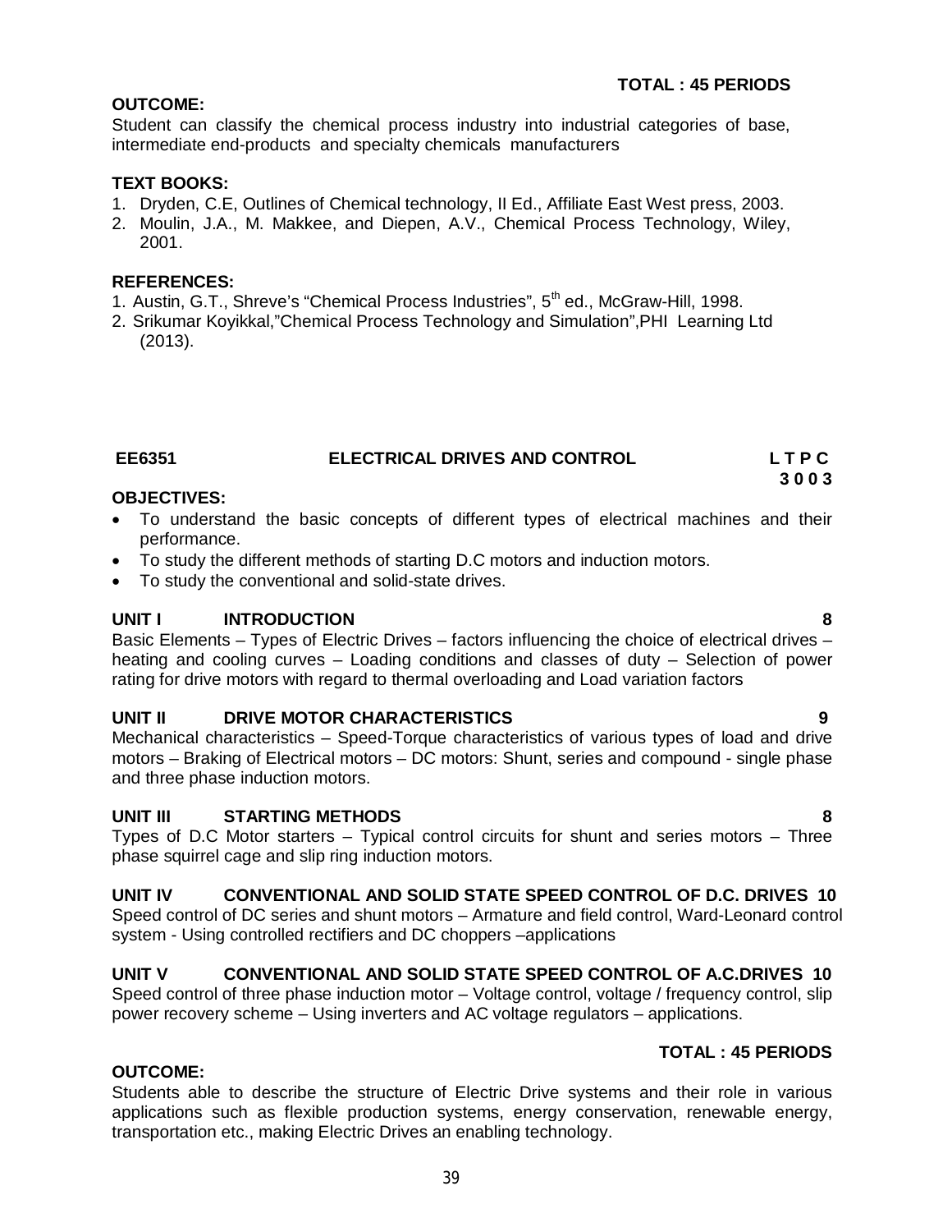**TOTAL : 45 PERIODS**

**OUTCOME:**

Student can classify the chemical process industry into industrial categories of base, intermediate end-products and specialty chemicals manufacturers

**TEXT BOOKS:**

1. Dryden, C.E, Outlines of Chemical technology, II Ed., Affiliate East West press, 2003.
2. Moulin, J.A., M. Makkee, and Diepen, A.V., Chemical Process Technology, Wiley, 2001.

**REFERENCES:**

1. Austin, G.T., Shreve's "Chemical Process Industries", 5th ed., McGraw-Hill, 1998.
2. Srikumar Koyikkal,"Chemical Process Technology and Simulation",PHI Learning Ltd (2013).

## EE6351 ELECTRICAL DRIVES AND CONTROL

**L T P C**
**3 0 0 3**

**OBJECTIVES:**

- To understand the basic concepts of different types of electrical machines and their performance.
- To study the different methods of starting D.C motors and induction motors.
- To study the conventional and solid-state drives.

### UNIT I INTRODUCTION 8

Basic Elements – Types of Electric Drives – factors influencing the choice of electrical drives – heating and cooling curves – Loading conditions and classes of duty – Selection of power rating for drive motors with regard to thermal overloading and Load variation factors

### UNIT II DRIVE MOTOR CHARACTERISTICS 9

Mechanical characteristics – Speed-Torque characteristics of various types of load and drive motors – Braking of Electrical motors – DC motors: Shunt, series and compound - single phase and three phase induction motors.

### UNIT III STARTING METHODS 8

Types of D.C Motor starters – Typical control circuits for shunt and series motors – Three phase squirrel cage and slip ring induction motors.

### UNIT IV CONVENTIONAL AND SOLID STATE SPEED CONTROL OF D.C. DRIVES 10

Speed control of DC series and shunt motors – Armature and field control, Ward-Leonard control system - Using controlled rectifiers and DC choppers –applications

### UNIT V CONVENTIONAL AND SOLID STATE SPEED CONTROL OF A.C.DRIVES 10

Speed control of three phase induction motor – Voltage control, voltage / frequency control, slip power recovery scheme – Using inverters and AC voltage regulators – applications.

**TOTAL : 45 PERIODS**

**OUTCOME:**

Students able to describe the structure of Electric Drive systems and their role in various applications such as flexible production systems, energy conservation, renewable energy, transportation etc., making Electric Drives an enabling technology.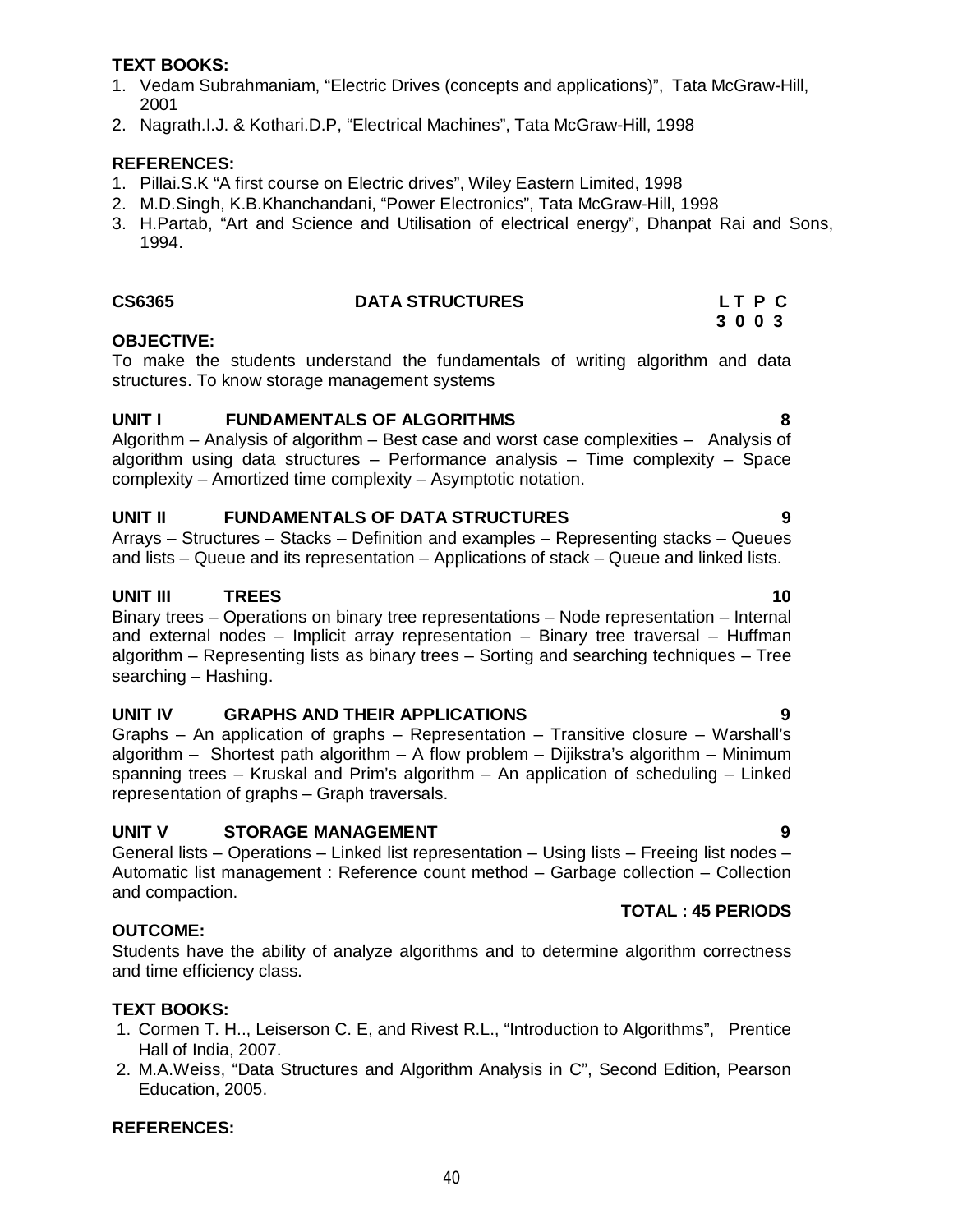**TEXT BOOKS:**

1. Vedam Subrahmaniam, "Electric Drives (concepts and applications)", Tata McGraw-Hill, 2001
2. Nagrath.I.J. & Kothari.D.P, "Electrical Machines", Tata McGraw-Hill, 1998

**REFERENCES:**

1. Pillai.S.K "A first course on Electric drives", Wiley Eastern Limited, 1998
2. M.D.Singh, K.B.Khanchandani, "Power Electronics", Tata McGraw-Hill, 1998
3. H.Partab, "Art and Science and Utilisation of electrical energy", Dhanpat Rai and Sons, 1994.

## CS6365 DATA STRUCTURES

**L T P C**
**3 0 0 3**

**OBJECTIVE:**

To make the students understand the fundamentals of writing algorithm and data structures. To know storage management systems

### UNIT I FUNDAMENTALS OF ALGORITHMS 8

Algorithm – Analysis of algorithm – Best case and worst case complexities – Analysis of algorithm using data structures – Performance analysis – Time complexity – Space complexity – Amortized time complexity – Asymptotic notation.

### UNIT II FUNDAMENTALS OF DATA STRUCTURES 9

Arrays – Structures – Stacks – Definition and examples – Representing stacks – Queues and lists – Queue and its representation – Applications of stack – Queue and linked lists.

### UNIT III TREES 10

Binary trees – Operations on binary tree representations – Node representation – Internal and external nodes – Implicit array representation – Binary tree traversal – Huffman algorithm – Representing lists as binary trees – Sorting and searching techniques – Tree searching – Hashing.

### UNIT IV GRAPHS AND THEIR APPLICATIONS 9

Graphs – An application of graphs – Representation – Transitive closure – Warshall's algorithm – Shortest path algorithm – A flow problem – Dijikstra's algorithm – Minimum spanning trees – Kruskal and Prim's algorithm – An application of scheduling – Linked representation of graphs – Graph traversals.

### UNIT V STORAGE MANAGEMENT 9

General lists – Operations – Linked list representation – Using lists – Freeing list nodes – Automatic list management : Reference count method – Garbage collection – Collection and compaction.

**TOTAL : 45 PERIODS**

**OUTCOME:**

Students have the ability of analyze algorithms and to determine algorithm correctness and time efficiency class.

**TEXT BOOKS:**

1. Cormen T. H.., Leiserson C. E, and Rivest R.L., "Introduction to Algorithms", Prentice Hall of India, 2007.
2. M.A.Weiss, "Data Structures and Algorithm Analysis in C", Second Edition, Pearson Education, 2005.

**REFERENCES:**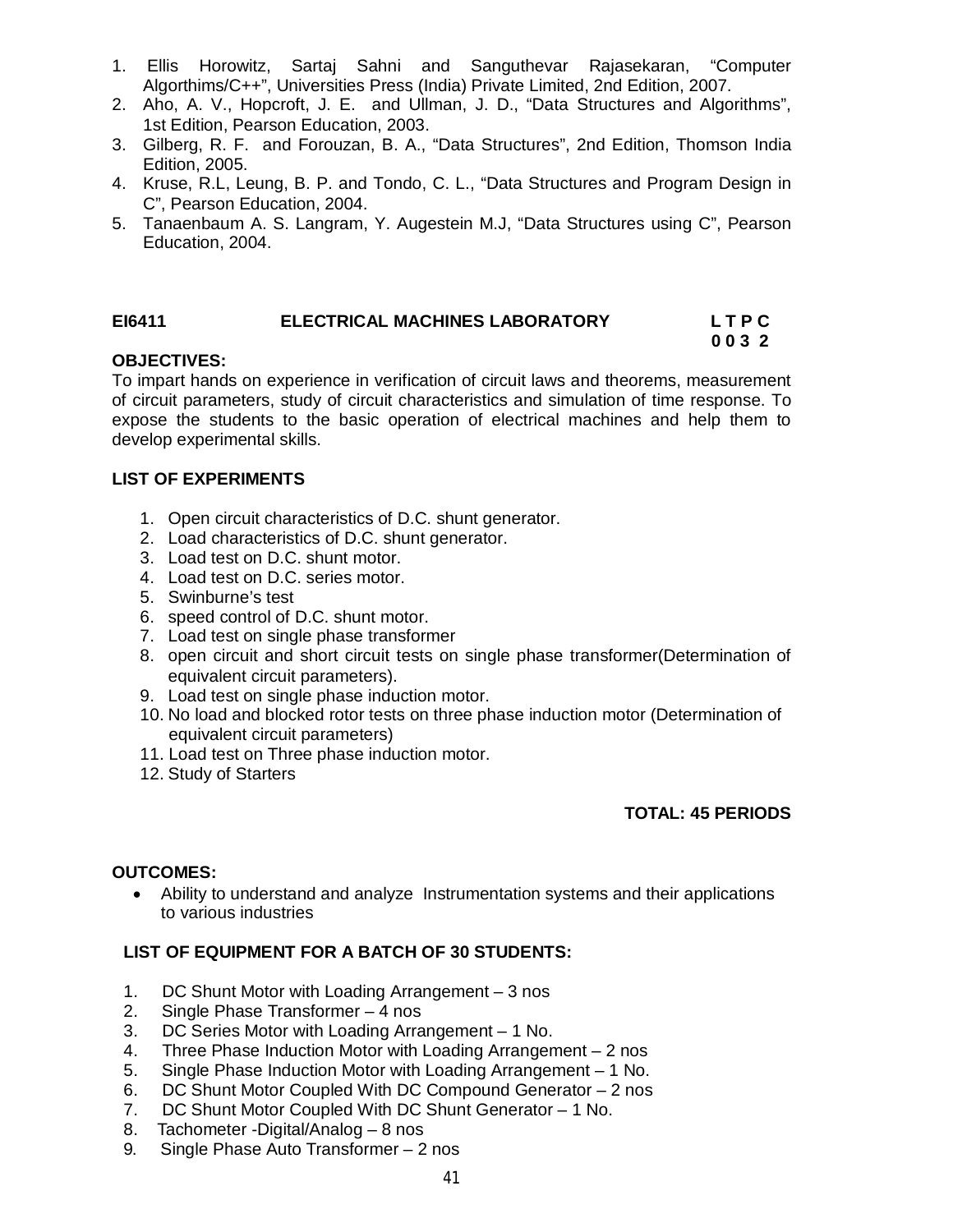1. Ellis Horowitz, Sartaj Sahni and Sanguthevar Rajasekaran, “Computer Algorthims/C++”, Universities Press (India) Private Limited, 2nd Edition, 2007.
2. Aho, A. V., Hopcroft, J. E. and Ullman, J. D., “Data Structures and Algorithms”, 1st Edition, Pearson Education, 2003.
3. Gilberg, R. F. and Forouzan, B. A., “Data Structures”, 2nd Edition, Thomson India Edition, 2005.
4. Kruse, R.L, Leung, B. P. and Tondo, C. L., “Data Structures and Program Design in C”, Pearson Education, 2004.
5. Tanaenbaum A. S. Langram, Y. Augestein M.J, “Data Structures using C”, Pearson Education, 2004.

## EI6411 ELECTRICAL MACHINES LABORATORY

**L T P C**
**0 0 3 2**

**OBJECTIVES:**

To impart hands on experience in verification of circuit laws and theorems, measurement of circuit parameters, study of circuit characteristics and simulation of time response. To expose the students to the basic operation of electrical machines and help them to develop experimental skills.

**LIST OF EXPERIMENTS**

1. Open circuit characteristics of D.C. shunt generator.
2. Load characteristics of D.C. shunt generator.
3. Load test on D.C. shunt motor.
4. Load test on D.C. series motor.
5. Swinburne’s test
6. speed control of D.C. shunt motor.
7. Load test on single phase transformer
8. open circuit and short circuit tests on single phase transformer(Determination of equivalent circuit parameters).
9. Load test on single phase induction motor.
10. No load and blocked rotor tests on three phase induction motor (Determination of equivalent circuit parameters)
11. Load test on Three phase induction motor.
12. Study of Starters

**TOTAL: 45 PERIODS**

**OUTCOMES:**

- Ability to understand and analyze Instrumentation systems and their applications to various industries

**LIST OF EQUIPMENT FOR A BATCH OF 30 STUDENTS:**

1. DC Shunt Motor with Loading Arrangement – 3 nos
2. Single Phase Transformer – 4 nos
3. DC Series Motor with Loading Arrangement – 1 No.
4. Three Phase Induction Motor with Loading Arrangement – 2 nos
5. Single Phase Induction Motor with Loading Arrangement – 1 No.
6. DC Shunt Motor Coupled With DC Compound Generator – 2 nos
7. DC Shunt Motor Coupled With DC Shunt Generator – 1 No.
8. Tachometer -Digital/Analog – 8 nos
9. Single Phase Auto Transformer – 2 nos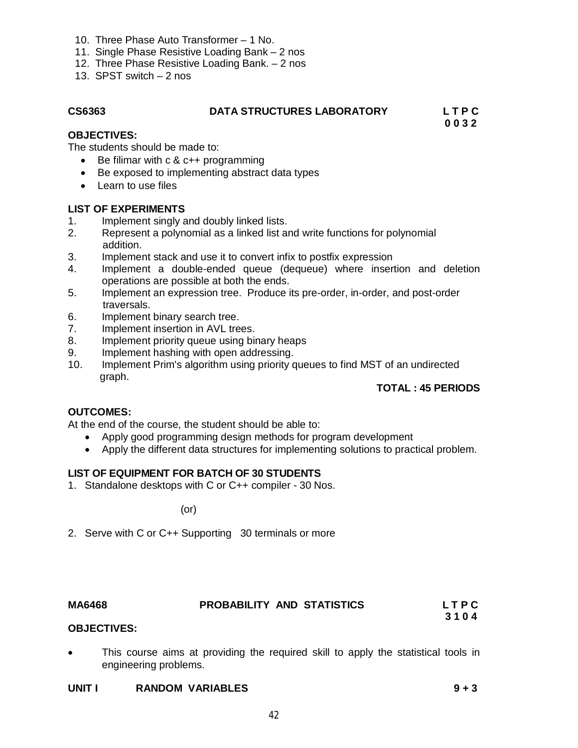10. Three Phase Auto Transformer – 1 No.
11. Single Phase Resistive Loading Bank – 2 nos
12. Three Phase Resistive Loading Bank. – 2 nos
13. SPST switch – 2 nos

## CS6363 DATA STRUCTURES LABORATORY

**L T P C**
**0 0 3 2**

**OBJECTIVES:**

The students should be made to:

- Be filimar with c & c++ programming
- Be exposed to implementing abstract data types
- Learn to use files

**LIST OF EXPERIMENTS**

1. Implement singly and doubly linked lists.
2. Represent a polynomial as a linked list and write functions for polynomial addition.
3. Implement stack and use it to convert infix to postfix expression
4. Implement a double-ended queue (dequeue) where insertion and deletion operations are possible at both the ends.
5. Implement an expression tree. Produce its pre-order, in-order, and post-order traversals.
6. Implement binary search tree.
7. Implement insertion in AVL trees.
8. Implement priority queue using binary heaps
9. Implement hashing with open addressing.
10. Implement Prim's algorithm using priority queues to find MST of an undirected graph.

**TOTAL : 45 PERIODS**

**OUTCOMES:**

At the end of the course, the student should be able to:

- Apply good programming design methods for program development
- Apply the different data structures for implementing solutions to practical problem.

**LIST OF EQUIPMENT FOR BATCH OF 30 STUDENTS**

1. Standalone desktops with C or C++ compiler - 30 Nos.

(or)

2. Serve with C or C++ Supporting 30 terminals or more

## MA6468 PROBABILITY AND STATISTICS

**L T P C**
**3 1 0 4**

**OBJECTIVES:**

- This course aims at providing the required skill to apply the statistical tools in engineering problems.

**UNIT I RANDOM VARIABLES 9 + 3**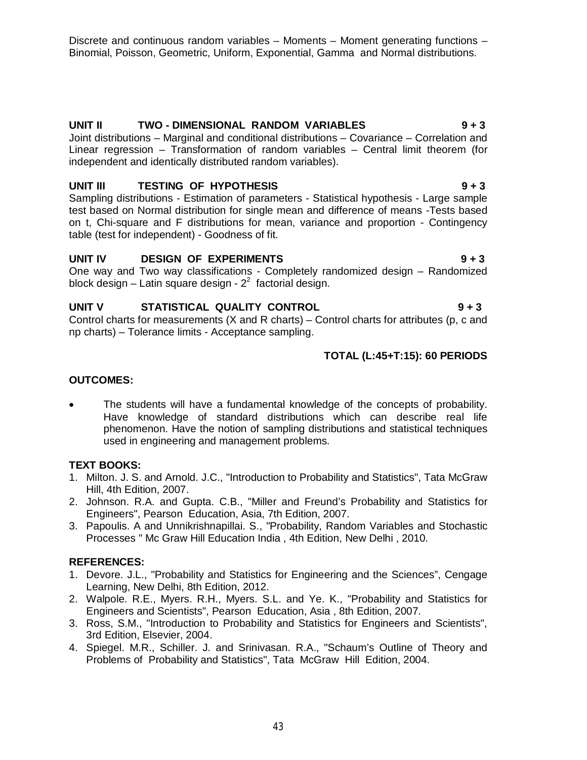Discrete and continuous random variables – Moments – Moment generating functions – Binomial, Poisson, Geometric, Uniform, Exponential, Gamma and Normal distributions.

**UNIT II TWO - DIMENSIONAL RANDOM VARIABLES 9 + 3**

Joint distributions – Marginal and conditional distributions – Covariance – Correlation and Linear regression – Transformation of random variables – Central limit theorem (for independent and identically distributed random variables).

**UNIT III TESTING OF HYPOTHESIS 9 + 3**

Sampling distributions - Estimation of parameters - Statistical hypothesis - Large sample test based on Normal distribution for single mean and difference of means -Tests based on t, Chi-square and F distributions for mean, variance and proportion - Contingency table (test for independent) - Goodness of fit.

**UNIT IV DESIGN OF EXPERIMENTS 9 + 3**

One way and Two way classifications - Completely randomized design – Randomized block design – Latin square design - $2^2$ factorial design.

**UNIT V STATISTICAL QUALITY CONTROL 9 + 3**

Control charts for measurements (X and R charts) – Control charts for attributes (p, c and np charts) – Tolerance limits - Acceptance sampling.

**TOTAL (L:45+T:15): 60 PERIODS**

**OUTCOMES:**

- The students will have a fundamental knowledge of the concepts of probability. Have knowledge of standard distributions which can describe real life phenomenon. Have the notion of sampling distributions and statistical techniques used in engineering and management problems.

**TEXT BOOKS:**

1. Milton. J. S. and Arnold. J.C., "Introduction to Probability and Statistics", Tata McGraw Hill, 4th Edition, 2007.
2. Johnson. R.A. and Gupta. C.B., "Miller and Freund's Probability and Statistics for Engineers", Pearson Education, Asia, 7th Edition, 2007.
3. Papoulis. A and Unnikrishnapillai. S., "Probability, Random Variables and Stochastic Processes " Mc Graw Hill Education India , 4th Edition, New Delhi , 2010.

**REFERENCES:**

1. Devore. J.L., "Probability and Statistics for Engineering and the Sciences", Cengage Learning, New Delhi, 8th Edition, 2012.
2. Walpole. R.E., Myers. R.H., Myers. S.L. and Ye. K., "Probability and Statistics for Engineers and Scientists", Pearson Education, Asia , 8th Edition, 2007.
3. Ross, S.M., "Introduction to Probability and Statistics for Engineers and Scientists", 3rd Edition, Elsevier, 2004.
4. Spiegel. M.R., Schiller. J. and Srinivasan. R.A., "Schaum's Outline of Theory and Problems of Probability and Statistics", Tata McGraw Hill Edition, 2004.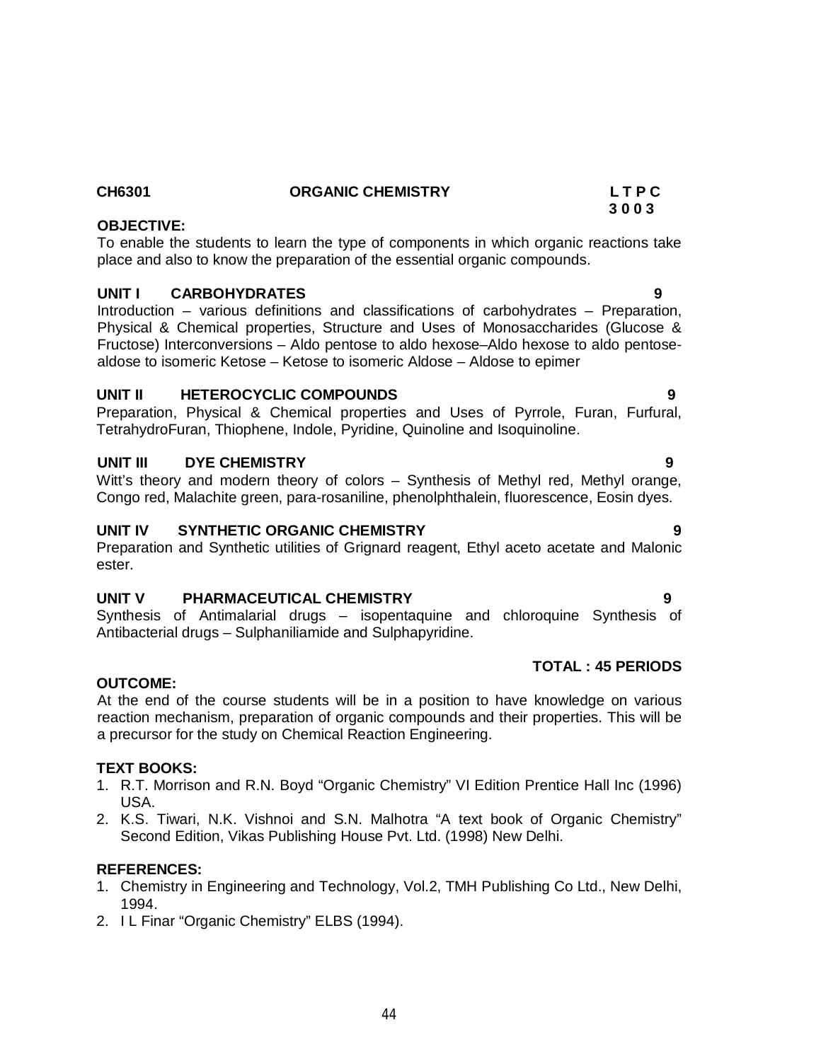**CH6301 ORGANIC CHEMISTRY L T P C**
**3 0 0 3**

**OBJECTIVE:**

To enable the students to learn the type of components in which organic reactions take place and also to know the preparation of the essential organic compounds.

**UNIT I CARBOHYDRATES 9**

Introduction – various definitions and classifications of carbohydrates – Preparation, Physical & Chemical properties, Structure and Uses of Monosaccharides (Glucose & Fructose) Interconversions – Aldo pentose to aldo hexose–Aldo hexose to aldo pentose-aldose to isomeric Ketose – Ketose to isomeric Aldose – Aldose to epimer

**UNIT II HETEROCYCLIC COMPOUNDS 9**

Preparation, Physical & Chemical properties and Uses of Pyrrole, Furan, Furfural, TetrahydroFuran, Thiophene, Indole, Pyridine, Quinoline and Isoquinoline.

**UNIT III DYE CHEMISTRY 9**

Witt's theory and modern theory of colors – Synthesis of Methyl red, Methyl orange, Congo red, Malachite green, para-rosaniline, phenolphthalein, fluorescence, Eosin dyes.

**UNIT IV SYNTHETIC ORGANIC CHEMISTRY 9**

Preparation and Synthetic utilities of Grignard reagent, Ethyl aceto acetate and Malonic ester.

**UNIT V PHARMACEUTICAL CHEMISTRY 9**

Synthesis of Antimalarial drugs – isopentaquine and chloroquine Synthesis of Antibacterial drugs – Sulphaniliamide and Sulphapyridine.

**TOTAL : 45 PERIODS**

**OUTCOME:**

At the end of the course students will be in a position to have knowledge on various reaction mechanism, preparation of organic compounds and their properties. This will be a precursor for the study on Chemical Reaction Engineering.

**TEXT BOOKS:**

1. R.T. Morrison and R.N. Boyd "Organic Chemistry" VI Edition Prentice Hall Inc (1996) USA.
2. K.S. Tiwari, N.K. Vishnoi and S.N. Malhotra "A text book of Organic Chemistry" Second Edition, Vikas Publishing House Pvt. Ltd. (1998) New Delhi.

**REFERENCES:**

1. Chemistry in Engineering and Technology, Vol.2, TMH Publishing Co Ltd., New Delhi, 1994.
2. I L Finar "Organic Chemistry" ELBS (1994).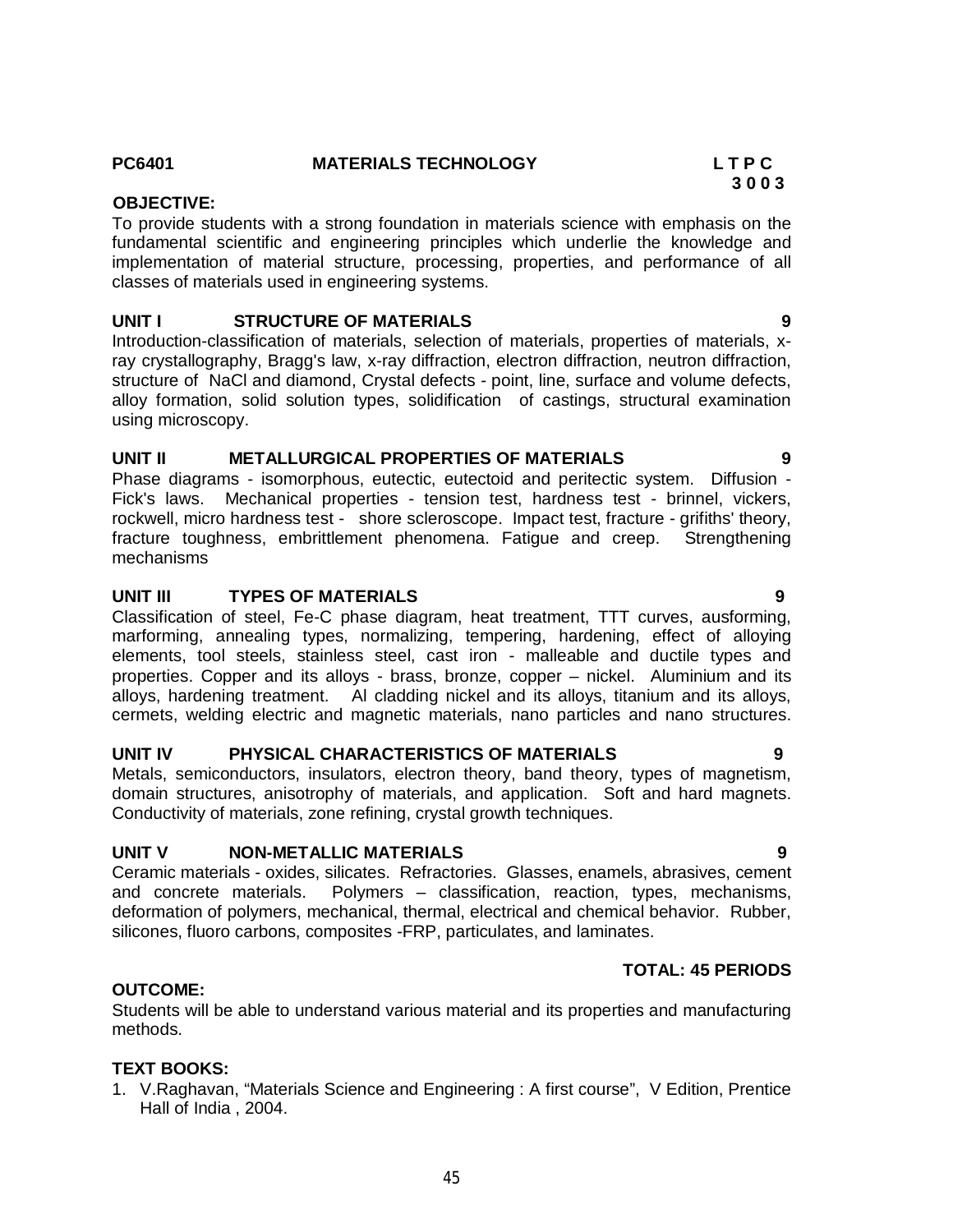**PC6401 MATERIALS TECHNOLOGY**

| L | T | P | C |
|---|---|---|---|
| 3 | 0 | 0 | 3 |

**OBJECTIVE:**

To provide students with a strong foundation in materials science with emphasis on the fundamental scientific and engineering principles which underlie the knowledge and implementation of material structure, processing, properties, and performance of all classes of materials used in engineering systems.

**UNIT I STRUCTURE OF MATERIALS 9**

Introduction-classification of materials, selection of materials, properties of materials, x-ray crystallography, Bragg's law, x-ray diffraction, electron diffraction, neutron diffraction, structure of NaCl and diamond, Crystal defects - point, line, surface and volume defects, alloy formation, solid solution types, solidification of castings, structural examination using microscopy.

**UNIT II METALLURGICAL PROPERTIES OF MATERIALS 9**

Phase diagrams - isomorphous, eutectic, eutectoid and peritectic system. Diffusion - Fick's laws. Mechanical properties - tension test, hardness test - brinnel, vickers, rockwell, micro hardness test - shore scleroscope. Impact test, fracture - grifiths' theory, fracture toughness, embrittlement phenomena. Fatigue and creep. Strengthening mechanisms

**UNIT III TYPES OF MATERIALS 9**

Classification of steel, Fe-C phase diagram, heat treatment, TTT curves, ausforming, marforming, annealing types, normalizing, tempering, hardening, effect of alloying elements, tool steels, stainless steel, cast iron - malleable and ductile types and properties. Copper and its alloys - brass, bronze, copper – nickel. Aluminium and its alloys, hardening treatment. Al cladding nickel and its alloys, titanium and its alloys, cermets, welding electric and magnetic materials, nano particles and nano structures.

**UNIT IV PHYSICAL CHARACTERISTICS OF MATERIALS 9**

Metals, semiconductors, insulators, electron theory, band theory, types of magnetism, domain structures, anisotrophy of materials, and application. Soft and hard magnets. Conductivity of materials, zone refining, crystal growth techniques.

**UNIT V NON-METALLIC MATERIALS 9**

Ceramic materials - oxides, silicates. Refractories. Glasses, enamels, abrasives, cement and concrete materials. Polymers – classification, reaction, types, mechanisms, deformation of polymers, mechanical, thermal, electrical and chemical behavior. Rubber, silicones, fluoro carbons, composites -FRP, particulates, and laminates.

**TOTAL: 45 PERIODS**

**OUTCOME:**

Students will be able to understand various material and its properties and manufacturing methods.

**TEXT BOOKS:**

1. V.Raghavan, "Materials Science and Engineering : A first course", V Edition, Prentice Hall of India , 2004.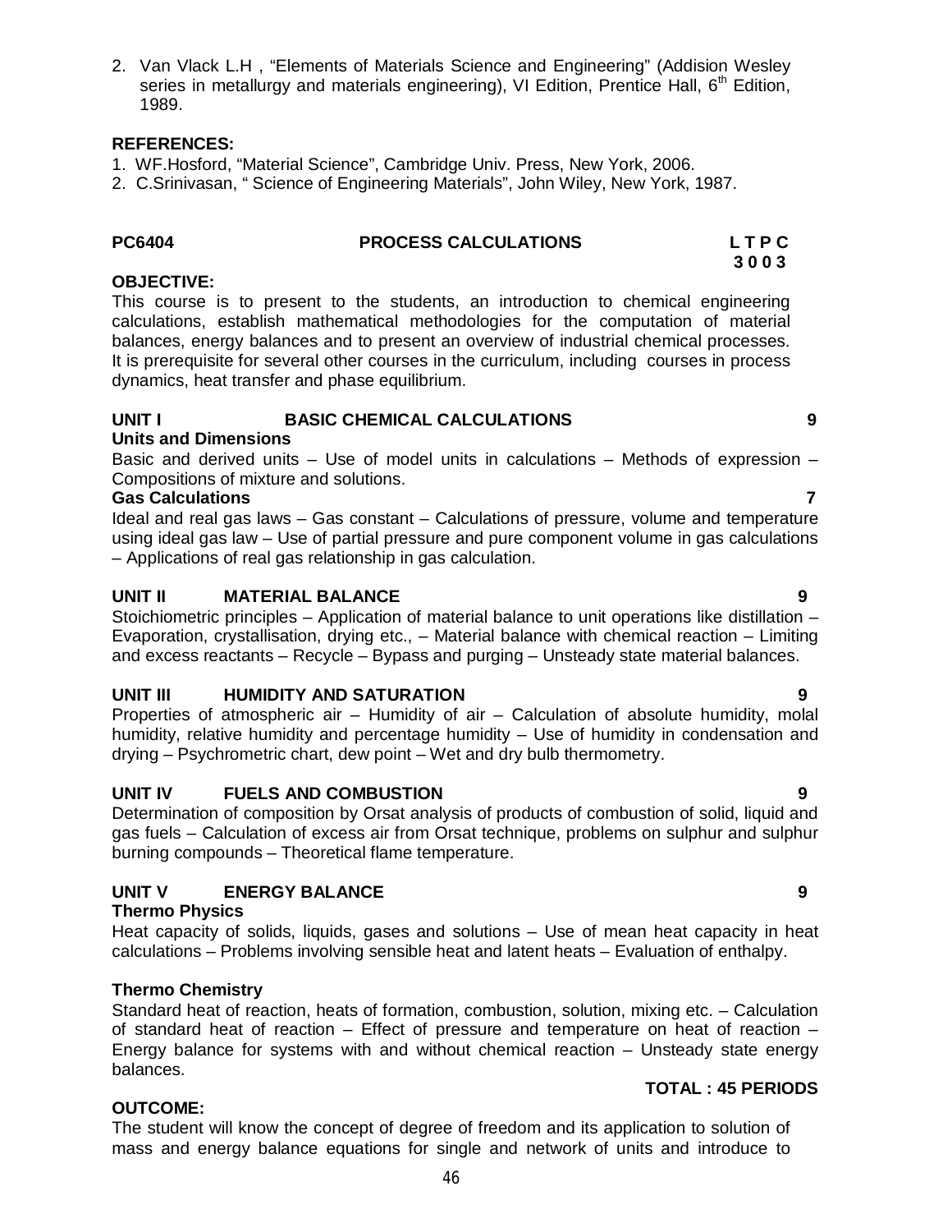2. Van Vlack L.H , "Elements of Materials Science and Engineering" (Addision Wesley series in metallurgy and materials engineering), VI Edition, Prentice Hall, 6th Edition, 1989.

**REFERENCES:**

1. WF.Hosford, "Material Science", Cambridge Univ. Press, New York, 2006.
2. C.Srinivasan, " Science of Engineering Materials", John Wiley, New York, 1987.

## PC6404 PROCESS CALCULATIONS

**L T P C**
**3 0 0 3**

**OBJECTIVE:**

This course is to present to the students, an introduction to chemical engineering calculations, establish mathematical methodologies for the computation of material balances, energy balances and to present an overview of industrial chemical processes. It is prerequisite for several other courses in the curriculum, including courses in process dynamics, heat transfer and phase equilibrium.

### UNIT I BASIC CHEMICAL CALCULATIONS 9

**Units and Dimensions**

Basic and derived units – Use of model units in calculations – Methods of expression – Compositions of mixture and solutions.

**Gas Calculations 7**

Ideal and real gas laws – Gas constant – Calculations of pressure, volume and temperature using ideal gas law – Use of partial pressure and pure component volume in gas calculations – Applications of real gas relationship in gas calculation.

### UNIT II MATERIAL BALANCE 9

Stoichiometric principles – Application of material balance to unit operations like distillation – Evaporation, crystallisation, drying etc., – Material balance with chemical reaction – Limiting and excess reactants – Recycle – Bypass and purging – Unsteady state material balances.

### UNIT III HUMIDITY AND SATURATION 9

Properties of atmospheric air – Humidity of air – Calculation of absolute humidity, molal humidity, relative humidity and percentage humidity – Use of humidity in condensation and drying – Psychrometric chart, dew point – Wet and dry bulb thermometry.

### UNIT IV FUELS AND COMBUSTION 9

Determination of composition by Orsat analysis of products of combustion of solid, liquid and gas fuels – Calculation of excess air from Orsat technique, problems on sulphur and sulphur burning compounds – Theoretical flame temperature.

### UNIT V ENERGY BALANCE 9

**Thermo Physics**

Heat capacity of solids, liquids, gases and solutions – Use of mean heat capacity in heat calculations – Problems involving sensible heat and latent heats – Evaluation of enthalpy.

**Thermo Chemistry**

Standard heat of reaction, heats of formation, combustion, solution, mixing etc. – Calculation of standard heat of reaction – Effect of pressure and temperature on heat of reaction – Energy balance for systems with and without chemical reaction – Unsteady state energy balances.

**TOTAL : 45 PERIODS**

**OUTCOME:**

The student will know the concept of degree of freedom and its application to solution of mass and energy balance equations for single and network of units and introduce to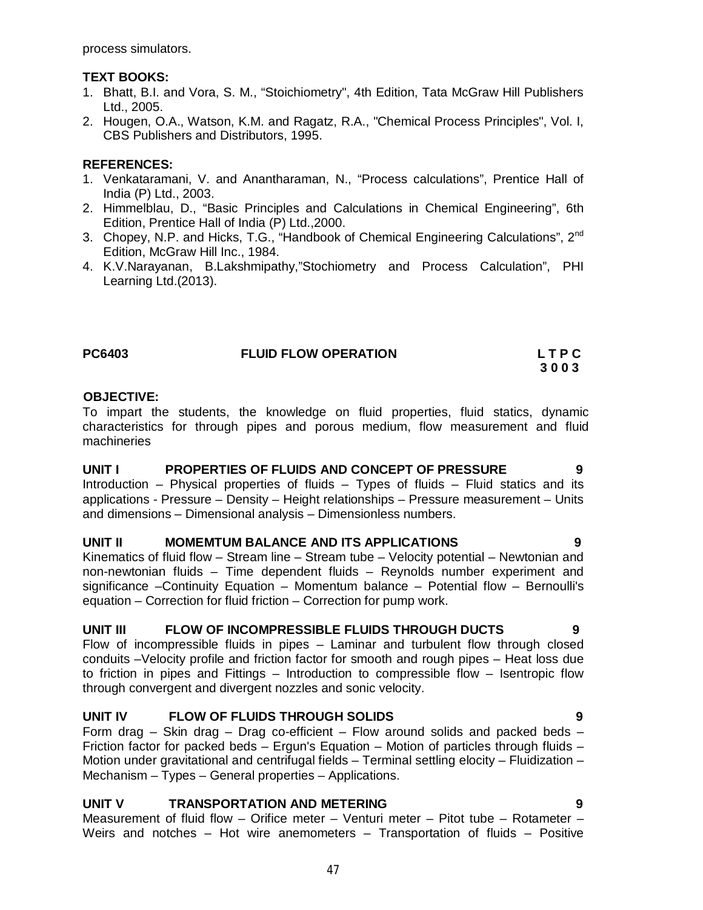process simulators.

**TEXT BOOKS:**

1. Bhatt, B.I. and Vora, S. M., "Stoichiometry", 4th Edition, Tata McGraw Hill Publishers Ltd., 2005.
2. Hougen, O.A., Watson, K.M. and Ragatz, R.A., "Chemical Process Principles", Vol. I, CBS Publishers and Distributors, 1995.

**REFERENCES:**

1. Venkataramani, V. and Anantharaman, N., "Process calculations", Prentice Hall of India (P) Ltd., 2003.
2. Himmelblau, D., "Basic Principles and Calculations in Chemical Engineering", 6th Edition, Prentice Hall of India (P) Ltd.,2000.
3. Chopey, N.P. and Hicks, T.G., "Handbook of Chemical Engineering Calculations", 2nd Edition, McGraw Hill Inc., 1984.
4. K.V.Narayanan, B.Lakshmipathy,"Stochiometry and Process Calculation", PHI Learning Ltd.(2013).

**PC6403 FLUID FLOW OPERATION L T P C**
**3 0 0 3**

**OBJECTIVE:**

To impart the students, the knowledge on fluid properties, fluid statics, dynamic characteristics for through pipes and porous medium, flow measurement and fluid machineries

**UNIT I PROPERTIES OF FLUIDS AND CONCEPT OF PRESSURE 9**

Introduction – Physical properties of fluids – Types of fluids – Fluid statics and its applications - Pressure – Density – Height relationships – Pressure measurement – Units and dimensions – Dimensional analysis – Dimensionless numbers.

**UNIT II MOMEMTUM BALANCE AND ITS APPLICATIONS 9**

Kinematics of fluid flow – Stream line – Stream tube – Velocity potential – Newtonian and non-newtonian fluids – Time dependent fluids – Reynolds number experiment and significance –Continuity Equation – Momentum balance – Potential flow – Bernoulli's equation – Correction for fluid friction – Correction for pump work.

**UNIT III FLOW OF INCOMPRESSIBLE FLUIDS THROUGH DUCTS 9**

Flow of incompressible fluids in pipes – Laminar and turbulent flow through closed conduits –Velocity profile and friction factor for smooth and rough pipes – Heat loss due to friction in pipes and Fittings – Introduction to compressible flow – Isentropic flow through convergent and divergent nozzles and sonic velocity.

**UNIT IV FLOW OF FLUIDS THROUGH SOLIDS 9**

Form drag – Skin drag – Drag co-efficient – Flow around solids and packed beds – Friction factor for packed beds – Ergun's Equation – Motion of particles through fluids – Motion under gravitational and centrifugal fields – Terminal settling elocity – Fluidization – Mechanism – Types – General properties – Applications.

**UNIT V TRANSPORTATION AND METERING 9**

Measurement of fluid flow – Orifice meter – Venturi meter – Pitot tube – Rotameter – Weirs and notches – Hot wire anemometers – Transportation of fluids – Positive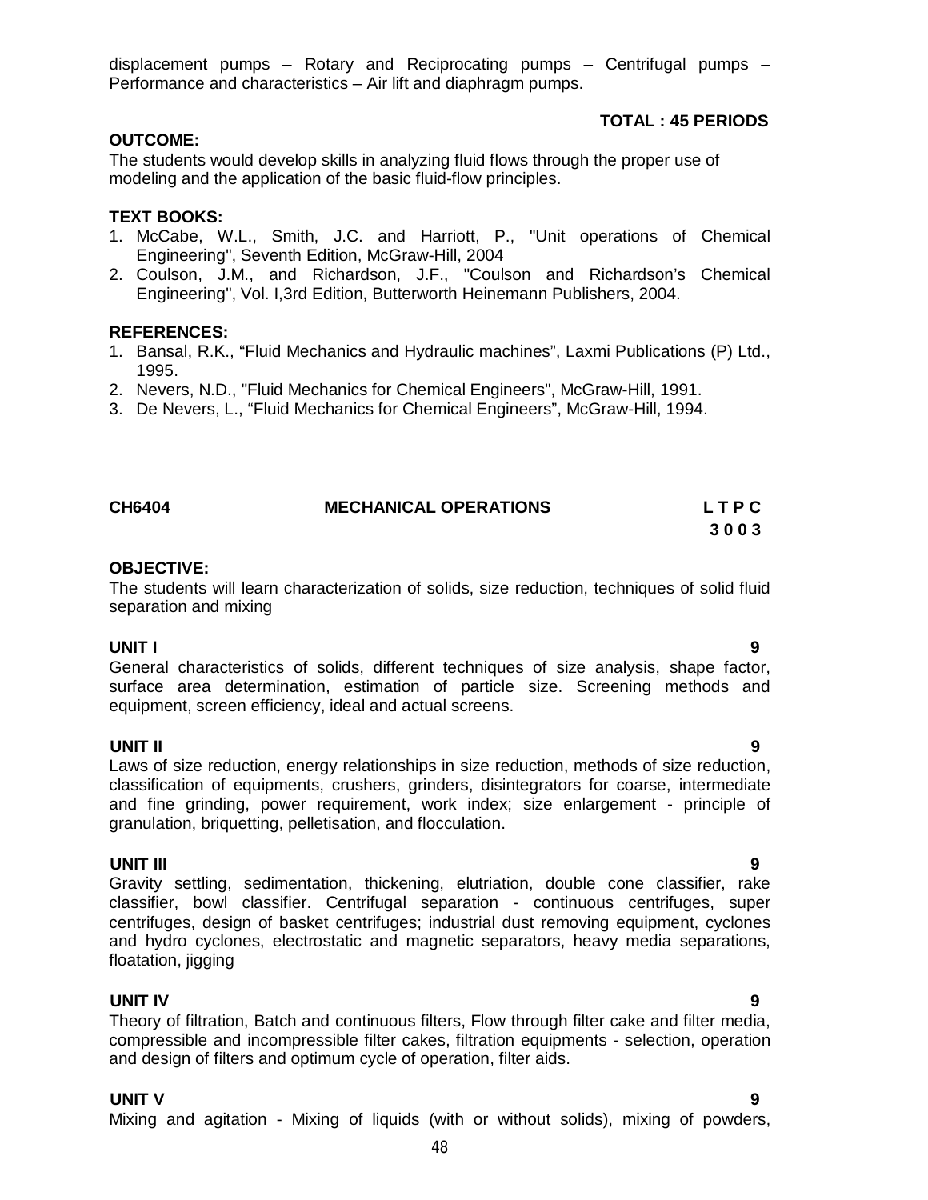displacement pumps – Rotary and Reciprocating pumps – Centrifugal pumps – Performance and characteristics – Air lift and diaphragm pumps.

**TOTAL : 45 PERIODS**

**OUTCOME:**

The students would develop skills in analyzing fluid flows through the proper use of modeling and the application of the basic fluid-flow principles.

**TEXT BOOKS:**

1. McCabe, W.L., Smith, J.C. and Harriott, P., "Unit operations of Chemical Engineering", Seventh Edition, McGraw-Hill, 2004
2. Coulson, J.M., and Richardson, J.F., "Coulson and Richardson's Chemical Engineering", Vol. I,3rd Edition, Butterworth Heinemann Publishers, 2004.

**REFERENCES:**

1. Bansal, R.K., "Fluid Mechanics and Hydraulic machines", Laxmi Publications (P) Ltd., 1995.
2. Nevers, N.D., "Fluid Mechanics for Chemical Engineers", McGraw-Hill, 1991.
3. De Nevers, L., "Fluid Mechanics for Chemical Engineers", McGraw-Hill, 1994.

## CH6404 MECHANICAL OPERATIONS

**L T P C**
**3 0 0 3**

**OBJECTIVE:**

The students will learn characterization of solids, size reduction, techniques of solid fluid separation and mixing

**UNIT I 9**

General characteristics of solids, different techniques of size analysis, shape factor, surface area determination, estimation of particle size. Screening methods and equipment, screen efficiency, ideal and actual screens.

**UNIT II 9**

Laws of size reduction, energy relationships in size reduction, methods of size reduction, classification of equipments, crushers, grinders, disintegrators for coarse, intermediate and fine grinding, power requirement, work index; size enlargement - principle of granulation, briquetting, pelletisation, and flocculation.

**UNIT III 9**

Gravity settling, sedimentation, thickening, elutriation, double cone classifier, rake classifier, bowl classifier. Centrifugal separation - continuous centrifuges, super centrifuges, design of basket centrifuges; industrial dust removing equipment, cyclones and hydro cyclones, electrostatic and magnetic separators, heavy media separations, floatation, jigging

**UNIT IV 9**

Theory of filtration, Batch and continuous filters, Flow through filter cake and filter media, compressible and incompressible filter cakes, filtration equipments - selection, operation and design of filters and optimum cycle of operation, filter aids.

**UNIT V 9**

Mixing and agitation - Mixing of liquids (with or without solids), mixing of powders,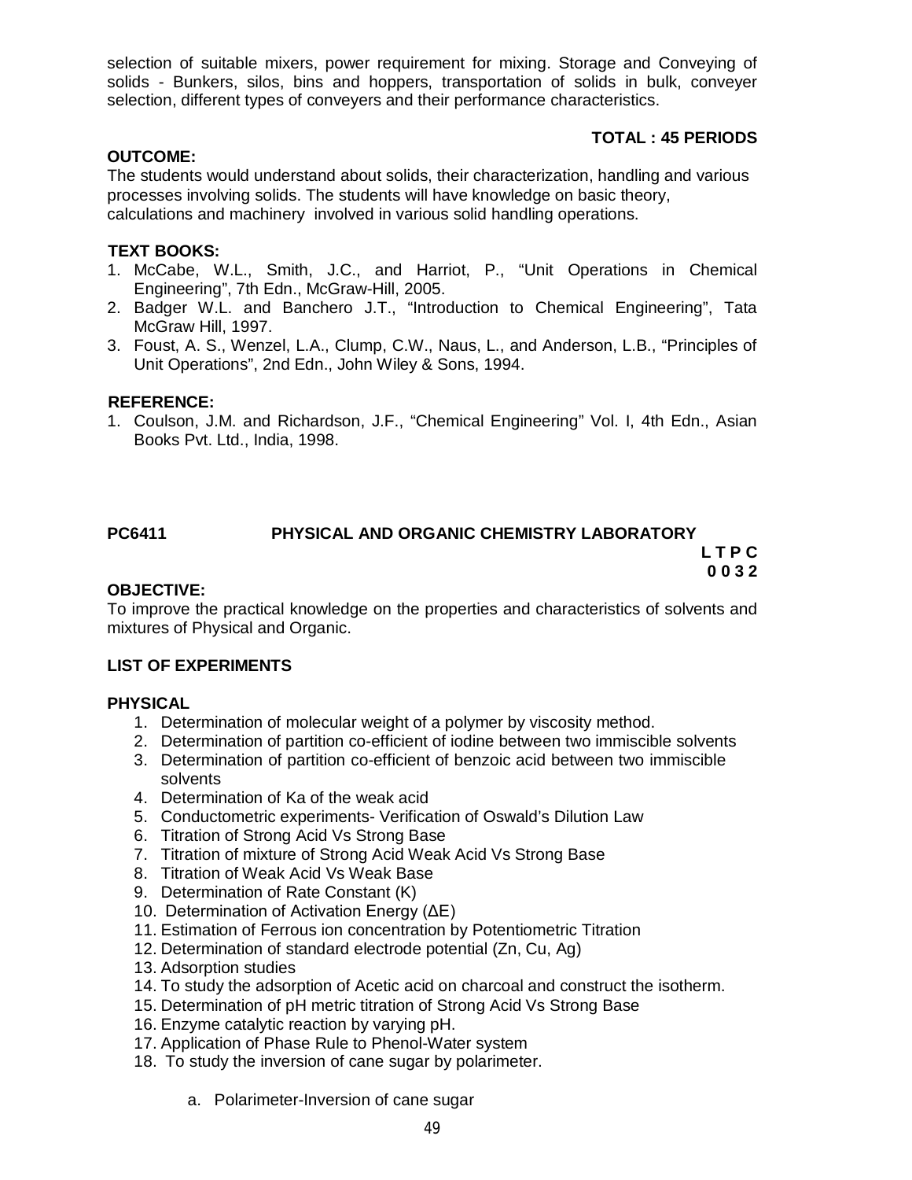selection of suitable mixers, power requirement for mixing. Storage and Conveying of solids - Bunkers, silos, bins and hoppers, transportation of solids in bulk, conveyer selection, different types of conveyers and their performance characteristics.

**TOTAL : 45 PERIODS**

**OUTCOME:**

The students would understand about solids, their characterization, handling and various processes involving solids. The students will have knowledge on basic theory, calculations and machinery involved in various solid handling operations.

**TEXT BOOKS:**

1. McCabe, W.L., Smith, J.C., and Harriot, P., "Unit Operations in Chemical Engineering", 7th Edn., McGraw-Hill, 2005.
2. Badger W.L. and Banchero J.T., "Introduction to Chemical Engineering", Tata McGraw Hill, 1997.
3. Foust, A. S., Wenzel, L.A., Clump, C.W., Naus, L., and Anderson, L.B., "Principles of Unit Operations", 2nd Edn., John Wiley & Sons, 1994.

**REFERENCE:**

1. Coulson, J.M. and Richardson, J.F., "Chemical Engineering" Vol. I, 4th Edn., Asian Books Pvt. Ltd., India, 1998.

## PC6411 PHYSICAL AND ORGANIC CHEMISTRY LABORATORY

**L T P C**
**0 0 3 2**

**OBJECTIVE:**

To improve the practical knowledge on the properties and characteristics of solvents and mixtures of Physical and Organic.

**LIST OF EXPERIMENTS**

**PHYSICAL**

1. Determination of molecular weight of a polymer by viscosity method.
2. Determination of partition co-efficient of iodine between two immiscible solvents
3. Determination of partition co-efficient of benzoic acid between two immiscible solvents
4. Determination of Ka of the weak acid
5. Conductometric experiments- Verification of Oswald's Dilution Law
6. Titration of Strong Acid Vs Strong Base
7. Titration of mixture of Strong Acid Weak Acid Vs Strong Base
8. Titration of Weak Acid Vs Weak Base
9. Determination of Rate Constant (K)
10. Determination of Activation Energy ($\Delta E$)
11. Estimation of Ferrous ion concentration by Potentiometric Titration
12. Determination of standard electrode potential (Zn, Cu, Ag)
13. Adsorption studies
14. To study the adsorption of Acetic acid on charcoal and construct the isotherm.
15. Determination of pH metric titration of Strong Acid Vs Strong Base
16. Enzyme catalytic reaction by varying pH.
17. Application of Phase Rule to Phenol-Water system
18. To study the inversion of cane sugar by polarimeter.

    a. Polarimeter-Inversion of cane sugar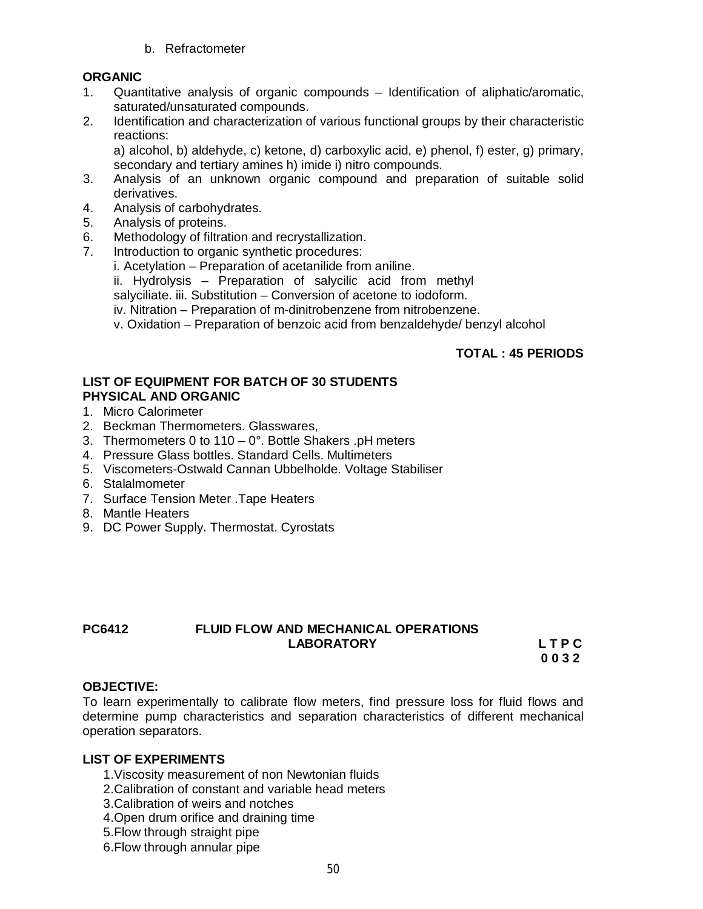b. Refractometer

**ORGANIC**

1. Quantitative analysis of organic compounds – Identification of aliphatic/aromatic, saturated/unsaturated compounds.
2. Identification and characterization of various functional groups by their characteristic reactions:
   a) alcohol, b) aldehyde, c) ketone, d) carboxylic acid, e) phenol, f) ester, g) primary, secondary and tertiary amines h) imide i) nitro compounds.
3. Analysis of an unknown organic compound and preparation of suitable solid derivatives.
4. Analysis of carbohydrates.
5. Analysis of proteins.
6. Methodology of filtration and recrystallization.
7. Introduction to organic synthetic procedures:
   i. Acetylation – Preparation of acetanilide from aniline.
   ii. Hydrolysis – Preparation of salycilic acid from methyl salyciliate. iii. Substitution – Conversion of acetone to iodoform.
   iv. Nitration – Preparation of m-dinitrobenzene from nitrobenzene.
   v. Oxidation – Preparation of benzoic acid from benzaldehyde/ benzyl alcohol

**TOTAL : 45 PERIODS**

**LIST OF EQUIPMENT FOR BATCH OF 30 STUDENTS**
**PHYSICAL AND ORGANIC**

1. Micro Calorimeter
2. Beckman Thermometers. Glasswares,
3. Thermometers 0 to 110 – 0°. Bottle Shakers .pH meters
4. Pressure Glass bottles. Standard Cells. Multimeters
5. Viscometers-Ostwald Cannan Ubbelholde. Voltage Stabiliser
6. Stalalmometer
7. Surface Tension Meter .Tape Heaters
8. Mantle Heaters
9. DC Power Supply. Thermostat. Cyrostats

## PC6412 FLUID FLOW AND MECHANICAL OPERATIONS LABORATORY

**L T P C**
**0 0 3 2**

**OBJECTIVE:**

To learn experimentally to calibrate flow meters, find pressure loss for fluid flows and determine pump characteristics and separation characteristics of different mechanical operation separators.

**LIST OF EXPERIMENTS**

1. Viscosity measurement of non Newtonian fluids
2. Calibration of constant and variable head meters
3. Calibration of weirs and notches
4. Open drum orifice and draining time
5. Flow through straight pipe
6. Flow through annular pipe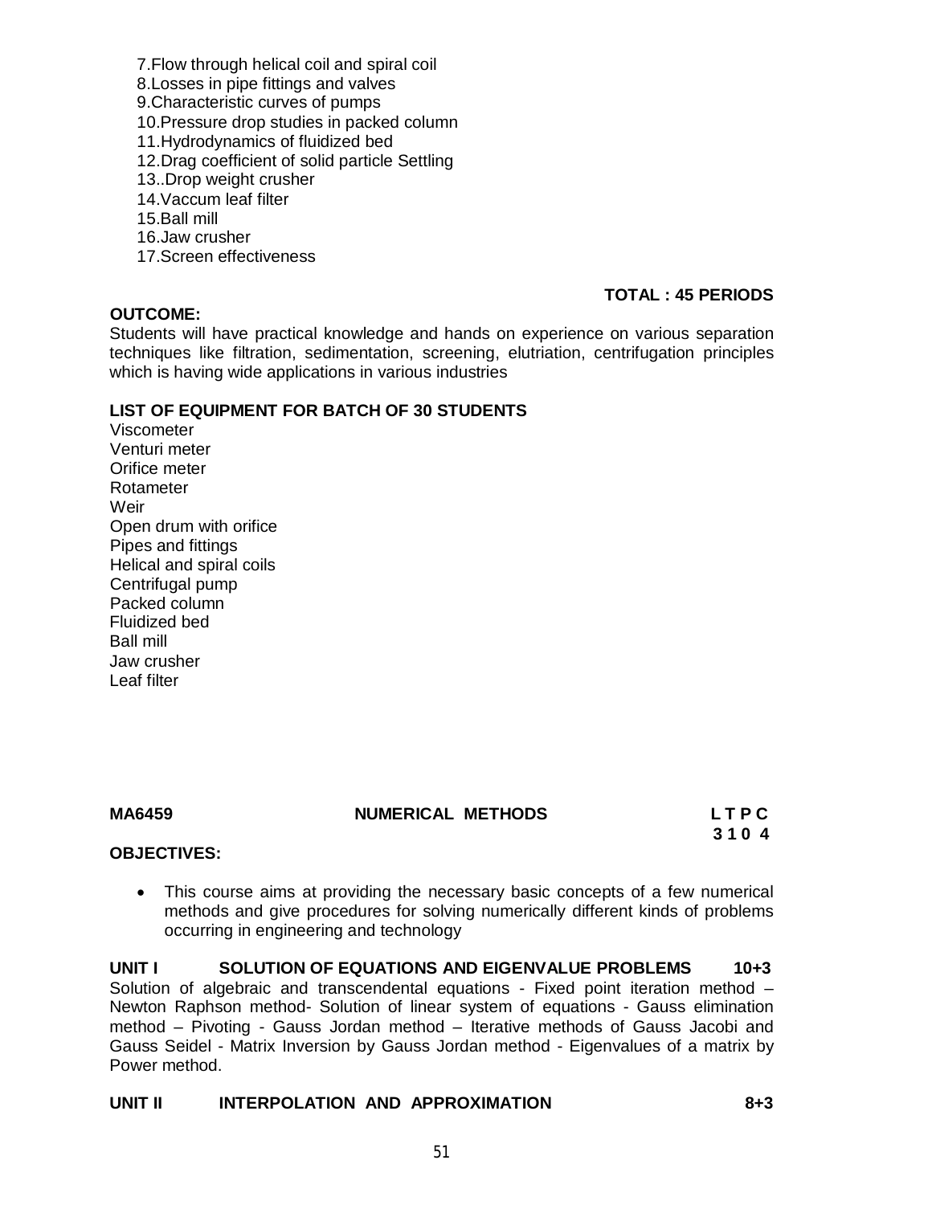7.Flow through helical coil and spiral coil
8.Losses in pipe fittings and valves
9.Characteristic curves of pumps
10.Pressure drop studies in packed column
11.Hydrodynamics of fluidized bed
12.Drag coefficient of solid particle Settling
13..Drop weight crusher
14.Vaccum leaf filter
15.Ball mill
16.Jaw crusher
17.Screen effectiveness

**TOTAL : 45 PERIODS**

**OUTCOME:**
Students will have practical knowledge and hands on experience on various separation techniques like filtration, sedimentation, screening, elutriation, centrifugation principles which is having wide applications in various industries

**LIST OF EQUIPMENT FOR BATCH OF 30 STUDENTS**
Viscometer
Venturi meter
Orifice meter
Rotameter
Weir
Open drum with orifice
Pipes and fittings
Helical and spiral coils
Centrifugal pump
Packed column
Fluidized bed
Ball mill
Jaw crusher
Leaf filter

**MA6459 NUMERICAL METHODS L T P C**
**3 1 0 4**

**OBJECTIVES:**

- This course aims at providing the necessary basic concepts of a few numerical methods and give procedures for solving numerically different kinds of problems occurring in engineering and technology

**UNIT I SOLUTION OF EQUATIONS AND EIGENVALUE PROBLEMS 10+3**
Solution of algebraic and transcendental equations - Fixed point iteration method – Newton Raphson method- Solution of linear system of equations - Gauss elimination method – Pivoting - Gauss Jordan method – Iterative methods of Gauss Jacobi and Gauss Seidel - Matrix Inversion by Gauss Jordan method - Eigenvalues of a matrix by Power method.

**UNIT II INTERPOLATION AND APPROXIMATION 8+3**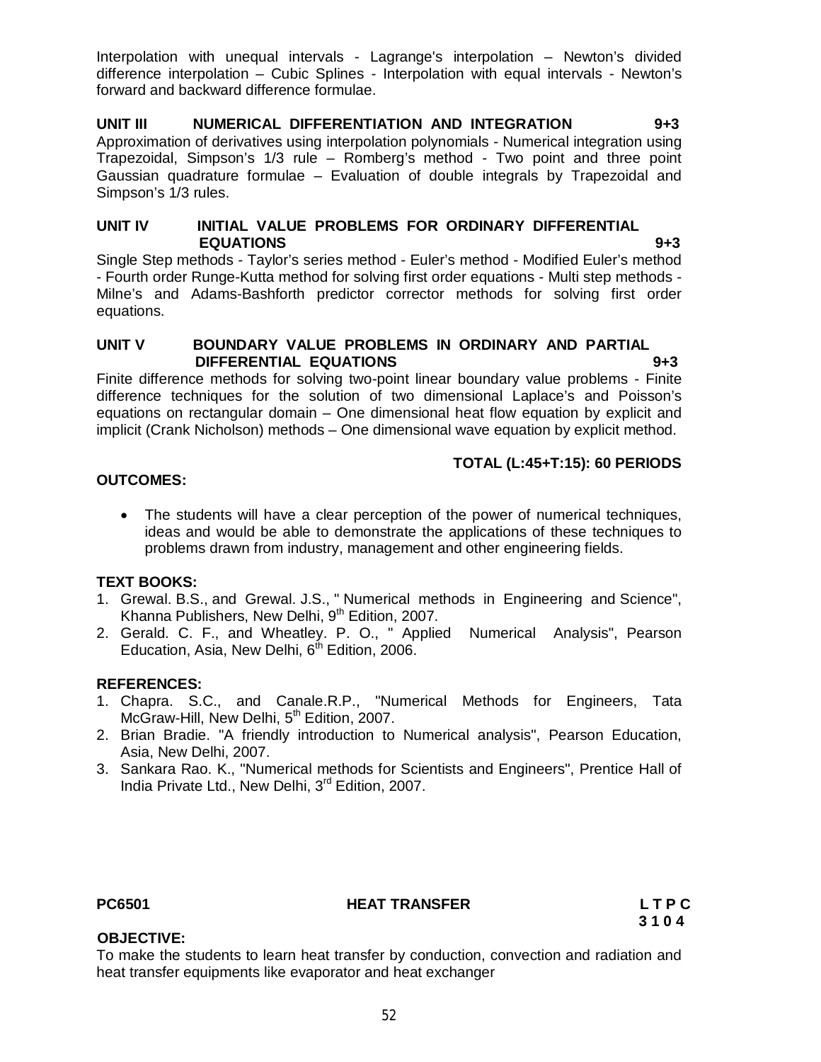Interpolation with unequal intervals - Lagrange's interpolation – Newton's divided difference interpolation – Cubic Splines - Interpolation with equal intervals - Newton's forward and backward difference formulae.

**UNIT III NUMERICAL DIFFERENTIATION AND INTEGRATION 9+3**

Approximation of derivatives using interpolation polynomials - Numerical integration using Trapezoidal, Simpson's 1/3 rule – Romberg's method - Two point and three point Gaussian quadrature formulae – Evaluation of double integrals by Trapezoidal and Simpson's 1/3 rules.

**UNIT IV INITIAL VALUE PROBLEMS FOR ORDINARY DIFFERENTIAL EQUATIONS 9+3**

Single Step methods - Taylor's series method - Euler's method - Modified Euler's method - Fourth order Runge-Kutta method for solving first order equations - Multi step methods - Milne's and Adams-Bashforth predictor corrector methods for solving first order equations.

**UNIT V BOUNDARY VALUE PROBLEMS IN ORDINARY AND PARTIAL DIFFERENTIAL EQUATIONS 9+3**

Finite difference methods for solving two-point linear boundary value problems - Finite difference techniques for the solution of two dimensional Laplace's and Poisson's equations on rectangular domain – One dimensional heat flow equation by explicit and implicit (Crank Nicholson) methods – One dimensional wave equation by explicit method.

**TOTAL (L:45+T:15): 60 PERIODS**

**OUTCOMES:**

- The students will have a clear perception of the power of numerical techniques, ideas and would be able to demonstrate the applications of these techniques to problems drawn from industry, management and other engineering fields.

**TEXT BOOKS:**

1. Grewal. B.S., and Grewal. J.S., " Numerical methods in Engineering and Science", Khanna Publishers, New Delhi, 9th Edition, 2007.
2. Gerald. C. F., and Wheatley. P. O., " Applied Numerical Analysis", Pearson Education, Asia, New Delhi, 6th Edition, 2006.

**REFERENCES:**

1. Chapra. S.C., and Canale.R.P., "Numerical Methods for Engineers, Tata McGraw-Hill, New Delhi, 5th Edition, 2007.
2. Brian Bradie. "A friendly introduction to Numerical analysis", Pearson Education, Asia, New Delhi, 2007.
3. Sankara Rao. K., "Numerical methods for Scientists and Engineers", Prentice Hall of India Private Ltd., New Delhi, 3rd Edition, 2007.

**PC6501 HEAT TRANSFER L T P C**
**3 1 0 4**

**OBJECTIVE:**

To make the students to learn heat transfer by conduction, convection and radiation and heat transfer equipments like evaporator and heat exchanger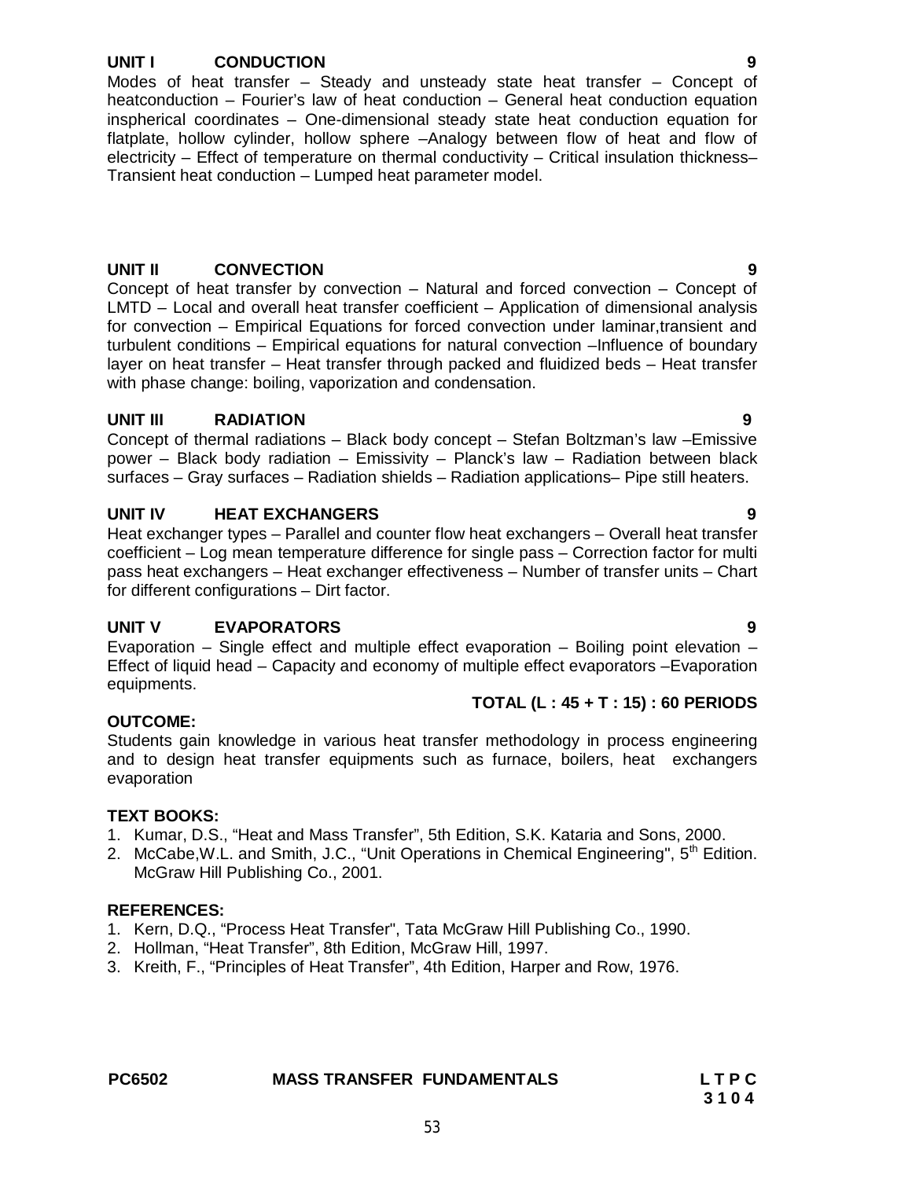**UNIT I CONDUCTION 9**

Modes of heat transfer – Steady and unsteady state heat transfer – Concept of heatconduction – Fourier's law of heat conduction – General heat conduction equation inspherical coordinates – One-dimensional steady state heat conduction equation for flatplate, hollow cylinder, hollow sphere –Analogy between flow of heat and flow of electricity – Effect of temperature on thermal conductivity – Critical insulation thickness– Transient heat conduction – Lumped heat parameter model.

**UNIT II CONVECTION 9**

Concept of heat transfer by convection – Natural and forced convection – Concept of LMTD – Local and overall heat transfer coefficient – Application of dimensional analysis for convection – Empirical Equations for forced convection under laminar,transient and turbulent conditions – Empirical equations for natural convection –Influence of boundary layer on heat transfer – Heat transfer through packed and fluidized beds – Heat transfer with phase change: boiling, vaporization and condensation.

**UNIT III RADIATION 9**

Concept of thermal radiations – Black body concept – Stefan Boltzman's law –Emissive power – Black body radiation – Emissivity – Planck's law – Radiation between black surfaces – Gray surfaces – Radiation shields – Radiation applications– Pipe still heaters.

**UNIT IV HEAT EXCHANGERS 9**

Heat exchanger types – Parallel and counter flow heat exchangers – Overall heat transfer coefficient – Log mean temperature difference for single pass – Correction factor for multi pass heat exchangers – Heat exchanger effectiveness – Number of transfer units – Chart for different configurations – Dirt factor.

**UNIT V EVAPORATORS 9**

Evaporation – Single effect and multiple effect evaporation – Boiling point elevation – Effect of liquid head – Capacity and economy of multiple effect evaporators –Evaporation equipments.

**TOTAL (L : 45 + T : 15) : 60 PERIODS**

**OUTCOME:**

Students gain knowledge in various heat transfer methodology in process engineering and to design heat transfer equipments such as furnace, boilers, heat exchangers evaporation

**TEXT BOOKS:**

1. Kumar, D.S., "Heat and Mass Transfer", 5th Edition, S.K. Kataria and Sons, 2000.
2. McCabe,W.L. and Smith, J.C., "Unit Operations in Chemical Engineering", 5th Edition. McGraw Hill Publishing Co., 2001.

**REFERENCES:**

1. Kern, D.Q., "Process Heat Transfer", Tata McGraw Hill Publishing Co., 1990.
2. Hollman, "Heat Transfer", 8th Edition, McGraw Hill, 1997.
3. Kreith, F., "Principles of Heat Transfer", 4th Edition, Harper and Row, 1976.

**PC6502 MASS TRANSFER FUNDAMENTALS L T P C**
**3 1 0 4**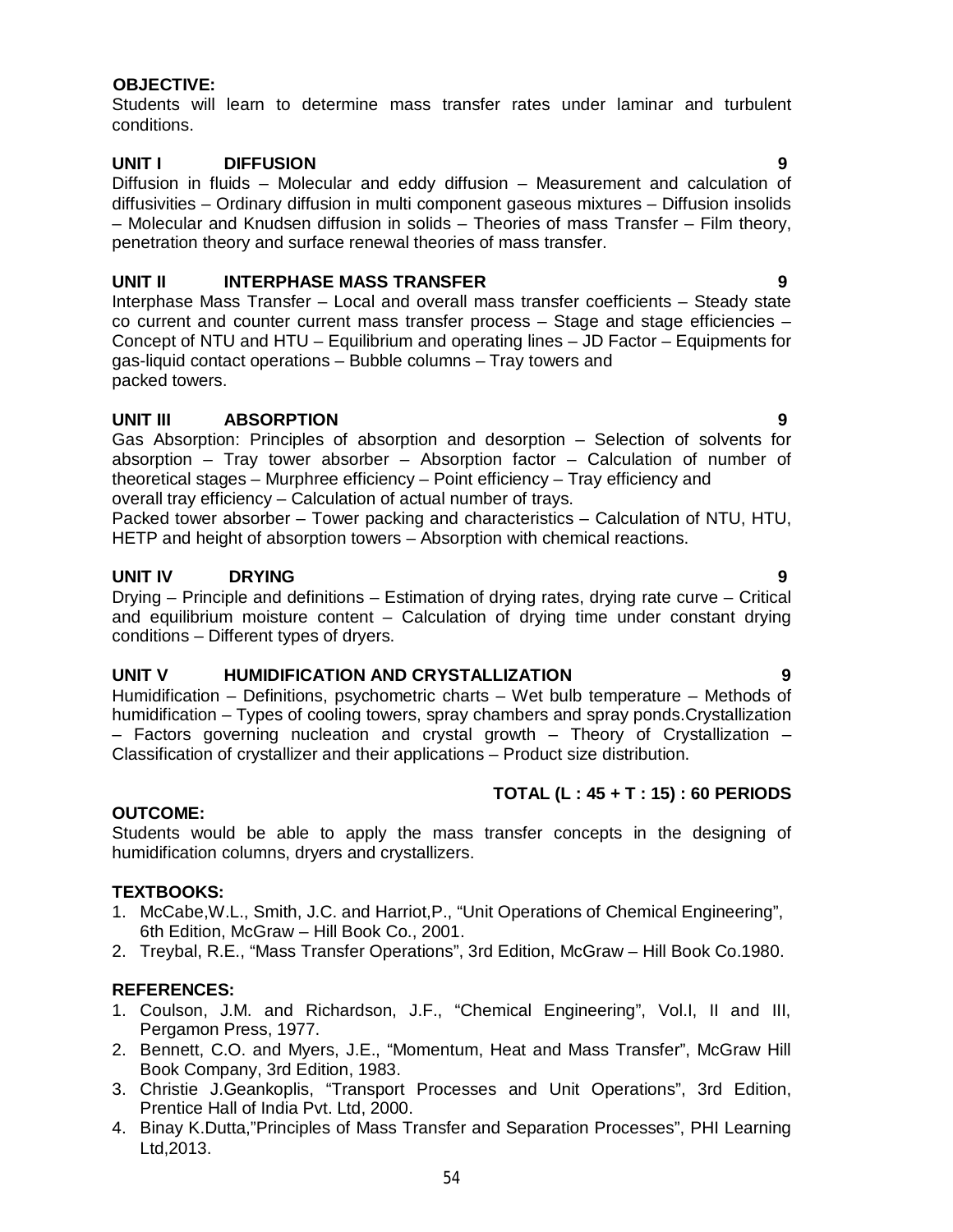**OBJECTIVE:**

Students will learn to determine mass transfer rates under laminar and turbulent conditions.

**UNIT I DIFFUSION 9**

Diffusion in fluids – Molecular and eddy diffusion – Measurement and calculation of diffusivities – Ordinary diffusion in multi component gaseous mixtures – Diffusion insolids – Molecular and Knudsen diffusion in solids – Theories of mass Transfer – Film theory, penetration theory and surface renewal theories of mass transfer.

**UNIT II INTERPHASE MASS TRANSFER 9**

Interphase Mass Transfer – Local and overall mass transfer coefficients – Steady state co current and counter current mass transfer process – Stage and stage efficiencies – Concept of NTU and HTU – Equilibrium and operating lines – JD Factor – Equipments for gas-liquid contact operations – Bubble columns – Tray towers and packed towers.

**UNIT III ABSORPTION 9**

Gas Absorption: Principles of absorption and desorption – Selection of solvents for absorption – Tray tower absorber – Absorption factor – Calculation of number of theoretical stages – Murphree efficiency – Point efficiency – Tray efficiency and overall tray efficiency – Calculation of actual number of trays.

Packed tower absorber – Tower packing and characteristics – Calculation of NTU, HTU, HETP and height of absorption towers – Absorption with chemical reactions.

**UNIT IV DRYING 9**

Drying – Principle and definitions – Estimation of drying rates, drying rate curve – Critical and equilibrium moisture content – Calculation of drying time under constant drying conditions – Different types of dryers.

**UNIT V HUMIDIFICATION AND CRYSTALLIZATION 9**

Humidification – Definitions, psychometric charts – Wet bulb temperature – Methods of humidification – Types of cooling towers, spray chambers and spray ponds.Crystallization – Factors governing nucleation and crystal growth – Theory of Crystallization – Classification of crystallizer and their applications – Product size distribution.

**TOTAL (L : 45 + T : 15) : 60 PERIODS**

**OUTCOME:**

Students would be able to apply the mass transfer concepts in the designing of humidification columns, dryers and crystallizers.

**TEXTBOOKS:**

1. McCabe,W.L., Smith, J.C. and Harriot,P., "Unit Operations of Chemical Engineering", 6th Edition, McGraw – Hill Book Co., 2001.
2. Treybal, R.E., "Mass Transfer Operations", 3rd Edition, McGraw – Hill Book Co.1980.

**REFERENCES:**

1. Coulson, J.M. and Richardson, J.F., "Chemical Engineering", Vol.I, II and III, Pergamon Press, 1977.
2. Bennett, C.O. and Myers, J.E., "Momentum, Heat and Mass Transfer", McGraw Hill Book Company, 3rd Edition, 1983.
3. Christie J.Geankoplis, "Transport Processes and Unit Operations", 3rd Edition, Prentice Hall of India Pvt. Ltd, 2000.
4. Binay K.Dutta,"Principles of Mass Transfer and Separation Processes", PHI Learning Ltd,2013.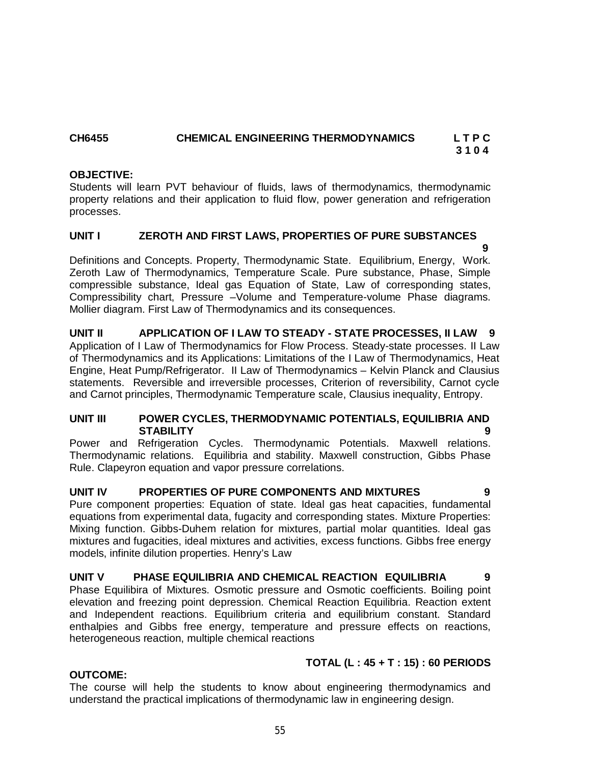## CH6455 CHEMICAL ENGINEERING THERMODYNAMICS

| L | T | P | C |
|---|---|---|---|
| 3 | 1 | 0 | 4 |

**OBJECTIVE:**

Students will learn PVT behaviour of fluids, laws of thermodynamics, thermodynamic property relations and their application to fluid flow, power generation and refrigeration processes.

### UNIT I ZEROTH AND FIRST LAWS, PROPERTIES OF PURE SUBSTANCES 9

Definitions and Concepts. Property, Thermodynamic State. Equilibrium, Energy, Work. Zeroth Law of Thermodynamics, Temperature Scale. Pure substance, Phase, Simple compressible substance, Ideal gas Equation of State, Law of corresponding states, Compressibility chart, Pressure –Volume and Temperature-volume Phase diagrams. Mollier diagram. First Law of Thermodynamics and its consequences.

### UNIT II APPLICATION OF I LAW TO STEADY - STATE PROCESSES, II LAW 9

Application of I Law of Thermodynamics for Flow Process. Steady-state processes. II Law of Thermodynamics and its Applications: Limitations of the I Law of Thermodynamics, Heat Engine, Heat Pump/Refrigerator. II Law of Thermodynamics – Kelvin Planck and Clausius statements. Reversible and irreversible processes, Criterion of reversibility, Carnot cycle and Carnot principles, Thermodynamic Temperature scale, Clausius inequality, Entropy.

### UNIT III POWER CYCLES, THERMODYNAMIC POTENTIALS, EQUILIBRIA AND STABILITY 9

Power and Refrigeration Cycles. Thermodynamic Potentials. Maxwell relations. Thermodynamic relations. Equilibria and stability. Maxwell construction, Gibbs Phase Rule. Clapeyron equation and vapor pressure correlations.

### UNIT IV PROPERTIES OF PURE COMPONENTS AND MIXTURES 9

Pure component properties: Equation of state. Ideal gas heat capacities, fundamental equations from experimental data, fugacity and corresponding states. Mixture Properties: Mixing function. Gibbs-Duhem relation for mixtures, partial molar quantities. Ideal gas mixtures and fugacities, ideal mixtures and activities, excess functions. Gibbs free energy models, infinite dilution properties. Henry's Law

### UNIT V PHASE EQUILIBRIA AND CHEMICAL REACTION EQUILIBRIA 9

Phase Equilibira of Mixtures. Osmotic pressure and Osmotic coefficients. Boiling point elevation and freezing point depression. Chemical Reaction Equilibria. Reaction extent and Independent reactions. Equilibrium criteria and equilibrium constant. Standard enthalpies and Gibbs free energy, temperature and pressure effects on reactions, heterogeneous reaction, multiple chemical reactions

**TOTAL (L : 45 + T : 15) : 60 PERIODS**

**OUTCOME:**

The course will help the students to know about engineering thermodynamics and understand the practical implications of thermodynamic law in engineering design.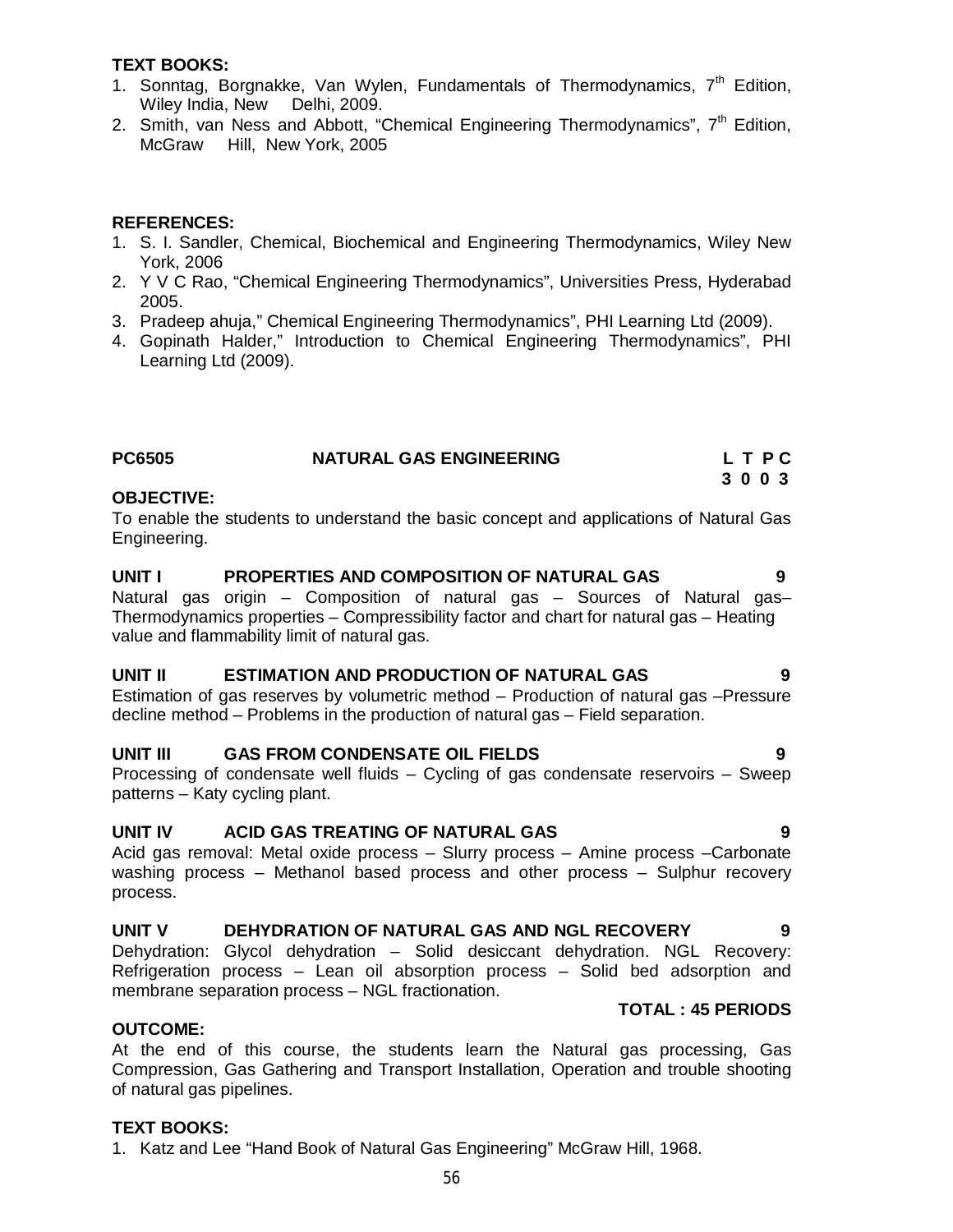**TEXT BOOKS:**

1. Sonntag, Borgnakke, Van Wylen, Fundamentals of Thermodynamics, 7th Edition, Wiley India, New Delhi, 2009.
2. Smith, van Ness and Abbott, "Chemical Engineering Thermodynamics", 7th Edition, McGraw Hill, New York, 2005

**REFERENCES:**

1. S. I. Sandler, Chemical, Biochemical and Engineering Thermodynamics, Wiley New York, 2006
2. Y V C Rao, "Chemical Engineering Thermodynamics", Universities Press, Hyderabad 2005.
3. Pradeep ahuja," Chemical Engineering Thermodynamics", PHI Learning Ltd (2009).
4. Gopinath Halder," Introduction to Chemical Engineering Thermodynamics", PHI Learning Ltd (2009).

## PC6505 NATURAL GAS ENGINEERING

| L | T | P | C |
|---|---|---|---|
| 3 | 0 | 0 | 3 |

**OBJECTIVE:**

To enable the students to understand the basic concept and applications of Natural Gas Engineering.

### UNIT I PROPERTIES AND COMPOSITION OF NATURAL GAS 9

Natural gas origin – Composition of natural gas – Sources of Natural gas– Thermodynamics properties – Compressibility factor and chart for natural gas – Heating value and flammability limit of natural gas.

### UNIT II ESTIMATION AND PRODUCTION OF NATURAL GAS 9

Estimation of gas reserves by volumetric method – Production of natural gas –Pressure decline method – Problems in the production of natural gas – Field separation.

### UNIT III GAS FROM CONDENSATE OIL FIELDS 9

Processing of condensate well fluids – Cycling of gas condensate reservoirs – Sweep patterns – Katy cycling plant.

### UNIT IV ACID GAS TREATING OF NATURAL GAS 9

Acid gas removal: Metal oxide process – Slurry process – Amine process –Carbonate washing process – Methanol based process and other process – Sulphur recovery process.

### UNIT V DEHYDRATION OF NATURAL GAS AND NGL RECOVERY 9

Dehydration: Glycol dehydration – Solid desiccant dehydration. NGL Recovery: Refrigeration process – Lean oil absorption process – Solid bed adsorption and membrane separation process – NGL fractionation.

**TOTAL : 45 PERIODS**

**OUTCOME:**

At the end of this course, the students learn the Natural gas processing, Gas Compression, Gas Gathering and Transport Installation, Operation and trouble shooting of natural gas pipelines.

**TEXT BOOKS:**

1. Katz and Lee "Hand Book of Natural Gas Engineering" McGraw Hill, 1968.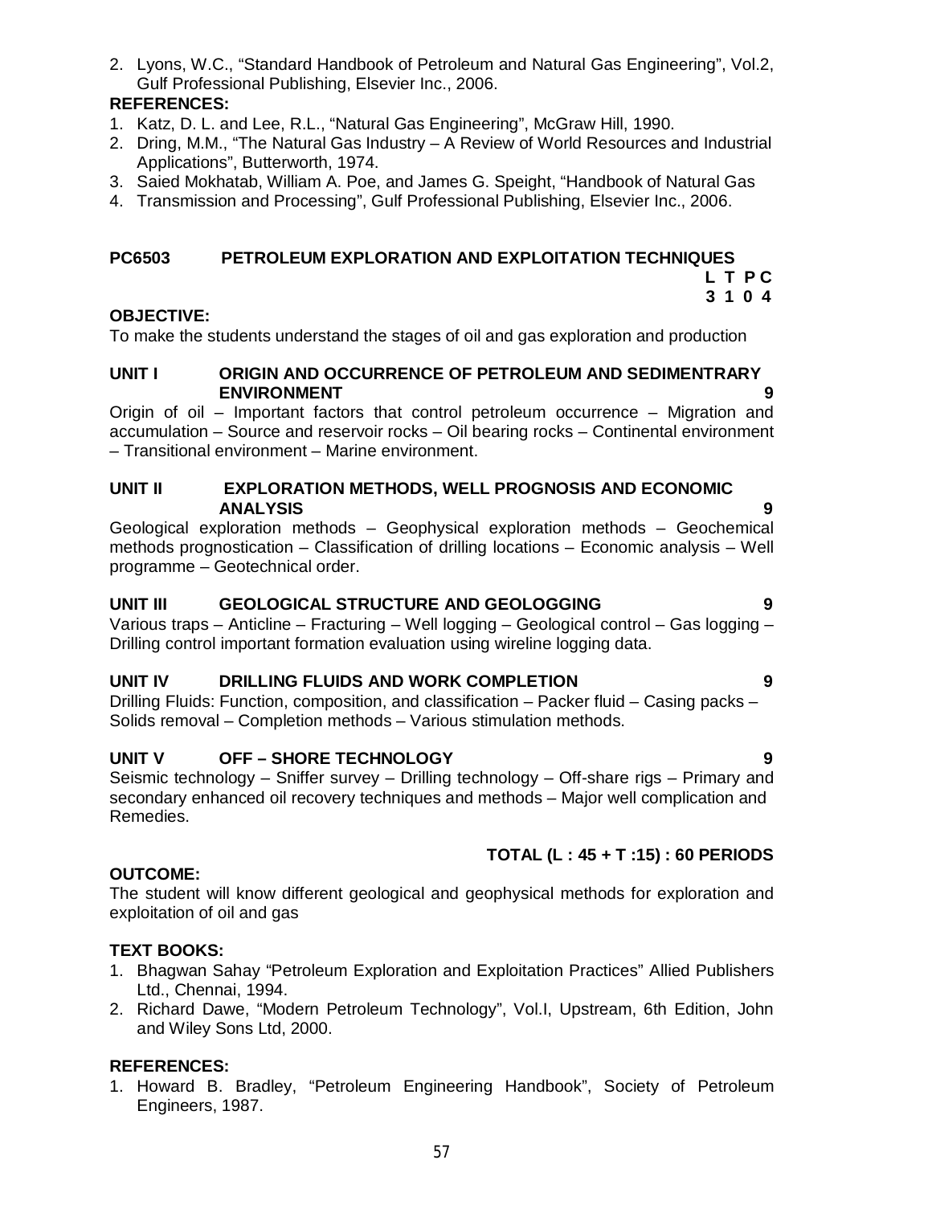2. Lyons, W.C., "Standard Handbook of Petroleum and Natural Gas Engineering", Vol.2, Gulf Professional Publishing, Elsevier Inc., 2006.

**REFERENCES:**

1. Katz, D. L. and Lee, R.L., "Natural Gas Engineering", McGraw Hill, 1990.
2. Dring, M.M., "The Natural Gas Industry – A Review of World Resources and Industrial Applications", Butterworth, 1974.
3. Saied Mokhatab, William A. Poe, and James G. Speight, "Handbook of Natural Gas
4. Transmission and Processing", Gulf Professional Publishing, Elsevier Inc., 2006.

## PC6503 PETROLEUM EXPLORATION AND EXPLOITATION TECHNIQUES

| L | T | P | C |
|---|---|---|---|
| 3 | 1 | 0 | 4 |

**OBJECTIVE:**

To make the students understand the stages of oil and gas exploration and production

**UNIT I ORIGIN AND OCCURRENCE OF PETROLEUM AND SEDIMENTRARY ENVIRONMENT 9**

Origin of oil – Important factors that control petroleum occurrence – Migration and accumulation – Source and reservoir rocks – Oil bearing rocks – Continental environment – Transitional environment – Marine environment.

**UNIT II EXPLORATION METHODS, WELL PROGNOSIS AND ECONOMIC ANALYSIS 9**

Geological exploration methods – Geophysical exploration methods – Geochemical methods prognostication – Classification of drilling locations – Economic analysis – Well programme – Geotechnical order.

**UNIT III GEOLOGICAL STRUCTURE AND GEOLOGGING 9**

Various traps – Anticline – Fracturing – Well logging – Geological control – Gas logging – Drilling control important formation evaluation using wireline logging data.

**UNIT IV DRILLING FLUIDS AND WORK COMPLETION 9**

Drilling Fluids: Function, composition, and classification – Packer fluid – Casing packs – Solids removal – Completion methods – Various stimulation methods.

**UNIT V OFF – SHORE TECHNOLOGY 9**

Seismic technology – Sniffer survey – Drilling technology – Off-share rigs – Primary and secondary enhanced oil recovery techniques and methods – Major well complication and Remedies.

**TOTAL (L : 45 + T :15) : 60 PERIODS**

**OUTCOME:**

The student will know different geological and geophysical methods for exploration and exploitation of oil and gas

**TEXT BOOKS:**

1. Bhagwan Sahay "Petroleum Exploration and Exploitation Practices" Allied Publishers Ltd., Chennai, 1994.
2. Richard Dawe, "Modern Petroleum Technology", Vol.I, Upstream, 6th Edition, John and Wiley Sons Ltd, 2000.

**REFERENCES:**

1. Howard B. Bradley, "Petroleum Engineering Handbook", Society of Petroleum Engineers, 1987.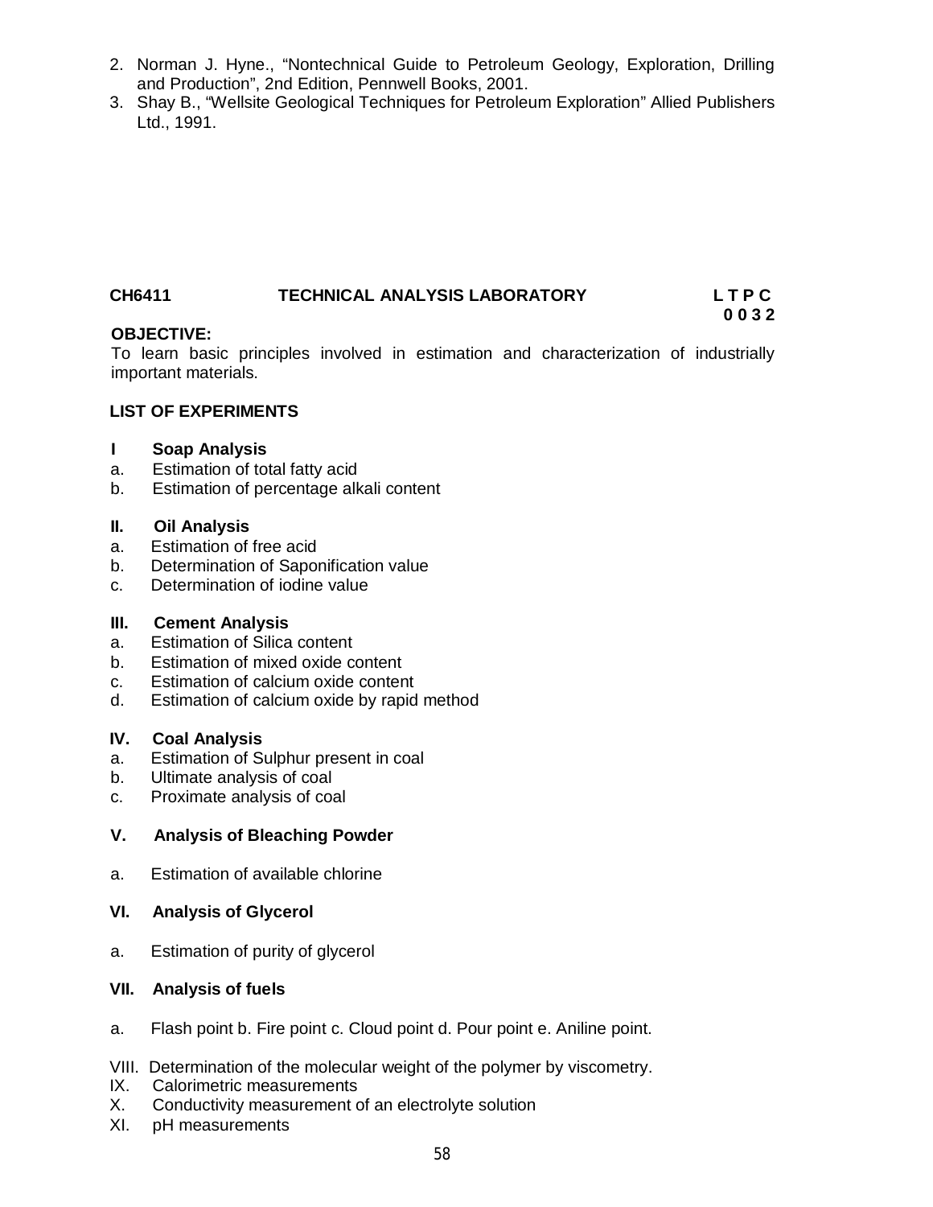2. Norman J. Hyne., "Nontechnical Guide to Petroleum Geology, Exploration, Drilling and Production", 2nd Edition, Pennwell Books, 2001.
3. Shay B., "Wellsite Geological Techniques for Petroleum Exploration" Allied Publishers Ltd., 1991.

## CH6411 TECHNICAL ANALYSIS LABORATORY

**L T P C**
**0 0 3 2**

**OBJECTIVE:**

To learn basic principles involved in estimation and characterization of industrially important materials.

**LIST OF EXPERIMENTS**

**I Soap Analysis**

a. Estimation of total fatty acid
b. Estimation of percentage alkali content

**II. Oil Analysis**

a. Estimation of free acid
b. Determination of Saponification value
c. Determination of iodine value

**III. Cement Analysis**

a. Estimation of Silica content
b. Estimation of mixed oxide content
c. Estimation of calcium oxide content
d. Estimation of calcium oxide by rapid method

**IV. Coal Analysis**

a. Estimation of Sulphur present in coal
b. Ultimate analysis of coal
c. Proximate analysis of coal

**V. Analysis of Bleaching Powder**

a. Estimation of available chlorine

**VI. Analysis of Glycerol**

a. Estimation of purity of glycerol

**VII. Analysis of fuels**

a. Flash point b. Fire point c. Cloud point d. Pour point e. Aniline point.

VIII. Determination of the molecular weight of the polymer by viscometry.
IX. Calorimetric measurements
X. Conductivity measurement of an electrolyte solution
XI. pH measurements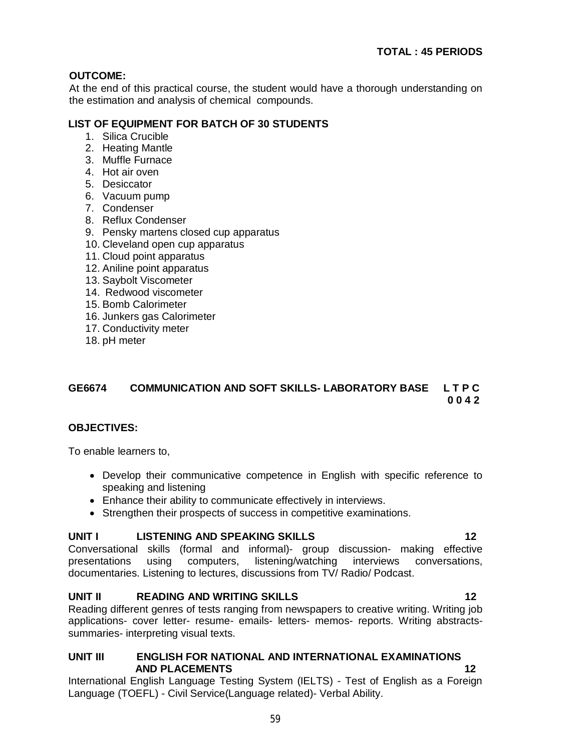**TOTAL : 45 PERIODS**

**OUTCOME:**

At the end of this practical course, the student would have a thorough understanding on the estimation and analysis of chemical compounds.

**LIST OF EQUIPMENT FOR BATCH OF 30 STUDENTS**

1. Silica Crucible
2. Heating Mantle
3. Muffle Furnace
4. Hot air oven
5. Desiccator
6. Vacuum pump
7. Condenser
8. Reflux Condenser
9. Pensky martens closed cup apparatus
10. Cleveland open cup apparatus
11. Cloud point apparatus
12. Aniline point apparatus
13. Saybolt Viscometer
14. Redwood viscometer
15. Bomb Calorimeter
16. Junkers gas Calorimeter
17. Conductivity meter
18. pH meter

## GE6674 COMMUNICATION AND SOFT SKILLS- LABORATORY BASE

**L T P C**
**0 0 4 2**

**OBJECTIVES:**

To enable learners to,

- Develop their communicative competence in English with specific reference to speaking and listening
- Enhance their ability to communicate effectively in interviews.
- Strengthen their prospects of success in competitive examinations.

**UNIT I LISTENING AND SPEAKING SKILLS 12**

Conversational skills (formal and informal)- group discussion- making effective presentations using computers, listening/watching interviews conversations, documentaries. Listening to lectures, discussions from TV/ Radio/ Podcast.

**UNIT II READING AND WRITING SKILLS 12**

Reading different genres of tests ranging from newspapers to creative writing. Writing job applications- cover letter- resume- emails- letters- memos- reports. Writing abstracts- summaries- interpreting visual texts.

**UNIT III ENGLISH FOR NATIONAL AND INTERNATIONAL EXAMINATIONS AND PLACEMENTS 12**

International English Language Testing System (IELTS) - Test of English as a Foreign Language (TOEFL) - Civil Service(Language related)- Verbal Ability.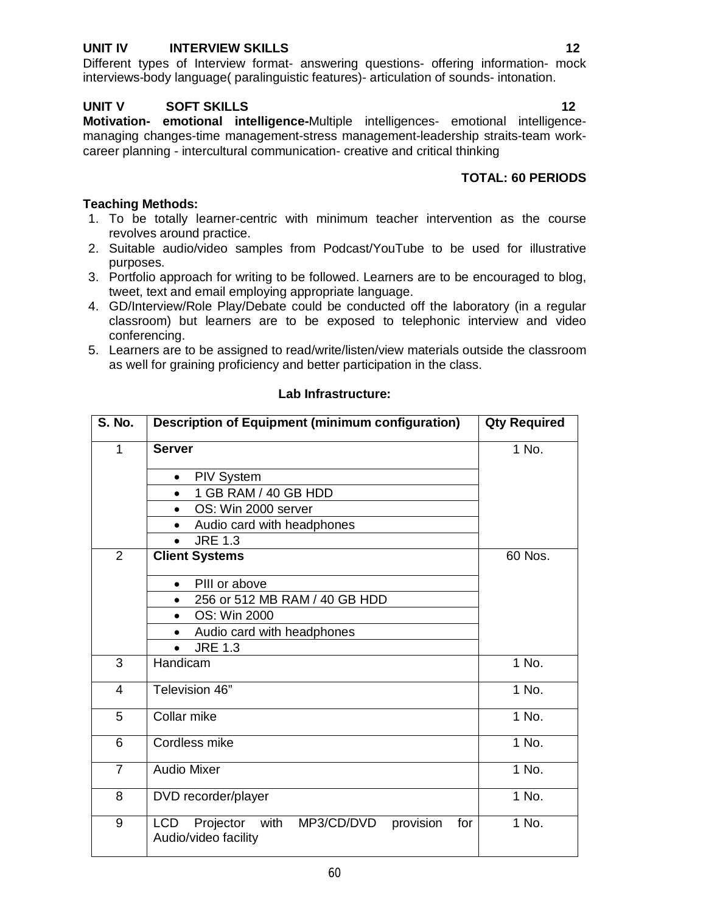**UNIT IV INTERVIEW SKILLS 12**

Different types of Interview format- answering questions- offering information- mock interviews-body language( paralinguistic features)- articulation of sounds- intonation.

**UNIT V SOFT SKILLS 12**

**Motivation- emotional intelligence-**Multiple intelligences- emotional intelligence-managing changes-time management-stress management-leadership straits-team work-career planning - intercultural communication- creative and critical thinking

**TOTAL: 60 PERIODS**

**Teaching Methods:**

1. To be totally learner-centric with minimum teacher intervention as the course revolves around practice.
2. Suitable audio/video samples from Podcast/YouTube to be used for illustrative purposes.
3. Portfolio approach for writing to be followed. Learners are to be encouraged to blog, tweet, text and email employing appropriate language.
4. GD/Interview/Role Play/Debate could be conducted off the laboratory (in a regular classroom) but learners are to be exposed to telephonic interview and video conferencing.
5. Learners are to be assigned to read/write/listen/view materials outside the classroom as well for graining proficiency and better participation in the class.

**Lab Infrastructure:**

| S. No. | Description of Equipment (minimum configuration) | Qty Required |
|---|---|---|
| 1 | **Server**<br>• PIV System<br>• 1 GB RAM / 40 GB HDD<br>• OS: Win 2000 server<br>• Audio card with headphones<br>• JRE 1.3 | 1 No. |
| 2 | **Client Systems**<br>• PIII or above<br>• 256 or 512 MB RAM / 40 GB HDD<br>• OS: Win 2000<br>• Audio card with headphones<br>• JRE 1.3 | 60 Nos. |
| 3 | Handicam | 1 No. |
| 4 | Television 46” | 1 No. |
| 5 | Collar mike | 1 No. |
| 6 | Cordless mike | 1 No. |
| 7 | Audio Mixer | 1 No. |
| 8 | DVD recorder/player | 1 No. |
| 9 | LCD Projector with MP3/CD/DVD provision for Audio/video facility | 1 No. |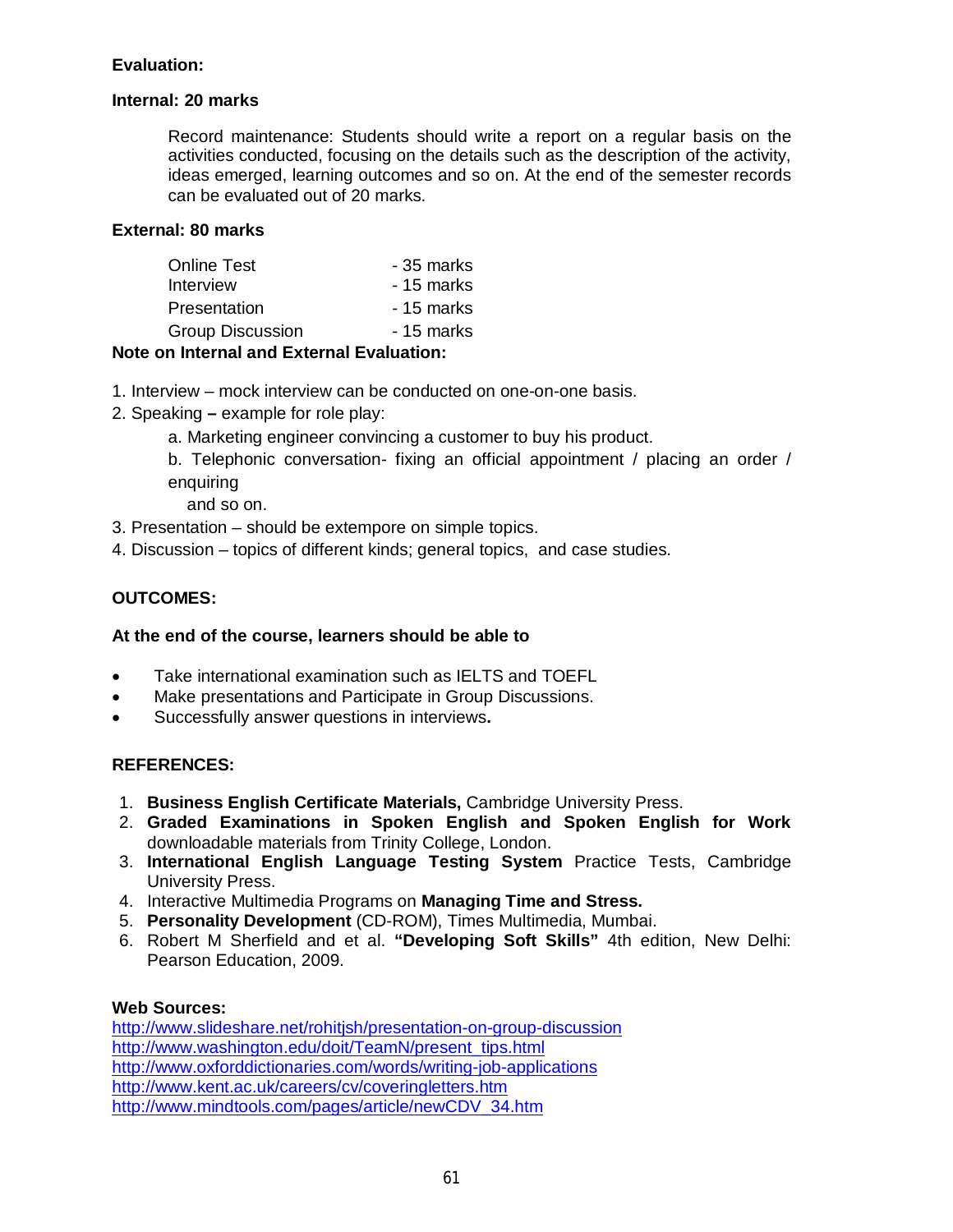**Evaluation:**

**Internal: 20 marks**

Record maintenance: Students should write a report on a regular basis on the activities conducted, focusing on the details such as the description of the activity, ideas emerged, learning outcomes and so on. At the end of the semester records can be evaluated out of 20 marks.

**External: 80 marks**

| | |
|---|---|
| Online Test | - 35 marks |
| Interview | - 15 marks |
| Presentation | - 15 marks |
| Group Discussion | - 15 marks |

**Note on Internal and External Evaluation:**

1. Interview – mock interview can be conducted on one-on-one basis.
2. Speaking **–** example for role play:
   a. Marketing engineer convincing a customer to buy his product.
   b. Telephonic conversation- fixing an official appointment / placing an order / enquiring and so on.
3. Presentation – should be extempore on simple topics.
4. Discussion – topics of different kinds; general topics, and case studies.

**OUTCOMES:**

**At the end of the course, learners should be able to**

- Take international examination such as IELTS and TOEFL
- Make presentations and Participate in Group Discussions.
- Successfully answer questions in interviews**.**

**REFERENCES:**

1. **Business English Certificate Materials,** Cambridge University Press.
2. **Graded Examinations in Spoken English and Spoken English for Work** downloadable materials from Trinity College, London.
3. **International English Language Testing System** Practice Tests, Cambridge University Press.
4. Interactive Multimedia Programs on **Managing Time and Stress.**
5. **Personality Development** (CD-ROM), Times Multimedia, Mumbai.
6. Robert M Sherfield and et al. **"Developing Soft Skills"** 4th edition, New Delhi: Pearson Education, 2009.

**Web Sources:**

http://www.slideshare.net/rohitjsh/presentation-on-group-discussion
http://www.washington.edu/doit/TeamN/present_tips.html
http://www.oxforddictionaries.com/words/writing-job-applications
http://www.kent.ac.uk/careers/cv/coveringletters.htm
http://www.mindtools.com/pages/article/newCDV_34.htm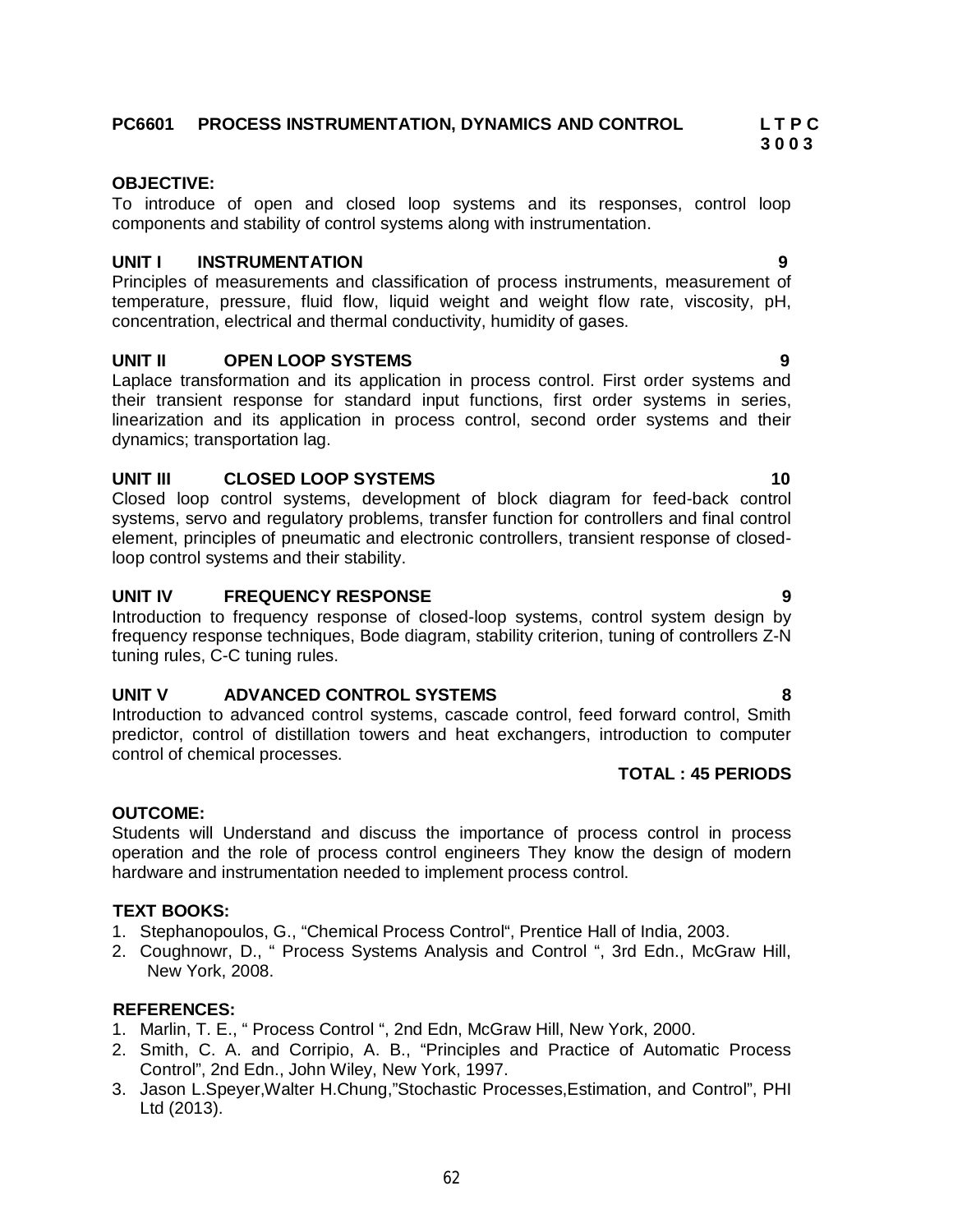**PC6601 PROCESS INSTRUMENTATION, DYNAMICS AND CONTROL** **L T P C**
**3 0 0 3**

**OBJECTIVE:**

To introduce of open and closed loop systems and its responses, control loop components and stability of control systems along with instrumentation.

**UNIT I INSTRUMENTATION** **9**

Principles of measurements and classification of process instruments, measurement of temperature, pressure, fluid flow, liquid weight and weight flow rate, viscosity, pH, concentration, electrical and thermal conductivity, humidity of gases.

**UNIT II OPEN LOOP SYSTEMS** **9**

Laplace transformation and its application in process control. First order systems and their transient response for standard input functions, first order systems in series, linearization and its application in process control, second order systems and their dynamics; transportation lag.

**UNIT III CLOSED LOOP SYSTEMS** **10**

Closed loop control systems, development of block diagram for feed-back control systems, servo and regulatory problems, transfer function for controllers and final control element, principles of pneumatic and electronic controllers, transient response of closed-loop control systems and their stability.

**UNIT IV FREQUENCY RESPONSE** **9**

Introduction to frequency response of closed-loop systems, control system design by frequency response techniques, Bode diagram, stability criterion, tuning of controllers Z-N tuning rules, C-C tuning rules.

**UNIT V ADVANCED CONTROL SYSTEMS** **8**

Introduction to advanced control systems, cascade control, feed forward control, Smith predictor, control of distillation towers and heat exchangers, introduction to computer control of chemical processes.

**TOTAL : 45 PERIODS**

**OUTCOME:**

Students will Understand and discuss the importance of process control in process operation and the role of process control engineers They know the design of modern hardware and instrumentation needed to implement process control.

**TEXT BOOKS:**

1. Stephanopoulos, G., "Chemical Process Control", Prentice Hall of India, 2003.
2. Coughnowr, D., " Process Systems Analysis and Control ", 3rd Edn., McGraw Hill, New York, 2008.

**REFERENCES:**

1. Marlin, T. E., " Process Control ", 2nd Edn, McGraw Hill, New York, 2000.
2. Smith, C. A. and Corripio, A. B., "Principles and Practice of Automatic Process Control", 2nd Edn., John Wiley, New York, 1997.
3. Jason L.Speyer,Walter H.Chung,"Stochastic Processes,Estimation, and Control", PHI Ltd (2013).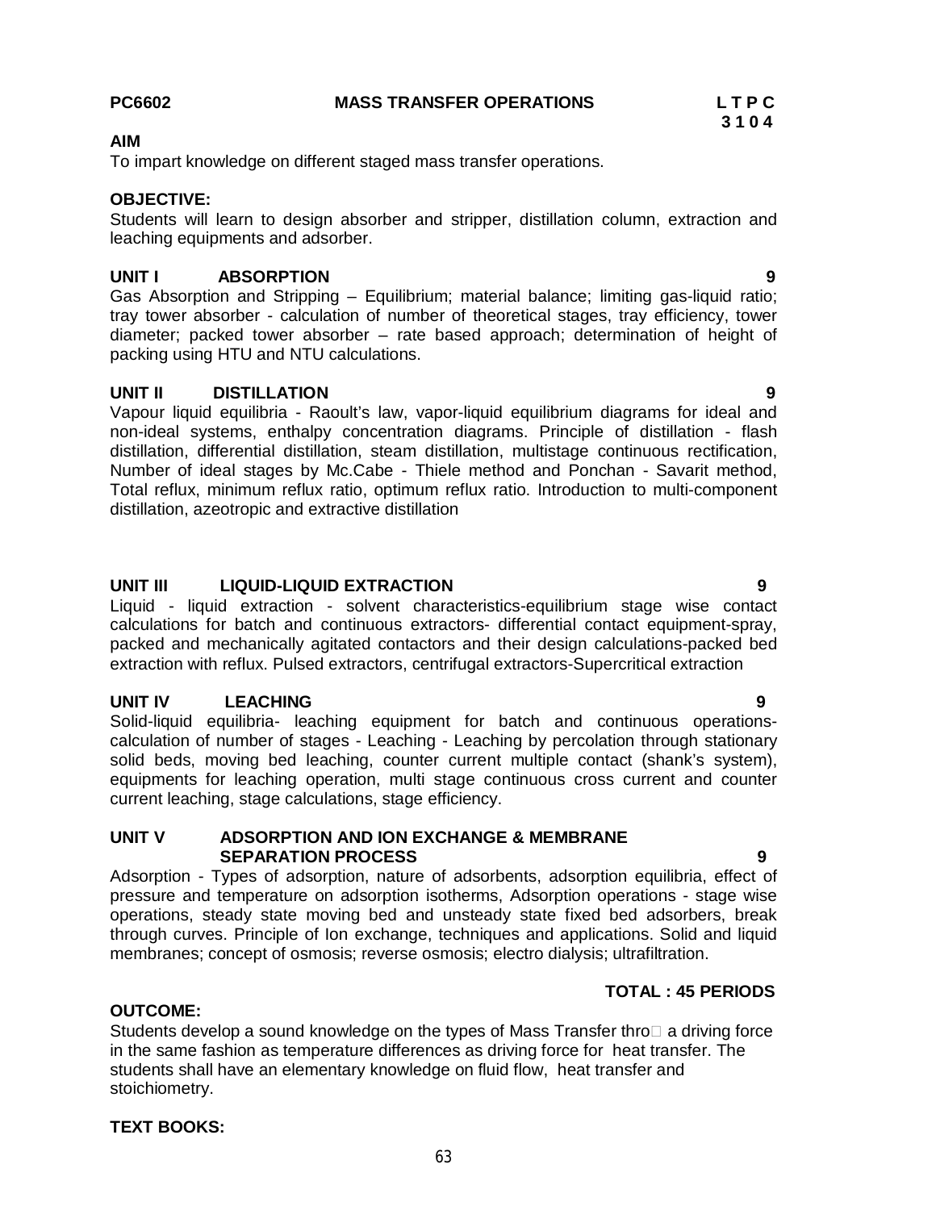**PC6602 MASS TRANSFER OPERATIONS L T P C**
**3 1 0 4**

**AIM**

To impart knowledge on different staged mass transfer operations.

**OBJECTIVE:**

Students will learn to design absorber and stripper, distillation column, extraction and leaching equipments and adsorber.

**UNIT I ABSORPTION 9**

Gas Absorption and Stripping – Equilibrium; material balance; limiting gas-liquid ratio; tray tower absorber - calculation of number of theoretical stages, tray efficiency, tower diameter; packed tower absorber – rate based approach; determination of height of packing using HTU and NTU calculations.

**UNIT II DISTILLATION 9**

Vapour liquid equilibria - Raoult's law, vapor-liquid equilibrium diagrams for ideal and non-ideal systems, enthalpy concentration diagrams. Principle of distillation - flash distillation, differential distillation, steam distillation, multistage continuous rectification, Number of ideal stages by Mc.Cabe - Thiele method and Ponchan - Savarit method, Total reflux, minimum reflux ratio, optimum reflux ratio. Introduction to multi-component distillation, azeotropic and extractive distillation

**UNIT III LIQUID-LIQUID EXTRACTION 9**

Liquid - liquid extraction - solvent characteristics-equilibrium stage wise contact calculations for batch and continuous extractors- differential contact equipment-spray, packed and mechanically agitated contactors and their design calculations-packed bed extraction with reflux. Pulsed extractors, centrifugal extractors-Supercritical extraction

**UNIT IV LEACHING 9**

Solid-liquid equilibria- leaching equipment for batch and continuous operations-calculation of number of stages - Leaching - Leaching by percolation through stationary solid beds, moving bed leaching, counter current multiple contact (shank's system), equipments for leaching operation, multi stage continuous cross current and counter current leaching, stage calculations, stage efficiency.

**UNIT V ADSORPTION AND ION EXCHANGE & MEMBRANE SEPARATION PROCESS 9**

Adsorption - Types of adsorption, nature of adsorbents, adsorption equilibria, effect of pressure and temperature on adsorption isotherms, Adsorption operations - stage wise operations, steady state moving bed and unsteady state fixed bed adsorbers, break through curves. Principle of Ion exchange, techniques and applications. Solid and liquid membranes; concept of osmosis; reverse osmosis; electro dialysis; ultrafiltration.

**TOTAL : 45 PERIODS**

**OUTCOME:**

Students develop a sound knowledge on the types of Mass Transfer thro a driving force in the same fashion as temperature differences as driving force for heat transfer. The students shall have an elementary knowledge on fluid flow, heat transfer and stoichiometry.

**TEXT BOOKS:**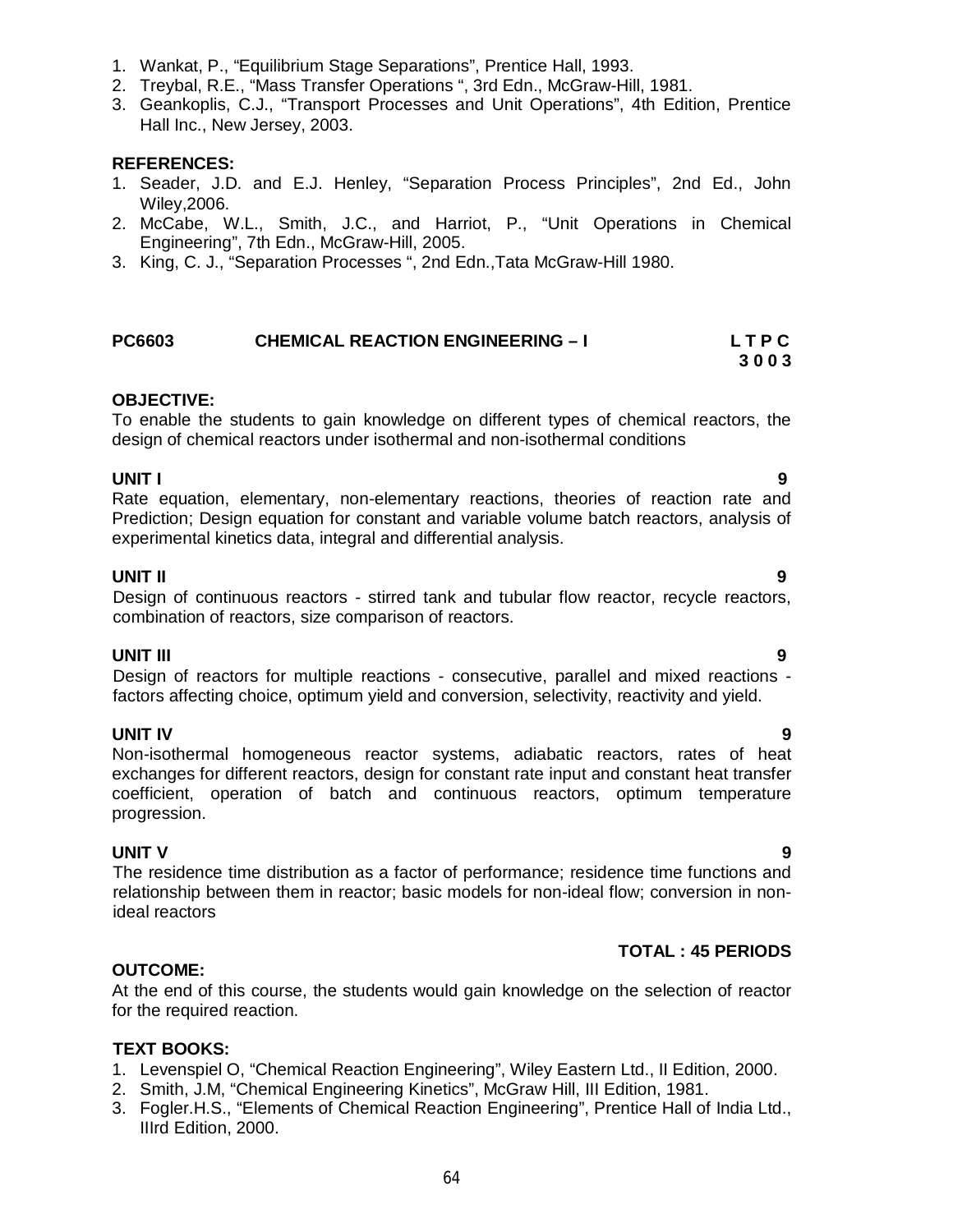1. Wankat, P., "Equilibrium Stage Separations", Prentice Hall, 1993.
2. Treybal, R.E., "Mass Transfer Operations ", 3rd Edn., McGraw-Hill, 1981.
3. Geankoplis, C.J., "Transport Processes and Unit Operations", 4th Edition, Prentice Hall Inc., New Jersey, 2003.

**REFERENCES:**

1. Seader, J.D. and E.J. Henley, "Separation Process Principles", 2nd Ed., John Wiley,2006.
2. McCabe, W.L., Smith, J.C., and Harriot, P., "Unit Operations in Chemical Engineering", 7th Edn., McGraw-Hill, 2005.
3. King, C. J., "Separation Processes ", 2nd Edn.,Tata McGraw-Hill 1980.

## PC6603 CHEMICAL REACTION ENGINEERING – I

**L T P C**
**3 0 0 3**

**OBJECTIVE:**

To enable the students to gain knowledge on different types of chemical reactors, the design of chemical reactors under isothermal and non-isothermal conditions

**UNIT I** **9**

Rate equation, elementary, non-elementary reactions, theories of reaction rate and Prediction; Design equation for constant and variable volume batch reactors, analysis of experimental kinetics data, integral and differential analysis.

**UNIT II** **9**

Design of continuous reactors - stirred tank and tubular flow reactor, recycle reactors, combination of reactors, size comparison of reactors.

**UNIT III** **9**

Design of reactors for multiple reactions - consecutive, parallel and mixed reactions - factors affecting choice, optimum yield and conversion, selectivity, reactivity and yield.

**UNIT IV** **9**

Non-isothermal homogeneous reactor systems, adiabatic reactors, rates of heat exchanges for different reactors, design for constant rate input and constant heat transfer coefficient, operation of batch and continuous reactors, optimum temperature progression.

**UNIT V** **9**

The residence time distribution as a factor of performance; residence time functions and relationship between them in reactor; basic models for non-ideal flow; conversion in non-ideal reactors

**TOTAL : 45 PERIODS**

**OUTCOME:**

At the end of this course, the students would gain knowledge on the selection of reactor for the required reaction.

**TEXT BOOKS:**

1. Levenspiel O, "Chemical Reaction Engineering", Wiley Eastern Ltd., II Edition, 2000.
2. Smith, J.M, "Chemical Engineering Kinetics", McGraw Hill, III Edition, 1981.
3. Fogler.H.S., "Elements of Chemical Reaction Engineering", Prentice Hall of India Ltd., IIIrd Edition, 2000.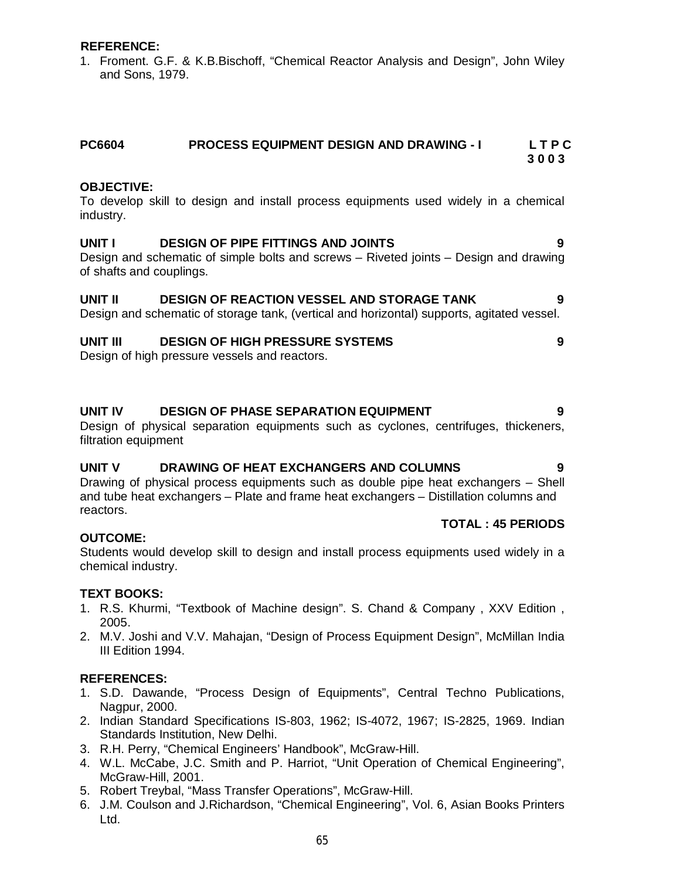**REFERENCE:**

1. Froment. G.F. & K.B.Bischoff, "Chemical Reactor Analysis and Design", John Wiley and Sons, 1979.

## PC6604 PROCESS EQUIPMENT DESIGN AND DRAWING - I

**L T P C**
**3 0 0 3**

**OBJECTIVE:**

To develop skill to design and install process equipments used widely in a chemical industry.

**UNIT I DESIGN OF PIPE FITTINGS AND JOINTS 9**

Design and schematic of simple bolts and screws – Riveted joints – Design and drawing of shafts and couplings.

**UNIT II DESIGN OF REACTION VESSEL AND STORAGE TANK 9**

Design and schematic of storage tank, (vertical and horizontal) supports, agitated vessel.

**UNIT III DESIGN OF HIGH PRESSURE SYSTEMS 9**

Design of high pressure vessels and reactors.

**UNIT IV DESIGN OF PHASE SEPARATION EQUIPMENT 9**

Design of physical separation equipments such as cyclones, centrifuges, thickeners, filtration equipment

**UNIT V DRAWING OF HEAT EXCHANGERS AND COLUMNS 9**

Drawing of physical process equipments such as double pipe heat exchangers – Shell and tube heat exchangers – Plate and frame heat exchangers – Distillation columns and reactors.

**TOTAL : 45 PERIODS**

**OUTCOME:**

Students would develop skill to design and install process equipments used widely in a chemical industry.

**TEXT BOOKS:**

1. R.S. Khurmi, "Textbook of Machine design". S. Chand & Company , XXV Edition , 2005.
2. M.V. Joshi and V.V. Mahajan, "Design of Process Equipment Design", McMillan India III Edition 1994.

**REFERENCES:**

1. S.D. Dawande, "Process Design of Equipments", Central Techno Publications, Nagpur, 2000.
2. Indian Standard Specifications IS-803, 1962; IS-4072, 1967; IS-2825, 1969. Indian Standards Institution, New Delhi.
3. R.H. Perry, "Chemical Engineers' Handbook", McGraw-Hill.
4. W.L. McCabe, J.C. Smith and P. Harriot, "Unit Operation of Chemical Engineering", McGraw-Hill, 2001.
5. Robert Treybal, "Mass Transfer Operations", McGraw-Hill.
6. J.M. Coulson and J.Richardson, "Chemical Engineering", Vol. 6, Asian Books Printers Ltd.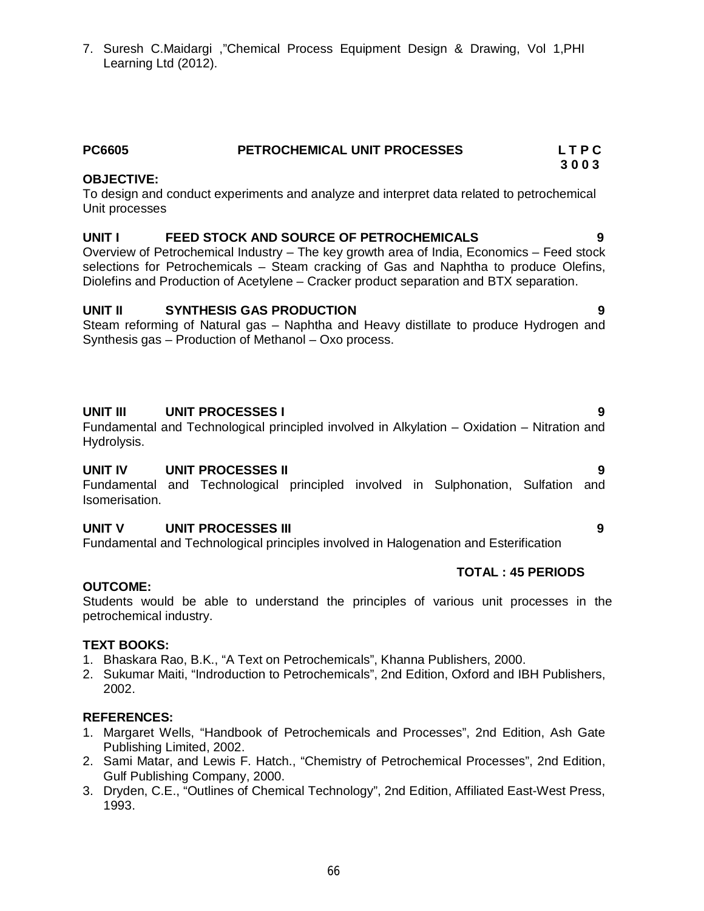7. Suresh C.Maidargi ,"Chemical Process Equipment Design & Drawing, Vol 1,PHI Learning Ltd (2012).

**PC6605 PETROCHEMICAL UNIT PROCESSES L T P C**
**3 0 0 3**

**OBJECTIVE:**

To design and conduct experiments and analyze and interpret data related to petrochemical Unit processes

**UNIT I FEED STOCK AND SOURCE OF PETROCHEMICALS 9**

Overview of Petrochemical Industry – The key growth area of India, Economics – Feed stock selections for Petrochemicals – Steam cracking of Gas and Naphtha to produce Olefins, Diolefins and Production of Acetylene – Cracker product separation and BTX separation.

**UNIT II SYNTHESIS GAS PRODUCTION 9**

Steam reforming of Natural gas – Naphtha and Heavy distillate to produce Hydrogen and Synthesis gas – Production of Methanol – Oxo process.

**UNIT III UNIT PROCESSES I 9**

Fundamental and Technological principled involved in Alkylation – Oxidation – Nitration and Hydrolysis.

**UNIT IV UNIT PROCESSES II 9**

Fundamental and Technological principled involved in Sulphonation, Sulfation and Isomerisation.

**UNIT V UNIT PROCESSES III 9**

Fundamental and Technological principles involved in Halogenation and Esterification

**TOTAL : 45 PERIODS**

**OUTCOME:**

Students would be able to understand the principles of various unit processes in the petrochemical industry.

**TEXT BOOKS:**

1. Bhaskara Rao, B.K., "A Text on Petrochemicals", Khanna Publishers, 2000.
2. Sukumar Maiti, "Indroduction to Petrochemicals", 2nd Edition, Oxford and IBH Publishers, 2002.

**REFERENCES:**

1. Margaret Wells, "Handbook of Petrochemicals and Processes", 2nd Edition, Ash Gate Publishing Limited, 2002.
2. Sami Matar, and Lewis F. Hatch., "Chemistry of Petrochemical Processes", 2nd Edition, Gulf Publishing Company, 2000.
3. Dryden, C.E., "Outlines of Chemical Technology", 2nd Edition, Affiliated East-West Press, 1993.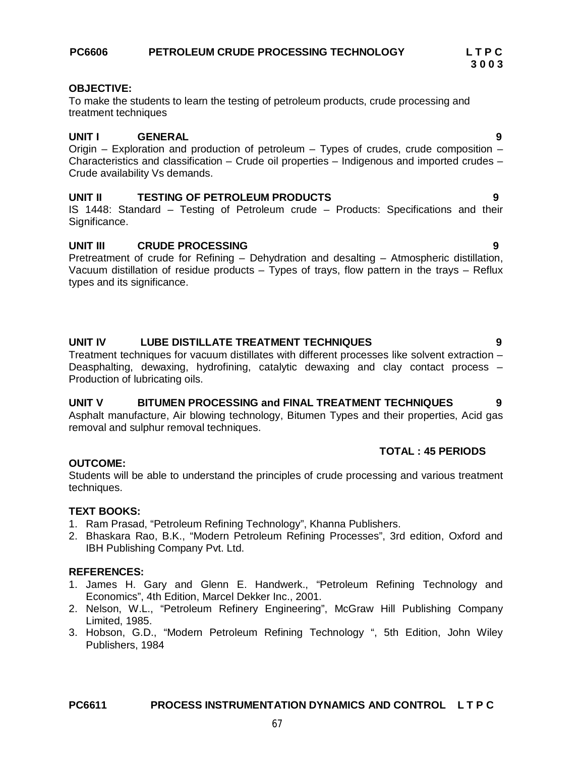**PC6606 PETROLEUM CRUDE PROCESSING TECHNOLOGY**

| L | T | P | C |
|---|---|---|---|
| 3 | 0 | 0 | 3 |

**OBJECTIVE:**

To make the students to learn the testing of petroleum products, crude processing and treatment techniques

**UNIT I GENERAL** **9**

Origin – Exploration and production of petroleum – Types of crudes, crude composition – Characteristics and classification – Crude oil properties – Indigenous and imported crudes – Crude availability Vs demands.

**UNIT II TESTING OF PETROLEUM PRODUCTS** **9**

IS 1448: Standard – Testing of Petroleum crude – Products: Specifications and their Significance.

**UNIT III CRUDE PROCESSING** **9**

Pretreatment of crude for Refining – Dehydration and desalting – Atmospheric distillation, Vacuum distillation of residue products – Types of trays, flow pattern in the trays – Reflux types and its significance.

**UNIT IV LUBE DISTILLATE TREATMENT TECHNIQUES** **9**

Treatment techniques for vacuum distillates with different processes like solvent extraction – Deasphalting, dewaxing, hydrofining, catalytic dewaxing and clay contact process – Production of lubricating oils.

**UNIT V BITUMEN PROCESSING and FINAL TREATMENT TECHNIQUES** **9**

Asphalt manufacture, Air blowing technology, Bitumen Types and their properties, Acid gas removal and sulphur removal techniques.

**TOTAL : 45 PERIODS**

**OUTCOME:**

Students will be able to understand the principles of crude processing and various treatment techniques.

**TEXT BOOKS:**

1. Ram Prasad, "Petroleum Refining Technology", Khanna Publishers.
2. Bhaskara Rao, B.K., "Modern Petroleum Refining Processes", 3rd edition, Oxford and IBH Publishing Company Pvt. Ltd.

**REFERENCES:**

1. James H. Gary and Glenn E. Handwerk., "Petroleum Refining Technology and Economics", 4th Edition, Marcel Dekker Inc., 2001.
2. Nelson, W.L., "Petroleum Refinery Engineering", McGraw Hill Publishing Company Limited, 1985.
3. Hobson, G.D., "Modern Petroleum Refining Technology ", 5th Edition, John Wiley Publishers, 1984

**PC6611 PROCESS INSTRUMENTATION DYNAMICS AND CONTROL L T P C**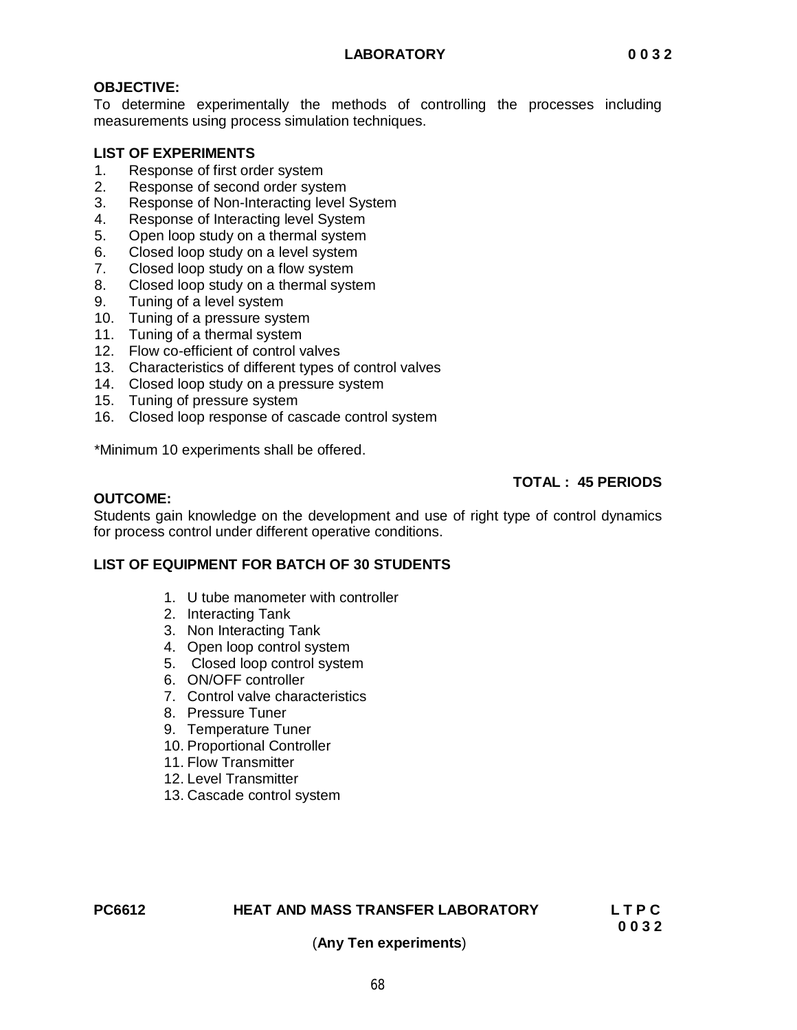**LABORATORY 0 0 3 2**

**OBJECTIVE:**

To determine experimentally the methods of controlling the processes including measurements using process simulation techniques.

**LIST OF EXPERIMENTS**

1. Response of first order system
2. Response of second order system
3. Response of Non-Interacting level System
4. Response of Interacting level System
5. Open loop study on a thermal system
6. Closed loop study on a level system
7. Closed loop study on a flow system
8. Closed loop study on a thermal system
9. Tuning of a level system
10. Tuning of a pressure system
11. Tuning of a thermal system
12. Flow co-efficient of control valves
13. Characteristics of different types of control valves
14. Closed loop study on a pressure system
15. Tuning of pressure system
16. Closed loop response of cascade control system

*Minimum 10 experiments shall be offered.

**TOTAL : 45 PERIODS**

**OUTCOME:**

Students gain knowledge on the development and use of right type of control dynamics for process control under different operative conditions.

**LIST OF EQUIPMENT FOR BATCH OF 30 STUDENTS**

1. U tube manometer with controller
2. Interacting Tank
3. Non Interacting Tank
4. Open loop control system
5. Closed loop control system
6. ON/OFF controller
7. Control valve characteristics
8. Pressure Tuner
9. Temperature Tuner
10. Proportional Controller
11. Flow Transmitter
12. Level Transmitter
13. Cascade control system

**PC6612 HEAT AND MASS TRANSFER LABORATORY L T P C**
**0 0 3 2**

(**Any Ten experiments**)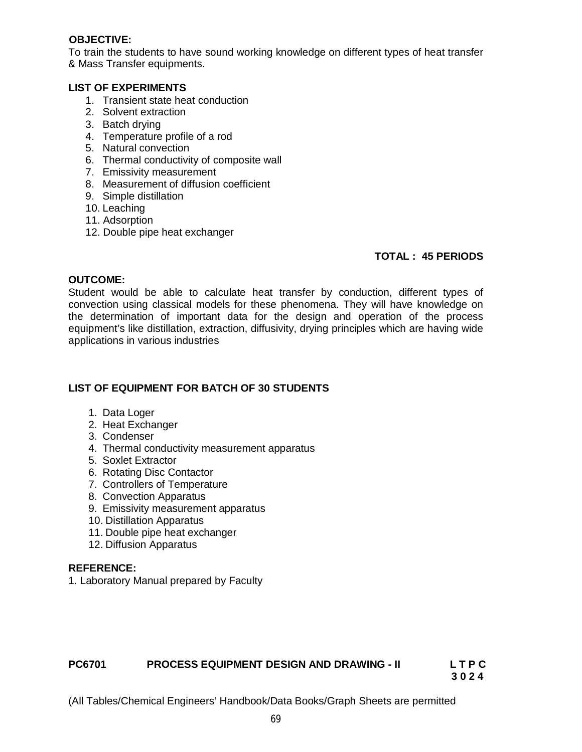**OBJECTIVE:**

To train the students to have sound working knowledge on different types of heat transfer & Mass Transfer equipments.

**LIST OF EXPERIMENTS**

1. Transient state heat conduction
2. Solvent extraction
3. Batch drying
4. Temperature profile of a rod
5. Natural convection
6. Thermal conductivity of composite wall
7. Emissivity measurement
8. Measurement of diffusion coefficient
9. Simple distillation
10. Leaching
11. Adsorption
12. Double pipe heat exchanger

**TOTAL : 45 PERIODS**

**OUTCOME:**

Student would be able to calculate heat transfer by conduction, different types of convection using classical models for these phenomena. They will have knowledge on the determination of important data for the design and operation of the process equipment's like distillation, extraction, diffusivity, drying principles which are having wide applications in various industries

**LIST OF EQUIPMENT FOR BATCH OF 30 STUDENTS**

1. Data Loger
2. Heat Exchanger
3. Condenser
4. Thermal conductivity measurement apparatus
5. Soxlet Extractor
6. Rotating Disc Contactor
7. Controllers of Temperature
8. Convection Apparatus
9. Emissivity measurement apparatus
10. Distillation Apparatus
11. Double pipe heat exchanger
12. Diffusion Apparatus

**REFERENCE:**

1. Laboratory Manual prepared by Faculty

**PC6701 PROCESS EQUIPMENT DESIGN AND DRAWING - II** **L T P C 3 0 2 4**

(All Tables/Chemical Engineers' Handbook/Data Books/Graph Sheets are permitted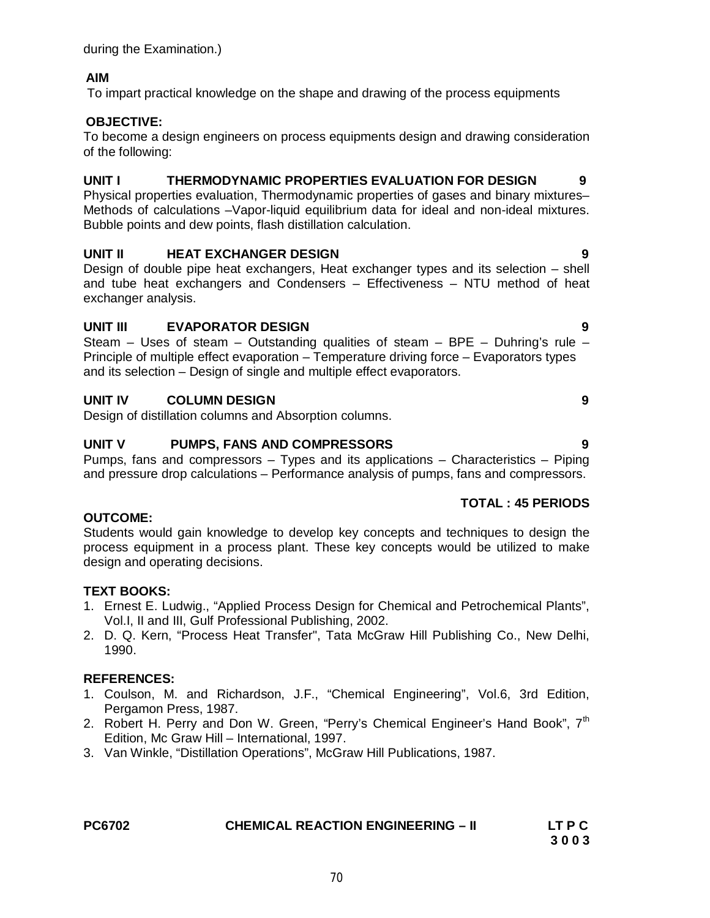during the Examination.)

**AIM**

To impart practical knowledge on the shape and drawing of the process equipments

**OBJECTIVE:**

To become a design engineers on process equipments design and drawing consideration of the following:

**UNIT I THERMODYNAMIC PROPERTIES EVALUATION FOR DESIGN 9**

Physical properties evaluation, Thermodynamic properties of gases and binary mixtures– Methods of calculations –Vapor-liquid equilibrium data for ideal and non-ideal mixtures. Bubble points and dew points, flash distillation calculation.

**UNIT II HEAT EXCHANGER DESIGN 9**

Design of double pipe heat exchangers, Heat exchanger types and its selection – shell and tube heat exchangers and Condensers – Effectiveness – NTU method of heat exchanger analysis.

**UNIT III EVAPORATOR DESIGN 9**

Steam – Uses of steam – Outstanding qualities of steam – BPE – Duhring's rule – Principle of multiple effect evaporation – Temperature driving force – Evaporators types and its selection – Design of single and multiple effect evaporators.

**UNIT IV COLUMN DESIGN 9**

Design of distillation columns and Absorption columns.

**UNIT V PUMPS, FANS AND COMPRESSORS 9**

Pumps, fans and compressors – Types and its applications – Characteristics – Piping and pressure drop calculations – Performance analysis of pumps, fans and compressors.

**TOTAL : 45 PERIODS**

**OUTCOME:**

Students would gain knowledge to develop key concepts and techniques to design the process equipment in a process plant. These key concepts would be utilized to make design and operating decisions.

**TEXT BOOKS:**

1. Ernest E. Ludwig., "Applied Process Design for Chemical and Petrochemical Plants", Vol.I, II and III, Gulf Professional Publishing, 2002.
2. D. Q. Kern, "Process Heat Transfer", Tata McGraw Hill Publishing Co., New Delhi, 1990.

**REFERENCES:**

1. Coulson, M. and Richardson, J.F., "Chemical Engineering", Vol.6, 3rd Edition, Pergamon Press, 1987.
2. Robert H. Perry and Don W. Green, "Perry's Chemical Engineer's Hand Book", 7th Edition, Mc Graw Hill – International, 1997.
3. Van Winkle, "Distillation Operations", McGraw Hill Publications, 1987.

**PC6702 CHEMICAL REACTION ENGINEERING – II**

| L | T | P | C |
|---|---|---|---|
| 3 | 0 | 0 | 3 |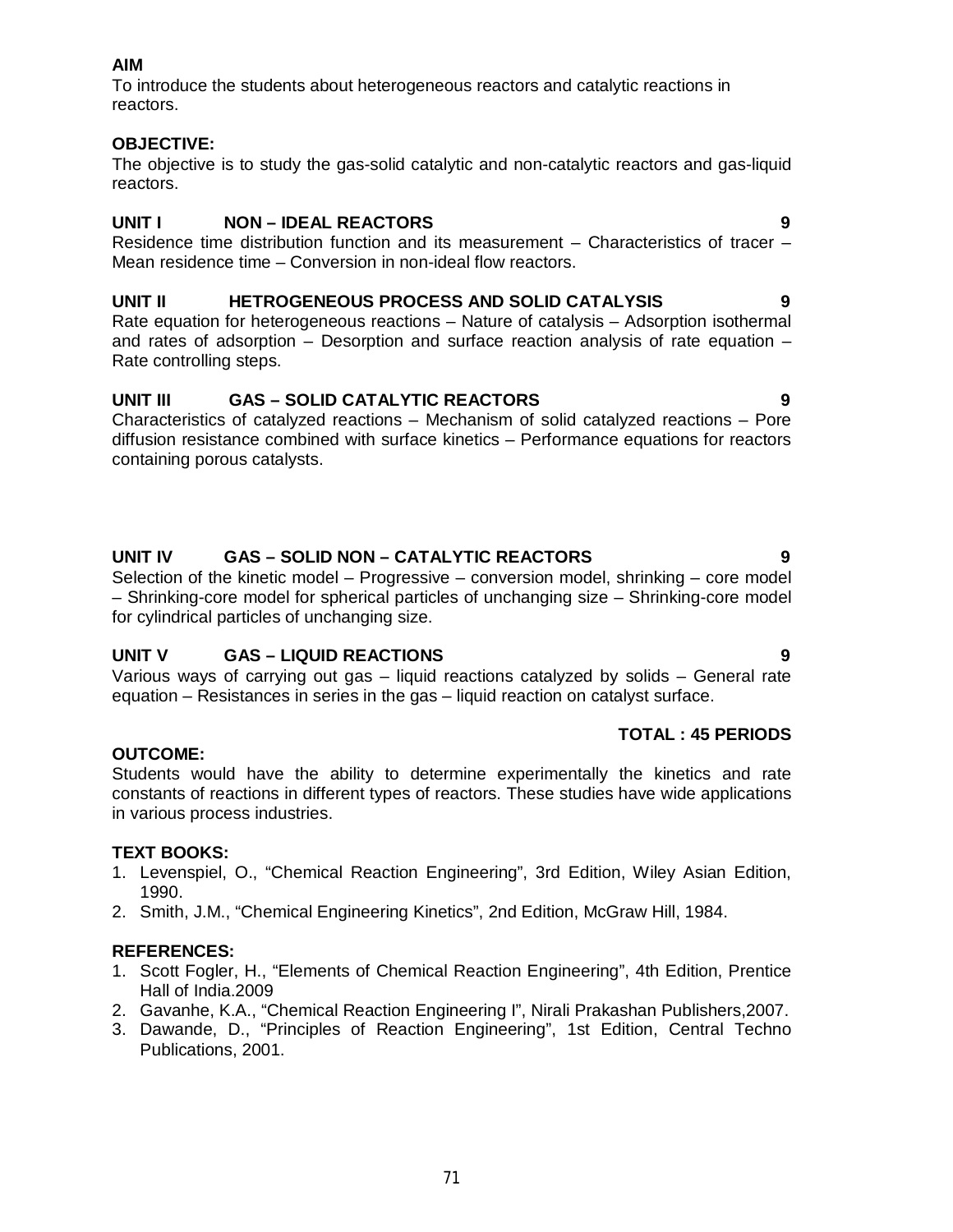**AIM**

To introduce the students about heterogeneous reactors and catalytic reactions in reactors.

**OBJECTIVE:**

The objective is to study the gas-solid catalytic and non-catalytic reactors and gas-liquid reactors.

**UNIT I NON – IDEAL REACTORS 9**

Residence time distribution function and its measurement – Characteristics of tracer – Mean residence time – Conversion in non-ideal flow reactors.

**UNIT II HETROGENEOUS PROCESS AND SOLID CATALYSIS 9**

Rate equation for heterogeneous reactions – Nature of catalysis – Adsorption isothermal and rates of adsorption – Desorption and surface reaction analysis of rate equation – Rate controlling steps.

**UNIT III GAS – SOLID CATALYTIC REACTORS 9**

Characteristics of catalyzed reactions – Mechanism of solid catalyzed reactions – Pore diffusion resistance combined with surface kinetics – Performance equations for reactors containing porous catalysts.

**UNIT IV GAS – SOLID NON – CATALYTIC REACTORS 9**

Selection of the kinetic model – Progressive – conversion model, shrinking – core model – Shrinking-core model for spherical particles of unchanging size – Shrinking-core model for cylindrical particles of unchanging size.

**UNIT V GAS – LIQUID REACTIONS 9**

Various ways of carrying out gas – liquid reactions catalyzed by solids – General rate equation – Resistances in series in the gas – liquid reaction on catalyst surface.

**TOTAL : 45 PERIODS**

**OUTCOME:**

Students would have the ability to determine experimentally the kinetics and rate constants of reactions in different types of reactors. These studies have wide applications in various process industries.

**TEXT BOOKS:**

1. Levenspiel, O., "Chemical Reaction Engineering", 3rd Edition, Wiley Asian Edition, 1990.
2. Smith, J.M., "Chemical Engineering Kinetics", 2nd Edition, McGraw Hill, 1984.

**REFERENCES:**

1. Scott Fogler, H., "Elements of Chemical Reaction Engineering", 4th Edition, Prentice Hall of India.2009
2. Gavanhe, K.A., "Chemical Reaction Engineering I", Nirali Prakashan Publishers,2007.
3. Dawande, D., "Principles of Reaction Engineering", 1st Edition, Central Techno Publications, 2001.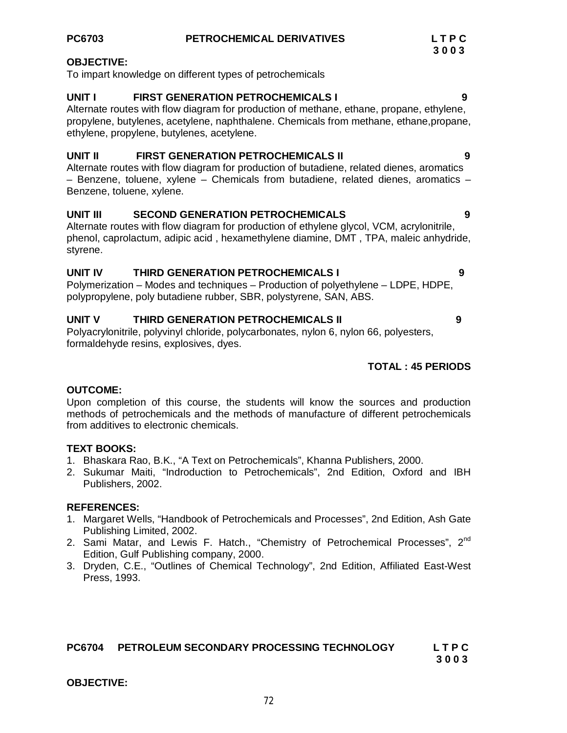**PC6703 PETROCHEMICAL DERIVATIVES L T P C**
**3 0 0 3**

**OBJECTIVE:**
To impart knowledge on different types of petrochemicals

**UNIT I FIRST GENERATION PETROCHEMICALS I 9**
Alternate routes with flow diagram for production of methane, ethane, propane, ethylene, propylene, butylenes, acetylene, naphthalene. Chemicals from methane, ethane,propane, ethylene, propylene, butylenes, acetylene.

**UNIT II FIRST GENERATION PETROCHEMICALS II 9**
Alternate routes with flow diagram for production of butadiene, related dienes, aromatics – Benzene, toluene, xylene – Chemicals from butadiene, related dienes, aromatics – Benzene, toluene, xylene.

**UNIT III SECOND GENERATION PETROCHEMICALS 9**
Alternate routes with flow diagram for production of ethylene glycol, VCM, acrylonitrile, phenol, caprolactum, adipic acid , hexamethylene diamine, DMT , TPA, maleic anhydride, styrene.

**UNIT IV THIRD GENERATION PETROCHEMICALS I 9**
Polymerization – Modes and techniques – Production of polyethylene – LDPE, HDPE, polypropylene, poly butadiene rubber, SBR, polystyrene, SAN, ABS.

**UNIT V THIRD GENERATION PETROCHEMICALS II 9**
Polyacrylonitrile, polyvinyl chloride, polycarbonates, nylon 6, nylon 66, polyesters, formaldehyde resins, explosives, dyes.

**TOTAL : 45 PERIODS**

**OUTCOME:**
Upon completion of this course, the students will know the sources and production methods of petrochemicals and the methods of manufacture of different petrochemicals from additives to electronic chemicals.

**TEXT BOOKS:**
1. Bhaskara Rao, B.K., "A Text on Petrochemicals", Khanna Publishers, 2000.
2. Sukumar Maiti, "Indroduction to Petrochemicals", 2nd Edition, Oxford and IBH Publishers, 2002.

**REFERENCES:**
1. Margaret Wells, "Handbook of Petrochemicals and Processes", 2nd Edition, Ash Gate Publishing Limited, 2002.
2. Sami Matar, and Lewis F. Hatch., "Chemistry of Petrochemical Processes", 2nd Edition, Gulf Publishing company, 2000.
3. Dryden, C.E., "Outlines of Chemical Technology", 2nd Edition, Affiliated East-West Press, 1993.

**PC6704 PETROLEUM SECONDARY PROCESSING TECHNOLOGY L T P C**
**3 0 0 3**

**OBJECTIVE:**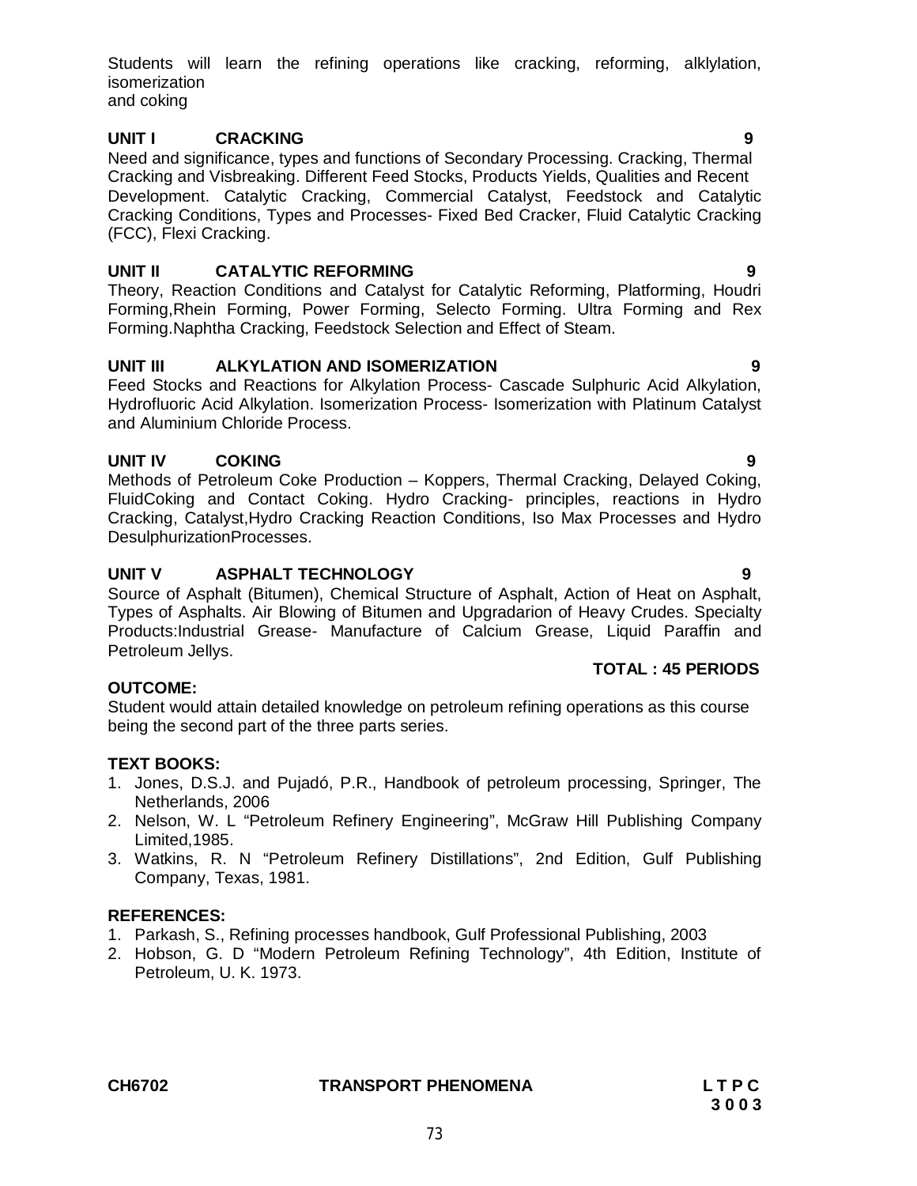Students will learn the refining operations like cracking, reforming, alklylation, isomerization
and coking

**UNIT I CRACKING 9**

Need and significance, types and functions of Secondary Processing. Cracking, Thermal Cracking and Visbreaking. Different Feed Stocks, Products Yields, Qualities and Recent Development. Catalytic Cracking, Commercial Catalyst, Feedstock and Catalytic Cracking Conditions, Types and Processes- Fixed Bed Cracker, Fluid Catalytic Cracking (FCC), Flexi Cracking.

**UNIT II CATALYTIC REFORMING 9**

Theory, Reaction Conditions and Catalyst for Catalytic Reforming, Platforming, Houdri Forming,Rhein Forming, Power Forming, Selecto Forming. Ultra Forming and Rex Forming.Naphtha Cracking, Feedstock Selection and Effect of Steam.

**UNIT III ALKYLATION AND ISOMERIZATION 9**

Feed Stocks and Reactions for Alkylation Process- Cascade Sulphuric Acid Alkylation, Hydrofluoric Acid Alkylation. Isomerization Process- Isomerization with Platinum Catalyst and Aluminium Chloride Process.

**UNIT IV COKING 9**

Methods of Petroleum Coke Production – Koppers, Thermal Cracking, Delayed Coking, FluidCoking and Contact Coking. Hydro Cracking- principles, reactions in Hydro Cracking, Catalyst,Hydro Cracking Reaction Conditions, Iso Max Processes and Hydro DesulphurizationProcesses.

**UNIT V ASPHALT TECHNOLOGY 9**

Source of Asphalt (Bitumen), Chemical Structure of Asphalt, Action of Heat on Asphalt, Types of Asphalts. Air Blowing of Bitumen and Upgradarion of Heavy Crudes. Specialty Products:Industrial Grease- Manufacture of Calcium Grease, Liquid Paraffin and Petroleum Jellys.

**TOTAL : 45 PERIODS**

**OUTCOME:**

Student would attain detailed knowledge on petroleum refining operations as this course being the second part of the three parts series.

**TEXT BOOKS:**

1. Jones, D.S.J. and Pujadó, P.R., Handbook of petroleum processing, Springer, The Netherlands, 2006
2. Nelson, W. L "Petroleum Refinery Engineering", McGraw Hill Publishing Company Limited,1985.
3. Watkins, R. N "Petroleum Refinery Distillations", 2nd Edition, Gulf Publishing Company, Texas, 1981.

**REFERENCES:**

1. Parkash, S., Refining processes handbook, Gulf Professional Publishing, 2003
2. Hobson, G. D "Modern Petroleum Refining Technology", 4th Edition, Institute of Petroleum, U. K. 1973.

**CH6702 TRANSPORT PHENOMENA L T P C**
**3 0 0 3**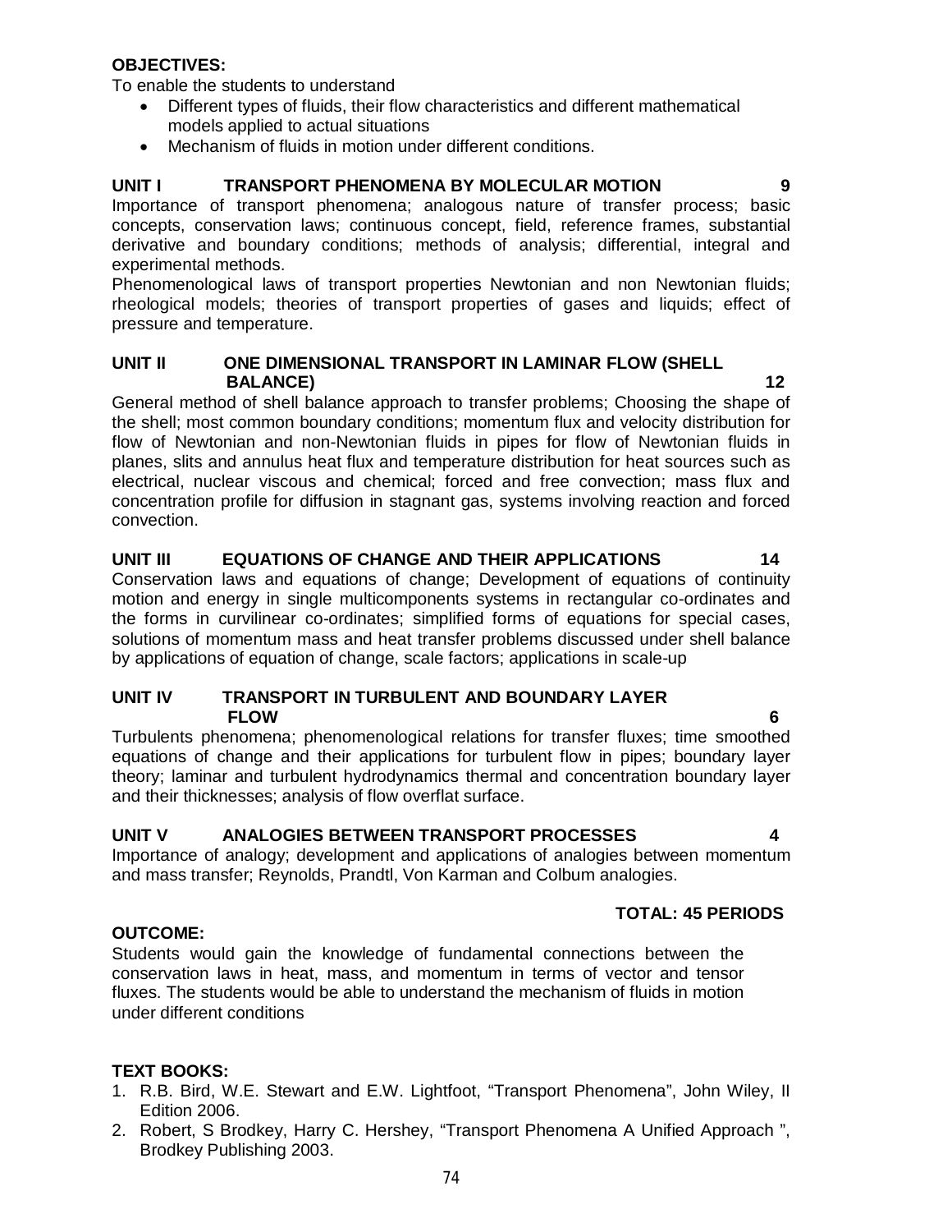**OBJECTIVES:**

To enable the students to understand

- Different types of fluids, their flow characteristics and different mathematical models applied to actual situations
- Mechanism of fluids in motion under different conditions.

**UNIT I TRANSPORT PHENOMENA BY MOLECULAR MOTION 9**

Importance of transport phenomena; analogous nature of transfer process; basic concepts, conservation laws; continuous concept, field, reference frames, substantial derivative and boundary conditions; methods of analysis; differential, integral and experimental methods.

Phenomenological laws of transport properties Newtonian and non Newtonian fluids; rheological models; theories of transport properties of gases and liquids; effect of pressure and temperature.

**UNIT II ONE DIMENSIONAL TRANSPORT IN LAMINAR FLOW (SHELL BALANCE) 12**

General method of shell balance approach to transfer problems; Choosing the shape of the shell; most common boundary conditions; momentum flux and velocity distribution for flow of Newtonian and non-Newtonian fluids in pipes for flow of Newtonian fluids in planes, slits and annulus heat flux and temperature distribution for heat sources such as electrical, nuclear viscous and chemical; forced and free convection; mass flux and concentration profile for diffusion in stagnant gas, systems involving reaction and forced convection.

**UNIT III EQUATIONS OF CHANGE AND THEIR APPLICATIONS 14**

Conservation laws and equations of change; Development of equations of continuity motion and energy in single multicomponents systems in rectangular co-ordinates and the forms in curvilinear co-ordinates; simplified forms of equations for special cases, solutions of momentum mass and heat transfer problems discussed under shell balance by applications of equation of change, scale factors; applications in scale-up

**UNIT IV TRANSPORT IN TURBULENT AND BOUNDARY LAYER FLOW 6**

Turbulents phenomena; phenomenological relations for transfer fluxes; time smoothed equations of change and their applications for turbulent flow in pipes; boundary layer theory; laminar and turbulent hydrodynamics thermal and concentration boundary layer and their thicknesses; analysis of flow overflat surface.

**UNIT V ANALOGIES BETWEEN TRANSPORT PROCESSES 4**

Importance of analogy; development and applications of analogies between momentum and mass transfer; Reynolds, Prandtl, Von Karman and Colbum analogies.

**TOTAL: 45 PERIODS**

**OUTCOME:**

Students would gain the knowledge of fundamental connections between the conservation laws in heat, mass, and momentum in terms of vector and tensor fluxes. The students would be able to understand the mechanism of fluids in motion under different conditions

**TEXT BOOKS:**

1. R.B. Bird, W.E. Stewart and E.W. Lightfoot, "Transport Phenomena", John Wiley, II Edition 2006.
2. Robert, S Brodkey, Harry C. Hershey, "Transport Phenomena A Unified Approach ", Brodkey Publishing 2003.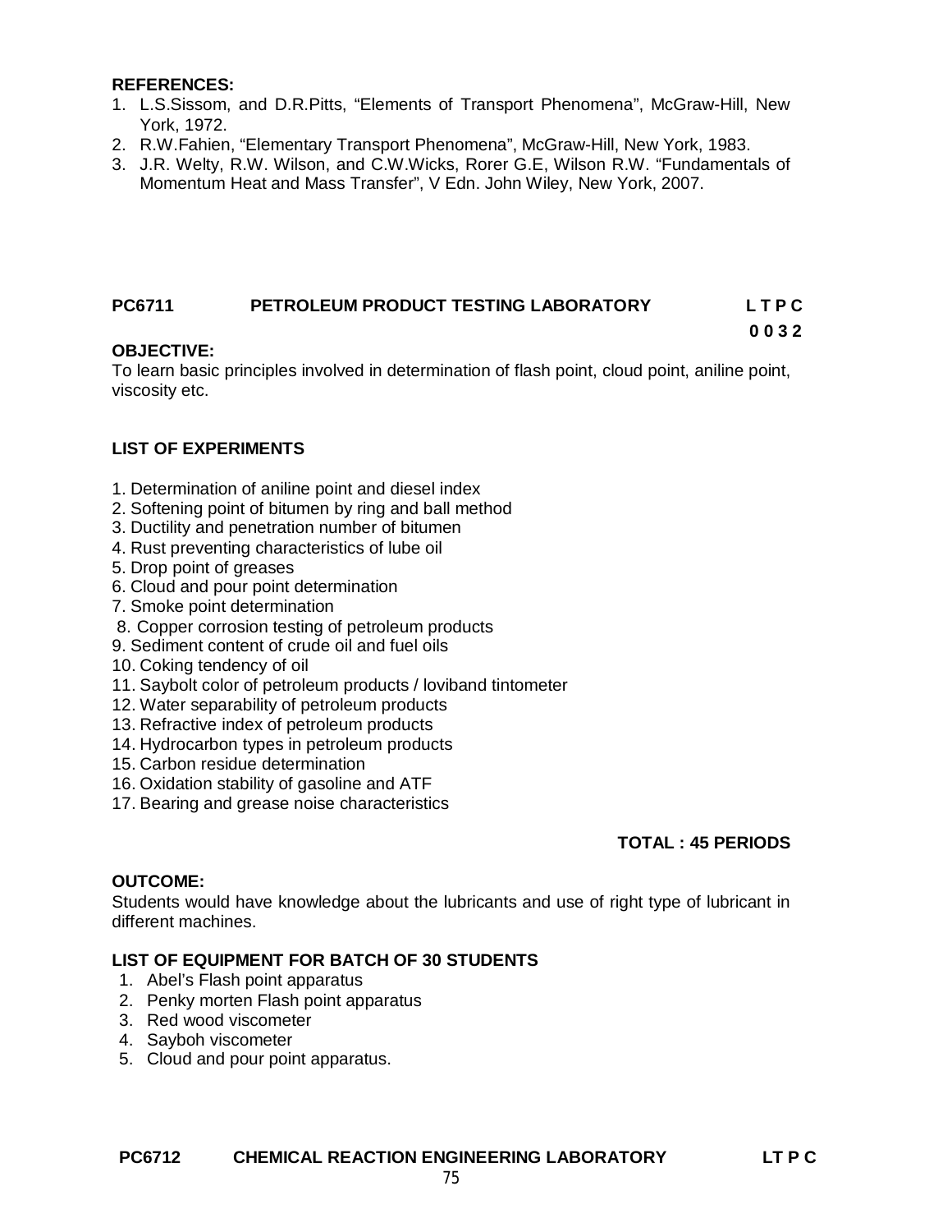**REFERENCES:**

1. L.S.Sissom, and D.R.Pitts, “Elements of Transport Phenomena”, McGraw-Hill, New York, 1972.
2. R.W.Fahien, “Elementary Transport Phenomena”, McGraw-Hill, New York, 1983.
3. J.R. Welty, R.W. Wilson, and C.W.Wicks, Rorer G.E, Wilson R.W. “Fundamentals of Momentum Heat and Mass Transfer”, V Edn. John Wiley, New York, 2007.

## PC6711 PETROLEUM PRODUCT TESTING LABORATORY

**L T P C**
**0 0 3 2**

**OBJECTIVE:**

To learn basic principles involved in determination of flash point, cloud point, aniline point, viscosity etc.

**LIST OF EXPERIMENTS**

1. Determination of aniline point and diesel index
2. Softening point of bitumen by ring and ball method
3. Ductility and penetration number of bitumen
4. Rust preventing characteristics of lube oil
5. Drop point of greases
6. Cloud and pour point determination
7. Smoke point determination
8. Copper corrosion testing of petroleum products
9. Sediment content of crude oil and fuel oils
10. Coking tendency of oil
11. Saybolt color of petroleum products / loviband tintometer
12. Water separability of petroleum products
13. Refractive index of petroleum products
14. Hydrocarbon types in petroleum products
15. Carbon residue determination
16. Oxidation stability of gasoline and ATF
17. Bearing and grease noise characteristics

**TOTAL : 45 PERIODS**

**OUTCOME:**

Students would have knowledge about the lubricants and use of right type of lubricant in different machines.

**LIST OF EQUIPMENT FOR BATCH OF 30 STUDENTS**

1. Abel’s Flash point apparatus
2. Penky morten Flash point apparatus
3. Red wood viscometer
4. Sayboh viscometer
5. Cloud and pour point apparatus.

## PC6712 CHEMICAL REACTION ENGINEERING LABORATORY

**LT P C**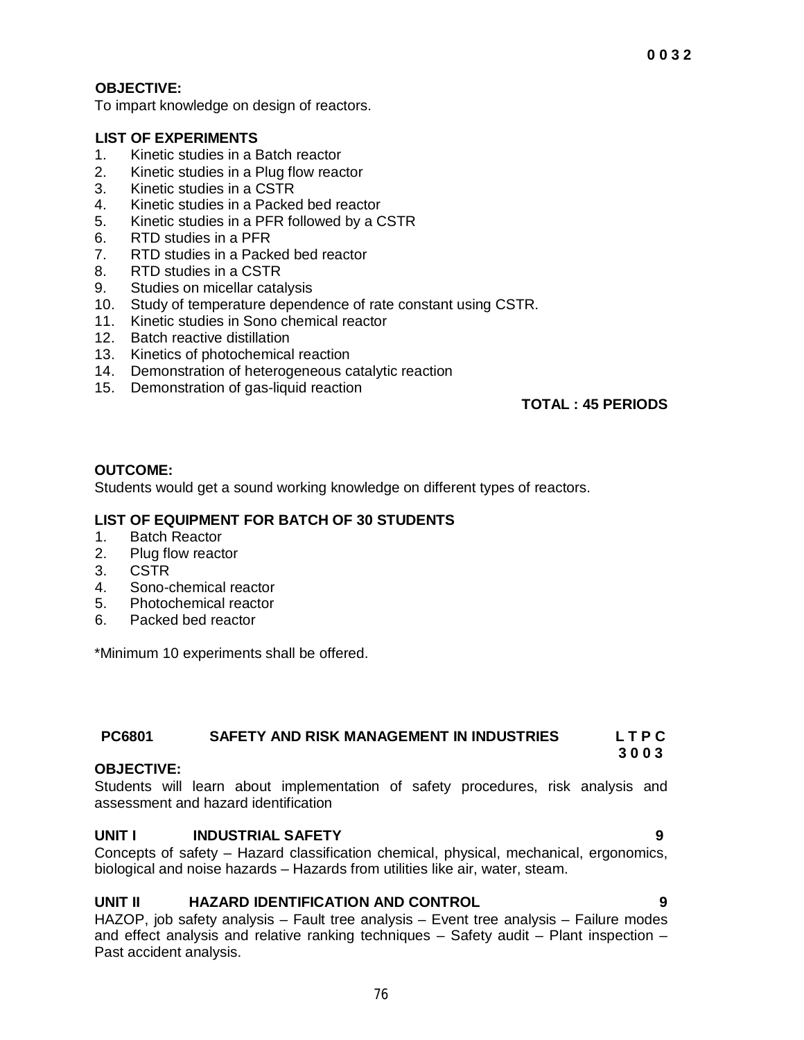**0 0 3 2**

**OBJECTIVE:**
To impart knowledge on design of reactors.

**LIST OF EXPERIMENTS**

1. Kinetic studies in a Batch reactor
2. Kinetic studies in a Plug flow reactor
3. Kinetic studies in a CSTR
4. Kinetic studies in a Packed bed reactor
5. Kinetic studies in a PFR followed by a CSTR
6. RTD studies in a PFR
7. RTD studies in a Packed bed reactor
8. RTD studies in a CSTR
9. Studies on micellar catalysis
10. Study of temperature dependence of rate constant using CSTR.
11. Kinetic studies in Sono chemical reactor
12. Batch reactive distillation
13. Kinetics of photochemical reaction
14. Demonstration of heterogeneous catalytic reaction
15. Demonstration of gas-liquid reaction

**TOTAL : 45 PERIODS**

**OUTCOME:**
Students would get a sound working knowledge on different types of reactors.

**LIST OF EQUIPMENT FOR BATCH OF 30 STUDENTS**

1. Batch Reactor
2. Plug flow reactor
3. CSTR
4. Sono-chemical reactor
5. Photochemical reactor
6. Packed bed reactor

*Minimum 10 experiments shall be offered.

## PC6801 SAFETY AND RISK MANAGEMENT IN INDUSTRIES

**L T P C**
**3 0 0 3**

**OBJECTIVE:**
Students will learn about implementation of safety procedures, risk analysis and assessment and hazard identification

### UNIT I INDUSTRIAL SAFETY — 9

Concepts of safety – Hazard classification chemical, physical, mechanical, ergonomics, biological and noise hazards – Hazards from utilities like air, water, steam.

### UNIT II HAZARD IDENTIFICATION AND CONTROL — 9

HAZOP, job safety analysis – Fault tree analysis – Event tree analysis – Failure modes and effect analysis and relative ranking techniques – Safety audit – Plant inspection – Past accident analysis.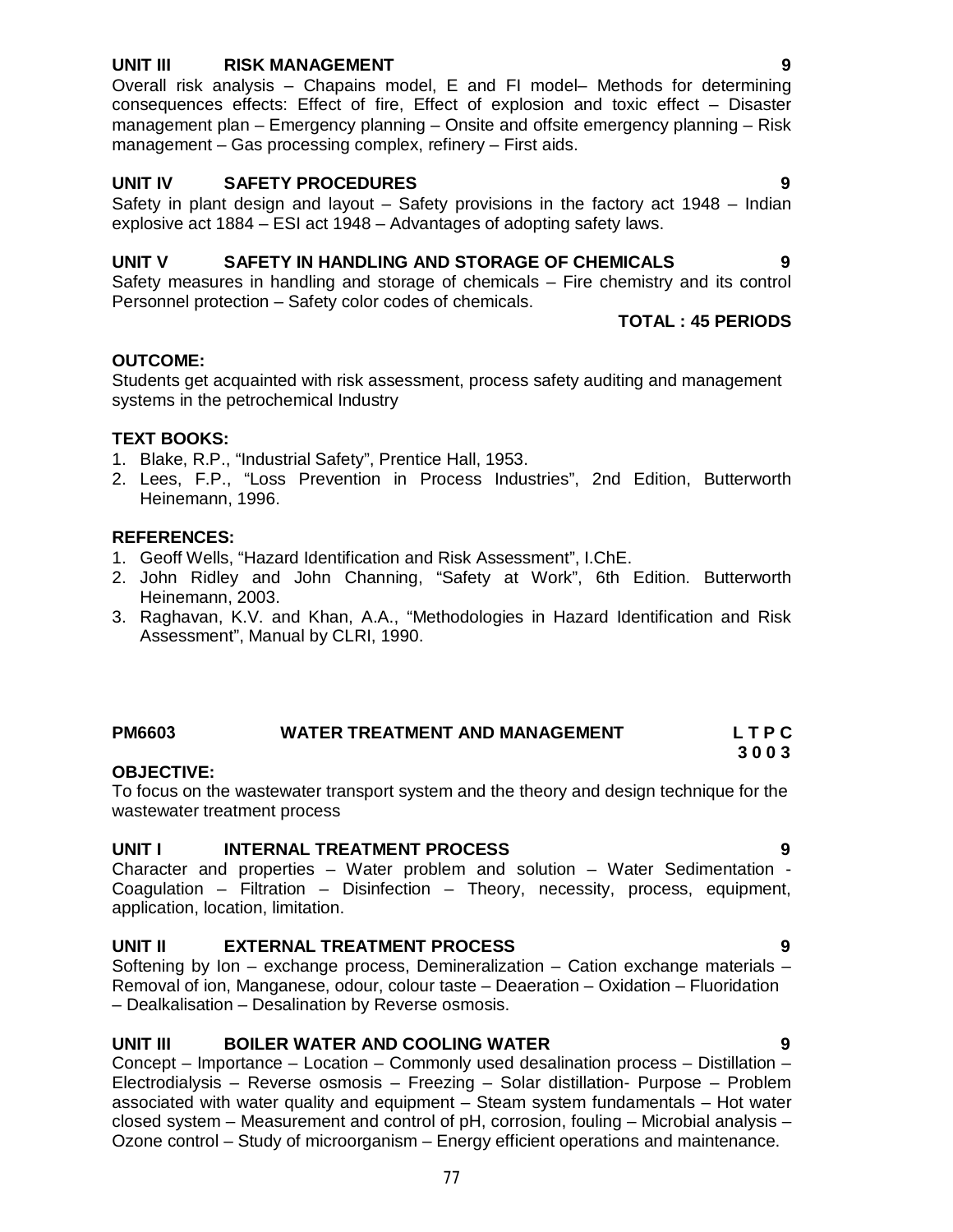### UNIT III RISK MANAGEMENT 9

Overall risk analysis – Chapains model, E and FI model– Methods for determining consequences effects: Effect of fire, Effect of explosion and toxic effect – Disaster management plan – Emergency planning – Onsite and offsite emergency planning – Risk management – Gas processing complex, refinery – First aids.

### UNIT IV SAFETY PROCEDURES 9

Safety in plant design and layout – Safety provisions in the factory act 1948 – Indian explosive act 1884 – ESI act 1948 – Advantages of adopting safety laws.

### UNIT V SAFETY IN HANDLING AND STORAGE OF CHEMICALS 9

Safety measures in handling and storage of chemicals – Fire chemistry and its control Personnel protection – Safety color codes of chemicals.

**TOTAL : 45 PERIODS**

**OUTCOME:**

Students get acquainted with risk assessment, process safety auditing and management systems in the petrochemical Industry

**TEXT BOOKS:**

1. Blake, R.P., "Industrial Safety", Prentice Hall, 1953.
2. Lees, F.P., "Loss Prevention in Process Industries", 2nd Edition, Butterworth Heinemann, 1996.

**REFERENCES:**

1. Geoff Wells, "Hazard Identification and Risk Assessment", I.ChE.
2. John Ridley and John Channing, "Safety at Work", 6th Edition. Butterworth Heinemann, 2003.
3. Raghavan, K.V. and Khan, A.A., "Methodologies in Hazard Identification and Risk Assessment", Manual by CLRI, 1990.

## PM6603 WATER TREATMENT AND MANAGEMENT

**L T P C**
**3 0 0 3**

**OBJECTIVE:**

To focus on the wastewater transport system and the theory and design technique for the wastewater treatment process

### UNIT I INTERNAL TREATMENT PROCESS 9

Character and properties – Water problem and solution – Water Sedimentation - Coagulation – Filtration – Disinfection – Theory, necessity, process, equipment, application, location, limitation.

### UNIT II EXTERNAL TREATMENT PROCESS 9

Softening by Ion – exchange process, Demineralization – Cation exchange materials – Removal of ion, Manganese, odour, colour taste – Deaeration – Oxidation – Fluoridation – Dealkalisation – Desalination by Reverse osmosis.

### UNIT III BOILER WATER AND COOLING WATER 9

Concept – Importance – Location – Commonly used desalination process – Distillation – Electrodialysis – Reverse osmosis – Freezing – Solar distillation- Purpose – Problem associated with water quality and equipment – Steam system fundamentals – Hot water closed system – Measurement and control of pH, corrosion, fouling – Microbial analysis – Ozone control – Study of microorganism – Energy efficient operations and maintenance.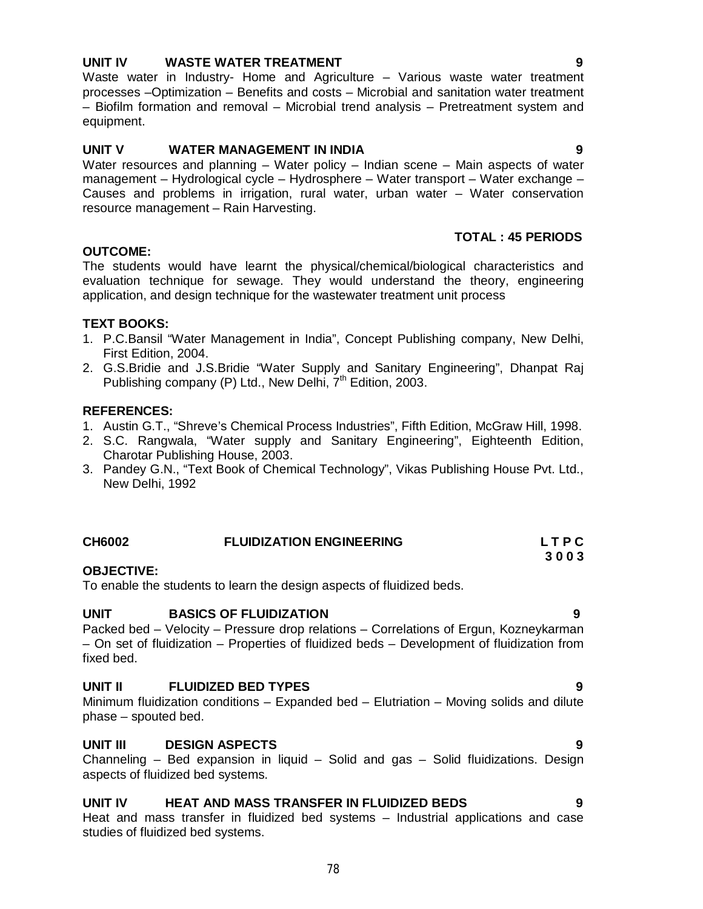**UNIT IV WASTE WATER TREATMENT 9**

Waste water in Industry- Home and Agriculture – Various waste water treatment processes –Optimization – Benefits and costs – Microbial and sanitation water treatment – Biofilm formation and removal – Microbial trend analysis – Pretreatment system and equipment.

**UNIT V WATER MANAGEMENT IN INDIA 9**

Water resources and planning – Water policy – Indian scene – Main aspects of water management – Hydrological cycle – Hydrosphere – Water transport – Water exchange – Causes and problems in irrigation, rural water, urban water – Water conservation resource management – Rain Harvesting.

**TOTAL : 45 PERIODS**

**OUTCOME:**

The students would have learnt the physical/chemical/biological characteristics and evaluation technique for sewage. They would understand the theory, engineering application, and design technique for the wastewater treatment unit process

**TEXT BOOKS:**

1. P.C.Bansil "Water Management in India", Concept Publishing company, New Delhi, First Edition, 2004.
2. G.S.Bridie and J.S.Bridie "Water Supply and Sanitary Engineering", Dhanpat Raj Publishing company (P) Ltd., New Delhi, 7th Edition, 2003.

**REFERENCES:**

1. Austin G.T., "Shreve's Chemical Process Industries", Fifth Edition, McGraw Hill, 1998.
2. S.C. Rangwala, "Water supply and Sanitary Engineering", Eighteenth Edition, Charotar Publishing House, 2003.
3. Pandey G.N., "Text Book of Chemical Technology", Vikas Publishing House Pvt. Ltd., New Delhi, 1992

## CH6002 FLUIDIZATION ENGINEERING

**L T P C**
**3 0 0 3**

**OBJECTIVE:**

To enable the students to learn the design aspects of fluidized beds.

**UNIT BASICS OF FLUIDIZATION 9**

Packed bed – Velocity – Pressure drop relations – Correlations of Ergun, Kozneykarman – On set of fluidization – Properties of fluidized beds – Development of fluidization from fixed bed.

**UNIT II FLUIDIZED BED TYPES 9**

Minimum fluidization conditions – Expanded bed – Elutriation – Moving solids and dilute phase – spouted bed.

**UNIT III DESIGN ASPECTS 9**

Channeling – Bed expansion in liquid – Solid and gas – Solid fluidizations. Design aspects of fluidized bed systems.

**UNIT IV HEAT AND MASS TRANSFER IN FLUIDIZED BEDS 9**

Heat and mass transfer in fluidized bed systems – Industrial applications and case studies of fluidized bed systems.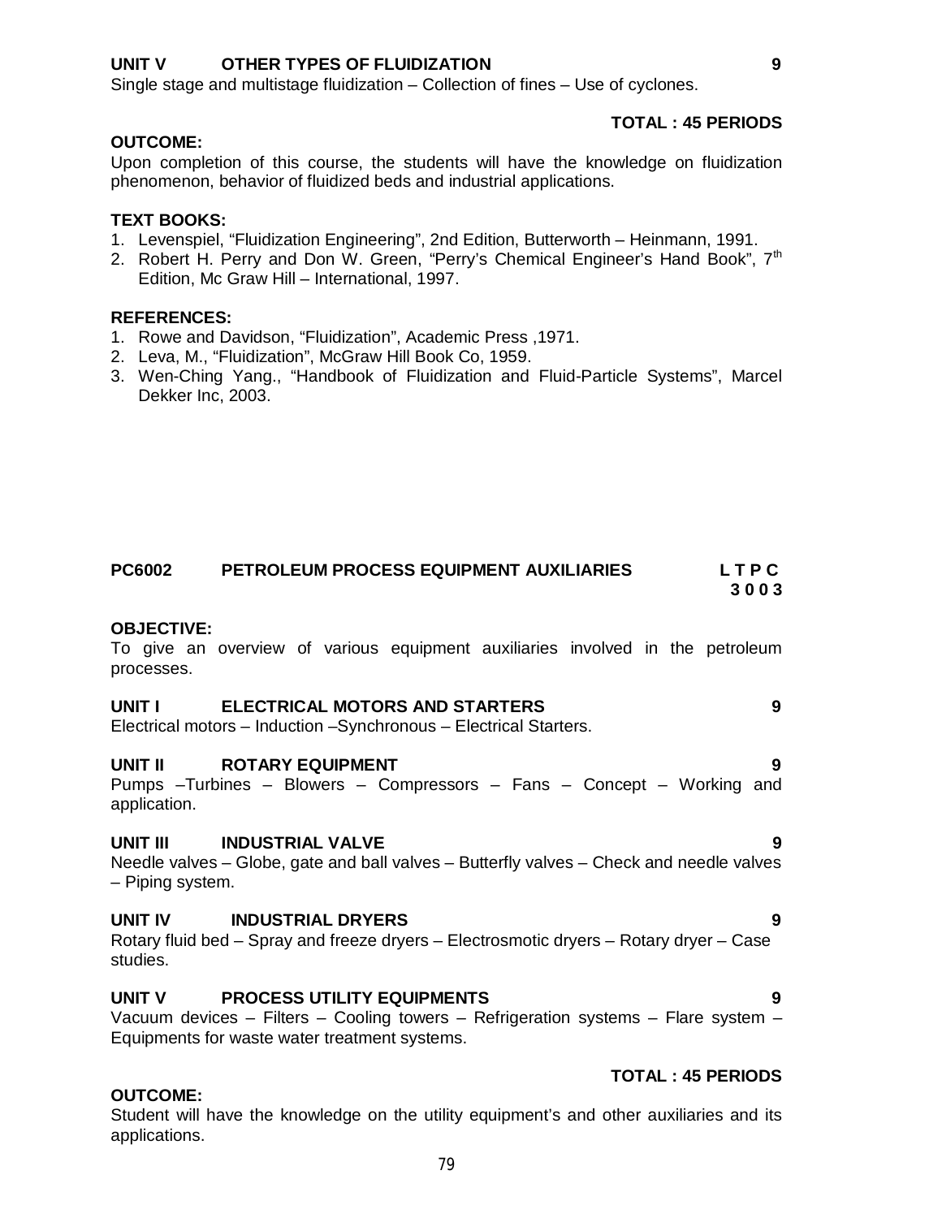**UNIT V OTHER TYPES OF FLUIDIZATION 9**

Single stage and multistage fluidization – Collection of fines – Use of cyclones.

**TOTAL : 45 PERIODS**

**OUTCOME:**

Upon completion of this course, the students will have the knowledge on fluidization phenomenon, behavior of fluidized beds and industrial applications.

**TEXT BOOKS:**

1. Levenspiel, "Fluidization Engineering", 2nd Edition, Butterworth – Heinmann, 1991.
2. Robert H. Perry and Don W. Green, "Perry's Chemical Engineer's Hand Book", 7th Edition, Mc Graw Hill – International, 1997.

**REFERENCES:**

1. Rowe and Davidson, "Fluidization", Academic Press ,1971.
2. Leva, M., "Fluidization", McGraw Hill Book Co, 1959.
3. Wen-Ching Yang., "Handbook of Fluidization and Fluid-Particle Systems", Marcel Dekker Inc, 2003.

## PC6002 PETROLEUM PROCESS EQUIPMENT AUXILIARIES

**L T P C**
**3 0 0 3**

**OBJECTIVE:**

To give an overview of various equipment auxiliaries involved in the petroleum processes.

**UNIT I ELECTRICAL MOTORS AND STARTERS 9**

Electrical motors – Induction –Synchronous – Electrical Starters.

**UNIT II ROTARY EQUIPMENT 9**

Pumps –Turbines – Blowers – Compressors – Fans – Concept – Working and application.

**UNIT III INDUSTRIAL VALVE 9**

Needle valves – Globe, gate and ball valves – Butterfly valves – Check and needle valves – Piping system.

**UNIT IV INDUSTRIAL DRYERS 9**

Rotary fluid bed – Spray and freeze dryers – Electrosmotic dryers – Rotary dryer – Case studies.

**UNIT V PROCESS UTILITY EQUIPMENTS 9**

Vacuum devices – Filters – Cooling towers – Refrigeration systems – Flare system – Equipments for waste water treatment systems.

**TOTAL : 45 PERIODS**

**OUTCOME:**

Student will have the knowledge on the utility equipment's and other auxiliaries and its applications.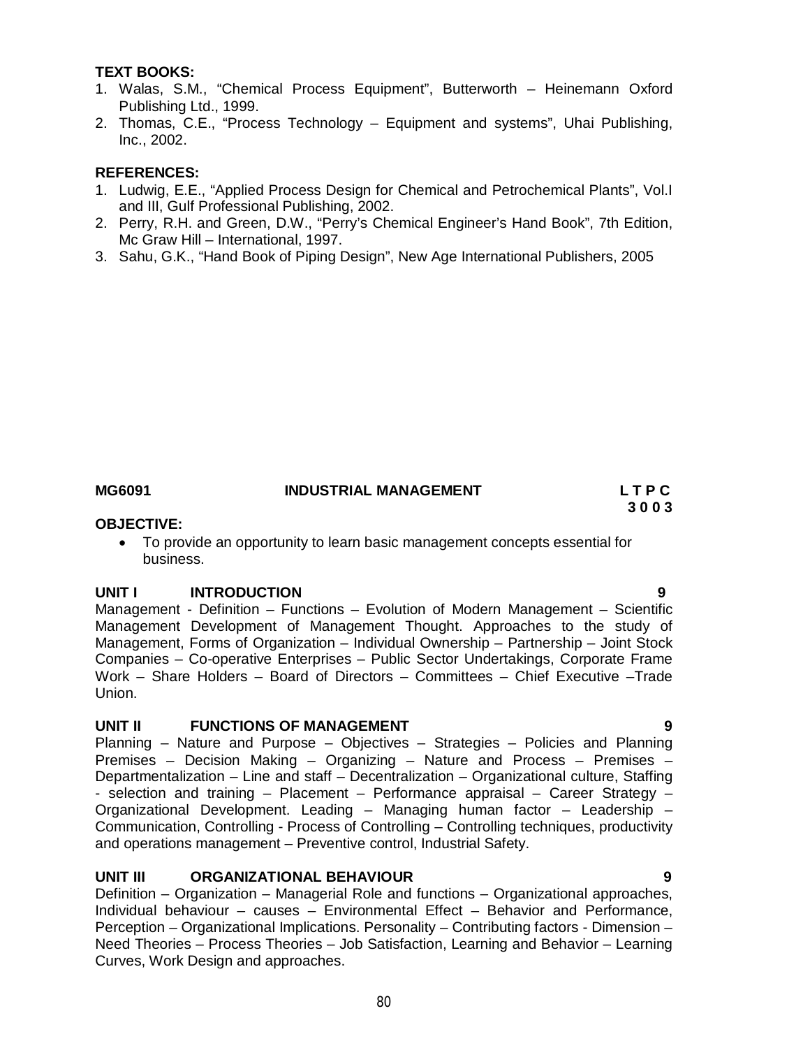**TEXT BOOKS:**

1. Walas, S.M., "Chemical Process Equipment", Butterworth – Heinemann Oxford Publishing Ltd., 1999.
2. Thomas, C.E., "Process Technology – Equipment and systems", Uhai Publishing, Inc., 2002.

**REFERENCES:**

1. Ludwig, E.E., "Applied Process Design for Chemical and Petrochemical Plants", Vol.I and III, Gulf Professional Publishing, 2002.
2. Perry, R.H. and Green, D.W., "Perry's Chemical Engineer's Hand Book", 7th Edition, Mc Graw Hill – International, 1997.
3. Sahu, G.K., "Hand Book of Piping Design", New Age International Publishers, 2005

**MG6091 INDUSTRIAL MANAGEMENT L T P C**
**3 0 0 3**

**OBJECTIVE:**

- To provide an opportunity to learn basic management concepts essential for business.

**UNIT I INTRODUCTION 9**

Management - Definition – Functions – Evolution of Modern Management – Scientific Management Development of Management Thought. Approaches to the study of Management, Forms of Organization – Individual Ownership – Partnership – Joint Stock Companies – Co-operative Enterprises – Public Sector Undertakings, Corporate Frame Work – Share Holders – Board of Directors – Committees – Chief Executive –Trade Union.

**UNIT II FUNCTIONS OF MANAGEMENT 9**

Planning – Nature and Purpose – Objectives – Strategies – Policies and Planning Premises – Decision Making – Organizing – Nature and Process – Premises – Departmentalization – Line and staff – Decentralization – Organizational culture, Staffing - selection and training – Placement – Performance appraisal – Career Strategy – Organizational Development. Leading – Managing human factor – Leadership – Communication, Controlling - Process of Controlling – Controlling techniques, productivity and operations management – Preventive control, Industrial Safety.

**UNIT III ORGANIZATIONAL BEHAVIOUR 9**

Definition – Organization – Managerial Role and functions – Organizational approaches, Individual behaviour – causes – Environmental Effect – Behavior and Performance, Perception – Organizational Implications. Personality – Contributing factors - Dimension – Need Theories – Process Theories – Job Satisfaction, Learning and Behavior – Learning Curves, Work Design and approaches.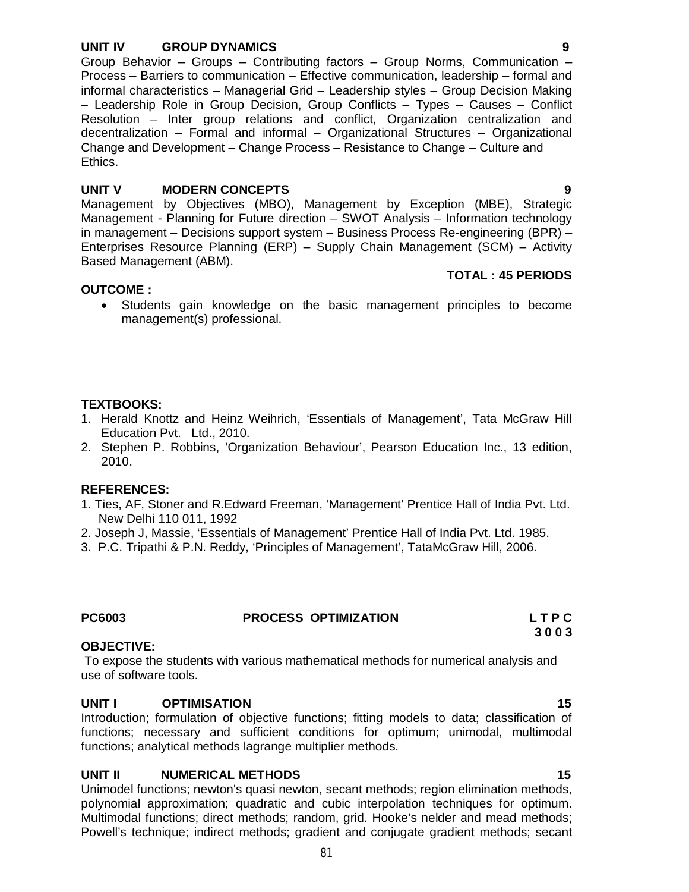### UNIT IV GROUP DYNAMICS 9

Group Behavior – Groups – Contributing factors – Group Norms, Communication – Process – Barriers to communication – Effective communication, leadership – formal and informal characteristics – Managerial Grid – Leadership styles – Group Decision Making – Leadership Role in Group Decision, Group Conflicts – Types – Causes – Conflict Resolution – Inter group relations and conflict, Organization centralization and decentralization – Formal and informal – Organizational Structures – Organizational Change and Development – Change Process – Resistance to Change – Culture and Ethics.

### UNIT V MODERN CONCEPTS 9

Management by Objectives (MBO), Management by Exception (MBE), Strategic Management - Planning for Future direction – SWOT Analysis – Information technology in management – Decisions support system – Business Process Re-engineering (BPR) – Enterprises Resource Planning (ERP) – Supply Chain Management (SCM) – Activity Based Management (ABM).

**TOTAL : 45 PERIODS**

**OUTCOME :**

- Students gain knowledge on the basic management principles to become management(s) professional.

**TEXTBOOKS:**

1. Herald Knottz and Heinz Weihrich, 'Essentials of Management', Tata McGraw Hill Education Pvt. Ltd., 2010.
2. Stephen P. Robbins, 'Organization Behaviour', Pearson Education Inc., 13 edition, 2010.

**REFERENCES:**

1. Ties, AF, Stoner and R.Edward Freeman, 'Management' Prentice Hall of India Pvt. Ltd. New Delhi 110 011, 1992
2. Joseph J, Massie, 'Essentials of Management' Prentice Hall of India Pvt. Ltd. 1985.
3. P.C. Tripathi & P.N. Reddy, 'Principles of Management', TataMcGraw Hill, 2006.

## PC6003 PROCESS OPTIMIZATION

**L T P C**
**3 0 0 3**

**OBJECTIVE:**

To expose the students with various mathematical methods for numerical analysis and use of software tools.

### UNIT I OPTIMISATION 15

Introduction; formulation of objective functions; fitting models to data; classification of functions; necessary and sufficient conditions for optimum; unimodal, multimodal functions; analytical methods lagrange multiplier methods.

### UNIT II NUMERICAL METHODS 15

Unimodel functions; newton's quasi newton, secant methods; region elimination methods, polynomial approximation; quadratic and cubic interpolation techniques for optimum. Multimodal functions; direct methods; random, grid. Hooke's nelder and mead methods; Powell's technique; indirect methods; gradient and conjugate gradient methods; secant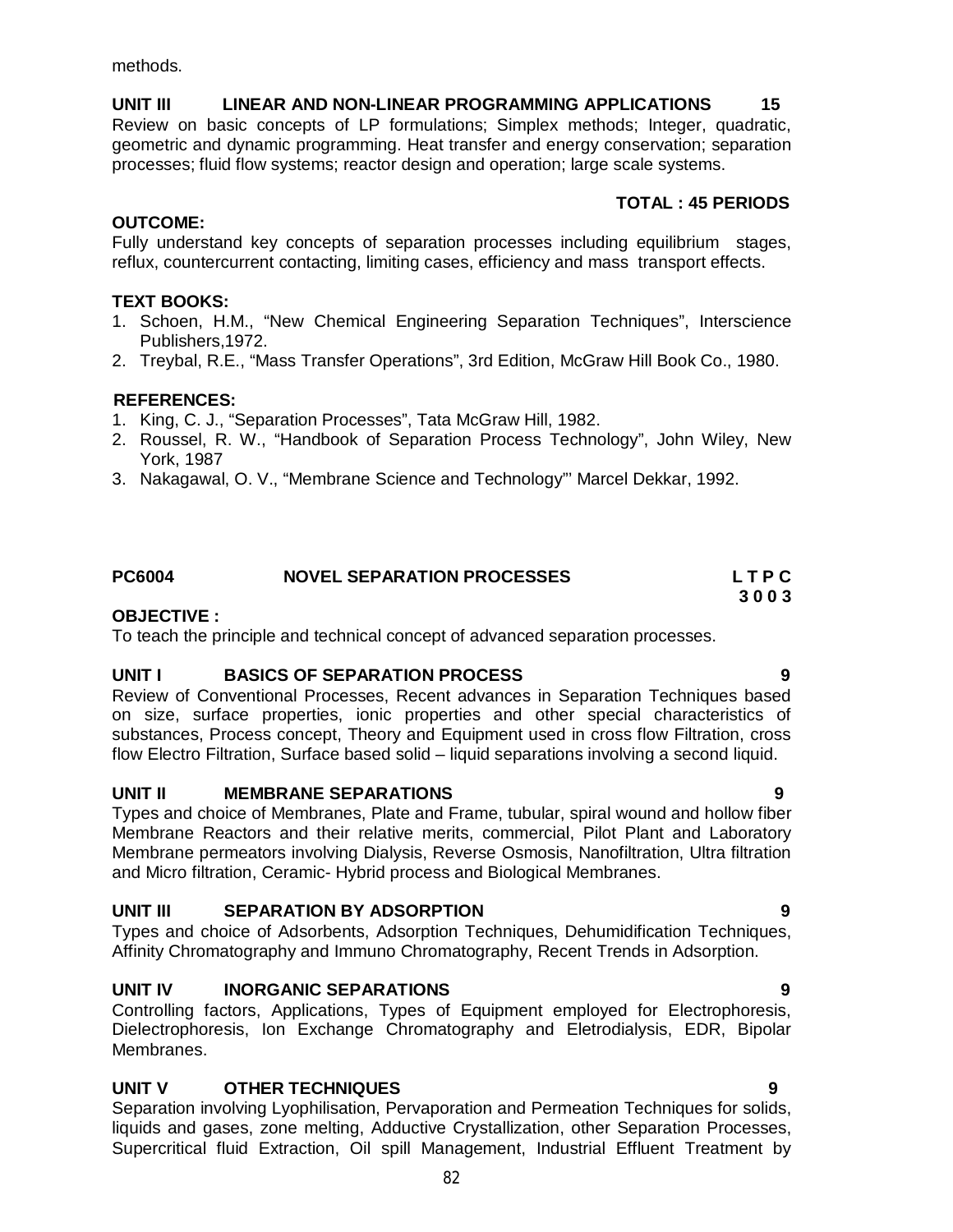methods.

**UNIT III LINEAR AND NON-LINEAR PROGRAMMING APPLICATIONS 15**

Review on basic concepts of LP formulations; Simplex methods; Integer, quadratic, geometric and dynamic programming. Heat transfer and energy conservation; separation processes; fluid flow systems; reactor design and operation; large scale systems.

**TOTAL : 45 PERIODS**

**OUTCOME:**

Fully understand key concepts of separation processes including equilibrium stages, reflux, countercurrent contacting, limiting cases, efficiency and mass transport effects.

**TEXT BOOKS:**

1. Schoen, H.M., "New Chemical Engineering Separation Techniques", Interscience Publishers,1972.
2. Treybal, R.E., "Mass Transfer Operations", 3rd Edition, McGraw Hill Book Co., 1980.

**REFERENCES:**

1. King, C. J., "Separation Processes", Tata McGraw Hill, 1982.
2. Roussel, R. W., "Handbook of Separation Process Technology", John Wiley, New York, 1987
3. Nakagawal, O. V., "Membrane Science and Technology"' Marcel Dekkar, 1992.

## PC6004 NOVEL SEPARATION PROCESSES

**L T P C**
**3 0 0 3**

**OBJECTIVE :**

To teach the principle and technical concept of advanced separation processes.

**UNIT I BASICS OF SEPARATION PROCESS 9**

Review of Conventional Processes, Recent advances in Separation Techniques based on size, surface properties, ionic properties and other special characteristics of substances, Process concept, Theory and Equipment used in cross flow Filtration, cross flow Electro Filtration, Surface based solid – liquid separations involving a second liquid.

**UNIT II MEMBRANE SEPARATIONS 9**

Types and choice of Membranes, Plate and Frame, tubular, spiral wound and hollow fiber Membrane Reactors and their relative merits, commercial, Pilot Plant and Laboratory Membrane permeators involving Dialysis, Reverse Osmosis, Nanofiltration, Ultra filtration and Micro filtration, Ceramic- Hybrid process and Biological Membranes.

**UNIT III SEPARATION BY ADSORPTION 9**

Types and choice of Adsorbents, Adsorption Techniques, Dehumidification Techniques, Affinity Chromatography and Immuno Chromatography, Recent Trends in Adsorption.

**UNIT IV INORGANIC SEPARATIONS 9**

Controlling factors, Applications, Types of Equipment employed for Electrophoresis, Dielectrophoresis, Ion Exchange Chromatography and Eletrodialysis, EDR, Bipolar Membranes.

**UNIT V OTHER TECHNIQUES 9**

Separation involving Lyophilisation, Pervaporation and Permeation Techniques for solids, liquids and gases, zone melting, Adductive Crystallization, other Separation Processes, Supercritical fluid Extraction, Oil spill Management, Industrial Effluent Treatment by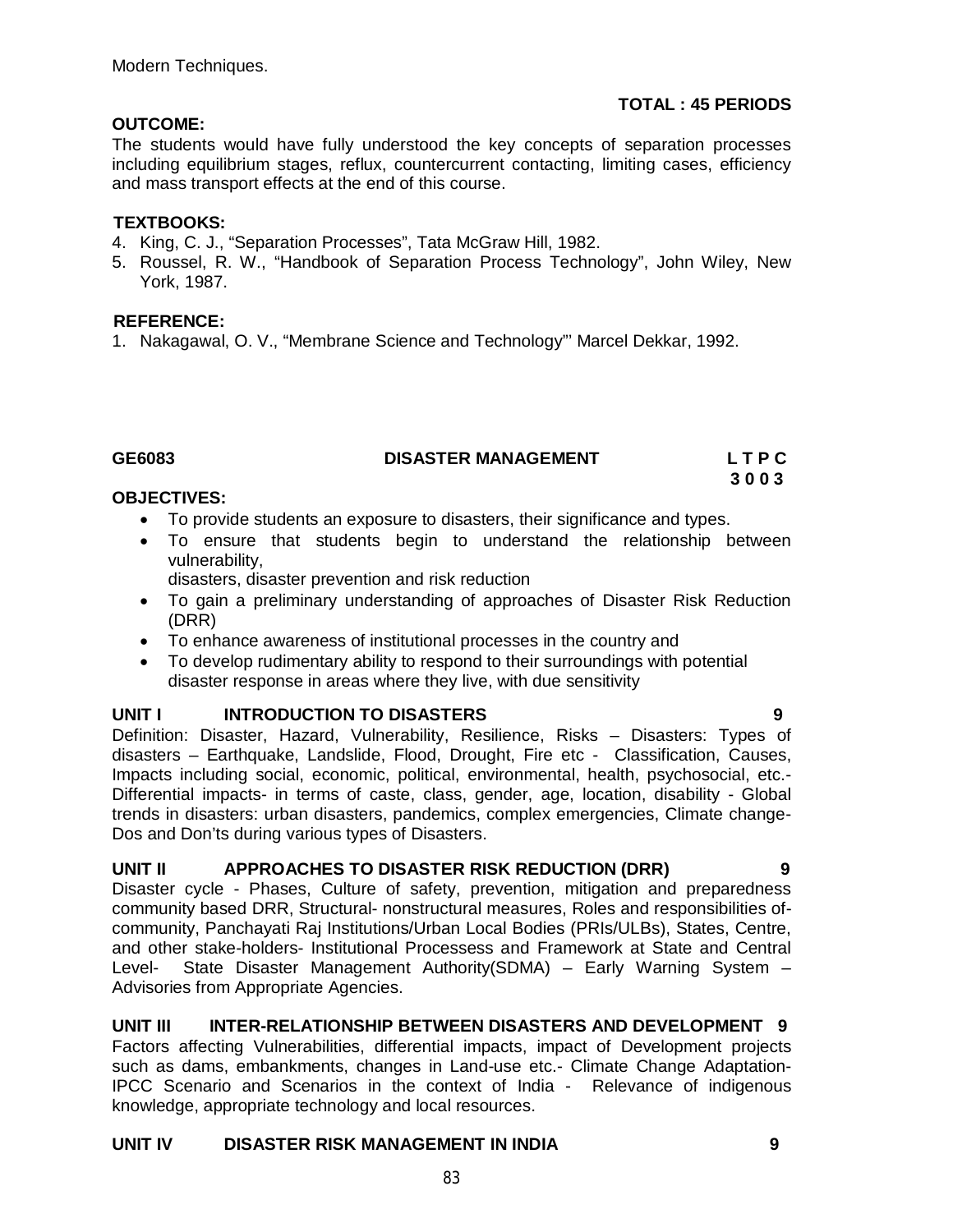Modern Techniques.

**TOTAL : 45 PERIODS**

**OUTCOME:**

The students would have fully understood the key concepts of separation processes including equilibrium stages, reflux, countercurrent contacting, limiting cases, efficiency and mass transport effects at the end of this course.

**TEXTBOOKS:**

4. King, C. J., "Separation Processes", Tata McGraw Hill, 1982.
5. Roussel, R. W., "Handbook of Separation Process Technology", John Wiley, New York, 1987.

**REFERENCE:**

1. Nakagawal, O. V., "Membrane Science and Technology"' Marcel Dekkar, 1992.

## GE6083 DISASTER MANAGEMENT

**L T P C**
**3 0 0 3**

**OBJECTIVES:**

- To provide students an exposure to disasters, their significance and types.
- To ensure that students begin to understand the relationship between vulnerability,
  disasters, disaster prevention and risk reduction
- To gain a preliminary understanding of approaches of Disaster Risk Reduction (DRR)
- To enhance awareness of institutional processes in the country and
- To develop rudimentary ability to respond to their surroundings with potential disaster response in areas where they live, with due sensitivity

### UNIT I INTRODUCTION TO DISASTERS 9

Definition: Disaster, Hazard, Vulnerability, Resilience, Risks – Disasters: Types of disasters – Earthquake, Landslide, Flood, Drought, Fire etc - Classification, Causes, Impacts including social, economic, political, environmental, health, psychosocial, etc.- Differential impacts- in terms of caste, class, gender, age, location, disability - Global trends in disasters: urban disasters, pandemics, complex emergencies, Climate change- Dos and Don'ts during various types of Disasters.

### UNIT II APPROACHES TO DISASTER RISK REDUCTION (DRR) 9

Disaster cycle - Phases, Culture of safety, prevention, mitigation and preparedness community based DRR, Structural- nonstructural measures, Roles and responsibilities of- community, Panchayati Raj Institutions/Urban Local Bodies (PRIs/ULBs), States, Centre, and other stake-holders- Institutional Processess and Framework at State and Central Level- State Disaster Management Authority(SDMA) – Early Warning System – Advisories from Appropriate Agencies.

### UNIT III INTER-RELATIONSHIP BETWEEN DISASTERS AND DEVELOPMENT 9

Factors affecting Vulnerabilities, differential impacts, impact of Development projects such as dams, embankments, changes in Land-use etc.- Climate Change Adaptation- IPCC Scenario and Scenarios in the context of India - Relevance of indigenous knowledge, appropriate technology and local resources.

### UNIT IV DISASTER RISK MANAGEMENT IN INDIA 9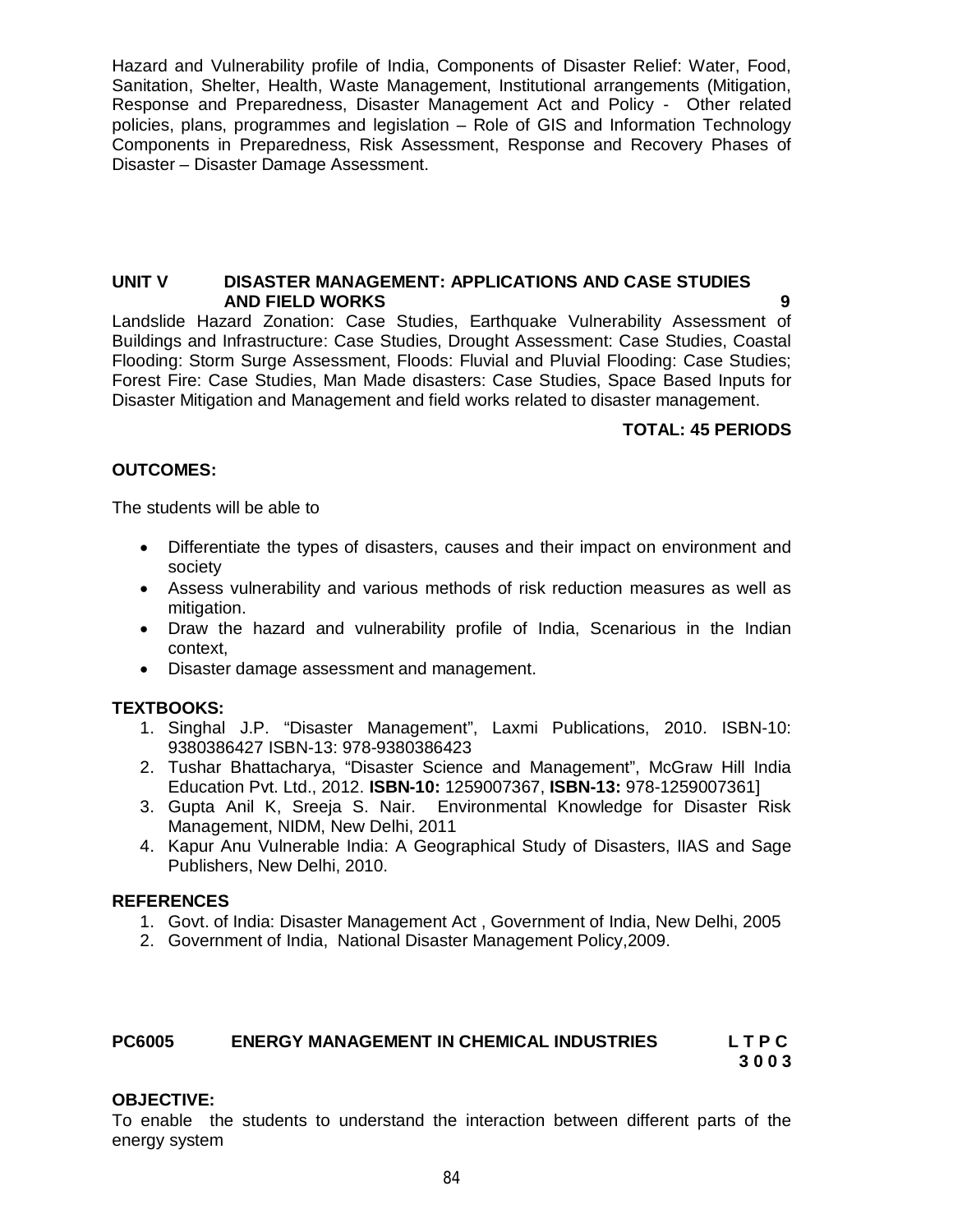Hazard and Vulnerability profile of India, Components of Disaster Relief: Water, Food, Sanitation, Shelter, Health, Waste Management, Institutional arrangements (Mitigation, Response and Preparedness, Disaster Management Act and Policy - Other related policies, plans, programmes and legislation – Role of GIS and Information Technology Components in Preparedness, Risk Assessment, Response and Recovery Phases of Disaster – Disaster Damage Assessment.

**UNIT V DISASTER MANAGEMENT: APPLICATIONS AND CASE STUDIES AND FIELD WORKS 9**

Landslide Hazard Zonation: Case Studies, Earthquake Vulnerability Assessment of Buildings and Infrastructure: Case Studies, Drought Assessment: Case Studies, Coastal Flooding: Storm Surge Assessment, Floods: Fluvial and Pluvial Flooding: Case Studies; Forest Fire: Case Studies, Man Made disasters: Case Studies, Space Based Inputs for Disaster Mitigation and Management and field works related to disaster management.

**TOTAL: 45 PERIODS**

**OUTCOMES:**

The students will be able to

- Differentiate the types of disasters, causes and their impact on environment and society
- Assess vulnerability and various methods of risk reduction measures as well as mitigation.
- Draw the hazard and vulnerability profile of India, Scenarious in the Indian context,
- Disaster damage assessment and management.

**TEXTBOOKS:**

1. Singhal J.P. "Disaster Management", Laxmi Publications, 2010. ISBN-10: 9380386427 ISBN-13: 978-9380386423
2. Tushar Bhattacharya, "Disaster Science and Management", McGraw Hill India Education Pvt. Ltd., 2012. **ISBN-10:** 1259007367, **ISBN-13:** 978-1259007361]
3. Gupta Anil K, Sreeja S. Nair. Environmental Knowledge for Disaster Risk Management, NIDM, New Delhi, 2011
4. Kapur Anu Vulnerable India: A Geographical Study of Disasters, IIAS and Sage Publishers, New Delhi, 2010.

**REFERENCES**

1. Govt. of India: Disaster Management Act , Government of India, New Delhi, 2005
2. Government of India, National Disaster Management Policy,2009.

**PC6005 ENERGY MANAGEMENT IN CHEMICAL INDUSTRIES L T P C**
**3 0 0 3**

**OBJECTIVE:**

To enable the students to understand the interaction between different parts of the energy system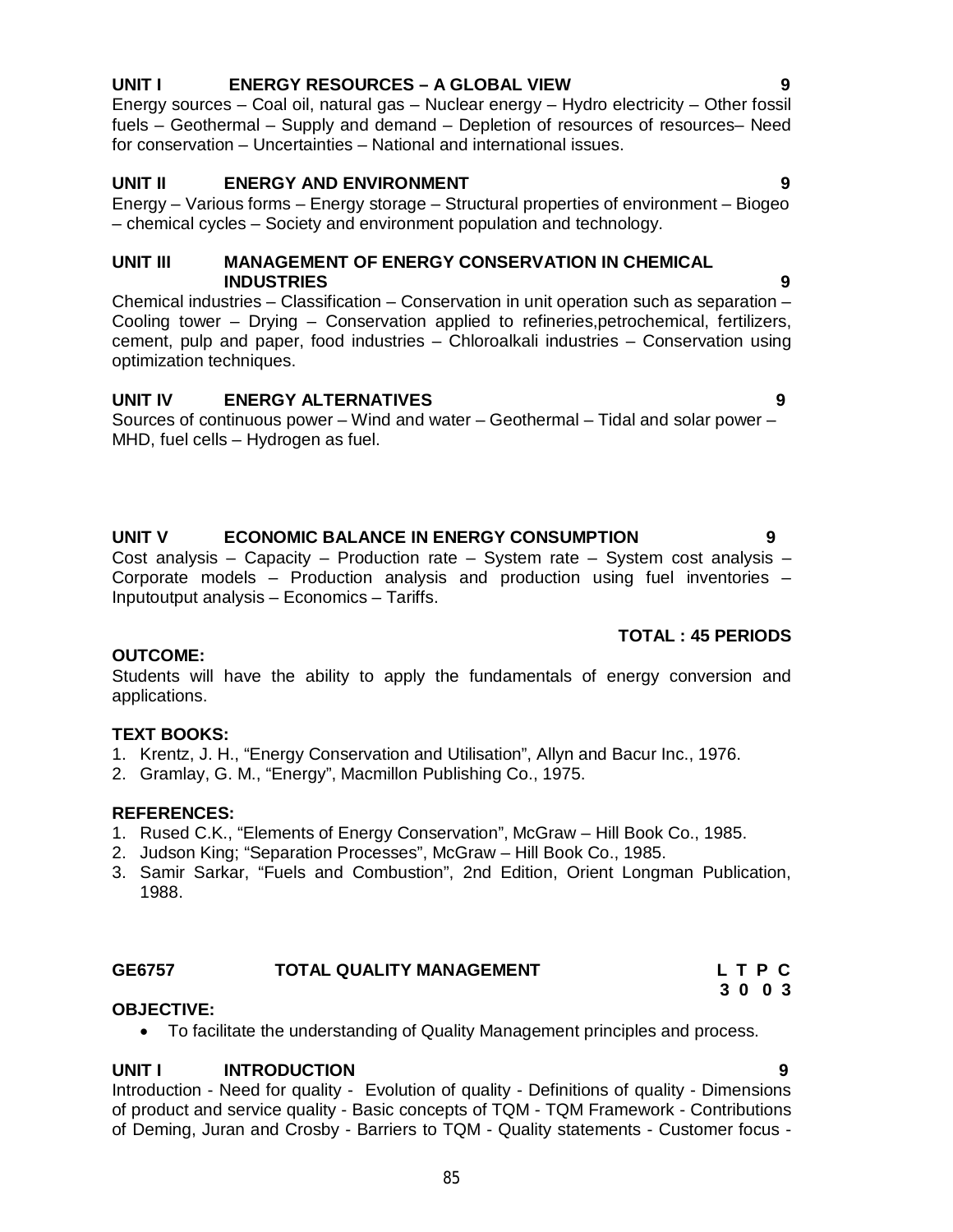**UNIT I ENERGY RESOURCES – A GLOBAL VIEW 9**

Energy sources – Coal oil, natural gas – Nuclear energy – Hydro electricity – Other fossil fuels – Geothermal – Supply and demand – Depletion of resources of resources– Need for conservation – Uncertainties – National and international issues.

**UNIT II ENERGY AND ENVIRONMENT 9**

Energy – Various forms – Energy storage – Structural properties of environment – Biogeo – chemical cycles – Society and environment population and technology.

**UNIT III MANAGEMENT OF ENERGY CONSERVATION IN CHEMICAL INDUSTRIES 9**

Chemical industries – Classification – Conservation in unit operation such as separation – Cooling tower – Drying – Conservation applied to refineries,petrochemical, fertilizers, cement, pulp and paper, food industries – Chloroalkali industries – Conservation using optimization techniques.

**UNIT IV ENERGY ALTERNATIVES 9**

Sources of continuous power – Wind and water – Geothermal – Tidal and solar power – MHD, fuel cells – Hydrogen as fuel.

**UNIT V ECONOMIC BALANCE IN ENERGY CONSUMPTION 9**

Cost analysis – Capacity – Production rate – System rate – System cost analysis – Corporate models – Production analysis and production using fuel inventories – Inputoutput analysis – Economics – Tariffs.

**TOTAL : 45 PERIODS**

**OUTCOME:**

Students will have the ability to apply the fundamentals of energy conversion and applications.

**TEXT BOOKS:**

1. Krentz, J. H., "Energy Conservation and Utilisation", Allyn and Bacur Inc., 1976.
2. Gramlay, G. M., "Energy", Macmillon Publishing Co., 1975.

**REFERENCES:**

1. Rused C.K., "Elements of Energy Conservation", McGraw – Hill Book Co., 1985.
2. Judson King; "Separation Processes", McGraw – Hill Book Co., 1985.
3. Samir Sarkar, "Fuels and Combustion", 2nd Edition, Orient Longman Publication, 1988.

## GE6757 TOTAL QUALITY MANAGEMENT

| L | T | P | C |
|---|---|---|---|
| 3 | 0 | 0 | 3 |

**OBJECTIVE:**

- To facilitate the understanding of Quality Management principles and process.

**UNIT I INTRODUCTION 9**

Introduction - Need for quality - Evolution of quality - Definitions of quality - Dimensions of product and service quality - Basic concepts of TQM - TQM Framework - Contributions of Deming, Juran and Crosby - Barriers to TQM - Quality statements - Customer focus -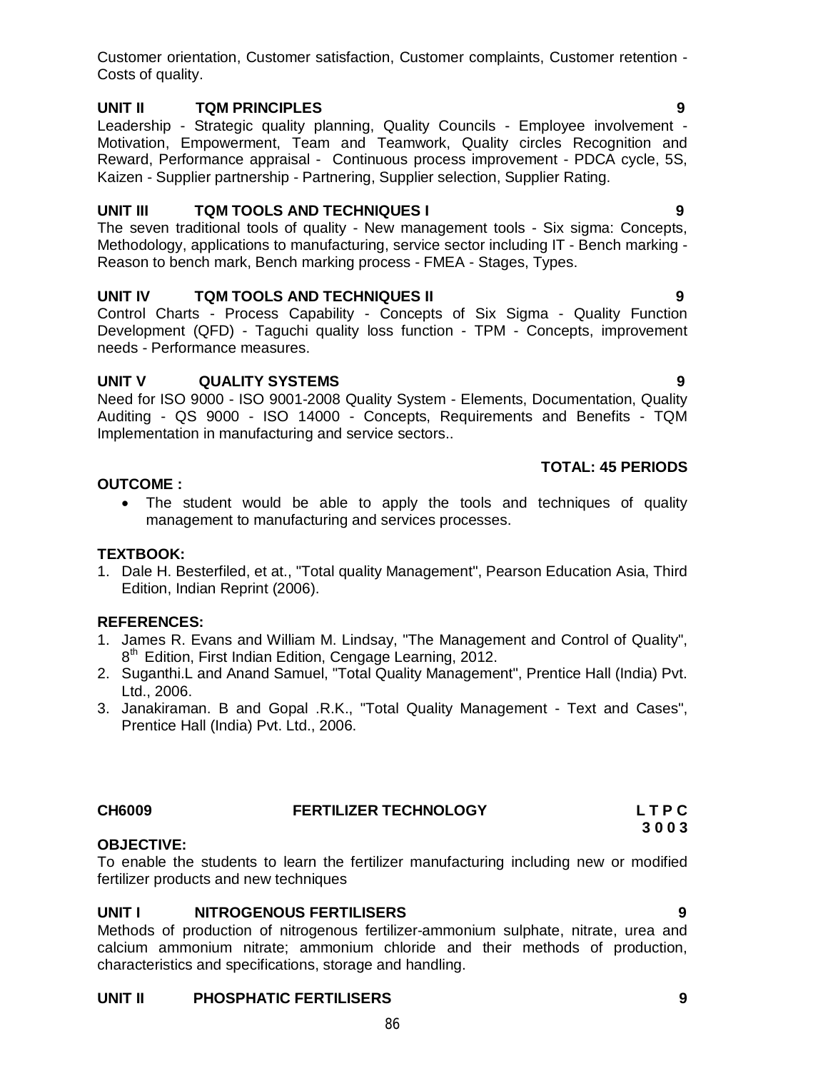Customer orientation, Customer satisfaction, Customer complaints, Customer retention - Costs of quality.

**UNIT II TQM PRINCIPLES 9**

Leadership - Strategic quality planning, Quality Councils - Employee involvement - Motivation, Empowerment, Team and Teamwork, Quality circles Recognition and Reward, Performance appraisal - Continuous process improvement - PDCA cycle, 5S, Kaizen - Supplier partnership - Partnering, Supplier selection, Supplier Rating.

**UNIT III TQM TOOLS AND TECHNIQUES I 9**

The seven traditional tools of quality - New management tools - Six sigma: Concepts, Methodology, applications to manufacturing, service sector including IT - Bench marking - Reason to bench mark, Bench marking process - FMEA - Stages, Types.

**UNIT IV TQM TOOLS AND TECHNIQUES II 9**

Control Charts - Process Capability - Concepts of Six Sigma - Quality Function Development (QFD) - Taguchi quality loss function - TPM - Concepts, improvement needs - Performance measures.

**UNIT V QUALITY SYSTEMS 9**

Need for ISO 9000 - ISO 9001-2008 Quality System - Elements, Documentation, Quality Auditing - QS 9000 - ISO 14000 - Concepts, Requirements and Benefits - TQM Implementation in manufacturing and service sectors..

**TOTAL: 45 PERIODS**

**OUTCOME :**

- The student would be able to apply the tools and techniques of quality management to manufacturing and services processes.

**TEXTBOOK:**

1. Dale H. Besterfiled, et at., "Total quality Management", Pearson Education Asia, Third Edition, Indian Reprint (2006).

**REFERENCES:**

1. James R. Evans and William M. Lindsay, "The Management and Control of Quality", 8th Edition, First Indian Edition, Cengage Learning, 2012.
2. Suganthi.L and Anand Samuel, "Total Quality Management", Prentice Hall (India) Pvt. Ltd., 2006.
3. Janakiraman. B and Gopal .R.K., "Total Quality Management - Text and Cases", Prentice Hall (India) Pvt. Ltd., 2006.

**CH6009 FERTILIZER TECHNOLOGY L T P C**
**3 0 0 3**

**OBJECTIVE:**

To enable the students to learn the fertilizer manufacturing including new or modified fertilizer products and new techniques

**UNIT I NITROGENOUS FERTILISERS 9**

Methods of production of nitrogenous fertilizer-ammonium sulphate, nitrate, urea and calcium ammonium nitrate; ammonium chloride and their methods of production, characteristics and specifications, storage and handling.

**UNIT II PHOSPHATIC FERTILISERS 9**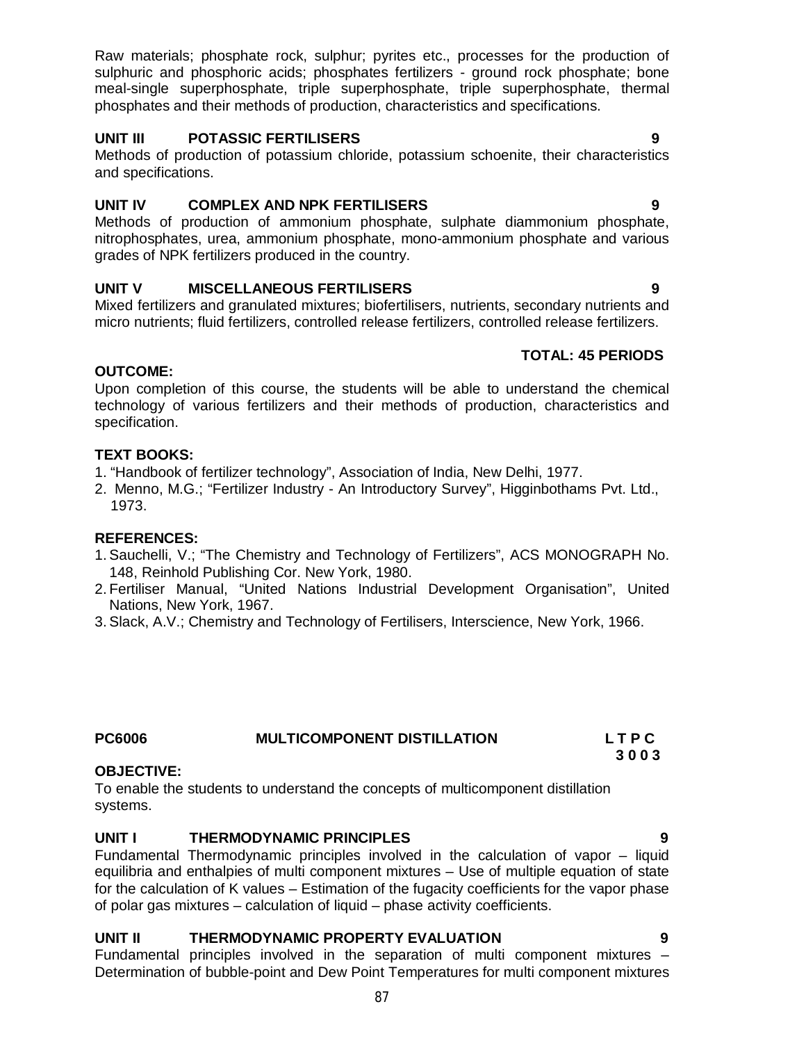Raw materials; phosphate rock, sulphur; pyrites etc., processes for the production of sulphuric and phosphoric acids; phosphates fertilizers - ground rock phosphate; bone meal-single superphosphate, triple superphosphate, triple superphosphate, thermal phosphates and their methods of production, characteristics and specifications.

**UNIT III POTASSIC FERTILISERS 9**

Methods of production of potassium chloride, potassium schoenite, their characteristics and specifications.

**UNIT IV COMPLEX AND NPK FERTILISERS 9**

Methods of production of ammonium phosphate, sulphate diammonium phosphate, nitrophosphates, urea, ammonium phosphate, mono-ammonium phosphate and various grades of NPK fertilizers produced in the country.

**UNIT V MISCELLANEOUS FERTILISERS 9**

Mixed fertilizers and granulated mixtures; biofertilisers, nutrients, secondary nutrients and micro nutrients; fluid fertilizers, controlled release fertilizers, controlled release fertilizers.

**TOTAL: 45 PERIODS**

**OUTCOME:**

Upon completion of this course, the students will be able to understand the chemical technology of various fertilizers and their methods of production, characteristics and specification.

**TEXT BOOKS:**

1. "Handbook of fertilizer technology", Association of India, New Delhi, 1977.
2. Menno, M.G.; "Fertilizer Industry - An Introductory Survey", Higginbothams Pvt. Ltd., 1973.

**REFERENCES:**

1. Sauchelli, V.; "The Chemistry and Technology of Fertilizers", ACS MONOGRAPH No. 148, Reinhold Publishing Cor. New York, 1980.
2. Fertiliser Manual, "United Nations Industrial Development Organisation", United Nations, New York, 1967.
3. Slack, A.V.; Chemistry and Technology of Fertilisers, Interscience, New York, 1966.

## PC6006 MULTICOMPONENT DISTILLATION

**L T P C**
**3 0 0 3**

**OBJECTIVE:**

To enable the students to understand the concepts of multicomponent distillation systems.

**UNIT I THERMODYNAMIC PRINCIPLES 9**

Fundamental Thermodynamic principles involved in the calculation of vapor – liquid equilibria and enthalpies of multi component mixtures – Use of multiple equation of state for the calculation of K values – Estimation of the fugacity coefficients for the vapor phase of polar gas mixtures – calculation of liquid – phase activity coefficients.

**UNIT II THERMODYNAMIC PROPERTY EVALUATION 9**

Fundamental principles involved in the separation of multi component mixtures – Determination of bubble-point and Dew Point Temperatures for multi component mixtures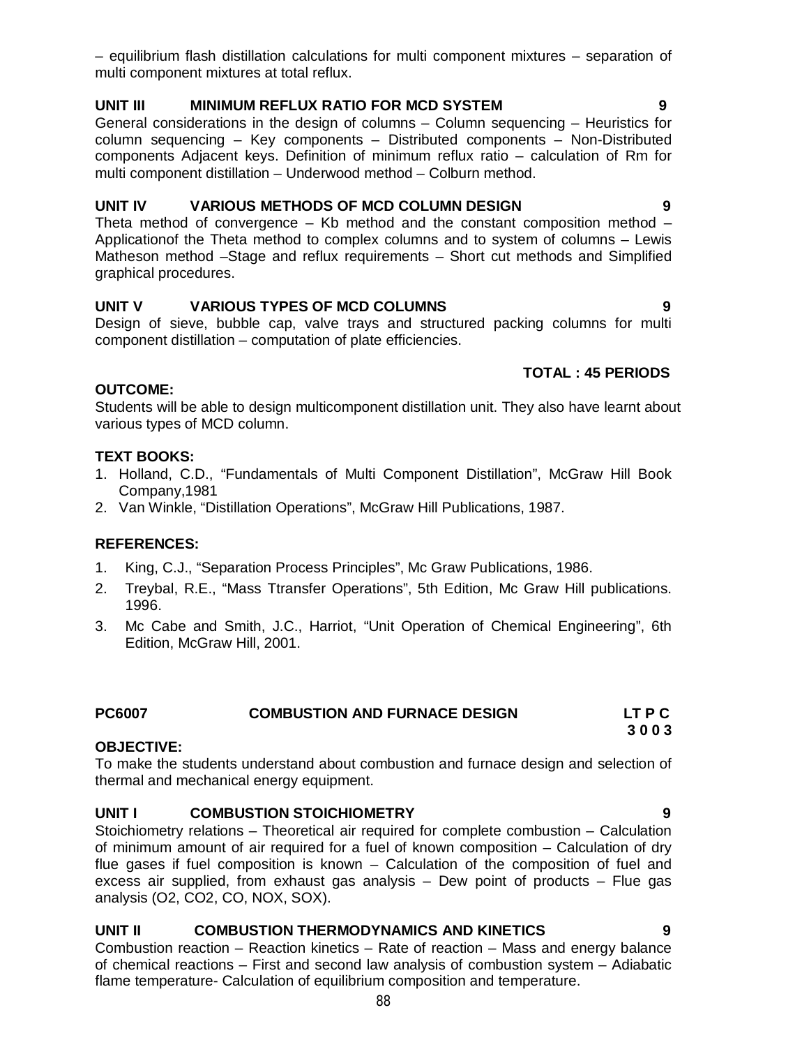– equilibrium flash distillation calculations for multi component mixtures – separation of multi component mixtures at total reflux.

**UNIT III MINIMUM REFLUX RATIO FOR MCD SYSTEM 9**

General considerations in the design of columns – Column sequencing – Heuristics for column sequencing – Key components – Distributed components – Non-Distributed components Adjacent keys. Definition of minimum reflux ratio – calculation of Rm for multi component distillation – Underwood method – Colburn method.

**UNIT IV VARIOUS METHODS OF MCD COLUMN DESIGN 9**

Theta method of convergence – Kb method and the constant composition method – Applicationof the Theta method to complex columns and to system of columns – Lewis Matheson method –Stage and reflux requirements – Short cut methods and Simplified graphical procedures.

**UNIT V VARIOUS TYPES OF MCD COLUMNS 9**

Design of sieve, bubble cap, valve trays and structured packing columns for multi component distillation – computation of plate efficiencies.

**TOTAL : 45 PERIODS**

**OUTCOME:**

Students will be able to design multicomponent distillation unit. They also have learnt about various types of MCD column.

**TEXT BOOKS:**

1. Holland, C.D., "Fundamentals of Multi Component Distillation", McGraw Hill Book Company,1981
2. Van Winkle, "Distillation Operations", McGraw Hill Publications, 1987.

**REFERENCES:**

1. King, C.J., "Separation Process Principles", Mc Graw Publications, 1986.
2. Treybal, R.E., "Mass Ttransfer Operations", 5th Edition, Mc Graw Hill publications. 1996.
3. Mc Cabe and Smith, J.C., Harriot, "Unit Operation of Chemical Engineering", 6th Edition, McGraw Hill, 2001.

## PC6007 COMBUSTION AND FURNACE DESIGN

**LT P C**
**3 0 0 3**

**OBJECTIVE:**

To make the students understand about combustion and furnace design and selection of thermal and mechanical energy equipment.

**UNIT I COMBUSTION STOICHIOMETRY 9**

Stoichiometry relations – Theoretical air required for complete combustion – Calculation of minimum amount of air required for a fuel of known composition – Calculation of dry flue gases if fuel composition is known – Calculation of the composition of fuel and excess air supplied, from exhaust gas analysis – Dew point of products – Flue gas analysis ($O_2$, $CO_2$, CO, $NO_X$, $SO_X$).

**UNIT II COMBUSTION THERMODYNAMICS AND KINETICS 9**

Combustion reaction – Reaction kinetics – Rate of reaction – Mass and energy balance of chemical reactions – First and second law analysis of combustion system – Adiabatic flame temperature- Calculation of equilibrium composition and temperature.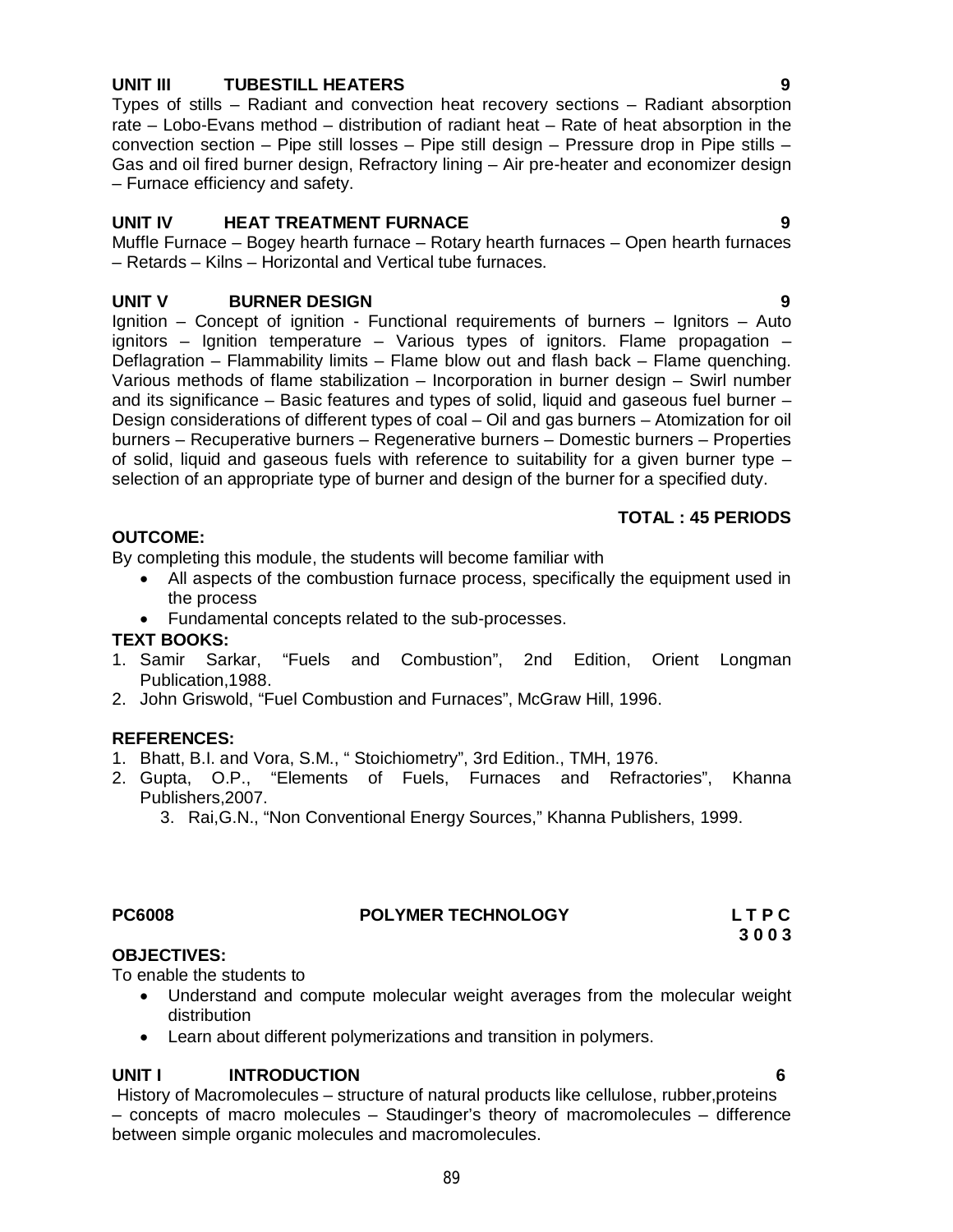**UNIT III TUBESTILL HEATERS 9**

Types of stills – Radiant and convection heat recovery sections – Radiant absorption rate – Lobo-Evans method – distribution of radiant heat – Rate of heat absorption in the convection section – Pipe still losses – Pipe still design – Pressure drop in Pipe stills – Gas and oil fired burner design, Refractory lining – Air pre-heater and economizer design – Furnace efficiency and safety.

**UNIT IV HEAT TREATMENT FURNACE 9**

Muffle Furnace – Bogey hearth furnace – Rotary hearth furnaces – Open hearth furnaces – Retards – Kilns – Horizontal and Vertical tube furnaces.

**UNIT V BURNER DESIGN 9**

Ignition – Concept of ignition - Functional requirements of burners – Ignitors – Auto ignitors – Ignition temperature – Various types of ignitors. Flame propagation – Deflagration – Flammability limits – Flame blow out and flash back – Flame quenching. Various methods of flame stabilization – Incorporation in burner design – Swirl number and its significance – Basic features and types of solid, liquid and gaseous fuel burner – Design considerations of different types of coal – Oil and gas burners – Atomization for oil burners – Recuperative burners – Regenerative burners – Domestic burners – Properties of solid, liquid and gaseous fuels with reference to suitability for a given burner type – selection of an appropriate type of burner and design of the burner for a specified duty.

**TOTAL : 45 PERIODS**

**OUTCOME:**

By completing this module, the students will become familiar with

- All aspects of the combustion furnace process, specifically the equipment used in the process
- Fundamental concepts related to the sub-processes.

**TEXT BOOKS:**

1. Samir Sarkar, "Fuels and Combustion", 2nd Edition, Orient Longman Publication,1988.
2. John Griswold, "Fuel Combustion and Furnaces", McGraw Hill, 1996.

**REFERENCES:**

1. Bhatt, B.I. and Vora, S.M., " Stoichiometry", 3rd Edition., TMH, 1976.
2. Gupta, O.P., "Elements of Fuels, Furnaces and Refractories", Khanna Publishers,2007.
3. Rai,G.N., "Non Conventional Energy Sources," Khanna Publishers, 1999.

## PC6008 POLYMER TECHNOLOGY

**L T P C**
**3 0 0 3**

**OBJECTIVES:**

To enable the students to

- Understand and compute molecular weight averages from the molecular weight distribution
- Learn about different polymerizations and transition in polymers.

**UNIT I INTRODUCTION 6**

History of Macromolecules – structure of natural products like cellulose, rubber,proteins – concepts of macro molecules – Staudinger's theory of macromolecules – difference between simple organic molecules and macromolecules.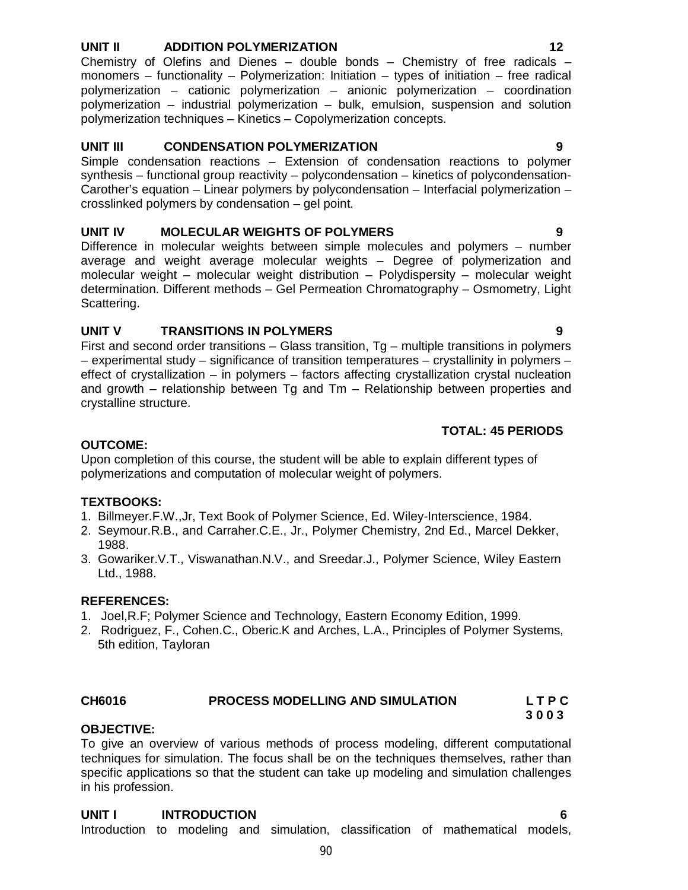**UNIT II ADDITION POLYMERIZATION 12**

Chemistry of Olefins and Dienes – double bonds – Chemistry of free radicals – monomers – functionality – Polymerization: Initiation – types of initiation – free radical polymerization – cationic polymerization – anionic polymerization – coordination polymerization – industrial polymerization – bulk, emulsion, suspension and solution polymerization techniques – Kinetics – Copolymerization concepts.

**UNIT III CONDENSATION POLYMERIZATION 9**

Simple condensation reactions – Extension of condensation reactions to polymer synthesis – functional group reactivity – polycondensation – kinetics of polycondensation-Carother's equation – Linear polymers by polycondensation – Interfacial polymerization – crosslinked polymers by condensation – gel point.

**UNIT IV MOLECULAR WEIGHTS OF POLYMERS 9**

Difference in molecular weights between simple molecules and polymers – number average and weight average molecular weights – Degree of polymerization and molecular weight – molecular weight distribution – Polydispersity – molecular weight determination. Different methods – Gel Permeation Chromatography – Osmometry, Light Scattering.

**UNIT V TRANSITIONS IN POLYMERS 9**

First and second order transitions – Glass transition, Tg – multiple transitions in polymers – experimental study – significance of transition temperatures – crystallinity in polymers – effect of crystallization – in polymers – factors affecting crystallization crystal nucleation and growth – relationship between Tg and Tm – Relationship between properties and crystalline structure.

**TOTAL: 45 PERIODS**

**OUTCOME:**

Upon completion of this course, the student will be able to explain different types of polymerizations and computation of molecular weight of polymers.

**TEXTBOOKS:**

1. Billmeyer.F.W.,Jr, Text Book of Polymer Science, Ed. Wiley-Interscience, 1984.
2. Seymour.R.B., and Carraher.C.E., Jr., Polymer Chemistry, 2nd Ed., Marcel Dekker, 1988.
3. Gowariker.V.T., Viswanathan.N.V., and Sreedar.J., Polymer Science, Wiley Eastern Ltd., 1988.

**REFERENCES:**

1. Joel,R.F; Polymer Science and Technology, Eastern Economy Edition, 1999.
2. Rodriguez, F., Cohen.C., Oberic.K and Arches, L.A., Principles of Polymer Systems, 5th edition, Tayloran

## CH6016 PROCESS MODELLING AND SIMULATION

**L T P C**
**3 0 0 3**

**OBJECTIVE:**

To give an overview of various methods of process modeling, different computational techniques for simulation. The focus shall be on the techniques themselves, rather than specific applications so that the student can take up modeling and simulation challenges in his profession.

**UNIT I INTRODUCTION 6**

Introduction to modeling and simulation, classification of mathematical models,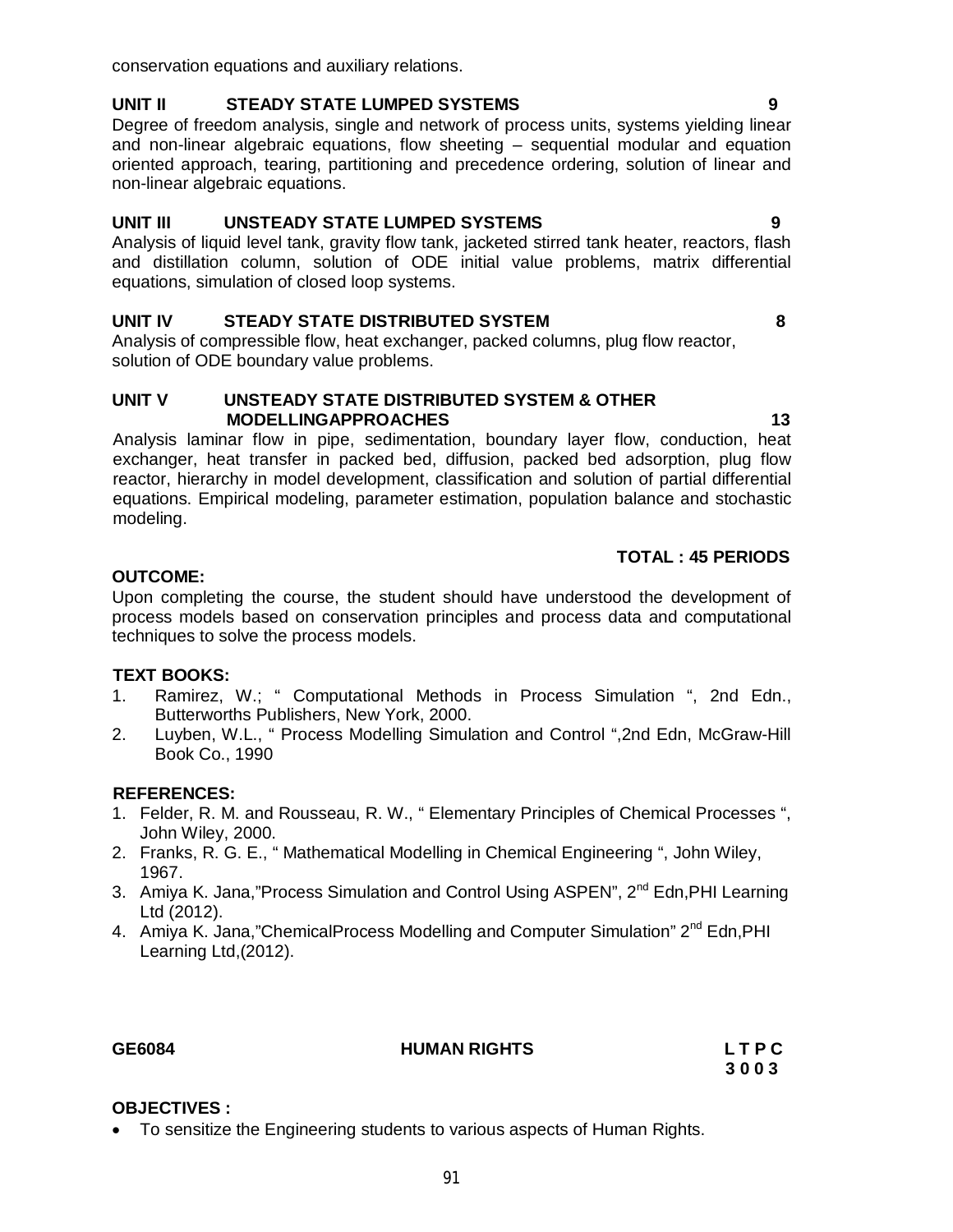conservation equations and auxiliary relations.

### UNIT II STEADY STATE LUMPED SYSTEMS 9

Degree of freedom analysis, single and network of process units, systems yielding linear and non-linear algebraic equations, flow sheeting – sequential modular and equation oriented approach, tearing, partitioning and precedence ordering, solution of linear and non-linear algebraic equations.

### UNIT III UNSTEADY STATE LUMPED SYSTEMS 9

Analysis of liquid level tank, gravity flow tank, jacketed stirred tank heater, reactors, flash and distillation column, solution of ODE initial value problems, matrix differential equations, simulation of closed loop systems.

### UNIT IV STEADY STATE DISTRIBUTED SYSTEM 8

Analysis of compressible flow, heat exchanger, packed columns, plug flow reactor, solution of ODE boundary value problems.

### UNIT V UNSTEADY STATE DISTRIBUTED SYSTEM & OTHER MODELLINGAPPROACHES 13

Analysis laminar flow in pipe, sedimentation, boundary layer flow, conduction, heat exchanger, heat transfer in packed bed, diffusion, packed bed adsorption, plug flow reactor, hierarchy in model development, classification and solution of partial differential equations. Empirical modeling, parameter estimation, population balance and stochastic modeling.

**TOTAL : 45 PERIODS**

**OUTCOME:**

Upon completing the course, the student should have understood the development of process models based on conservation principles and process data and computational techniques to solve the process models.

**TEXT BOOKS:**

1. Ramirez, W.; " Computational Methods in Process Simulation ", 2nd Edn., Butterworths Publishers, New York, 2000.
2. Luyben, W.L., " Process Modelling Simulation and Control ",2nd Edn, McGraw-Hill Book Co., 1990

**REFERENCES:**

1. Felder, R. M. and Rousseau, R. W., " Elementary Principles of Chemical Processes ", John Wiley, 2000.
2. Franks, R. G. E., " Mathematical Modelling in Chemical Engineering ", John Wiley, 1967.
3. Amiya K. Jana,"Process Simulation and Control Using ASPEN", 2nd Edn,PHI Learning Ltd (2012).
4. Amiya K. Jana,"ChemicalProcess Modelling and Computer Simulation" 2nd Edn,PHI Learning Ltd,(2012).

## GE6084 HUMAN RIGHTS

**L T P C**
**3 0 0 3**

**OBJECTIVES :**

- To sensitize the Engineering students to various aspects of Human Rights.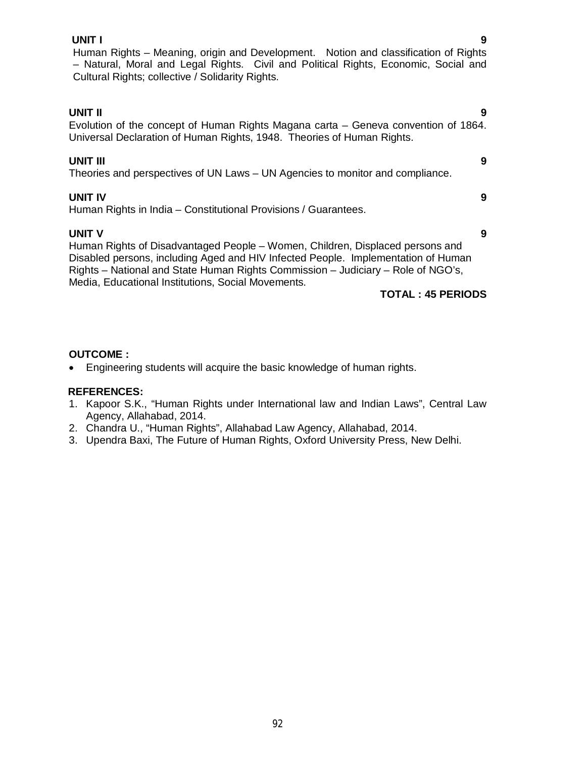**UNIT I** **9**

Human Rights – Meaning, origin and Development. Notion and classification of Rights – Natural, Moral and Legal Rights. Civil and Political Rights, Economic, Social and Cultural Rights; collective / Solidarity Rights.

**UNIT II** **9**

Evolution of the concept of Human Rights Magana carta – Geneva convention of 1864. Universal Declaration of Human Rights, 1948. Theories of Human Rights.

**UNIT III** **9**

Theories and perspectives of UN Laws – UN Agencies to monitor and compliance.

**UNIT IV** **9**

Human Rights in India – Constitutional Provisions / Guarantees.

**UNIT V** **9**

Human Rights of Disadvantaged People – Women, Children, Displaced persons and Disabled persons, including Aged and HIV Infected People. Implementation of Human Rights – National and State Human Rights Commission – Judiciary – Role of NGO's, Media, Educational Institutions, Social Movements.

**TOTAL : 45 PERIODS**

**OUTCOME :**

- Engineering students will acquire the basic knowledge of human rights.

**REFERENCES:**

1. Kapoor S.K., "Human Rights under International law and Indian Laws", Central Law Agency, Allahabad, 2014.
2. Chandra U., "Human Rights", Allahabad Law Agency, Allahabad, 2014.
3. Upendra Baxi, The Future of Human Rights, Oxford University Press, New Delhi.